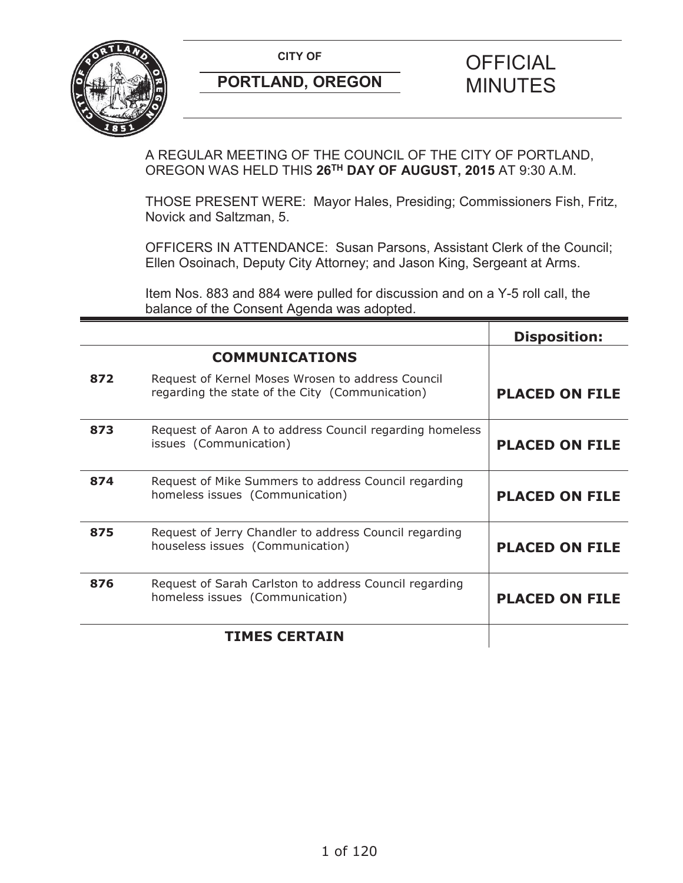**CITY OF**

**PORTLAND, OREGON**

# OFFICIAL MINUTES

A REGULAR MEETING OF THE COUNCIL OF THE CITY OF PORTLAND, OREGON WAS HELD THIS **26TH DAY OF AUGUST, 2015** AT 9:30 A.M.

THOSE PRESENT WERE: Mayor Hales, Presiding; Commissioners Fish, Fritz, Novick and Saltzman, 5.

OFFICERS IN ATTENDANCE: Susan Parsons, Assistant Clerk of the Council; Ellen Osoinach, Deputy City Attorney; and Jason King, Sergeant at Arms.

Item Nos. 883 and 884 were pulled for discussion and on a Y-5 roll call, the balance of the Consent Agenda was adopted.

| | | **Disposition:** |
|---|---|---|
| | **COMMUNICATIONS** | |
| **872** | Request of Kernel Moses Wrosen to address Council regarding the state of the City (Communication) | **PLACED ON FILE** |
| **873** | Request of Aaron A to address Council regarding homeless issues (Communication) | **PLACED ON FILE** |
| **874** | Request of Mike Summers to address Council regarding homeless issues (Communication) | **PLACED ON FILE** |
| **875** | Request of Jerry Chandler to address Council regarding houseless issues (Communication) | **PLACED ON FILE** |
| **876** | Request of Sarah Carlston to address Council regarding homeless issues (Communication) | **PLACED ON FILE** |
| | **TIMES CERTAIN** | |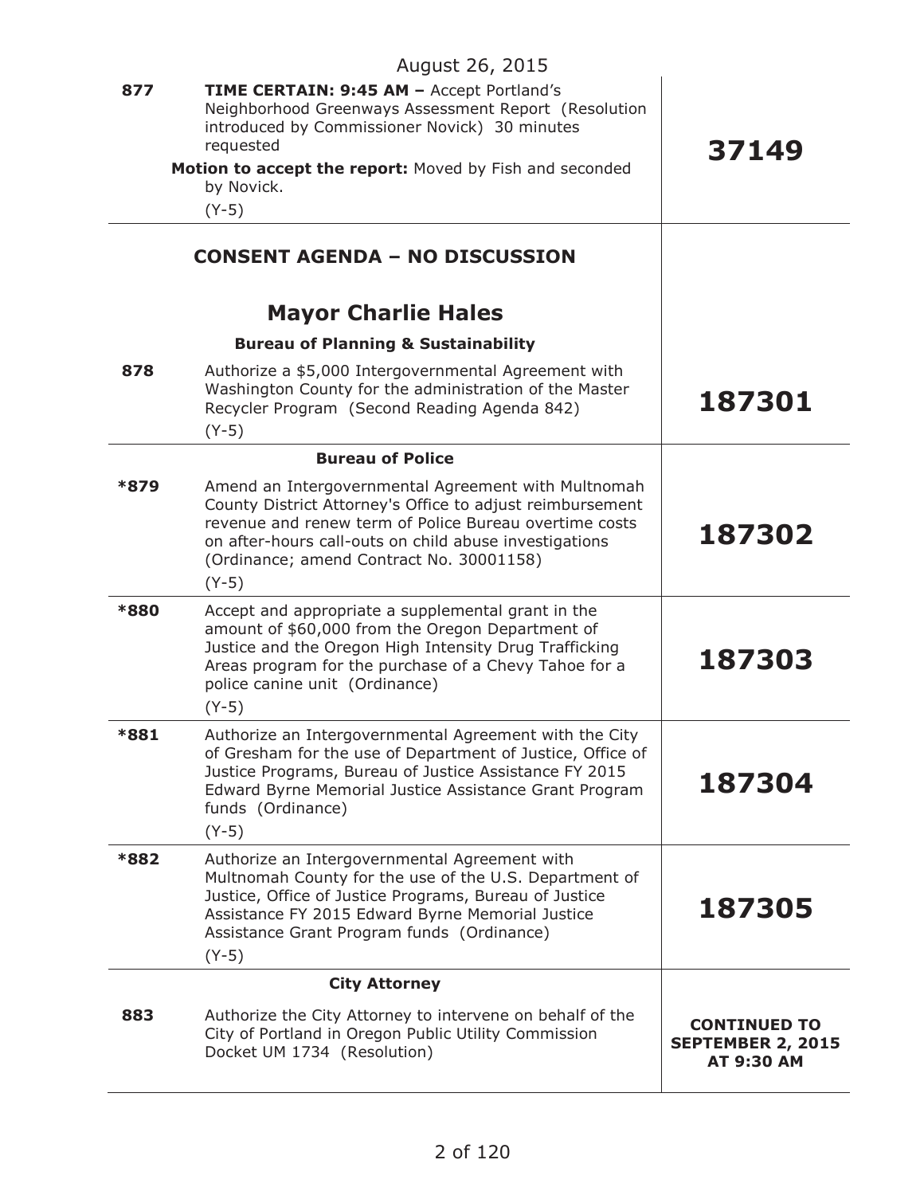August 26, 2015

| | | |
|---|---|---|
| 877 | **TIME CERTAIN: 9:45 AM –** Accept Portland's Neighborhood Greenways Assessment Report (Resolution introduced by Commissioner Novick) 30 minutes requested<br>**Motion to accept the report:** Moved by Fish and seconded by Novick.<br>(Y-5) | **37149** |

## CONSENT AGENDA – NO DISCUSSION

## Mayor Charlie Hales

### Bureau of Planning & Sustainability

| | | |
|---|---|---|
| 878 | Authorize a $5,000 Intergovernmental Agreement with Washington County for the administration of the Master Recycler Program (Second Reading Agenda 842)<br>(Y-5) | **187301** |

### Bureau of Police

| | | |
|---|---|---|
| *879 | Amend an Intergovernmental Agreement with Multnomah County District Attorney's Office to adjust reimbursement revenue and renew term of Police Bureau overtime costs on after-hours call-outs on child abuse investigations (Ordinance; amend Contract No. 30001158)<br>(Y-5) | **187302** |
| *880 | Accept and appropriate a supplemental grant in the amount of $60,000 from the Oregon Department of Justice and the Oregon High Intensity Drug Trafficking Areas program for the purchase of a Chevy Tahoe for a police canine unit (Ordinance)<br>(Y-5) | **187303** |
| *881 | Authorize an Intergovernmental Agreement with the City of Gresham for the use of Department of Justice, Office of Justice Programs, Bureau of Justice Assistance FY 2015 Edward Byrne Memorial Justice Assistance Grant Program funds (Ordinance)<br>(Y-5) | **187304** |
| *882 | Authorize an Intergovernmental Agreement with Multnomah County for the use of the U.S. Department of Justice, Office of Justice Programs, Bureau of Justice Assistance FY 2015 Edward Byrne Memorial Justice Assistance Grant Program funds (Ordinance)<br>(Y-5) | **187305** |

### City Attorney

| | | |
|---|---|---|
| 883 | Authorize the City Attorney to intervene on behalf of the City of Portland in Oregon Public Utility Commission Docket UM 1734 (Resolution) | **CONTINUED TO SEPTEMBER 2, 2015 AT 9:30 AM** |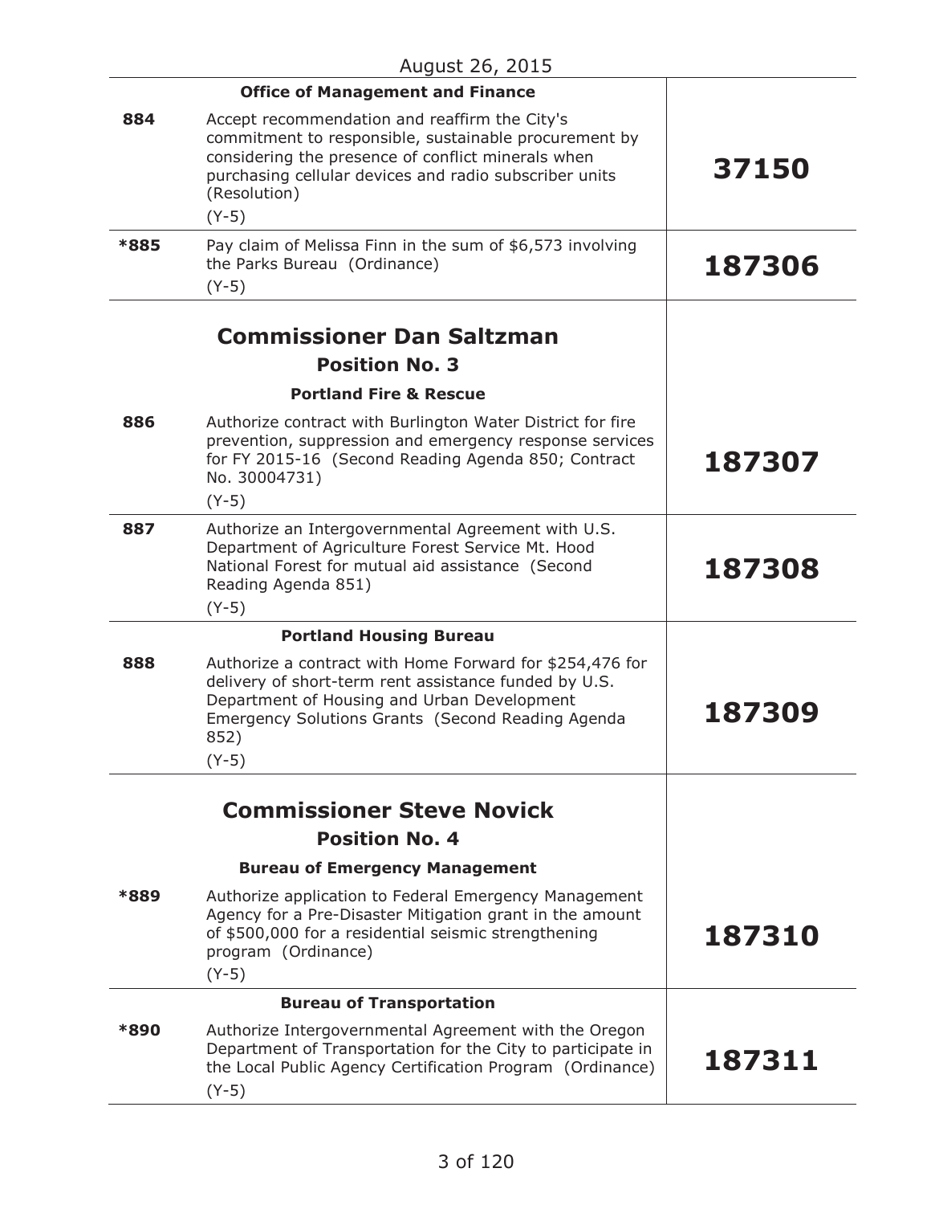August 26, 2015

| | **Office of Management and Finance** | |
|---|---|---|
| **884** | Accept recommendation and reaffirm the City's commitment to responsible, sustainable procurement by considering the presence of conflict minerals when purchasing cellular devices and radio subscriber units (Resolution)<br>(Y-5) | **37150** |
| ***885** | Pay claim of Melissa Finn in the sum of $6,573 involving the Parks Bureau (Ordinance)<br>(Y-5) | **187306** |

## Commissioner Dan Saltzman

### Position No. 3

| | **Portland Fire & Rescue** | |
|---|---|---|
| **886** | Authorize contract with Burlington Water District for fire prevention, suppression and emergency response services for FY 2015-16 (Second Reading Agenda 850; Contract No. 30004731)<br>(Y-5) | **187307** |
| **887** | Authorize an Intergovernmental Agreement with U.S. Department of Agriculture Forest Service Mt. Hood National Forest for mutual aid assistance (Second Reading Agenda 851)<br>(Y-5) | **187308** |
| | **Portland Housing Bureau** | |
| **888** | Authorize a contract with Home Forward for $254,476 for delivery of short-term rent assistance funded by U.S. Department of Housing and Urban Development Emergency Solutions Grants (Second Reading Agenda 852)<br>(Y-5) | **187309** |

## Commissioner Steve Novick

### Position No. 4

| | **Bureau of Emergency Management** | |
|---|---|---|
| ***889** | Authorize application to Federal Emergency Management Agency for a Pre-Disaster Mitigation grant in the amount of $500,000 for a residential seismic strengthening program (Ordinance)<br>(Y-5) | **187310** |
| | **Bureau of Transportation** | |
| ***890** | Authorize Intergovernmental Agreement with the Oregon Department of Transportation for the City to participate in the Local Public Agency Certification Program (Ordinance)<br>(Y-5) | **187311** |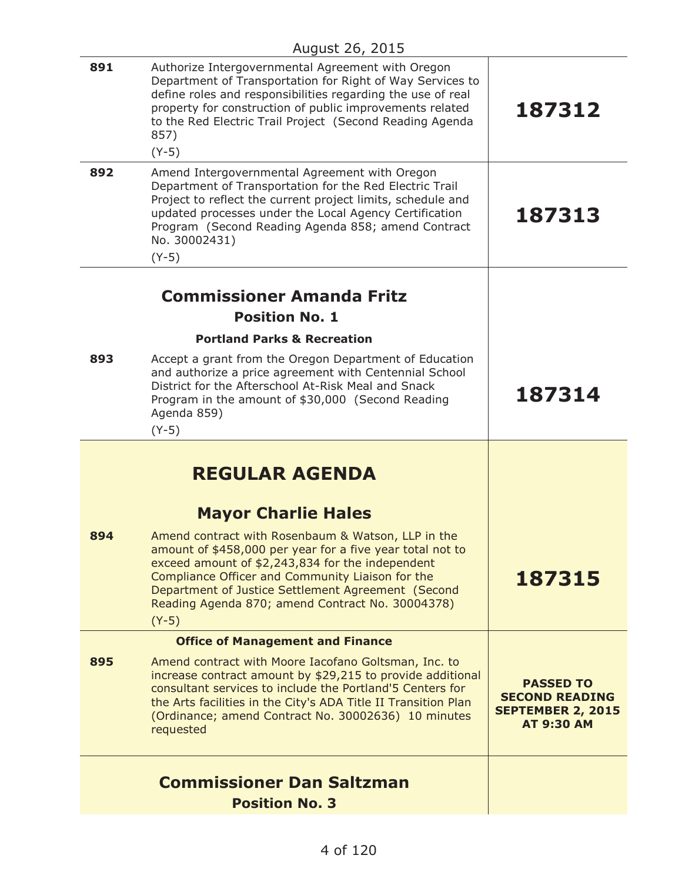August 26, 2015

| | | |
|---|---|---|
| **891** | Authorize Intergovernmental Agreement with Oregon Department of Transportation for Right of Way Services to define roles and responsibilities regarding the use of real property for construction of public improvements related to the Red Electric Trail Project (Second Reading Agenda 857)<br>(Y-5) | **187312** |
| **892** | Amend Intergovernmental Agreement with Oregon Department of Transportation for the Red Electric Trail Project to reflect the current project limits, schedule and updated processes under the Local Agency Certification Program (Second Reading Agenda 858; amend Contract No. 30002431)<br>(Y-5) | **187313** |
| | **Commissioner Amanda Fritz**<br>**Position No. 1**<br>**Portland Parks & Recreation** | |
| **893** | Accept a grant from the Oregon Department of Education and authorize a price agreement with Centennial School District for the Afterschool At-Risk Meal and Snack Program in the amount of $30,000 (Second Reading Agenda 859)<br>(Y-5) | **187314** |
| | **REGULAR AGENDA**<br>**Mayor Charlie Hales** | |
| **894** | Amend contract with Rosenbaum & Watson, LLP in the amount of $458,000 per year for a five year total not to exceed amount of $2,243,834 for the independent Compliance Officer and Community Liaison for the Department of Justice Settlement Agreement (Second Reading Agenda 870; amend Contract No. 30004378)<br>(Y-5) | **187315** |
| | **Office of Management and Finance** | |
| **895** | Amend contract with Moore Iacofano Goltsman, Inc. to increase contract amount by $29,215 to provide additional consultant services to include the Portland'5 Centers for the Arts facilities in the City's ADA Title II Transition Plan (Ordinance; amend Contract No. 30002636) 10 minutes requested | **PASSED TO SECOND READING SEPTEMBER 2, 2015 AT 9:30 AM** |
| | **Commissioner Dan Saltzman**<br>**Position No. 3** | |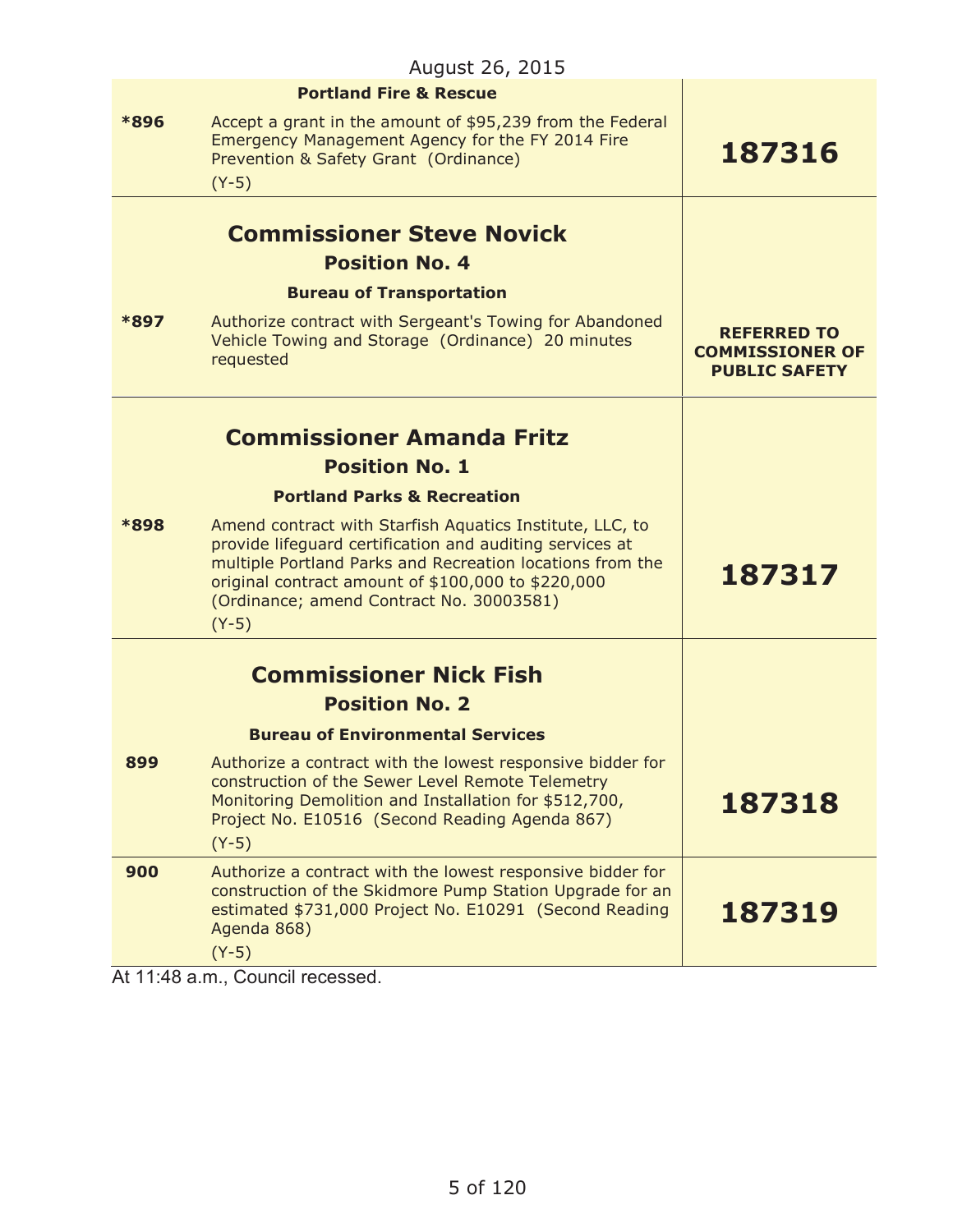August 26, 2015

| | | |
|---|---|---|
| | **Portland Fire & Rescue** | |
| ***896** | Accept a grant in the amount of $95,239 from the Federal Emergency Management Agency for the FY 2014 Fire Prevention & Safety Grant (Ordinance)<br>(Y-5) | **187316** |
| | **Commissioner Steve Novick**<br>**Position No. 4**<br>**Bureau of Transportation** | |
| ***897** | Authorize contract with Sergeant's Towing for Abandoned Vehicle Towing and Storage (Ordinance) 20 minutes requested | **REFERRED TO COMMISSIONER OF PUBLIC SAFETY** |
| | **Commissioner Amanda Fritz**<br>**Position No. 1**<br>**Portland Parks & Recreation** | |
| ***898** | Amend contract with Starfish Aquatics Institute, LLC, to provide lifeguard certification and auditing services at multiple Portland Parks and Recreation locations from the original contract amount of $100,000 to $220,000 (Ordinance; amend Contract No. 30003581)<br>(Y-5) | **187317** |
| | **Commissioner Nick Fish**<br>**Position No. 2**<br>**Bureau of Environmental Services** | |
| **899** | Authorize a contract with the lowest responsive bidder for construction of the Sewer Level Remote Telemetry Monitoring Demolition and Installation for $512,700, Project No. E10516 (Second Reading Agenda 867)<br>(Y-5) | **187318** |
| **900** | Authorize a contract with the lowest responsive bidder for construction of the Skidmore Pump Station Upgrade for an estimated $731,000 Project No. E10291 (Second Reading Agenda 868)<br>(Y-5) | **187319** |

At 11:48 a.m., Council recessed.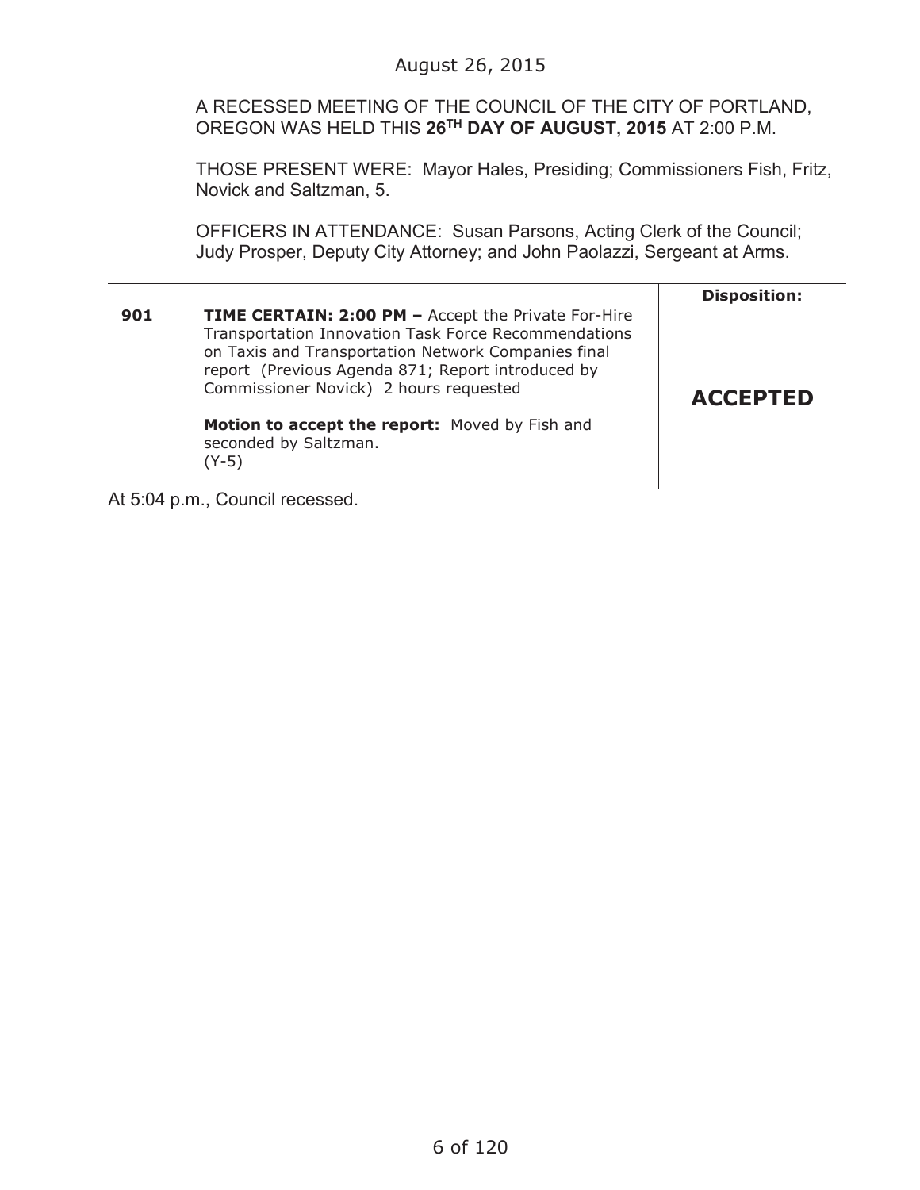August 26, 2015

A RECESSED MEETING OF THE COUNCIL OF THE CITY OF PORTLAND, OREGON WAS HELD THIS **26TH DAY OF AUGUST, 2015** AT 2:00 P.M.

THOSE PRESENT WERE: Mayor Hales, Presiding; Commissioners Fish, Fritz, Novick and Saltzman, 5.

OFFICERS IN ATTENDANCE: Susan Parsons, Acting Clerk of the Council; Judy Prosper, Deputy City Attorney; and John Paolazzi, Sergeant at Arms.

| | | **Disposition:** |
|---|---|---|
| **901** | **TIME CERTAIN: 2:00 PM –** Accept the Private For-Hire Transportation Innovation Task Force Recommendations on Taxis and Transportation Network Companies final report (Previous Agenda 871; Report introduced by Commissioner Novick) 2 hours requested<br><br>**Motion to accept the report:** Moved by Fish and seconded by Saltzman.<br>(Y-5) | **ACCEPTED** |

At 5:04 p.m., Council recessed.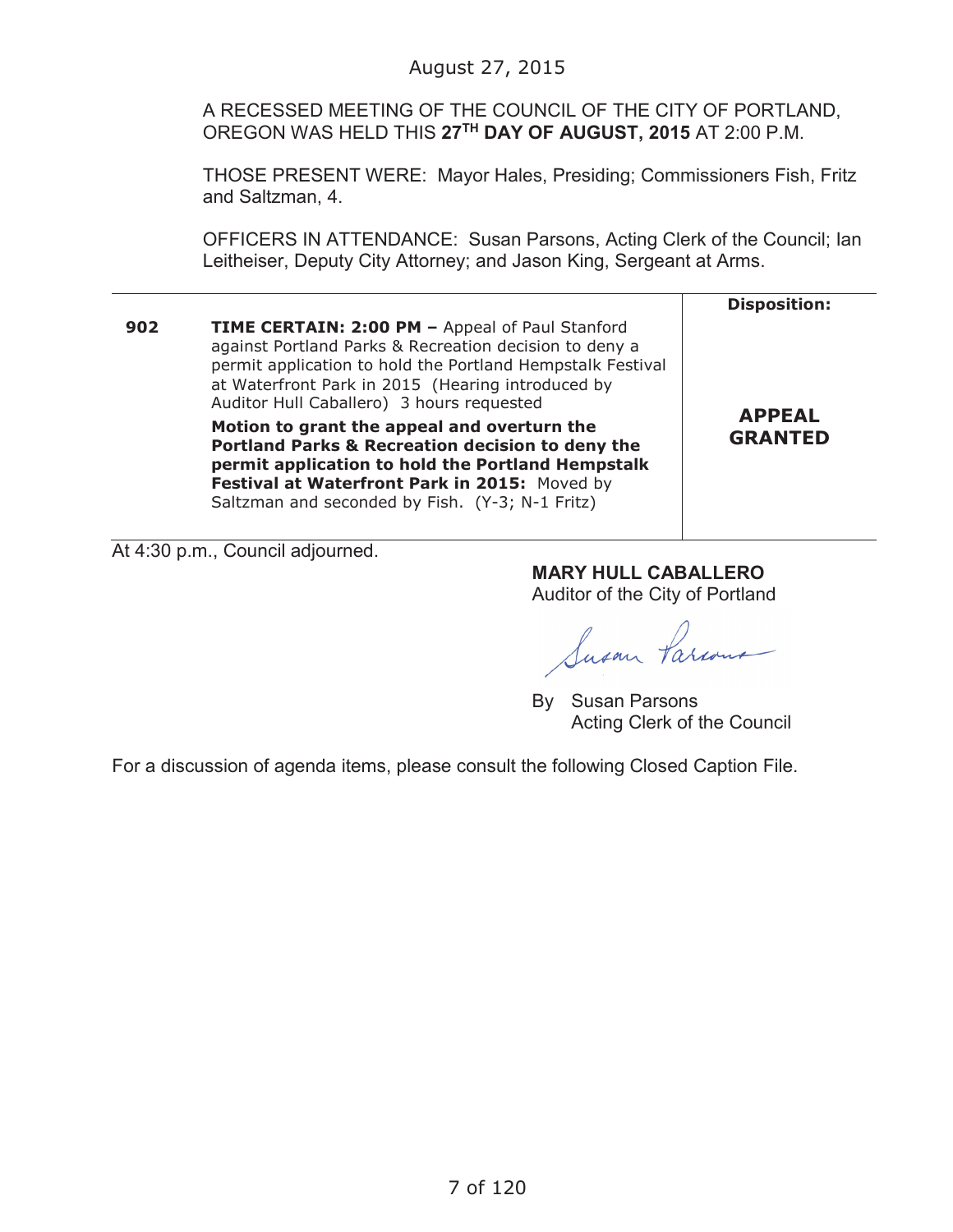August 27, 2015

A RECESSED MEETING OF THE COUNCIL OF THE CITY OF PORTLAND, OREGON WAS HELD THIS **27TH DAY OF AUGUST, 2015** AT 2:00 P.M.

THOSE PRESENT WERE: Mayor Hales, Presiding; Commissioners Fish, Fritz and Saltzman, 4.

OFFICERS IN ATTENDANCE: Susan Parsons, Acting Clerk of the Council; Ian Leitheiser, Deputy City Attorney; and Jason King, Sergeant at Arms.

| | | Disposition: |
|---|---|---|
| 902 | **TIME CERTAIN: 2:00 PM –** Appeal of Paul Stanford against Portland Parks & Recreation decision to deny a permit application to hold the Portland Hempstalk Festival at Waterfront Park in 2015 (Hearing introduced by Auditor Hull Caballero) 3 hours requested<br><br>**Motion to grant the appeal and overturn the Portland Parks & Recreation decision to deny the permit application to hold the Portland Hempstalk Festival at Waterfront Park in 2015:** Moved by Saltzman and seconded by Fish. (Y-3; N-1 Fritz) | **APPEAL GRANTED** |

At 4:30 p.m., Council adjourned.

**MARY HULL CABALLERO**
Auditor of the City of Portland

By Susan Parsons
Acting Clerk of the Council

For a discussion of agenda items, please consult the following Closed Caption File.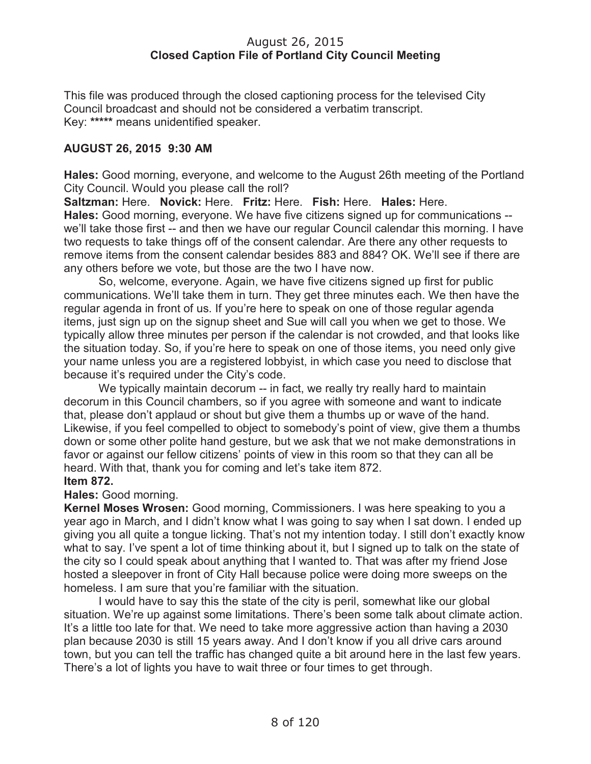August 26, 2015
**Closed Caption File of Portland City Council Meeting**

This file was produced through the closed captioning process for the televised City Council broadcast and should not be considered a verbatim transcript.
Key: ***** means unidentified speaker.

**AUGUST 26, 2015 9:30 AM**

**Hales:** Good morning, everyone, and welcome to the August 26th meeting of the Portland City Council. Would you please call the roll?

**Saltzman:** Here. **Novick:** Here. **Fritz:** Here. **Fish:** Here. **Hales:** Here.

**Hales:** Good morning, everyone. We have five citizens signed up for communications -- we'll take those first -- and then we have our regular Council calendar this morning. I have two requests to take things off of the consent calendar. Are there any other requests to remove items from the consent calendar besides 883 and 884? OK. We'll see if there are any others before we vote, but those are the two I have now.

So, welcome, everyone. Again, we have five citizens signed up first for public communications. We'll take them in turn. They get three minutes each. We then have the regular agenda in front of us. If you're here to speak on one of those regular agenda items, just sign up on the signup sheet and Sue will call you when we get to those. We typically allow three minutes per person if the calendar is not crowded, and that looks like the situation today. So, if you're here to speak on one of those items, you need only give your name unless you are a registered lobbyist, in which case you need to disclose that because it's required under the City's code.

We typically maintain decorum -- in fact, we really try really hard to maintain decorum in this Council chambers, so if you agree with someone and want to indicate that, please don't applaud or shout but give them a thumbs up or wave of the hand. Likewise, if you feel compelled to object to somebody's point of view, give them a thumbs down or some other polite hand gesture, but we ask that we not make demonstrations in favor or against our fellow citizens' points of view in this room so that they can all be heard. With that, thank you for coming and let's take item 872.

**Item 872.**

**Hales:** Good morning.

**Kernel Moses Wrosen:** Good morning, Commissioners. I was here speaking to you a year ago in March, and I didn't know what I was going to say when I sat down. I ended up giving you all quite a tongue licking. That's not my intention today. I still don't exactly know what to say. I've spent a lot of time thinking about it, but I signed up to talk on the state of the city so I could speak about anything that I wanted to. That was after my friend Jose hosted a sleepover in front of City Hall because police were doing more sweeps on the homeless. I am sure that you're familiar with the situation.

I would have to say this the state of the city is peril, somewhat like our global situation. We're up against some limitations. There's been some talk about climate action. It's a little too late for that. We need to take more aggressive action than having a 2030 plan because 2030 is still 15 years away. And I don't know if you all drive cars around town, but you can tell the traffic has changed quite a bit around here in the last few years. There's a lot of lights you have to wait three or four times to get through.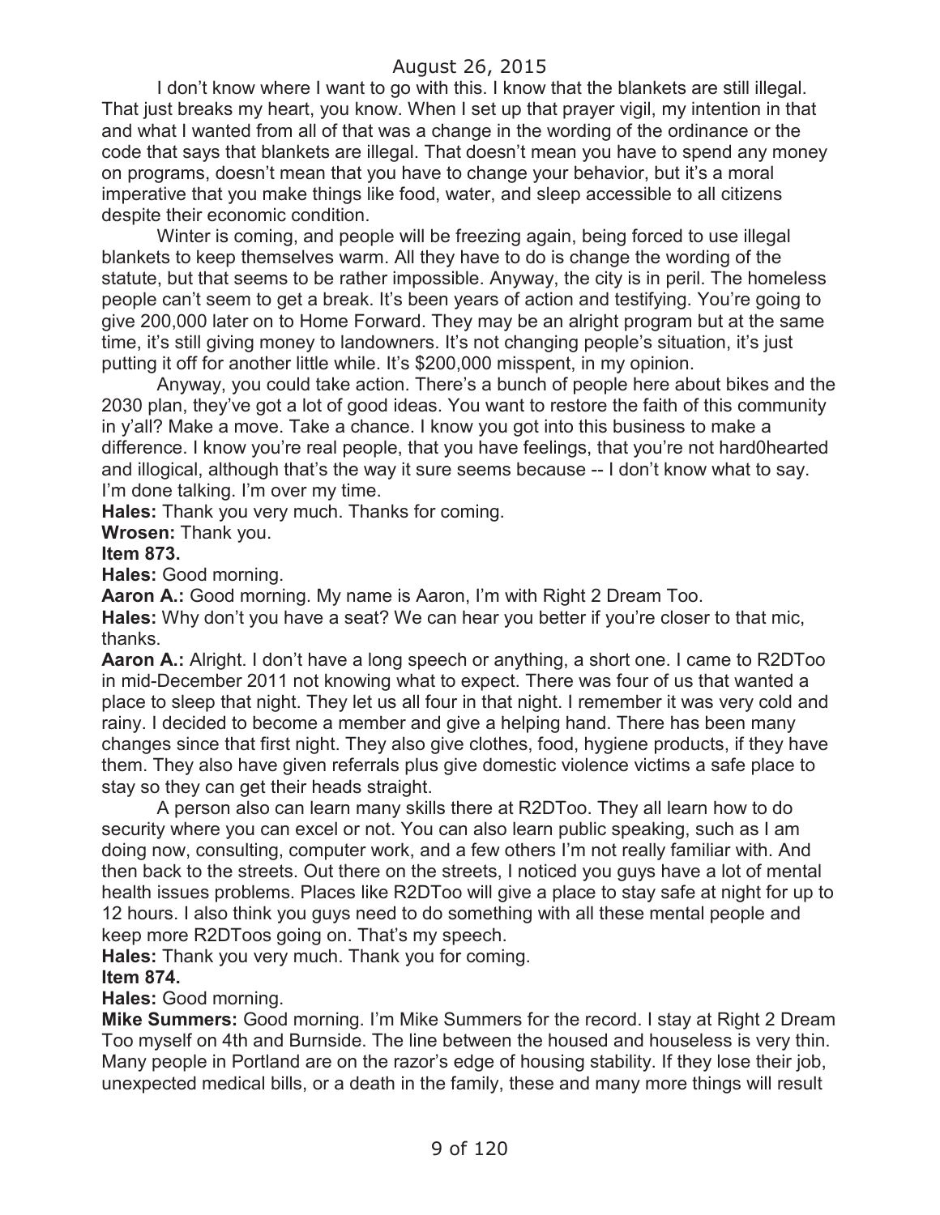I don't know where I want to go with this. I know that the blankets are still illegal. That just breaks my heart, you know. When I set up that prayer vigil, my intention in that and what I wanted from all of that was a change in the wording of the ordinance or the code that says that blankets are illegal. That doesn't mean you have to spend any money on programs, doesn't mean that you have to change your behavior, but it's a moral imperative that you make things like food, water, and sleep accessible to all citizens despite their economic condition.

Winter is coming, and people will be freezing again, being forced to use illegal blankets to keep themselves warm. All they have to do is change the wording of the statute, but that seems to be rather impossible. Anyway, the city is in peril. The homeless people can't seem to get a break. It's been years of action and testifying. You're going to give 200,000 later on to Home Forward. They may be an alright program but at the same time, it's still giving money to landowners. It's not changing people's situation, it's just putting it off for another little while. It's $200,000 misspent, in my opinion.

Anyway, you could take action. There's a bunch of people here about bikes and the 2030 plan, they've got a lot of good ideas. You want to restore the faith of this community in y'all? Make a move. Take a chance. I know you got into this business to make a difference. I know you're real people, that you have feelings, that you're not hard0hearted and illogical, although that's the way it sure seems because -- I don't know what to say. I'm done talking. I'm over my time.

**Hales:** Thank you very much. Thanks for coming.

**Wrosen:** Thank you.

**Item 873.**

**Hales:** Good morning.

**Aaron A.:** Good morning. My name is Aaron, I'm with Right 2 Dream Too.

**Hales:** Why don't you have a seat? We can hear you better if you're closer to that mic, thanks.

**Aaron A.:** Alright. I don't have a long speech or anything, a short one. I came to R2DToo in mid-December 2011 not knowing what to expect. There was four of us that wanted a place to sleep that night. They let us all four in that night. I remember it was very cold and rainy. I decided to become a member and give a helping hand. There has been many changes since that first night. They also give clothes, food, hygiene products, if they have them. They also have given referrals plus give domestic violence victims a safe place to stay so they can get their heads straight.

A person also can learn many skills there at R2DToo. They all learn how to do security where you can excel or not. You can also learn public speaking, such as I am doing now, consulting, computer work, and a few others I'm not really familiar with. And then back to the streets. Out there on the streets, I noticed you guys have a lot of mental health issues problems. Places like R2DToo will give a place to stay safe at night for up to 12 hours. I also think you guys need to do something with all these mental people and keep more R2DToos going on. That's my speech.

**Hales:** Thank you very much. Thank you for coming.

**Item 874.**

**Hales:** Good morning.

**Mike Summers:** Good morning. I'm Mike Summers for the record. I stay at Right 2 Dream Too myself on 4th and Burnside. The line between the housed and houseless is very thin. Many people in Portland are on the razor's edge of housing stability. If they lose their job, unexpected medical bills, or a death in the family, these and many more things will result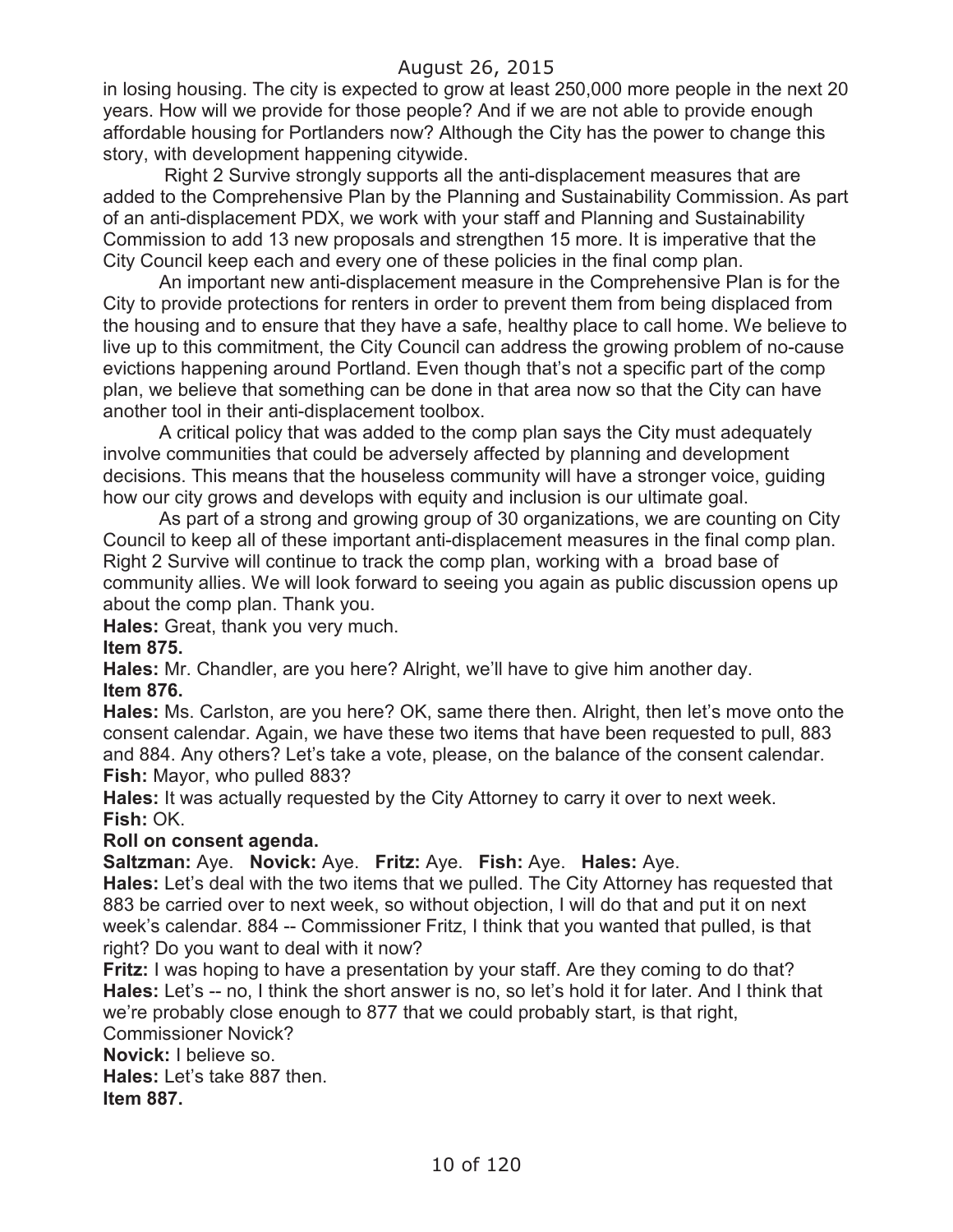in losing housing. The city is expected to grow at least 250,000 more people in the next 20 years. How will we provide for those people? And if we are not able to provide enough affordable housing for Portlanders now? Although the City has the power to change this story, with development happening citywide.

Right 2 Survive strongly supports all the anti-displacement measures that are added to the Comprehensive Plan by the Planning and Sustainability Commission. As part of an anti-displacement PDX, we work with your staff and Planning and Sustainability Commission to add 13 new proposals and strengthen 15 more. It is imperative that the City Council keep each and every one of these policies in the final comp plan.

An important new anti-displacement measure in the Comprehensive Plan is for the City to provide protections for renters in order to prevent them from being displaced from the housing and to ensure that they have a safe, healthy place to call home. We believe to live up to this commitment, the City Council can address the growing problem of no-cause evictions happening around Portland. Even though that's not a specific part of the comp plan, we believe that something can be done in that area now so that the City can have another tool in their anti-displacement toolbox.

A critical policy that was added to the comp plan says the City must adequately involve communities that could be adversely affected by planning and development decisions. This means that the houseless community will have a stronger voice, guiding how our city grows and develops with equity and inclusion is our ultimate goal.

As part of a strong and growing group of 30 organizations, we are counting on City Council to keep all of these important anti-displacement measures in the final comp plan. Right 2 Survive will continue to track the comp plan, working with a broad base of community allies. We will look forward to seeing you again as public discussion opens up about the comp plan. Thank you.

**Hales:** Great, thank you very much.

**Item 875.**

**Hales:** Mr. Chandler, are you here? Alright, we'll have to give him another day.

**Item 876.**

**Hales:** Ms. Carlston, are you here? OK, same there then. Alright, then let's move onto the consent calendar. Again, we have these two items that have been requested to pull, 883 and 884. Any others? Let's take a vote, please, on the balance of the consent calendar.

**Fish:** Mayor, who pulled 883?

**Hales:** It was actually requested by the City Attorney to carry it over to next week.

**Fish:** OK.

**Roll on consent agenda.**

**Saltzman:** Aye. **Novick:** Aye. **Fritz:** Aye. **Fish:** Aye. **Hales:** Aye.

**Hales:** Let's deal with the two items that we pulled. The City Attorney has requested that 883 be carried over to next week, so without objection, I will do that and put it on next week's calendar. 884 -- Commissioner Fritz, I think that you wanted that pulled, is that right? Do you want to deal with it now?

**Fritz:** I was hoping to have a presentation by your staff. Are they coming to do that?

**Hales:** Let's -- no, I think the short answer is no, so let's hold it for later. And I think that we're probably close enough to 877 that we could probably start, is that right, Commissioner Novick?

**Novick:** I believe so.

**Hales:** Let's take 887 then.

**Item 887.**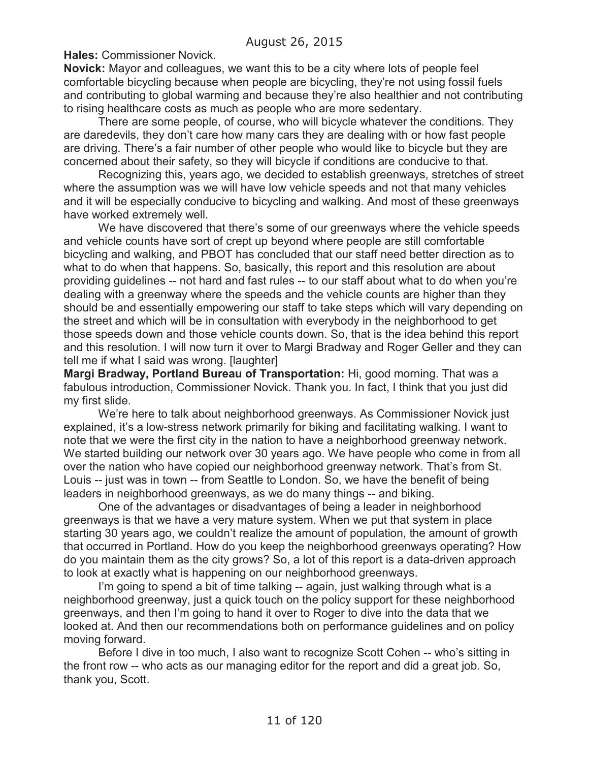**Hales:** Commissioner Novick.

**Novick:** Mayor and colleagues, we want this to be a city where lots of people feel comfortable bicycling because when people are bicycling, they're not using fossil fuels and contributing to global warming and because they're also healthier and not contributing to rising healthcare costs as much as people who are more sedentary.

There are some people, of course, who will bicycle whatever the conditions. They are daredevils, they don't care how many cars they are dealing with or how fast people are driving. There's a fair number of other people who would like to bicycle but they are concerned about their safety, so they will bicycle if conditions are conducive to that.

Recognizing this, years ago, we decided to establish greenways, stretches of street where the assumption was we will have low vehicle speeds and not that many vehicles and it will be especially conducive to bicycling and walking. And most of these greenways have worked extremely well.

We have discovered that there's some of our greenways where the vehicle speeds and vehicle counts have sort of crept up beyond where people are still comfortable bicycling and walking, and PBOT has concluded that our staff need better direction as to what to do when that happens. So, basically, this report and this resolution are about providing guidelines -- not hard and fast rules -- to our staff about what to do when you're dealing with a greenway where the speeds and the vehicle counts are higher than they should be and essentially empowering our staff to take steps which will vary depending on the street and which will be in consultation with everybody in the neighborhood to get those speeds down and those vehicle counts down. So, that is the idea behind this report and this resolution. I will now turn it over to Margi Bradway and Roger Geller and they can tell me if what I said was wrong. [laughter]

**Margi Bradway, Portland Bureau of Transportation:** Hi, good morning. That was a fabulous introduction, Commissioner Novick. Thank you. In fact, I think that you just did my first slide.

We're here to talk about neighborhood greenways. As Commissioner Novick just explained, it's a low-stress network primarily for biking and facilitating walking. I want to note that we were the first city in the nation to have a neighborhood greenway network. We started building our network over 30 years ago. We have people who come in from all over the nation who have copied our neighborhood greenway network. That's from St. Louis -- just was in town -- from Seattle to London. So, we have the benefit of being leaders in neighborhood greenways, as we do many things -- and biking.

One of the advantages or disadvantages of being a leader in neighborhood greenways is that we have a very mature system. When we put that system in place starting 30 years ago, we couldn't realize the amount of population, the amount of growth that occurred in Portland. How do you keep the neighborhood greenways operating? How do you maintain them as the city grows? So, a lot of this report is a data-driven approach to look at exactly what is happening on our neighborhood greenways.

I'm going to spend a bit of time talking -- again, just walking through what is a neighborhood greenway, just a quick touch on the policy support for these neighborhood greenways, and then I'm going to hand it over to Roger to dive into the data that we looked at. And then our recommendations both on performance guidelines and on policy moving forward.

Before I dive in too much, I also want to recognize Scott Cohen -- who's sitting in the front row -- who acts as our managing editor for the report and did a great job. So, thank you, Scott.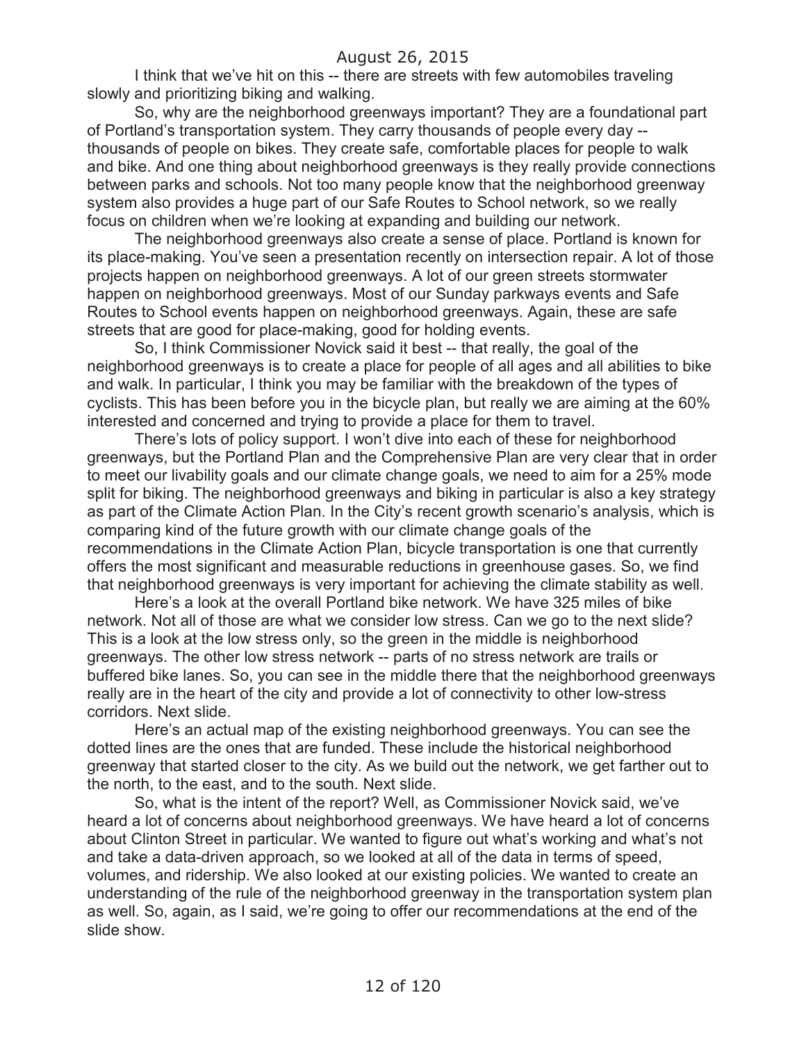I think that we've hit on this -- there are streets with few automobiles traveling slowly and prioritizing biking and walking.

So, why are the neighborhood greenways important? They are a foundational part of Portland's transportation system. They carry thousands of people every day -- thousands of people on bikes. They create safe, comfortable places for people to walk and bike. And one thing about neighborhood greenways is they really provide connections between parks and schools. Not too many people know that the neighborhood greenway system also provides a huge part of our Safe Routes to School network, so we really focus on children when we're looking at expanding and building our network.

The neighborhood greenways also create a sense of place. Portland is known for its place-making. You've seen a presentation recently on intersection repair. A lot of those projects happen on neighborhood greenways. A lot of our green streets stormwater happen on neighborhood greenways. Most of our Sunday parkways events and Safe Routes to School events happen on neighborhood greenways. Again, these are safe streets that are good for place-making, good for holding events.

So, I think Commissioner Novick said it best -- that really, the goal of the neighborhood greenways is to create a place for people of all ages and all abilities to bike and walk. In particular, I think you may be familiar with the breakdown of the types of cyclists. This has been before you in the bicycle plan, but really we are aiming at the 60% interested and concerned and trying to provide a place for them to travel.

There's lots of policy support. I won't dive into each of these for neighborhood greenways, but the Portland Plan and the Comprehensive Plan are very clear that in order to meet our livability goals and our climate change goals, we need to aim for a 25% mode split for biking. The neighborhood greenways and biking in particular is also a key strategy as part of the Climate Action Plan. In the City's recent growth scenario's analysis, which is comparing kind of the future growth with our climate change goals of the recommendations in the Climate Action Plan, bicycle transportation is one that currently offers the most significant and measurable reductions in greenhouse gases. So, we find that neighborhood greenways is very important for achieving the climate stability as well.

Here's a look at the overall Portland bike network. We have 325 miles of bike network. Not all of those are what we consider low stress. Can we go to the next slide? This is a look at the low stress only, so the green in the middle is neighborhood greenways. The other low stress network -- parts of no stress network are trails or buffered bike lanes. So, you can see in the middle there that the neighborhood greenways really are in the heart of the city and provide a lot of connectivity to other low-stress corridors. Next slide.

Here's an actual map of the existing neighborhood greenways. You can see the dotted lines are the ones that are funded. These include the historical neighborhood greenway that started closer to the city. As we build out the network, we get farther out to the north, to the east, and to the south. Next slide.

So, what is the intent of the report? Well, as Commissioner Novick said, we've heard a lot of concerns about neighborhood greenways. We have heard a lot of concerns about Clinton Street in particular. We wanted to figure out what's working and what's not and take a data-driven approach, so we looked at all of the data in terms of speed, volumes, and ridership. We also looked at our existing policies. We wanted to create an understanding of the rule of the neighborhood greenway in the transportation system plan as well. So, again, as I said, we're going to offer our recommendations at the end of the slide show.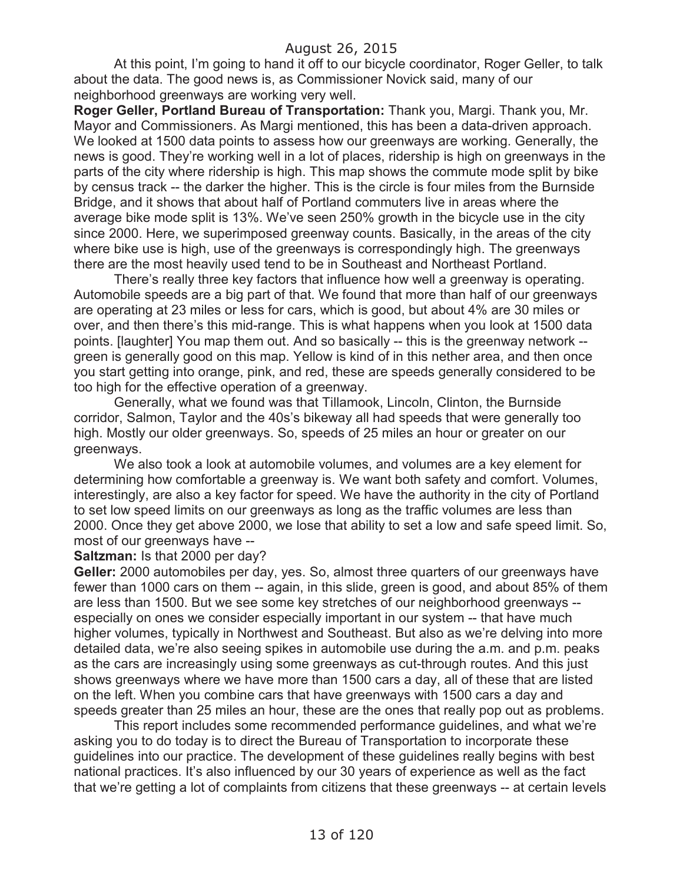At this point, I'm going to hand it off to our bicycle coordinator, Roger Geller, to talk about the data. The good news is, as Commissioner Novick said, many of our neighborhood greenways are working very well.

**Roger Geller, Portland Bureau of Transportation:** Thank you, Margi. Thank you, Mr. Mayor and Commissioners. As Margi mentioned, this has been a data-driven approach. We looked at 1500 data points to assess how our greenways are working. Generally, the news is good. They're working well in a lot of places, ridership is high on greenways in the parts of the city where ridership is high. This map shows the commute mode split by bike by census track -- the darker the higher. This is the circle is four miles from the Burnside Bridge, and it shows that about half of Portland commuters live in areas where the average bike mode split is 13%. We've seen 250% growth in the bicycle use in the city since 2000. Here, we superimposed greenway counts. Basically, in the areas of the city where bike use is high, use of the greenways is correspondingly high. The greenways there are the most heavily used tend to be in Southeast and Northeast Portland.

There's really three key factors that influence how well a greenway is operating. Automobile speeds are a big part of that. We found that more than half of our greenways are operating at 23 miles or less for cars, which is good, but about 4% are 30 miles or over, and then there's this mid-range. This is what happens when you look at 1500 data points. [laughter] You map them out. And so basically -- this is the greenway network -- green is generally good on this map. Yellow is kind of in this nether area, and then once you start getting into orange, pink, and red, these are speeds generally considered to be too high for the effective operation of a greenway.

Generally, what we found was that Tillamook, Lincoln, Clinton, the Burnside corridor, Salmon, Taylor and the 40s's bikeway all had speeds that were generally too high. Mostly our older greenways. So, speeds of 25 miles an hour or greater on our greenways.

We also took a look at automobile volumes, and volumes are a key element for determining how comfortable a greenway is. We want both safety and comfort. Volumes, interestingly, are also a key factor for speed. We have the authority in the city of Portland to set low speed limits on our greenways as long as the traffic volumes are less than 2000. Once they get above 2000, we lose that ability to set a low and safe speed limit. So, most of our greenways have --

**Saltzman:** Is that 2000 per day?

**Geller:** 2000 automobiles per day, yes. So, almost three quarters of our greenways have fewer than 1000 cars on them -- again, in this slide, green is good, and about 85% of them are less than 1500. But we see some key stretches of our neighborhood greenways -- especially on ones we consider especially important in our system -- that have much higher volumes, typically in Northwest and Southeast. But also as we're delving into more detailed data, we're also seeing spikes in automobile use during the a.m. and p.m. peaks as the cars are increasingly using some greenways as cut-through routes. And this just shows greenways where we have more than 1500 cars a day, all of these that are listed on the left. When you combine cars that have greenways with 1500 cars a day and speeds greater than 25 miles an hour, these are the ones that really pop out as problems.

This report includes some recommended performance guidelines, and what we're asking you to do today is to direct the Bureau of Transportation to incorporate these guidelines into our practice. The development of these guidelines really begins with best national practices. It's also influenced by our 30 years of experience as well as the fact that we're getting a lot of complaints from citizens that these greenways -- at certain levels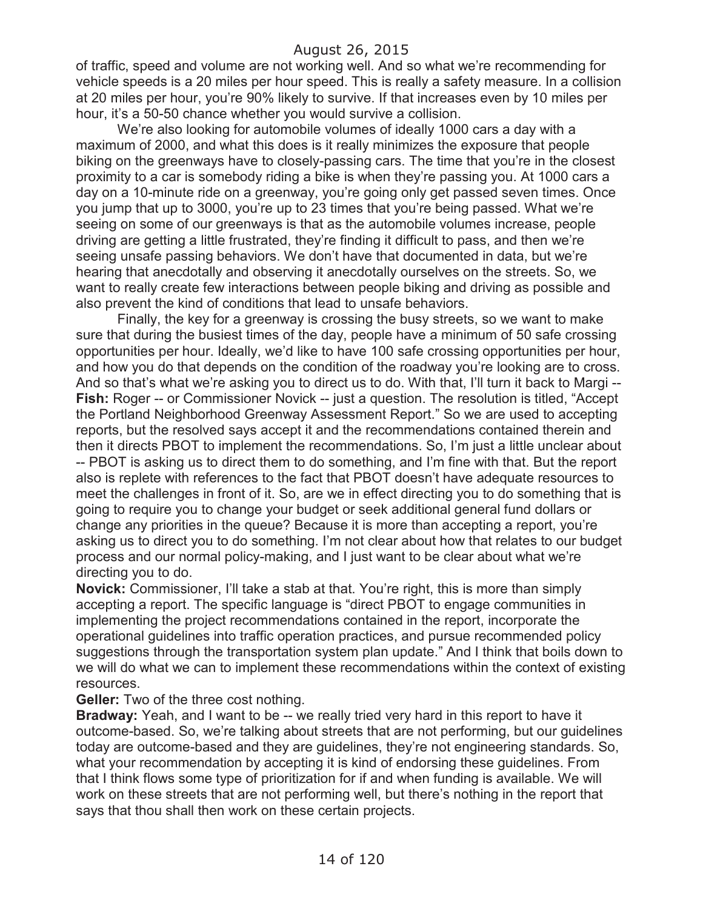of traffic, speed and volume are not working well. And so what we're recommending for vehicle speeds is a 20 miles per hour speed. This is really a safety measure. In a collision at 20 miles per hour, you're 90% likely to survive. If that increases even by 10 miles per hour, it's a 50-50 chance whether you would survive a collision.

We're also looking for automobile volumes of ideally 1000 cars a day with a maximum of 2000, and what this does is it really minimizes the exposure that people biking on the greenways have to closely-passing cars. The time that you're in the closest proximity to a car is somebody riding a bike is when they're passing you. At 1000 cars a day on a 10-minute ride on a greenway, you're going only get passed seven times. Once you jump that up to 3000, you're up to 23 times that you're being passed. What we're seeing on some of our greenways is that as the automobile volumes increase, people driving are getting a little frustrated, they're finding it difficult to pass, and then we're seeing unsafe passing behaviors. We don't have that documented in data, but we're hearing that anecdotally and observing it anecdotally ourselves on the streets. So, we want to really create few interactions between people biking and driving as possible and also prevent the kind of conditions that lead to unsafe behaviors.

Finally, the key for a greenway is crossing the busy streets, so we want to make sure that during the busiest times of the day, people have a minimum of 50 safe crossing opportunities per hour. Ideally, we'd like to have 100 safe crossing opportunities per hour, and how you do that depends on the condition of the roadway you're looking are to cross. And so that's what we're asking you to direct us to do. With that, I'll turn it back to Margi --

**Fish:** Roger -- or Commissioner Novick -- just a question. The resolution is titled, "Accept the Portland Neighborhood Greenway Assessment Report." So we are used to accepting reports, but the resolved says accept it and the recommendations contained therein and then it directs PBOT to implement the recommendations. So, I'm just a little unclear about -- PBOT is asking us to direct them to do something, and I'm fine with that. But the report also is replete with references to the fact that PBOT doesn't have adequate resources to meet the challenges in front of it. So, are we in effect directing you to do something that is going to require you to change your budget or seek additional general fund dollars or change any priorities in the queue? Because it is more than accepting a report, you're asking us to direct you to do something. I'm not clear about how that relates to our budget process and our normal policy-making, and I just want to be clear about what we're directing you to do.

**Novick:** Commissioner, I'll take a stab at that. You're right, this is more than simply accepting a report. The specific language is "direct PBOT to engage communities in implementing the project recommendations contained in the report, incorporate the operational guidelines into traffic operation practices, and pursue recommended policy suggestions through the transportation system plan update." And I think that boils down to we will do what we can to implement these recommendations within the context of existing resources.

**Geller:** Two of the three cost nothing.

**Bradway:** Yeah, and I want to be -- we really tried very hard in this report to have it outcome-based. So, we're talking about streets that are not performing, but our guidelines today are outcome-based and they are guidelines, they're not engineering standards. So, what your recommendation by accepting it is kind of endorsing these guidelines. From that I think flows some type of prioritization for if and when funding is available. We will work on these streets that are not performing well, but there's nothing in the report that says that thou shall then work on these certain projects.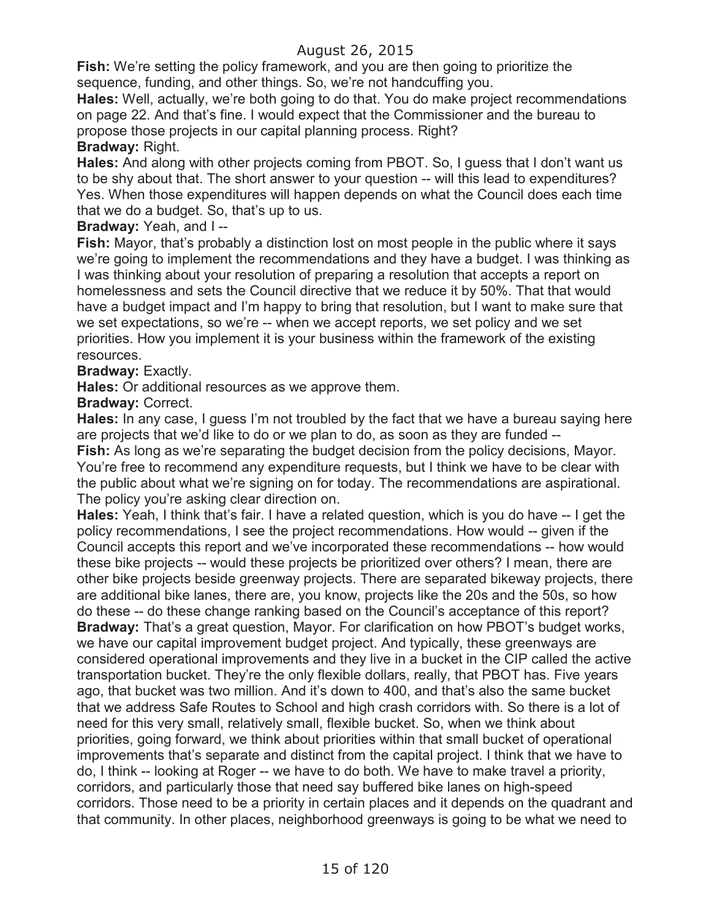**Fish:** We're setting the policy framework, and you are then going to prioritize the sequence, funding, and other things. So, we're not handcuffing you.

**Hales:** Well, actually, we're both going to do that. You do make project recommendations on page 22. And that's fine. I would expect that the Commissioner and the bureau to propose those projects in our capital planning process. Right?

**Bradway:** Right.

**Hales:** And along with other projects coming from PBOT. So, I guess that I don't want us to be shy about that. The short answer to your question -- will this lead to expenditures? Yes. When those expenditures will happen depends on what the Council does each time that we do a budget. So, that's up to us.

**Bradway:** Yeah, and I --

**Fish:** Mayor, that's probably a distinction lost on most people in the public where it says we're going to implement the recommendations and they have a budget. I was thinking as I was thinking about your resolution of preparing a resolution that accepts a report on homelessness and sets the Council directive that we reduce it by 50%. That that would have a budget impact and I'm happy to bring that resolution, but I want to make sure that we set expectations, so we're -- when we accept reports, we set policy and we set priorities. How you implement it is your business within the framework of the existing resources.

**Bradway:** Exactly.

**Hales:** Or additional resources as we approve them.

**Bradway:** Correct.

**Hales:** In any case, I guess I'm not troubled by the fact that we have a bureau saying here are projects that we'd like to do or we plan to do, as soon as they are funded --

**Fish:** As long as we're separating the budget decision from the policy decisions, Mayor. You're free to recommend any expenditure requests, but I think we have to be clear with the public about what we're signing on for today. The recommendations are aspirational. The policy you're asking clear direction on.

**Hales:** Yeah, I think that's fair. I have a related question, which is you do have -- I get the policy recommendations, I see the project recommendations. How would -- given if the Council accepts this report and we've incorporated these recommendations -- how would these bike projects -- would these projects be prioritized over others? I mean, there are other bike projects beside greenway projects. There are separated bikeway projects, there are additional bike lanes, there are, you know, projects like the 20s and the 50s, so how do these -- do these change ranking based on the Council's acceptance of this report?

**Bradway:** That's a great question, Mayor. For clarification on how PBOT's budget works, we have our capital improvement budget project. And typically, these greenways are considered operational improvements and they live in a bucket in the CIP called the active transportation bucket. They're the only flexible dollars, really, that PBOT has. Five years ago, that bucket was two million. And it's down to 400, and that's also the same bucket that we address Safe Routes to School and high crash corridors with. So there is a lot of need for this very small, relatively small, flexible bucket. So, when we think about priorities, going forward, we think about priorities within that small bucket of operational improvements that's separate and distinct from the capital project. I think that we have to do, I think -- looking at Roger -- we have to do both. We have to make travel a priority, corridors, and particularly those that need say buffered bike lanes on high-speed corridors. Those need to be a priority in certain places and it depends on the quadrant and that community. In other places, neighborhood greenways is going to be what we need to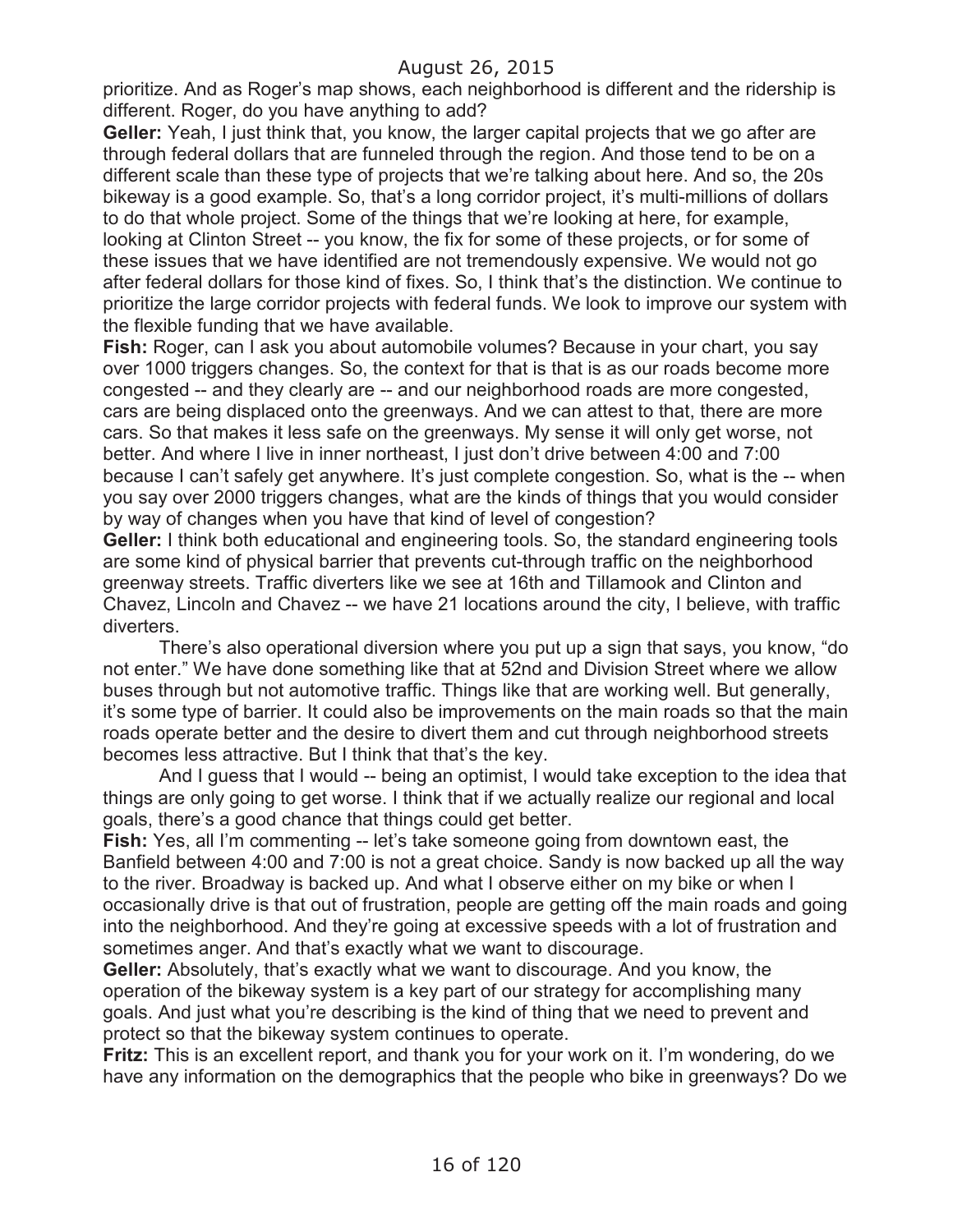prioritize. And as Roger's map shows, each neighborhood is different and the ridership is different. Roger, do you have anything to add?

**Geller:** Yeah, I just think that, you know, the larger capital projects that we go after are through federal dollars that are funneled through the region. And those tend to be on a different scale than these type of projects that we're talking about here. And so, the 20s bikeway is a good example. So, that's a long corridor project, it's multi-millions of dollars to do that whole project. Some of the things that we're looking at here, for example, looking at Clinton Street -- you know, the fix for some of these projects, or for some of these issues that we have identified are not tremendously expensive. We would not go after federal dollars for those kind of fixes. So, I think that's the distinction. We continue to prioritize the large corridor projects with federal funds. We look to improve our system with the flexible funding that we have available.

**Fish:** Roger, can I ask you about automobile volumes? Because in your chart, you say over 1000 triggers changes. So, the context for that is that is as our roads become more congested -- and they clearly are -- and our neighborhood roads are more congested, cars are being displaced onto the greenways. And we can attest to that, there are more cars. So that makes it less safe on the greenways. My sense it will only get worse, not better. And where I live in inner northeast, I just don't drive between 4:00 and 7:00 because I can't safely get anywhere. It's just complete congestion. So, what is the -- when you say over 2000 triggers changes, what are the kinds of things that you would consider by way of changes when you have that kind of level of congestion?

**Geller:** I think both educational and engineering tools. So, the standard engineering tools are some kind of physical barrier that prevents cut-through traffic on the neighborhood greenway streets. Traffic diverters like we see at 16th and Tillamook and Clinton and Chavez, Lincoln and Chavez -- we have 21 locations around the city, I believe, with traffic diverters.

There's also operational diversion where you put up a sign that says, you know, "do not enter." We have done something like that at 52nd and Division Street where we allow buses through but not automotive traffic. Things like that are working well. But generally, it's some type of barrier. It could also be improvements on the main roads so that the main roads operate better and the desire to divert them and cut through neighborhood streets becomes less attractive. But I think that that's the key.

And I guess that I would -- being an optimist, I would take exception to the idea that things are only going to get worse. I think that if we actually realize our regional and local goals, there's a good chance that things could get better.

**Fish:** Yes, all I'm commenting -- let's take someone going from downtown east, the Banfield between 4:00 and 7:00 is not a great choice. Sandy is now backed up all the way to the river. Broadway is backed up. And what I observe either on my bike or when I occasionally drive is that out of frustration, people are getting off the main roads and going into the neighborhood. And they're going at excessive speeds with a lot of frustration and sometimes anger. And that's exactly what we want to discourage.

**Geller:** Absolutely, that's exactly what we want to discourage. And you know, the operation of the bikeway system is a key part of our strategy for accomplishing many goals. And just what you're describing is the kind of thing that we need to prevent and protect so that the bikeway system continues to operate.

**Fritz:** This is an excellent report, and thank you for your work on it. I'm wondering, do we have any information on the demographics that the people who bike in greenways? Do we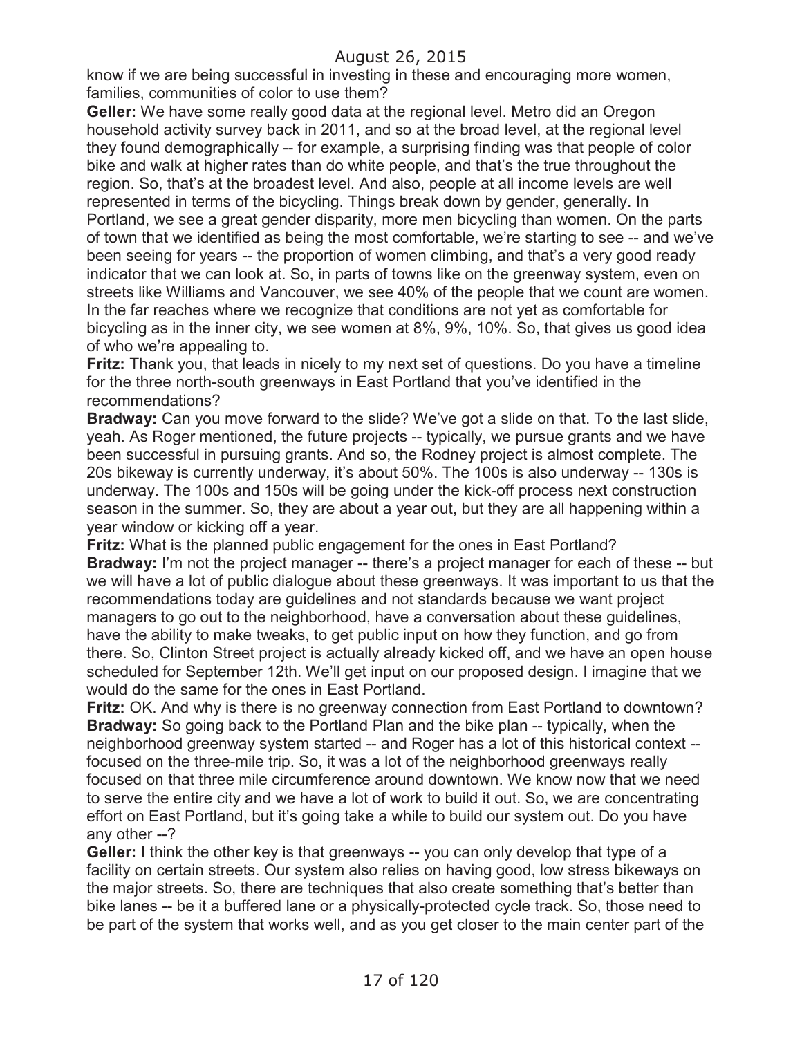know if we are being successful in investing in these and encouraging more women, families, communities of color to use them?

**Geller:** We have some really good data at the regional level. Metro did an Oregon household activity survey back in 2011, and so at the broad level, at the regional level they found demographically -- for example, a surprising finding was that people of color bike and walk at higher rates than do white people, and that's the true throughout the region. So, that's at the broadest level. And also, people at all income levels are well represented in terms of the bicycling. Things break down by gender, generally. In Portland, we see a great gender disparity, more men bicycling than women. On the parts of town that we identified as being the most comfortable, we're starting to see -- and we've been seeing for years -- the proportion of women climbing, and that's a very good ready indicator that we can look at. So, in parts of towns like on the greenway system, even on streets like Williams and Vancouver, we see 40% of the people that we count are women. In the far reaches where we recognize that conditions are not yet as comfortable for bicycling as in the inner city, we see women at 8%, 9%, 10%. So, that gives us good idea of who we're appealing to.

**Fritz:** Thank you, that leads in nicely to my next set of questions. Do you have a timeline for the three north-south greenways in East Portland that you've identified in the recommendations?

**Bradway:** Can you move forward to the slide? We've got a slide on that. To the last slide, yeah. As Roger mentioned, the future projects -- typically, we pursue grants and we have been successful in pursuing grants. And so, the Rodney project is almost complete. The 20s bikeway is currently underway, it's about 50%. The 100s is also underway -- 130s is underway. The 100s and 150s will be going under the kick-off process next construction season in the summer. So, they are about a year out, but they are all happening within a year window or kicking off a year.

**Fritz:** What is the planned public engagement for the ones in East Portland?

**Bradway:** I'm not the project manager -- there's a project manager for each of these -- but we will have a lot of public dialogue about these greenways. It was important to us that the recommendations today are guidelines and not standards because we want project managers to go out to the neighborhood, have a conversation about these guidelines, have the ability to make tweaks, to get public input on how they function, and go from there. So, Clinton Street project is actually already kicked off, and we have an open house scheduled for September 12th. We'll get input on our proposed design. I imagine that we would do the same for the ones in East Portland.

**Fritz:** OK. And why is there is no greenway connection from East Portland to downtown?

**Bradway:** So going back to the Portland Plan and the bike plan -- typically, when the neighborhood greenway system started -- and Roger has a lot of this historical context -- focused on the three-mile trip. So, it was a lot of the neighborhood greenways really focused on that three mile circumference around downtown. We know now that we need to serve the entire city and we have a lot of work to build it out. So, we are concentrating effort on East Portland, but it's going take a while to build our system out. Do you have any other --?

**Geller:** I think the other key is that greenways -- you can only develop that type of a facility on certain streets. Our system also relies on having good, low stress bikeways on the major streets. So, there are techniques that also create something that's better than bike lanes -- be it a buffered lane or a physically-protected cycle track. So, those need to be part of the system that works well, and as you get closer to the main center part of the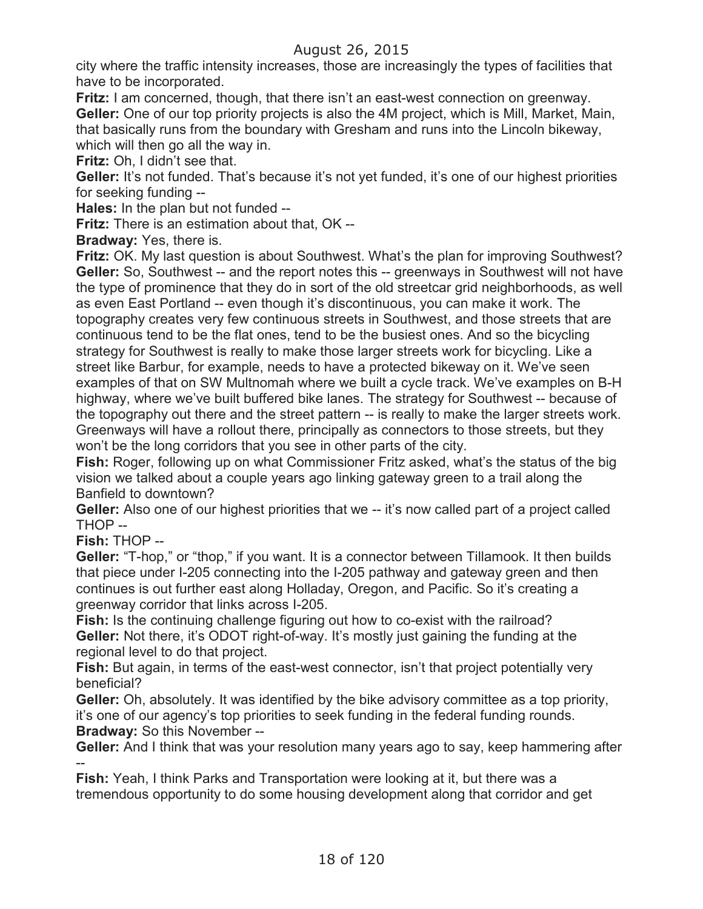city where the traffic intensity increases, those are increasingly the types of facilities that have to be incorporated.

**Fritz:** I am concerned, though, that there isn't an east-west connection on greenway.

**Geller:** One of our top priority projects is also the 4M project, which is Mill, Market, Main, that basically runs from the boundary with Gresham and runs into the Lincoln bikeway, which will then go all the way in.

**Fritz:** Oh, I didn't see that.

**Geller:** It's not funded. That's because it's not yet funded, it's one of our highest priorities for seeking funding --

**Hales:** In the plan but not funded --

**Fritz:** There is an estimation about that, OK --

**Bradway:** Yes, there is.

**Fritz:** OK. My last question is about Southwest. What's the plan for improving Southwest?

**Geller:** So, Southwest -- and the report notes this -- greenways in Southwest will not have the type of prominence that they do in sort of the old streetcar grid neighborhoods, as well as even East Portland -- even though it's discontinuous, you can make it work. The topography creates very few continuous streets in Southwest, and those streets that are continuous tend to be the flat ones, tend to be the busiest ones. And so the bicycling strategy for Southwest is really to make those larger streets work for bicycling. Like a street like Barbur, for example, needs to have a protected bikeway on it. We've seen examples of that on SW Multnomah where we built a cycle track. We've examples on B-H highway, where we've built buffered bike lanes. The strategy for Southwest -- because of the topography out there and the street pattern -- is really to make the larger streets work. Greenways will have a rollout there, principally as connectors to those streets, but they won't be the long corridors that you see in other parts of the city.

**Fish:** Roger, following up on what Commissioner Fritz asked, what's the status of the big vision we talked about a couple years ago linking gateway green to a trail along the Banfield to downtown?

**Geller:** Also one of our highest priorities that we -- it's now called part of a project called THOP --

**Fish:** THOP --

**Geller:** "T-hop," or "thop," if you want. It is a connector between Tillamook. It then builds that piece under I-205 connecting into the I-205 pathway and gateway green and then continues is out further east along Holladay, Oregon, and Pacific. So it's creating a greenway corridor that links across I-205.

**Fish:** Is the continuing challenge figuring out how to co-exist with the railroad?

**Geller:** Not there, it's ODOT right-of-way. It's mostly just gaining the funding at the regional level to do that project.

**Fish:** But again, in terms of the east-west connector, isn't that project potentially very beneficial?

**Geller:** Oh, absolutely. It was identified by the bike advisory committee as a top priority, it's one of our agency's top priorities to seek funding in the federal funding rounds.

**Bradway:** So this November --

**Geller:** And I think that was your resolution many years ago to say, keep hammering after --

**Fish:** Yeah, I think Parks and Transportation were looking at it, but there was a tremendous opportunity to do some housing development along that corridor and get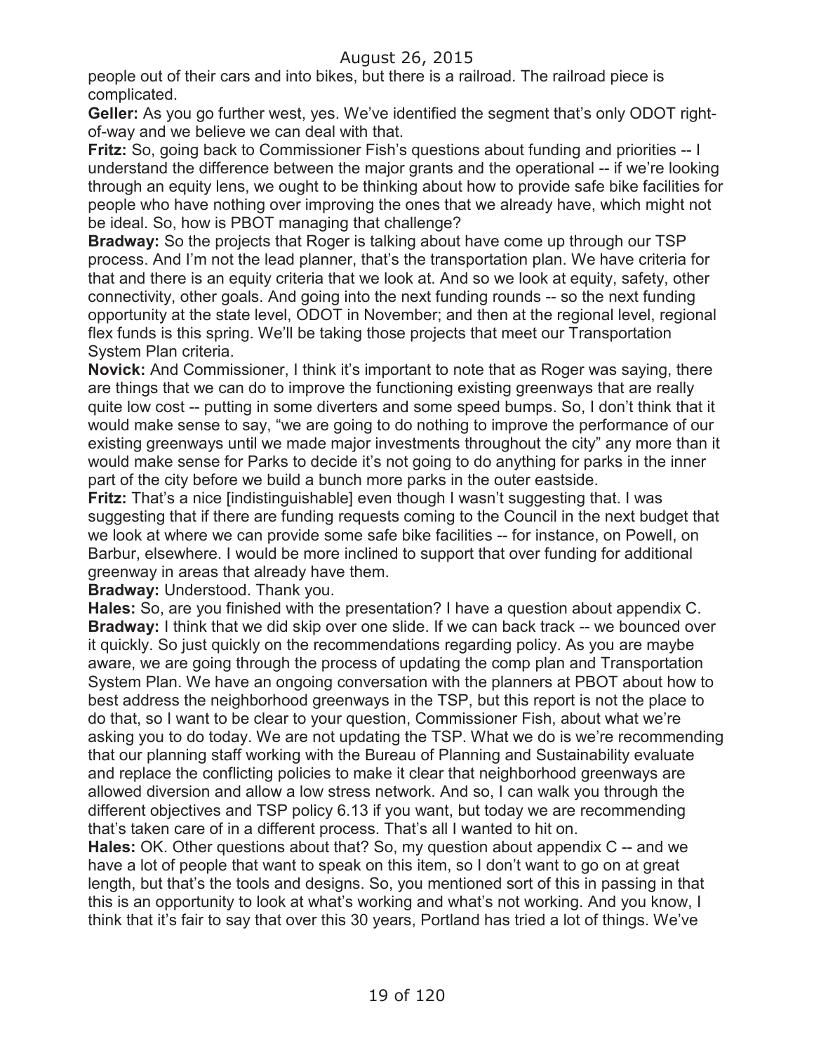people out of their cars and into bikes, but there is a railroad. The railroad piece is complicated.

**Geller:** As you go further west, yes. We've identified the segment that's only ODOT right-of-way and we believe we can deal with that.

**Fritz:** So, going back to Commissioner Fish's questions about funding and priorities -- I understand the difference between the major grants and the operational -- if we're looking through an equity lens, we ought to be thinking about how to provide safe bike facilities for people who have nothing over improving the ones that we already have, which might not be ideal. So, how is PBOT managing that challenge?

**Bradway:** So the projects that Roger is talking about have come up through our TSP process. And I'm not the lead planner, that's the transportation plan. We have criteria for that and there is an equity criteria that we look at. And so we look at equity, safety, other connectivity, other goals. And going into the next funding rounds -- so the next funding opportunity at the state level, ODOT in November; and then at the regional level, regional flex funds is this spring. We'll be taking those projects that meet our Transportation System Plan criteria.

**Novick:** And Commissioner, I think it's important to note that as Roger was saying, there are things that we can do to improve the functioning existing greenways that are really quite low cost -- putting in some diverters and some speed bumps. So, I don't think that it would make sense to say, "we are going to do nothing to improve the performance of our existing greenways until we made major investments throughout the city" any more than it would make sense for Parks to decide it's not going to do anything for parks in the inner part of the city before we build a bunch more parks in the outer eastside.

**Fritz:** That's a nice [indistinguishable] even though I wasn't suggesting that. I was suggesting that if there are funding requests coming to the Council in the next budget that we look at where we can provide some safe bike facilities -- for instance, on Powell, on Barbur, elsewhere. I would be more inclined to support that over funding for additional greenway in areas that already have them.

**Bradway:** Understood. Thank you.

**Hales:** So, are you finished with the presentation? I have a question about appendix C.

**Bradway:** I think that we did skip over one slide. If we can back track -- we bounced over it quickly. So just quickly on the recommendations regarding policy. As you are maybe aware, we are going through the process of updating the comp plan and Transportation System Plan. We have an ongoing conversation with the planners at PBOT about how to best address the neighborhood greenways in the TSP, but this report is not the place to do that, so I want to be clear to your question, Commissioner Fish, about what we're asking you to do today. We are not updating the TSP. What we do is we're recommending that our planning staff working with the Bureau of Planning and Sustainability evaluate and replace the conflicting policies to make it clear that neighborhood greenways are allowed diversion and allow a low stress network. And so, I can walk you through the different objectives and TSP policy 6.13 if you want, but today we are recommending that's taken care of in a different process. That's all I wanted to hit on.

**Hales:** OK. Other questions about that? So, my question about appendix C -- and we have a lot of people that want to speak on this item, so I don't want to go on at great length, but that's the tools and designs. So, you mentioned sort of this in passing in that this is an opportunity to look at what's working and what's not working. And you know, I think that it's fair to say that over this 30 years, Portland has tried a lot of things. We've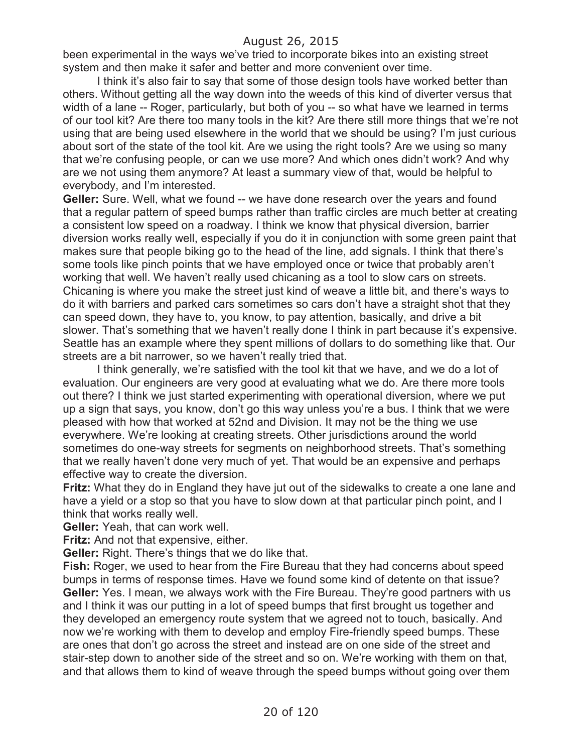been experimental in the ways we've tried to incorporate bikes into an existing street system and then make it safer and better and more convenient over time.

I think it's also fair to say that some of those design tools have worked better than others. Without getting all the way down into the weeds of this kind of diverter versus that width of a lane -- Roger, particularly, but both of you -- so what have we learned in terms of our tool kit? Are there too many tools in the kit? Are there still more things that we're not using that are being used elsewhere in the world that we should be using? I'm just curious about sort of the state of the tool kit. Are we using the right tools? Are we using so many that we're confusing people, or can we use more? And which ones didn't work? And why are we not using them anymore? At least a summary view of that, would be helpful to everybody, and I'm interested.

**Geller:** Sure. Well, what we found -- we have done research over the years and found that a regular pattern of speed bumps rather than traffic circles are much better at creating a consistent low speed on a roadway. I think we know that physical diversion, barrier diversion works really well, especially if you do it in conjunction with some green paint that makes sure that people biking go to the head of the line, add signals. I think that there's some tools like pinch points that we have employed once or twice that probably aren't working that well. We haven't really used chicaning as a tool to slow cars on streets. Chicaning is where you make the street just kind of weave a little bit, and there's ways to do it with barriers and parked cars sometimes so cars don't have a straight shot that they can speed down, they have to, you know, to pay attention, basically, and drive a bit slower. That's something that we haven't really done I think in part because it's expensive. Seattle has an example where they spent millions of dollars to do something like that. Our streets are a bit narrower, so we haven't really tried that.

I think generally, we're satisfied with the tool kit that we have, and we do a lot of evaluation. Our engineers are very good at evaluating what we do. Are there more tools out there? I think we just started experimenting with operational diversion, where we put up a sign that says, you know, don't go this way unless you're a bus. I think that we were pleased with how that worked at 52nd and Division. It may not be the thing we use everywhere. We're looking at creating streets. Other jurisdictions around the world sometimes do one-way streets for segments on neighborhood streets. That's something that we really haven't done very much of yet. That would be an expensive and perhaps effective way to create the diversion.

**Fritz:** What they do in England they have jut out of the sidewalks to create a one lane and have a yield or a stop so that you have to slow down at that particular pinch point, and I think that works really well.

**Geller:** Yeah, that can work well.

**Fritz:** And not that expensive, either.

**Geller:** Right. There's things that we do like that.

**Fish:** Roger, we used to hear from the Fire Bureau that they had concerns about speed bumps in terms of response times. Have we found some kind of detente on that issue?

**Geller:** Yes. I mean, we always work with the Fire Bureau. They're good partners with us and I think it was our putting in a lot of speed bumps that first brought us together and they developed an emergency route system that we agreed not to touch, basically. And now we're working with them to develop and employ Fire-friendly speed bumps. These are ones that don't go across the street and instead are on one side of the street and stair-step down to another side of the street and so on. We're working with them on that, and that allows them to kind of weave through the speed bumps without going over them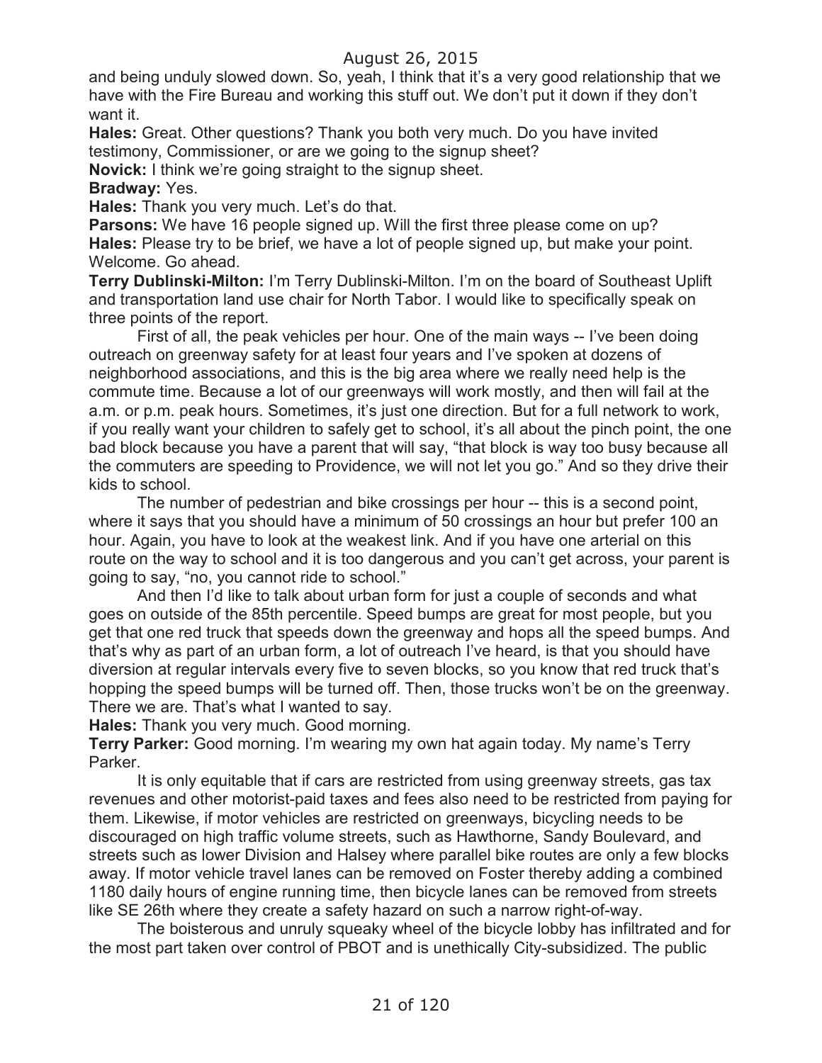and being unduly slowed down. So, yeah, I think that it's a very good relationship that we have with the Fire Bureau and working this stuff out. We don't put it down if they don't want it.

**Hales:** Great. Other questions? Thank you both very much. Do you have invited testimony, Commissioner, or are we going to the signup sheet?

**Novick:** I think we're going straight to the signup sheet.

**Bradway:** Yes.

**Hales:** Thank you very much. Let's do that.

**Parsons:** We have 16 people signed up. Will the first three please come on up?

**Hales:** Please try to be brief, we have a lot of people signed up, but make your point. Welcome. Go ahead.

**Terry Dublinski-Milton:** I'm Terry Dublinski-Milton. I'm on the board of Southeast Uplift and transportation land use chair for North Tabor. I would like to specifically speak on three points of the report.

First of all, the peak vehicles per hour. One of the main ways -- I've been doing outreach on greenway safety for at least four years and I've spoken at dozens of neighborhood associations, and this is the big area where we really need help is the commute time. Because a lot of our greenways will work mostly, and then will fail at the a.m. or p.m. peak hours. Sometimes, it's just one direction. But for a full network to work, if you really want your children to safely get to school, it's all about the pinch point, the one bad block because you have a parent that will say, "that block is way too busy because all the commuters are speeding to Providence, we will not let you go." And so they drive their kids to school.

The number of pedestrian and bike crossings per hour -- this is a second point, where it says that you should have a minimum of 50 crossings an hour but prefer 100 an hour. Again, you have to look at the weakest link. And if you have one arterial on this route on the way to school and it is too dangerous and you can't get across, your parent is going to say, "no, you cannot ride to school."

And then I'd like to talk about urban form for just a couple of seconds and what goes on outside of the 85th percentile. Speed bumps are great for most people, but you get that one red truck that speeds down the greenway and hops all the speed bumps. And that's why as part of an urban form, a lot of outreach I've heard, is that you should have diversion at regular intervals every five to seven blocks, so you know that red truck that's hopping the speed bumps will be turned off. Then, those trucks won't be on the greenway. There we are. That's what I wanted to say.

**Hales:** Thank you very much. Good morning.

**Terry Parker:** Good morning. I'm wearing my own hat again today. My name's Terry Parker.

It is only equitable that if cars are restricted from using greenway streets, gas tax revenues and other motorist-paid taxes and fees also need to be restricted from paying for them. Likewise, if motor vehicles are restricted on greenways, bicycling needs to be discouraged on high traffic volume streets, such as Hawthorne, Sandy Boulevard, and streets such as lower Division and Halsey where parallel bike routes are only a few blocks away. If motor vehicle travel lanes can be removed on Foster thereby adding a combined 1180 daily hours of engine running time, then bicycle lanes can be removed from streets like SE 26th where they create a safety hazard on such a narrow right-of-way.

The boisterous and unruly squeaky wheel of the bicycle lobby has infiltrated and for the most part taken over control of PBOT and is unethically City-subsidized. The public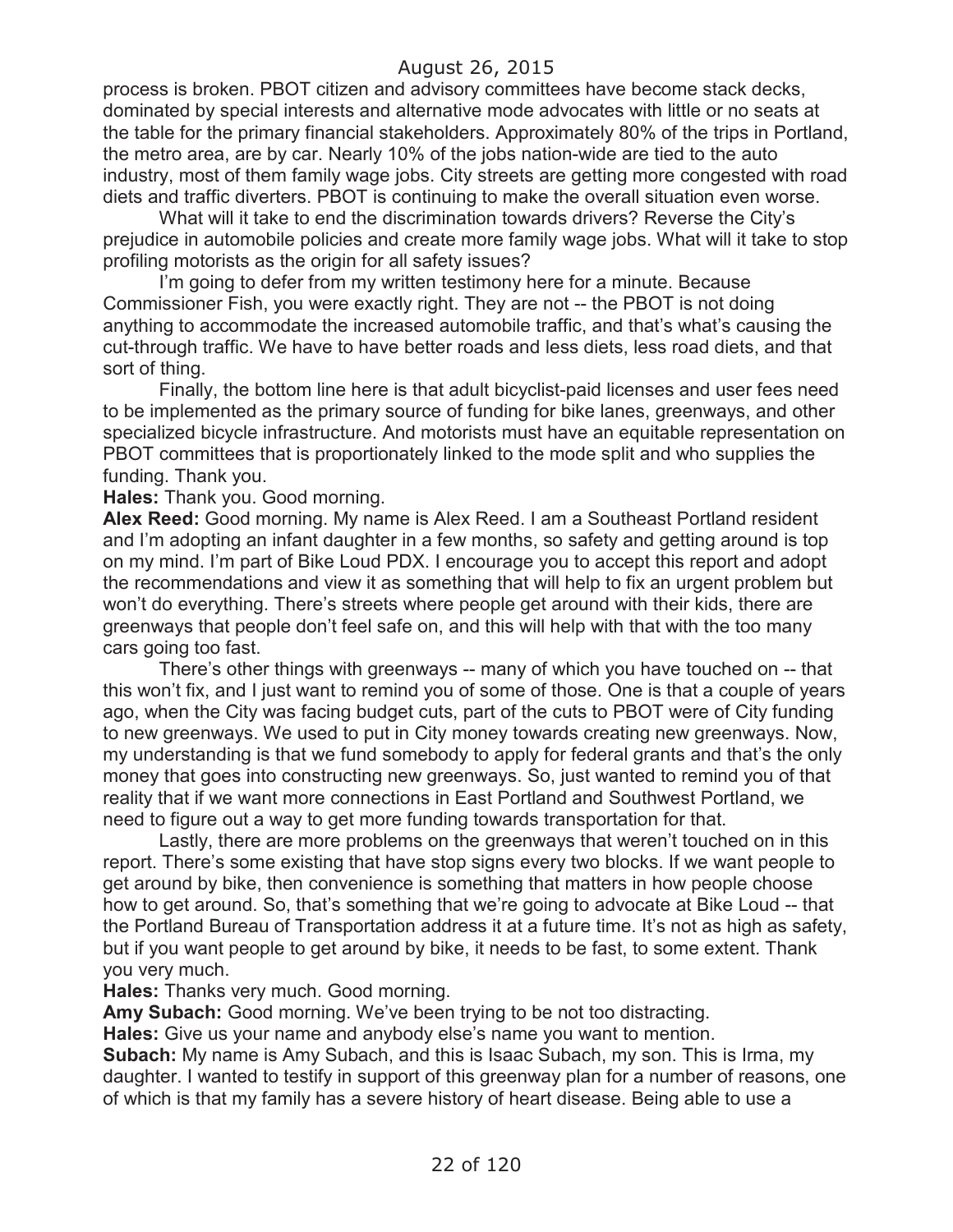process is broken. PBOT citizen and advisory committees have become stack decks, dominated by special interests and alternative mode advocates with little or no seats at the table for the primary financial stakeholders. Approximately 80% of the trips in Portland, the metro area, are by car. Nearly 10% of the jobs nation-wide are tied to the auto industry, most of them family wage jobs. City streets are getting more congested with road diets and traffic diverters. PBOT is continuing to make the overall situation even worse.

What will it take to end the discrimination towards drivers? Reverse the City's prejudice in automobile policies and create more family wage jobs. What will it take to stop profiling motorists as the origin for all safety issues?

I'm going to defer from my written testimony here for a minute. Because Commissioner Fish, you were exactly right. They are not -- the PBOT is not doing anything to accommodate the increased automobile traffic, and that's what's causing the cut-through traffic. We have to have better roads and less diets, less road diets, and that sort of thing.

Finally, the bottom line here is that adult bicyclist-paid licenses and user fees need to be implemented as the primary source of funding for bike lanes, greenways, and other specialized bicycle infrastructure. And motorists must have an equitable representation on PBOT committees that is proportionately linked to the mode split and who supplies the funding. Thank you.

**Hales:** Thank you. Good morning.

**Alex Reed:** Good morning. My name is Alex Reed. I am a Southeast Portland resident and I'm adopting an infant daughter in a few months, so safety and getting around is top on my mind. I'm part of Bike Loud PDX. I encourage you to accept this report and adopt the recommendations and view it as something that will help to fix an urgent problem but won't do everything. There's streets where people get around with their kids, there are greenways that people don't feel safe on, and this will help with that with the too many cars going too fast.

There's other things with greenways -- many of which you have touched on -- that this won't fix, and I just want to remind you of some of those. One is that a couple of years ago, when the City was facing budget cuts, part of the cuts to PBOT were of City funding to new greenways. We used to put in City money towards creating new greenways. Now, my understanding is that we fund somebody to apply for federal grants and that's the only money that goes into constructing new greenways. So, just wanted to remind you of that reality that if we want more connections in East Portland and Southwest Portland, we need to figure out a way to get more funding towards transportation for that.

Lastly, there are more problems on the greenways that weren't touched on in this report. There's some existing that have stop signs every two blocks. If we want people to get around by bike, then convenience is something that matters in how people choose how to get around. So, that's something that we're going to advocate at Bike Loud -- that the Portland Bureau of Transportation address it at a future time. It's not as high as safety, but if you want people to get around by bike, it needs to be fast, to some extent. Thank you very much.

**Hales:** Thanks very much. Good morning.

**Amy Subach:** Good morning. We've been trying to be not too distracting.

**Hales:** Give us your name and anybody else's name you want to mention.

**Subach:** My name is Amy Subach, and this is Isaac Subach, my son. This is Irma, my daughter. I wanted to testify in support of this greenway plan for a number of reasons, one of which is that my family has a severe history of heart disease. Being able to use a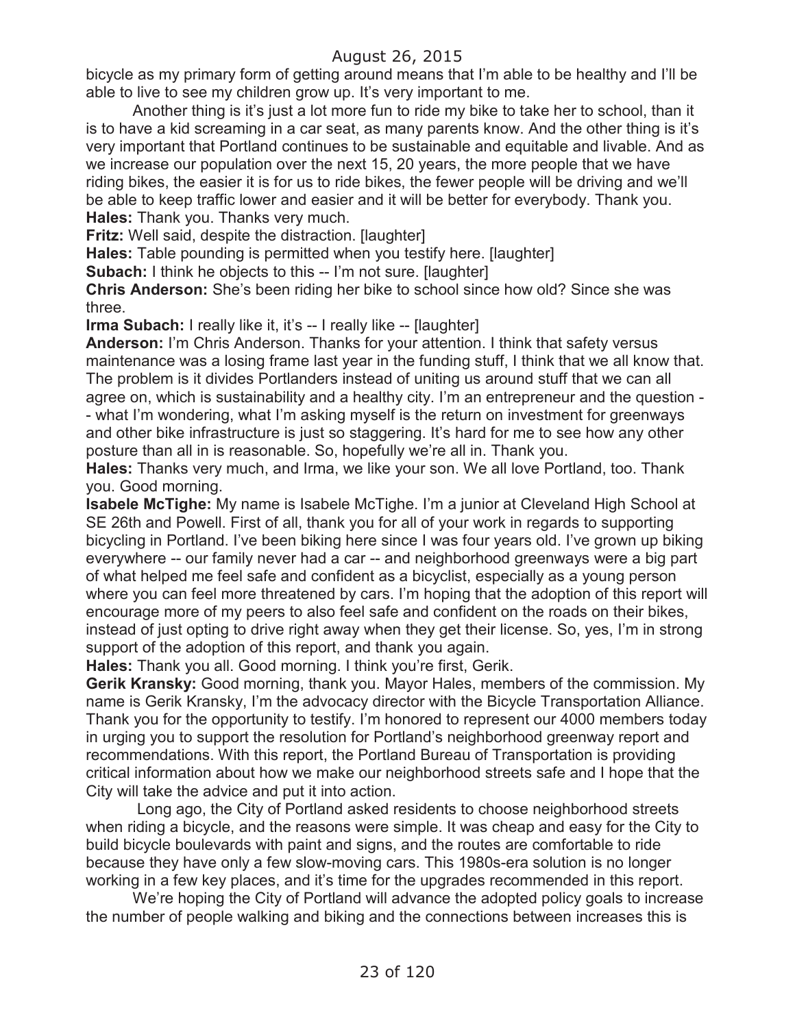bicycle as my primary form of getting around means that I'm able to be healthy and I'll be able to live to see my children grow up. It's very important to me.

Another thing is it's just a lot more fun to ride my bike to take her to school, than it is to have a kid screaming in a car seat, as many parents know. And the other thing is it's very important that Portland continues to be sustainable and equitable and livable. And as we increase our population over the next 15, 20 years, the more people that we have riding bikes, the easier it is for us to ride bikes, the fewer people will be driving and we'll be able to keep traffic lower and easier and it will be better for everybody. Thank you.

**Hales:** Thank you. Thanks very much.

**Fritz:** Well said, despite the distraction. [laughter]

**Hales:** Table pounding is permitted when you testify here. [laughter]

**Subach:** I think he objects to this -- I'm not sure. [laughter]

**Chris Anderson:** She's been riding her bike to school since how old? Since she was three.

**Irma Subach:** I really like it, it's -- I really like -- [laughter]

**Anderson:** I'm Chris Anderson. Thanks for your attention. I think that safety versus maintenance was a losing frame last year in the funding stuff, I think that we all know that. The problem is it divides Portlanders instead of uniting us around stuff that we can all agree on, which is sustainability and a healthy city. I'm an entrepreneur and the question -- what I'm wondering, what I'm asking myself is the return on investment for greenways and other bike infrastructure is just so staggering. It's hard for me to see how any other posture than all in is reasonable. So, hopefully we're all in. Thank you.

**Hales:** Thanks very much, and Irma, we like your son. We all love Portland, too. Thank you. Good morning.

**Isabele McTighe:** My name is Isabele McTighe. I'm a junior at Cleveland High School at SE 26th and Powell. First of all, thank you for all of your work in regards to supporting bicycling in Portland. I've been biking here since I was four years old. I've grown up biking everywhere -- our family never had a car -- and neighborhood greenways were a big part of what helped me feel safe and confident as a bicyclist, especially as a young person where you can feel more threatened by cars. I'm hoping that the adoption of this report will encourage more of my peers to also feel safe and confident on the roads on their bikes, instead of just opting to drive right away when they get their license. So, yes, I'm in strong support of the adoption of this report, and thank you again.

**Hales:** Thank you all. Good morning. I think you're first, Gerik.

**Gerik Kransky:** Good morning, thank you. Mayor Hales, members of the commission. My name is Gerik Kransky, I'm the advocacy director with the Bicycle Transportation Alliance. Thank you for the opportunity to testify. I'm honored to represent our 4000 members today in urging you to support the resolution for Portland's neighborhood greenway report and recommendations. With this report, the Portland Bureau of Transportation is providing critical information about how we make our neighborhood streets safe and I hope that the City will take the advice and put it into action.

Long ago, the City of Portland asked residents to choose neighborhood streets when riding a bicycle, and the reasons were simple. It was cheap and easy for the City to build bicycle boulevards with paint and signs, and the routes are comfortable to ride because they have only a few slow-moving cars. This 1980s-era solution is no longer working in a few key places, and it's time for the upgrades recommended in this report.

We're hoping the City of Portland will advance the adopted policy goals to increase the number of people walking and biking and the connections between increases this is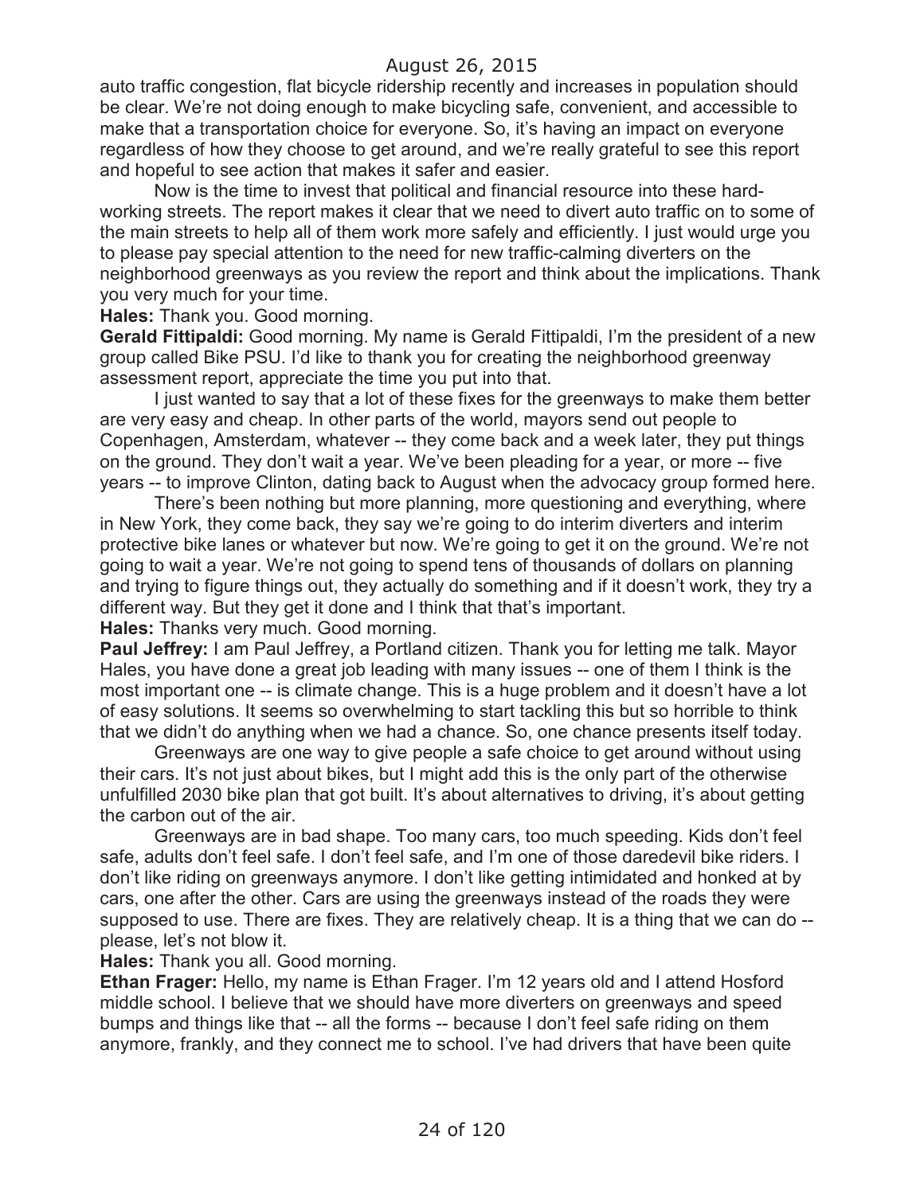auto traffic congestion, flat bicycle ridership recently and increases in population should be clear. We're not doing enough to make bicycling safe, convenient, and accessible to make that a transportation choice for everyone. So, it's having an impact on everyone regardless of how they choose to get around, and we're really grateful to see this report and hopeful to see action that makes it safer and easier.

Now is the time to invest that political and financial resource into these hard-working streets. The report makes it clear that we need to divert auto traffic on to some of the main streets to help all of them work more safely and efficiently. I just would urge you to please pay special attention to the need for new traffic-calming diverters on the neighborhood greenways as you review the report and think about the implications. Thank you very much for your time.

**Hales:** Thank you. Good morning.

**Gerald Fittipaldi:** Good morning. My name is Gerald Fittipaldi, I'm the president of a new group called Bike PSU. I'd like to thank you for creating the neighborhood greenway assessment report, appreciate the time you put into that.

I just wanted to say that a lot of these fixes for the greenways to make them better are very easy and cheap. In other parts of the world, mayors send out people to Copenhagen, Amsterdam, whatever -- they come back and a week later, they put things on the ground. They don't wait a year. We've been pleading for a year, or more -- five years -- to improve Clinton, dating back to August when the advocacy group formed here.

There's been nothing but more planning, more questioning and everything, where in New York, they come back, they say we're going to do interim diverters and interim protective bike lanes or whatever but now. We're going to get it on the ground. We're not going to wait a year. We're not going to spend tens of thousands of dollars on planning and trying to figure things out, they actually do something and if it doesn't work, they try a different way. But they get it done and I think that that's important.

**Hales:** Thanks very much. Good morning.

**Paul Jeffrey:** I am Paul Jeffrey, a Portland citizen. Thank you for letting me talk. Mayor Hales, you have done a great job leading with many issues -- one of them I think is the most important one -- is climate change. This is a huge problem and it doesn't have a lot of easy solutions. It seems so overwhelming to start tackling this but so horrible to think that we didn't do anything when we had a chance. So, one chance presents itself today.

Greenways are one way to give people a safe choice to get around without using their cars. It's not just about bikes, but I might add this is the only part of the otherwise unfulfilled 2030 bike plan that got built. It's about alternatives to driving, it's about getting the carbon out of the air.

Greenways are in bad shape. Too many cars, too much speeding. Kids don't feel safe, adults don't feel safe. I don't feel safe, and I'm one of those daredevil bike riders. I don't like riding on greenways anymore. I don't like getting intimidated and honked at by cars, one after the other. Cars are using the greenways instead of the roads they were supposed to use. There are fixes. They are relatively cheap. It is a thing that we can do -- please, let's not blow it.

**Hales:** Thank you all. Good morning.

**Ethan Frager:** Hello, my name is Ethan Frager. I'm 12 years old and I attend Hosford middle school. I believe that we should have more diverters on greenways and speed bumps and things like that -- all the forms -- because I don't feel safe riding on them anymore, frankly, and they connect me to school. I've had drivers that have been quite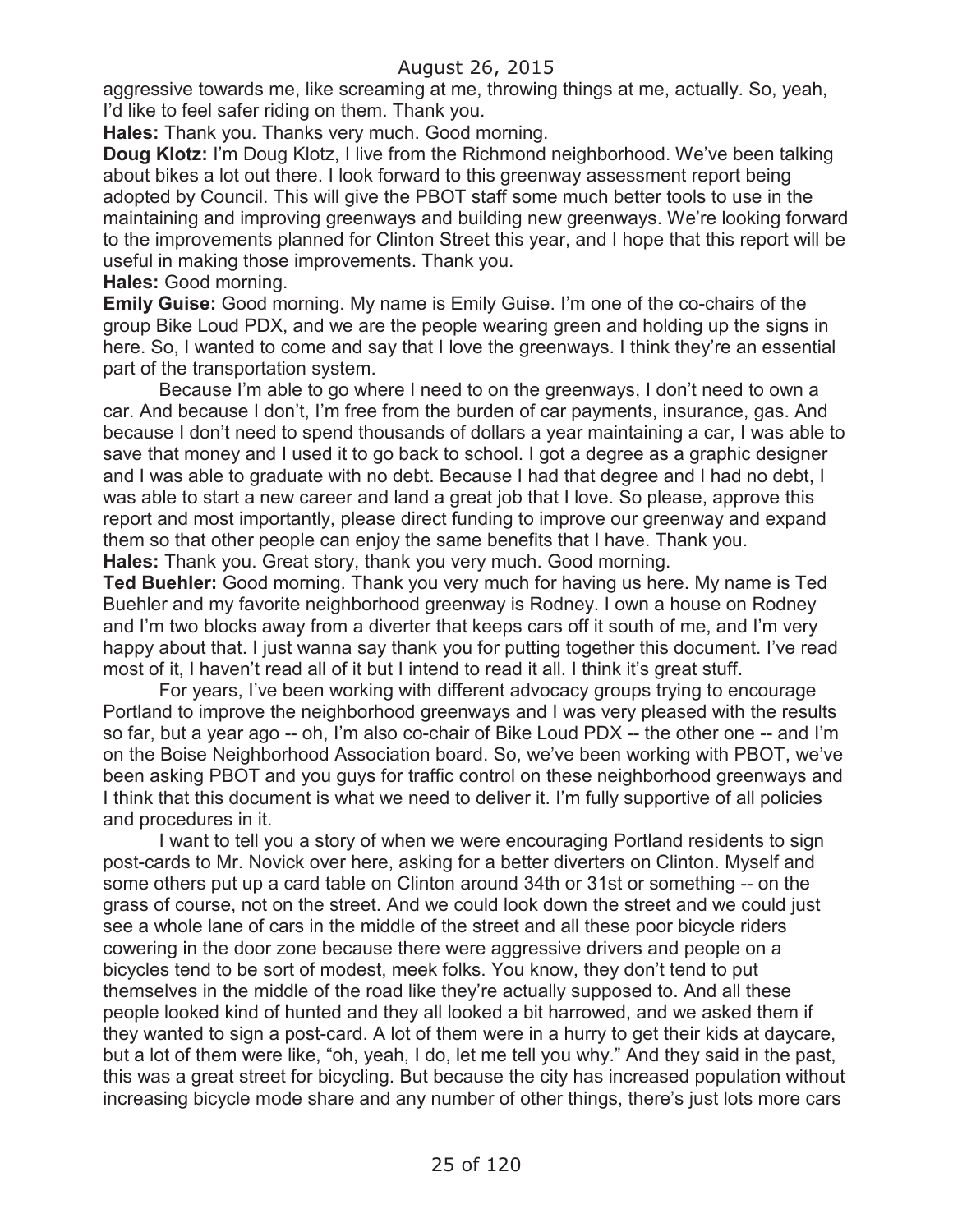aggressive towards me, like screaming at me, throwing things at me, actually. So, yeah, I'd like to feel safer riding on them. Thank you.

**Hales:** Thank you. Thanks very much. Good morning.

**Doug Klotz:** I'm Doug Klotz, I live from the Richmond neighborhood. We've been talking about bikes a lot out there. I look forward to this greenway assessment report being adopted by Council. This will give the PBOT staff some much better tools to use in the maintaining and improving greenways and building new greenways. We're looking forward to the improvements planned for Clinton Street this year, and I hope that this report will be useful in making those improvements. Thank you.

**Hales:** Good morning.

**Emily Guise:** Good morning. My name is Emily Guise. I'm one of the co-chairs of the group Bike Loud PDX, and we are the people wearing green and holding up the signs in here. So, I wanted to come and say that I love the greenways. I think they're an essential part of the transportation system.

Because I'm able to go where I need to on the greenways, I don't need to own a car. And because I don't, I'm free from the burden of car payments, insurance, gas. And because I don't need to spend thousands of dollars a year maintaining a car, I was able to save that money and I used it to go back to school. I got a degree as a graphic designer and I was able to graduate with no debt. Because I had that degree and I had no debt, I was able to start a new career and land a great job that I love. So please, approve this report and most importantly, please direct funding to improve our greenway and expand them so that other people can enjoy the same benefits that I have. Thank you.

**Hales:** Thank you. Great story, thank you very much. Good morning.

**Ted Buehler:** Good morning. Thank you very much for having us here. My name is Ted Buehler and my favorite neighborhood greenway is Rodney. I own a house on Rodney and I'm two blocks away from a diverter that keeps cars off it south of me, and I'm very happy about that. I just wanna say thank you for putting together this document. I've read most of it, I haven't read all of it but I intend to read it all. I think it's great stuff.

For years, I've been working with different advocacy groups trying to encourage Portland to improve the neighborhood greenways and I was very pleased with the results so far, but a year ago -- oh, I'm also co-chair of Bike Loud PDX -- the other one -- and I'm on the Boise Neighborhood Association board. So, we've been working with PBOT, we've been asking PBOT and you guys for traffic control on these neighborhood greenways and I think that this document is what we need to deliver it. I'm fully supportive of all policies and procedures in it.

I want to tell you a story of when we were encouraging Portland residents to sign post-cards to Mr. Novick over here, asking for a better diverters on Clinton. Myself and some others put up a card table on Clinton around 34th or 31st or something -- on the grass of course, not on the street. And we could look down the street and we could just see a whole lane of cars in the middle of the street and all these poor bicycle riders cowering in the door zone because there were aggressive drivers and people on a bicycles tend to be sort of modest, meek folks. You know, they don't tend to put themselves in the middle of the road like they're actually supposed to. And all these people looked kind of hunted and they all looked a bit harrowed, and we asked them if they wanted to sign a post-card. A lot of them were in a hurry to get their kids at daycare, but a lot of them were like, "oh, yeah, I do, let me tell you why." And they said in the past, this was a great street for bicycling. But because the city has increased population without increasing bicycle mode share and any number of other things, there's just lots more cars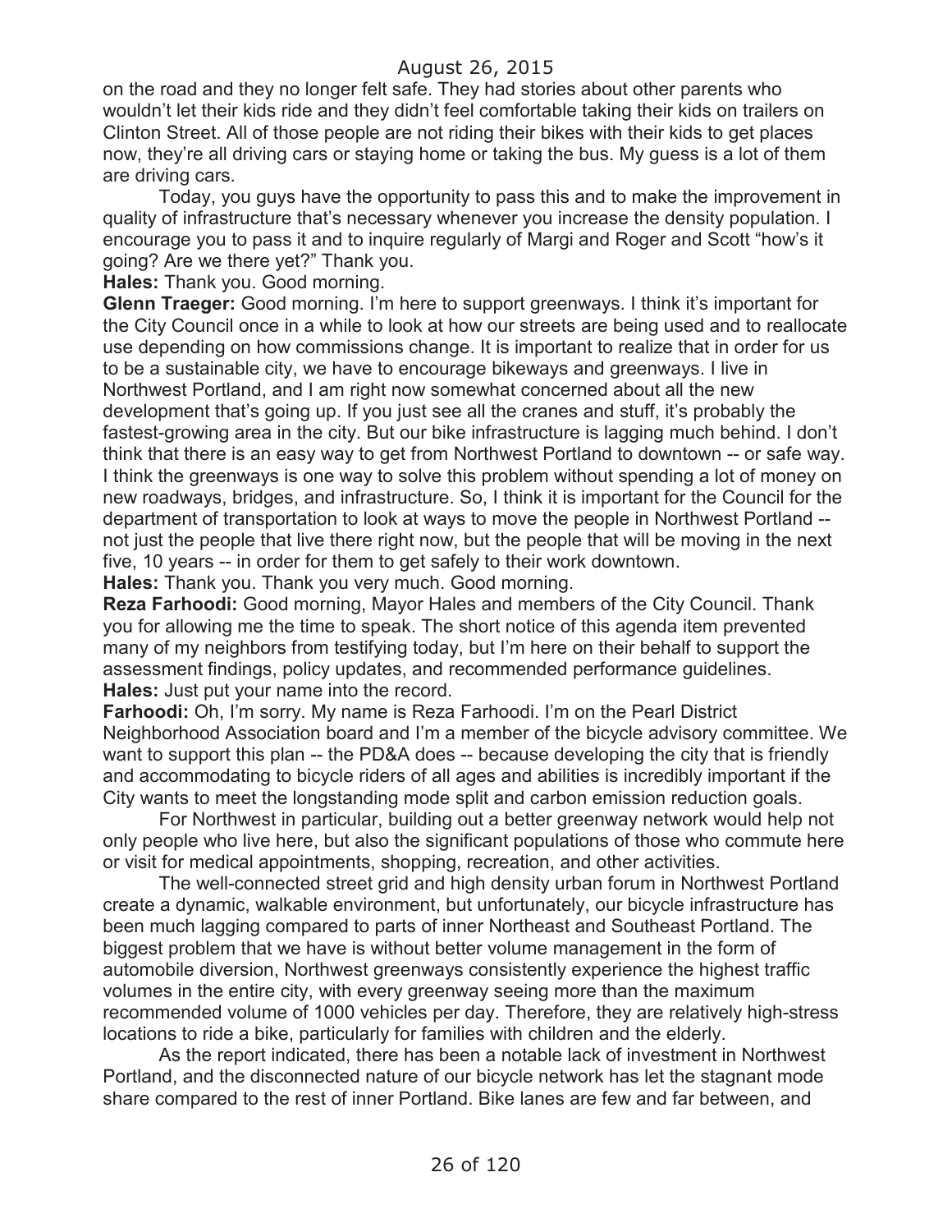on the road and they no longer felt safe. They had stories about other parents who wouldn't let their kids ride and they didn't feel comfortable taking their kids on trailers on Clinton Street. All of those people are not riding their bikes with their kids to get places now, they're all driving cars or staying home or taking the bus. My guess is a lot of them are driving cars.

Today, you guys have the opportunity to pass this and to make the improvement in quality of infrastructure that's necessary whenever you increase the density population. I encourage you to pass it and to inquire regularly of Margi and Roger and Scott "how's it going? Are we there yet?" Thank you.

**Hales:** Thank you. Good morning.

**Glenn Traeger:** Good morning. I'm here to support greenways. I think it's important for the City Council once in a while to look at how our streets are being used and to reallocate use depending on how commissions change. It is important to realize that in order for us to be a sustainable city, we have to encourage bikeways and greenways. I live in Northwest Portland, and I am right now somewhat concerned about all the new development that's going up. If you just see all the cranes and stuff, it's probably the fastest-growing area in the city. But our bike infrastructure is lagging much behind. I don't think that there is an easy way to get from Northwest Portland to downtown -- or safe way. I think the greenways is one way to solve this problem without spending a lot of money on new roadways, bridges, and infrastructure. So, I think it is important for the Council for the department of transportation to look at ways to move the people in Northwest Portland -- not just the people that live there right now, but the people that will be moving in the next five, 10 years -- in order for them to get safely to their work downtown.

**Hales:** Thank you. Thank you very much. Good morning.

**Reza Farhoodi:** Good morning, Mayor Hales and members of the City Council. Thank you for allowing me the time to speak. The short notice of this agenda item prevented many of my neighbors from testifying today, but I'm here on their behalf to support the assessment findings, policy updates, and recommended performance guidelines.

**Hales:** Just put your name into the record.

**Farhoodi:** Oh, I'm sorry. My name is Reza Farhoodi. I'm on the Pearl District Neighborhood Association board and I'm a member of the bicycle advisory committee. We want to support this plan -- the PD&A does -- because developing the city that is friendly and accommodating to bicycle riders of all ages and abilities is incredibly important if the City wants to meet the longstanding mode split and carbon emission reduction goals.

For Northwest in particular, building out a better greenway network would help not only people who live here, but also the significant populations of those who commute here or visit for medical appointments, shopping, recreation, and other activities.

The well-connected street grid and high density urban forum in Northwest Portland create a dynamic, walkable environment, but unfortunately, our bicycle infrastructure has been much lagging compared to parts of inner Northeast and Southeast Portland. The biggest problem that we have is without better volume management in the form of automobile diversion, Northwest greenways consistently experience the highest traffic volumes in the entire city, with every greenway seeing more than the maximum recommended volume of 1000 vehicles per day. Therefore, they are relatively high-stress locations to ride a bike, particularly for families with children and the elderly.

As the report indicated, there has been a notable lack of investment in Northwest Portland, and the disconnected nature of our bicycle network has let the stagnant mode share compared to the rest of inner Portland. Bike lanes are few and far between, and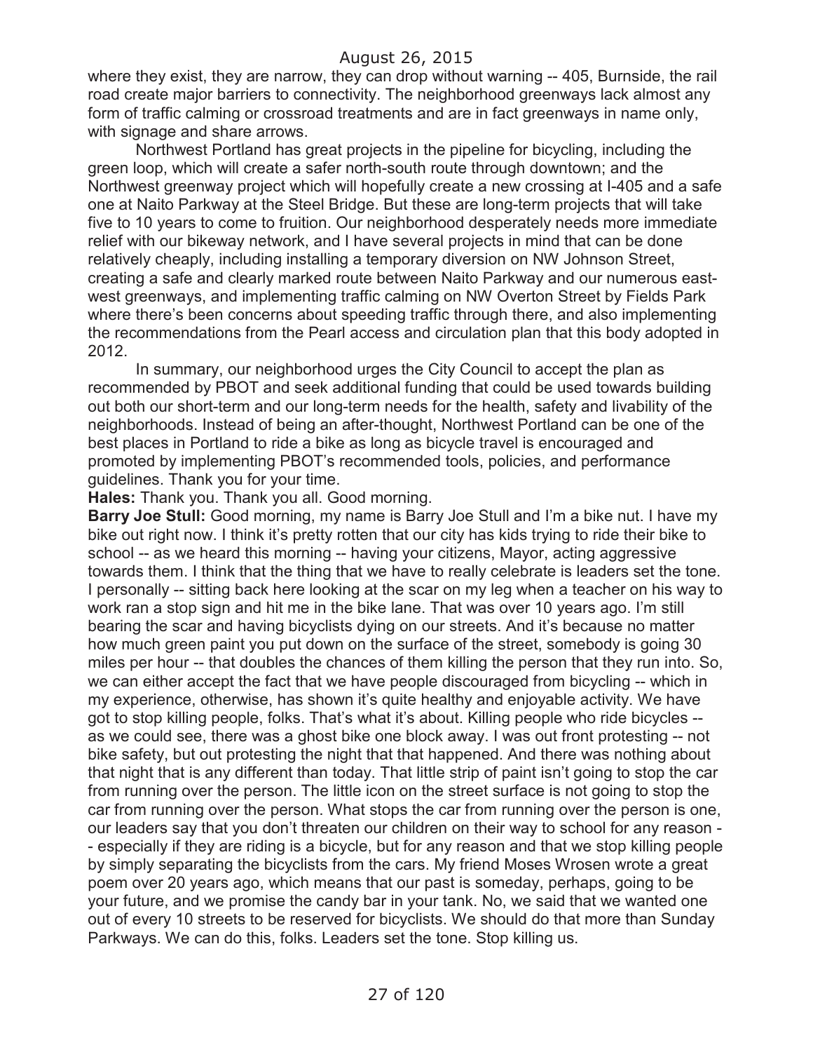where they exist, they are narrow, they can drop without warning -- 405, Burnside, the rail road create major barriers to connectivity. The neighborhood greenways lack almost any form of traffic calming or crossroad treatments and are in fact greenways in name only, with signage and share arrows.

Northwest Portland has great projects in the pipeline for bicycling, including the green loop, which will create a safer north-south route through downtown; and the Northwest greenway project which will hopefully create a new crossing at I-405 and a safe one at Naito Parkway at the Steel Bridge. But these are long-term projects that will take five to 10 years to come to fruition. Our neighborhood desperately needs more immediate relief with our bikeway network, and I have several projects in mind that can be done relatively cheaply, including installing a temporary diversion on NW Johnson Street, creating a safe and clearly marked route between Naito Parkway and our numerous east-west greenways, and implementing traffic calming on NW Overton Street by Fields Park where there's been concerns about speeding traffic through there, and also implementing the recommendations from the Pearl access and circulation plan that this body adopted in 2012.

In summary, our neighborhood urges the City Council to accept the plan as recommended by PBOT and seek additional funding that could be used towards building out both our short-term and our long-term needs for the health, safety and livability of the neighborhoods. Instead of being an after-thought, Northwest Portland can be one of the best places in Portland to ride a bike as long as bicycle travel is encouraged and promoted by implementing PBOT's recommended tools, policies, and performance guidelines. Thank you for your time.

**Hales:** Thank you. Thank you all. Good morning.

**Barry Joe Stull:** Good morning, my name is Barry Joe Stull and I'm a bike nut. I have my bike out right now. I think it's pretty rotten that our city has kids trying to ride their bike to school -- as we heard this morning -- having your citizens, Mayor, acting aggressive towards them. I think that the thing that we have to really celebrate is leaders set the tone. I personally -- sitting back here looking at the scar on my leg when a teacher on his way to work ran a stop sign and hit me in the bike lane. That was over 10 years ago. I'm still bearing the scar and having bicyclists dying on our streets. And it's because no matter how much green paint you put down on the surface of the street, somebody is going 30 miles per hour -- that doubles the chances of them killing the person that they run into. So, we can either accept the fact that we have people discouraged from bicycling -- which in my experience, otherwise, has shown it's quite healthy and enjoyable activity. We have got to stop killing people, folks. That's what it's about. Killing people who ride bicycles -- as we could see, there was a ghost bike one block away. I was out front protesting -- not bike safety, but out protesting the night that that happened. And there was nothing about that night that is any different than today. That little strip of paint isn't going to stop the car from running over the person. The little icon on the street surface is not going to stop the car from running over the person. What stops the car from running over the person is one, our leaders say that you don't threaten our children on their way to school for any reason -- especially if they are riding is a bicycle, but for any reason and that we stop killing people by simply separating the bicyclists from the cars. My friend Moses Wrosen wrote a great poem over 20 years ago, which means that our past is someday, perhaps, going to be your future, and we promise the candy bar in your tank. No, we said that we wanted one out of every 10 streets to be reserved for bicyclists. We should do that more than Sunday Parkways. We can do this, folks. Leaders set the tone. Stop killing us.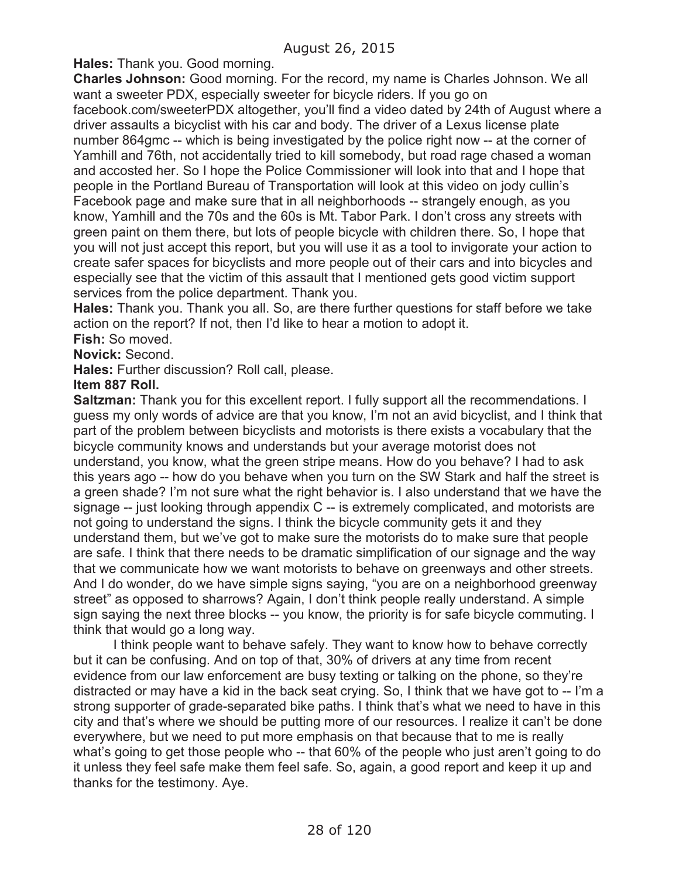**Hales:** Thank you. Good morning.

**Charles Johnson:** Good morning. For the record, my name is Charles Johnson. We all want a sweeter PDX, especially sweeter for bicycle riders. If you go on facebook.com/sweeterPDX altogether, you'll find a video dated by 24th of August where a driver assaults a bicyclist with his car and body. The driver of a Lexus license plate number 864gmc -- which is being investigated by the police right now -- at the corner of Yamhill and 76th, not accidentally tried to kill somebody, but road rage chased a woman and accosted her. So I hope the Police Commissioner will look into that and I hope that people in the Portland Bureau of Transportation will look at this video on jody cullin's Facebook page and make sure that in all neighborhoods -- strangely enough, as you know, Yamhill and the 70s and the 60s is Mt. Tabor Park. I don't cross any streets with green paint on them there, but lots of people bicycle with children there. So, I hope that you will not just accept this report, but you will use it as a tool to invigorate your action to create safer spaces for bicyclists and more people out of their cars and into bicycles and especially see that the victim of this assault that I mentioned gets good victim support services from the police department. Thank you.

**Hales:** Thank you. Thank you all. So, are there further questions for staff before we take action on the report? If not, then I'd like to hear a motion to adopt it.

**Fish:** So moved.

**Novick:** Second.

**Hales:** Further discussion? Roll call, please.

**Item 887 Roll.**

**Saltzman:** Thank you for this excellent report. I fully support all the recommendations. I guess my only words of advice are that you know, I'm not an avid bicyclist, and I think that part of the problem between bicyclists and motorists is there exists a vocabulary that the bicycle community knows and understands but your average motorist does not understand, you know, what the green stripe means. How do you behave? I had to ask this years ago -- how do you behave when you turn on the SW Stark and half the street is a green shade? I'm not sure what the right behavior is. I also understand that we have the signage -- just looking through appendix C -- is extremely complicated, and motorists are not going to understand the signs. I think the bicycle community gets it and they understand them, but we've got to make sure the motorists do to make sure that people are safe. I think that there needs to be dramatic simplification of our signage and the way that we communicate how we want motorists to behave on greenways and other streets. And I do wonder, do we have simple signs saying, "you are on a neighborhood greenway street" as opposed to sharrows? Again, I don't think people really understand. A simple sign saying the next three blocks -- you know, the priority is for safe bicycle commuting. I think that would go a long way.

I think people want to behave safely. They want to know how to behave correctly but it can be confusing. And on top of that, 30% of drivers at any time from recent evidence from our law enforcement are busy texting or talking on the phone, so they're distracted or may have a kid in the back seat crying. So, I think that we have got to -- I'm a strong supporter of grade-separated bike paths. I think that's what we need to have in this city and that's where we should be putting more of our resources. I realize it can't be done everywhere, but we need to put more emphasis on that because that to me is really what's going to get those people who -- that 60% of the people who just aren't going to do it unless they feel safe make them feel safe. So, again, a good report and keep it up and thanks for the testimony. Aye.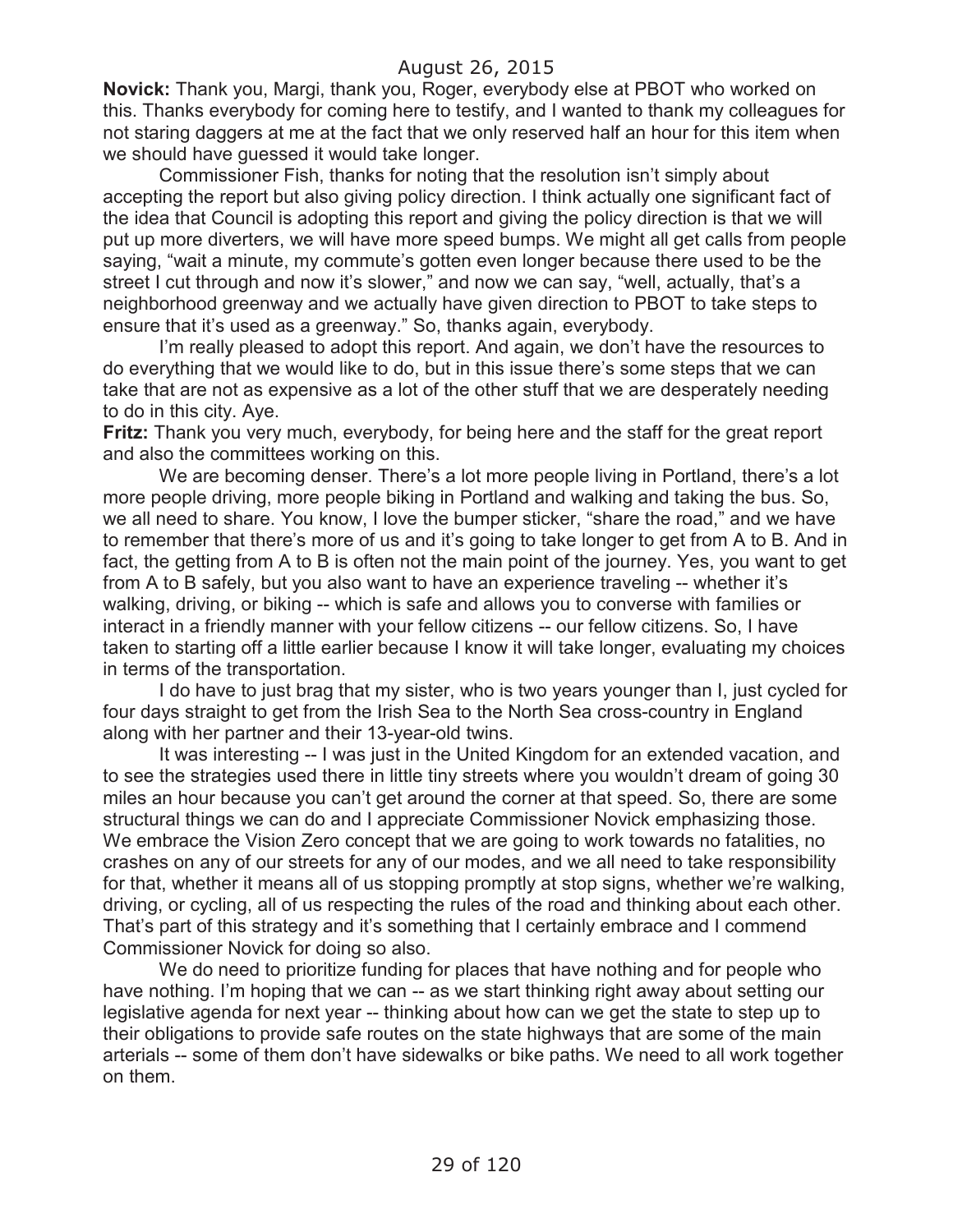**Novick:** Thank you, Margi, thank you, Roger, everybody else at PBOT who worked on this. Thanks everybody for coming here to testify, and I wanted to thank my colleagues for not staring daggers at me at the fact that we only reserved half an hour for this item when we should have guessed it would take longer.

Commissioner Fish, thanks for noting that the resolution isn't simply about accepting the report but also giving policy direction. I think actually one significant fact of the idea that Council is adopting this report and giving the policy direction is that we will put up more diverters, we will have more speed bumps. We might all get calls from people saying, "wait a minute, my commute's gotten even longer because there used to be the street I cut through and now it's slower," and now we can say, "well, actually, that's a neighborhood greenway and we actually have given direction to PBOT to take steps to ensure that it's used as a greenway." So, thanks again, everybody.

I'm really pleased to adopt this report. And again, we don't have the resources to do everything that we would like to do, but in this issue there's some steps that we can take that are not as expensive as a lot of the other stuff that we are desperately needing to do in this city. Aye.

**Fritz:** Thank you very much, everybody, for being here and the staff for the great report and also the committees working on this.

We are becoming denser. There's a lot more people living in Portland, there's a lot more people driving, more people biking in Portland and walking and taking the bus. So, we all need to share. You know, I love the bumper sticker, "share the road," and we have to remember that there's more of us and it's going to take longer to get from A to B. And in fact, the getting from A to B is often not the main point of the journey. Yes, you want to get from A to B safely, but you also want to have an experience traveling -- whether it's walking, driving, or biking -- which is safe and allows you to converse with families or interact in a friendly manner with your fellow citizens -- our fellow citizens. So, I have taken to starting off a little earlier because I know it will take longer, evaluating my choices in terms of the transportation.

I do have to just brag that my sister, who is two years younger than I, just cycled for four days straight to get from the Irish Sea to the North Sea cross-country in England along with her partner and their 13-year-old twins.

It was interesting -- I was just in the United Kingdom for an extended vacation, and to see the strategies used there in little tiny streets where you wouldn't dream of going 30 miles an hour because you can't get around the corner at that speed. So, there are some structural things we can do and I appreciate Commissioner Novick emphasizing those. We embrace the Vision Zero concept that we are going to work towards no fatalities, no crashes on any of our streets for any of our modes, and we all need to take responsibility for that, whether it means all of us stopping promptly at stop signs, whether we're walking, driving, or cycling, all of us respecting the rules of the road and thinking about each other. That's part of this strategy and it's something that I certainly embrace and I commend Commissioner Novick for doing so also.

We do need to prioritize funding for places that have nothing and for people who have nothing. I'm hoping that we can -- as we start thinking right away about setting our legislative agenda for next year -- thinking about how can we get the state to step up to their obligations to provide safe routes on the state highways that are some of the main arterials -- some of them don't have sidewalks or bike paths. We need to all work together on them.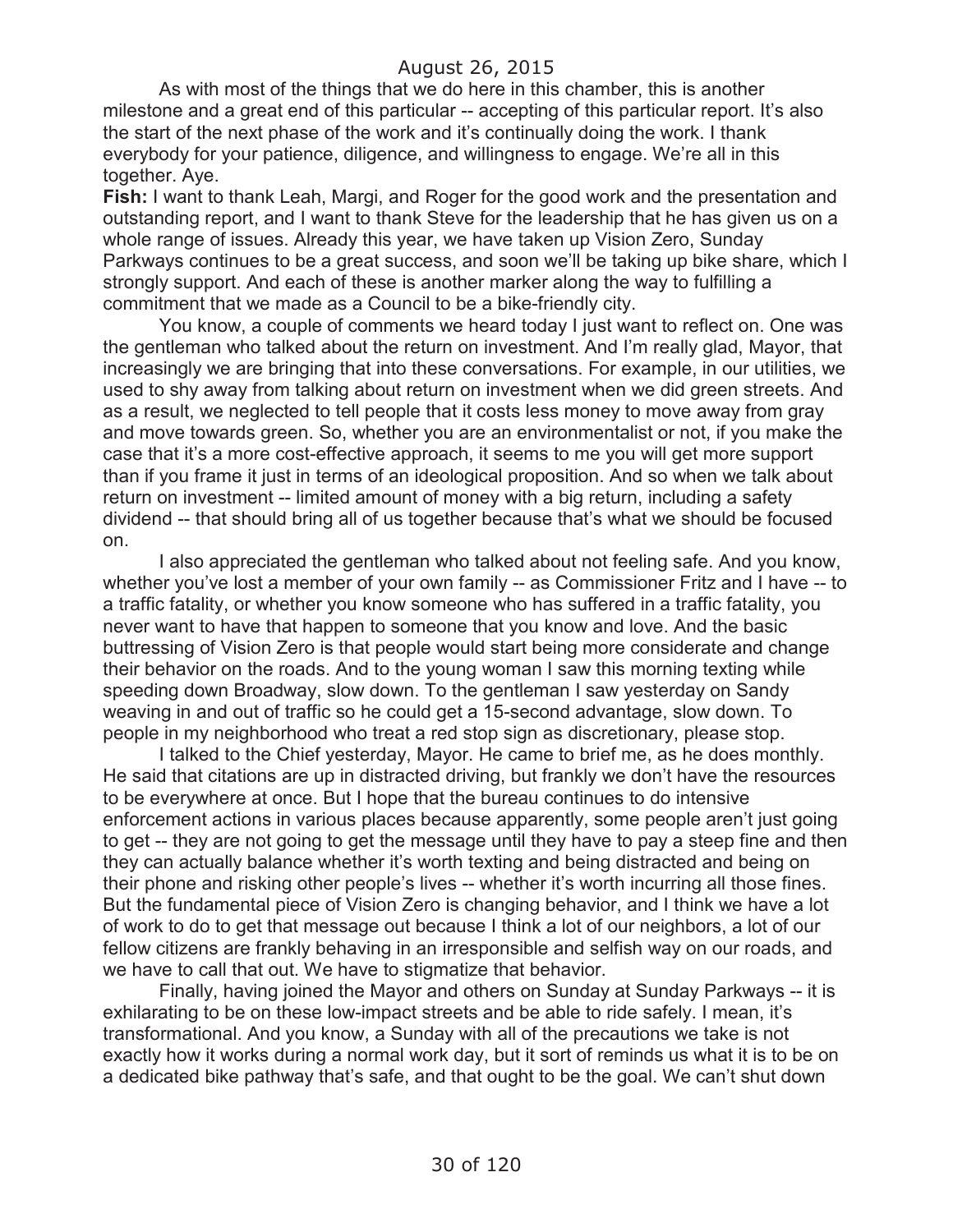As with most of the things that we do here in this chamber, this is another milestone and a great end of this particular -- accepting of this particular report. It's also the start of the next phase of the work and it's continually doing the work. I thank everybody for your patience, diligence, and willingness to engage. We're all in this together. Aye.

**Fish:** I want to thank Leah, Margi, and Roger for the good work and the presentation and outstanding report, and I want to thank Steve for the leadership that he has given us on a whole range of issues. Already this year, we have taken up Vision Zero, Sunday Parkways continues to be a great success, and soon we'll be taking up bike share, which I strongly support. And each of these is another marker along the way to fulfilling a commitment that we made as a Council to be a bike-friendly city.

You know, a couple of comments we heard today I just want to reflect on. One was the gentleman who talked about the return on investment. And I'm really glad, Mayor, that increasingly we are bringing that into these conversations. For example, in our utilities, we used to shy away from talking about return on investment when we did green streets. And as a result, we neglected to tell people that it costs less money to move away from gray and move towards green. So, whether you are an environmentalist or not, if you make the case that it's a more cost-effective approach, it seems to me you will get more support than if you frame it just in terms of an ideological proposition. And so when we talk about return on investment -- limited amount of money with a big return, including a safety dividend -- that should bring all of us together because that's what we should be focused on.

I also appreciated the gentleman who talked about not feeling safe. And you know, whether you've lost a member of your own family -- as Commissioner Fritz and I have -- to a traffic fatality, or whether you know someone who has suffered in a traffic fatality, you never want to have that happen to someone that you know and love. And the basic buttressing of Vision Zero is that people would start being more considerate and change their behavior on the roads. And to the young woman I saw this morning texting while speeding down Broadway, slow down. To the gentleman I saw yesterday on Sandy weaving in and out of traffic so he could get a 15-second advantage, slow down. To people in my neighborhood who treat a red stop sign as discretionary, please stop.

I talked to the Chief yesterday, Mayor. He came to brief me, as he does monthly. He said that citations are up in distracted driving, but frankly we don't have the resources to be everywhere at once. But I hope that the bureau continues to do intensive enforcement actions in various places because apparently, some people aren't just going to get -- they are not going to get the message until they have to pay a steep fine and then they can actually balance whether it's worth texting and being distracted and being on their phone and risking other people's lives -- whether it's worth incurring all those fines. But the fundamental piece of Vision Zero is changing behavior, and I think we have a lot of work to do to get that message out because I think a lot of our neighbors, a lot of our fellow citizens are frankly behaving in an irresponsible and selfish way on our roads, and we have to call that out. We have to stigmatize that behavior.

Finally, having joined the Mayor and others on Sunday at Sunday Parkways -- it is exhilarating to be on these low-impact streets and be able to ride safely. I mean, it's transformational. And you know, a Sunday with all of the precautions we take is not exactly how it works during a normal work day, but it sort of reminds us what it is to be on a dedicated bike pathway that's safe, and that ought to be the goal. We can't shut down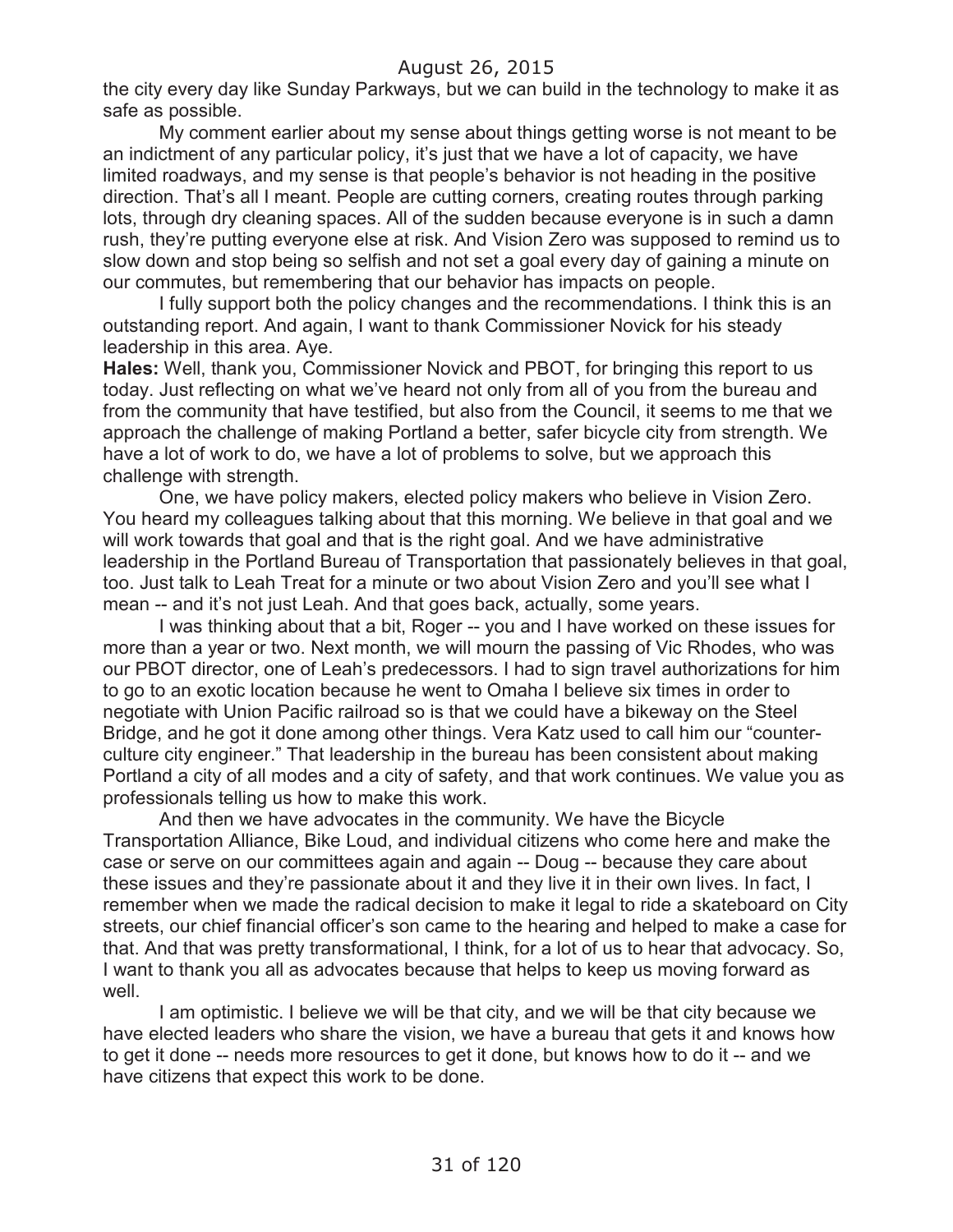the city every day like Sunday Parkways, but we can build in the technology to make it as safe as possible.

My comment earlier about my sense about things getting worse is not meant to be an indictment of any particular policy, it's just that we have a lot of capacity, we have limited roadways, and my sense is that people's behavior is not heading in the positive direction. That's all I meant. People are cutting corners, creating routes through parking lots, through dry cleaning spaces. All of the sudden because everyone is in such a damn rush, they're putting everyone else at risk. And Vision Zero was supposed to remind us to slow down and stop being so selfish and not set a goal every day of gaining a minute on our commutes, but remembering that our behavior has impacts on people.

I fully support both the policy changes and the recommendations. I think this is an outstanding report. And again, I want to thank Commissioner Novick for his steady leadership in this area. Aye.

**Hales:** Well, thank you, Commissioner Novick and PBOT, for bringing this report to us today. Just reflecting on what we've heard not only from all of you from the bureau and from the community that have testified, but also from the Council, it seems to me that we approach the challenge of making Portland a better, safer bicycle city from strength. We have a lot of work to do, we have a lot of problems to solve, but we approach this challenge with strength.

One, we have policy makers, elected policy makers who believe in Vision Zero. You heard my colleagues talking about that this morning. We believe in that goal and we will work towards that goal and that is the right goal. And we have administrative leadership in the Portland Bureau of Transportation that passionately believes in that goal, too. Just talk to Leah Treat for a minute or two about Vision Zero and you'll see what I mean -- and it's not just Leah. And that goes back, actually, some years.

I was thinking about that a bit, Roger -- you and I have worked on these issues for more than a year or two. Next month, we will mourn the passing of Vic Rhodes, who was our PBOT director, one of Leah's predecessors. I had to sign travel authorizations for him to go to an exotic location because he went to Omaha I believe six times in order to negotiate with Union Pacific railroad so is that we could have a bikeway on the Steel Bridge, and he got it done among other things. Vera Katz used to call him our "counter-culture city engineer." That leadership in the bureau has been consistent about making Portland a city of all modes and a city of safety, and that work continues. We value you as professionals telling us how to make this work.

And then we have advocates in the community. We have the Bicycle Transportation Alliance, Bike Loud, and individual citizens who come here and make the case or serve on our committees again and again -- Doug -- because they care about these issues and they're passionate about it and they live it in their own lives. In fact, I remember when we made the radical decision to make it legal to ride a skateboard on City streets, our chief financial officer's son came to the hearing and helped to make a case for that. And that was pretty transformational, I think, for a lot of us to hear that advocacy. So, I want to thank you all as advocates because that helps to keep us moving forward as well.

I am optimistic. I believe we will be that city, and we will be that city because we have elected leaders who share the vision, we have a bureau that gets it and knows how to get it done -- needs more resources to get it done, but knows how to do it -- and we have citizens that expect this work to be done.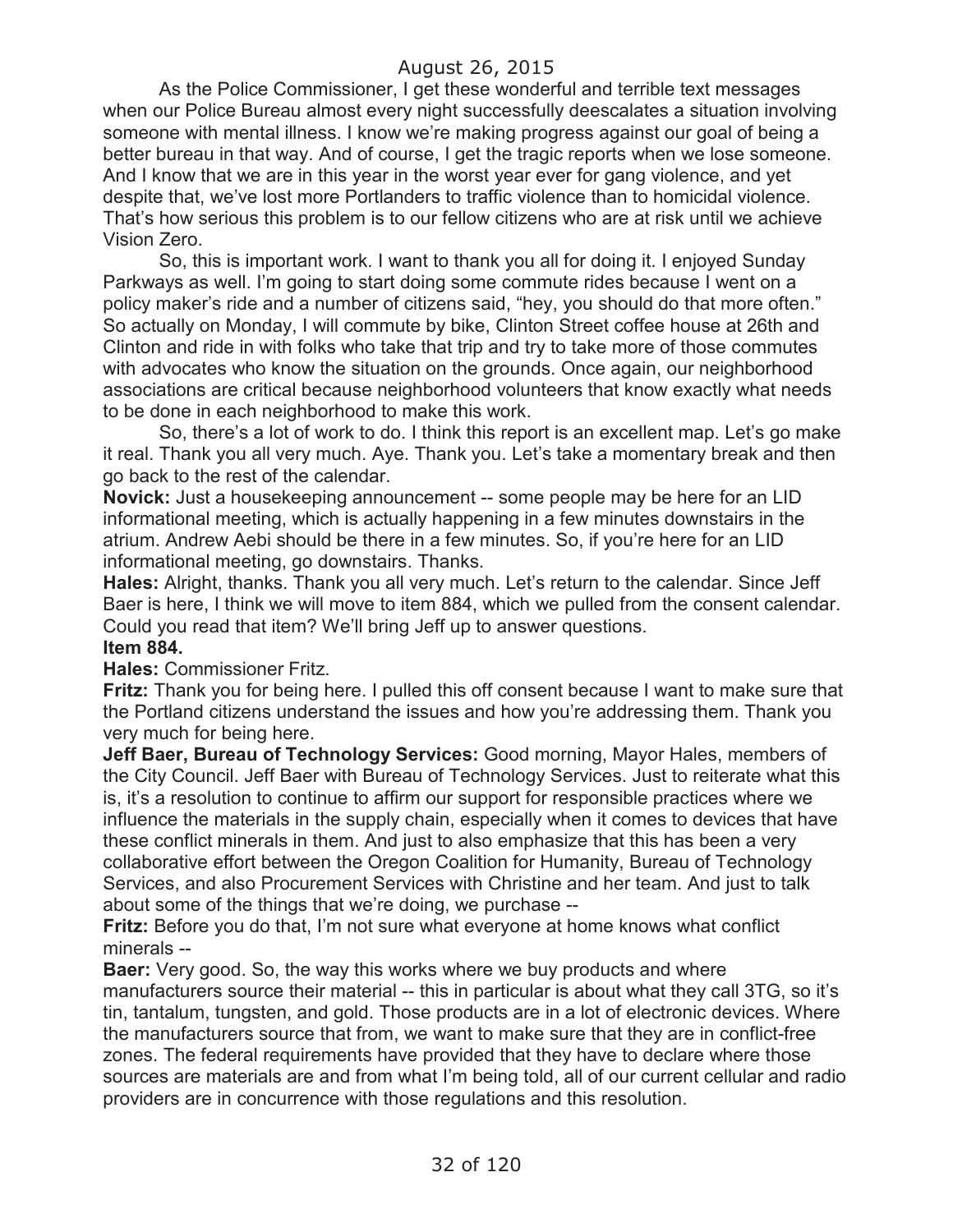As the Police Commissioner, I get these wonderful and terrible text messages when our Police Bureau almost every night successfully deescalates a situation involving someone with mental illness. I know we're making progress against our goal of being a better bureau in that way. And of course, I get the tragic reports when we lose someone. And I know that we are in this year in the worst year ever for gang violence, and yet despite that, we've lost more Portlanders to traffic violence than to homicidal violence. That's how serious this problem is to our fellow citizens who are at risk until we achieve Vision Zero.

So, this is important work. I want to thank you all for doing it. I enjoyed Sunday Parkways as well. I'm going to start doing some commute rides because I went on a policy maker's ride and a number of citizens said, "hey, you should do that more often." So actually on Monday, I will commute by bike, Clinton Street coffee house at 26th and Clinton and ride in with folks who take that trip and try to take more of those commutes with advocates who know the situation on the grounds. Once again, our neighborhood associations are critical because neighborhood volunteers that know exactly what needs to be done in each neighborhood to make this work.

So, there's a lot of work to do. I think this report is an excellent map. Let's go make it real. Thank you all very much. Aye. Thank you. Let's take a momentary break and then go back to the rest of the calendar.

**Novick:** Just a housekeeping announcement -- some people may be here for an LID informational meeting, which is actually happening in a few minutes downstairs in the atrium. Andrew Aebi should be there in a few minutes. So, if you're here for an LID informational meeting, go downstairs. Thanks.

**Hales:** Alright, thanks. Thank you all very much. Let's return to the calendar. Since Jeff Baer is here, I think we will move to item 884, which we pulled from the consent calendar. Could you read that item? We'll bring Jeff up to answer questions.

**Item 884.**

**Hales:** Commissioner Fritz.

**Fritz:** Thank you for being here. I pulled this off consent because I want to make sure that the Portland citizens understand the issues and how you're addressing them. Thank you very much for being here.

**Jeff Baer, Bureau of Technology Services:** Good morning, Mayor Hales, members of the City Council. Jeff Baer with Bureau of Technology Services. Just to reiterate what this is, it's a resolution to continue to affirm our support for responsible practices where we influence the materials in the supply chain, especially when it comes to devices that have these conflict minerals in them. And just to also emphasize that this has been a very collaborative effort between the Oregon Coalition for Humanity, Bureau of Technology Services, and also Procurement Services with Christine and her team. And just to talk about some of the things that we're doing, we purchase --

**Fritz:** Before you do that, I'm not sure what everyone at home knows what conflict minerals --

**Baer:** Very good. So, the way this works where we buy products and where manufacturers source their material -- this in particular is about what they call 3TG, so it's tin, tantalum, tungsten, and gold. Those products are in a lot of electronic devices. Where the manufacturers source that from, we want to make sure that they are in conflict-free zones. The federal requirements have provided that they have to declare where those sources are materials are and from what I'm being told, all of our current cellular and radio providers are in concurrence with those regulations and this resolution.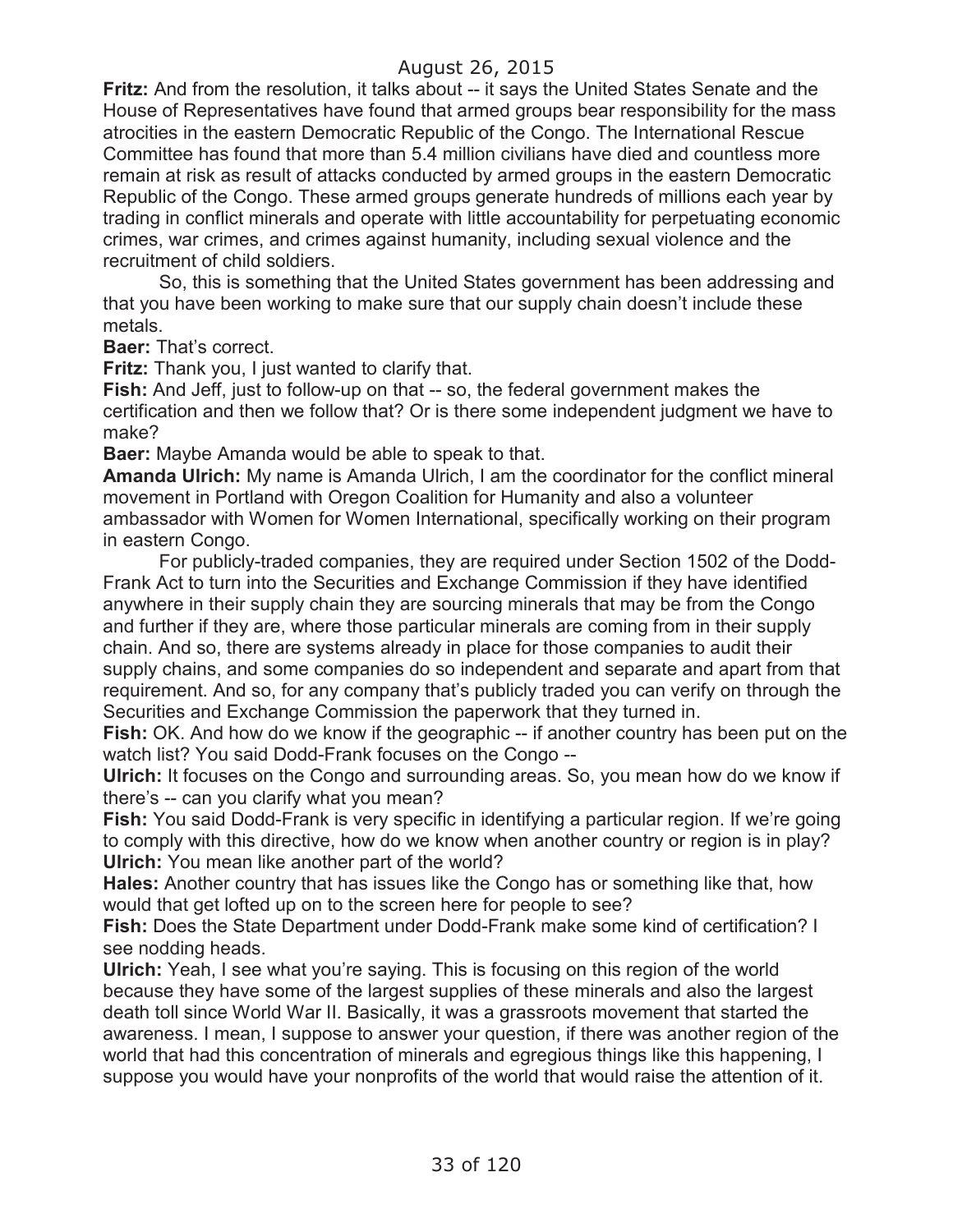**Fritz:** And from the resolution, it talks about -- it says the United States Senate and the House of Representatives have found that armed groups bear responsibility for the mass atrocities in the eastern Democratic Republic of the Congo. The International Rescue Committee has found that more than 5.4 million civilians have died and countless more remain at risk as result of attacks conducted by armed groups in the eastern Democratic Republic of the Congo. These armed groups generate hundreds of millions each year by trading in conflict minerals and operate with little accountability for perpetuating economic crimes, war crimes, and crimes against humanity, including sexual violence and the recruitment of child soldiers.

So, this is something that the United States government has been addressing and that you have been working to make sure that our supply chain doesn't include these metals.

**Baer:** That's correct.

**Fritz:** Thank you, I just wanted to clarify that.

**Fish:** And Jeff, just to follow-up on that -- so, the federal government makes the certification and then we follow that? Or is there some independent judgment we have to make?

**Baer:** Maybe Amanda would be able to speak to that.

**Amanda Ulrich:** My name is Amanda Ulrich, I am the coordinator for the conflict mineral movement in Portland with Oregon Coalition for Humanity and also a volunteer ambassador with Women for Women International, specifically working on their program in eastern Congo.

For publicly-traded companies, they are required under Section 1502 of the Dodd-Frank Act to turn into the Securities and Exchange Commission if they have identified anywhere in their supply chain they are sourcing minerals that may be from the Congo and further if they are, where those particular minerals are coming from in their supply chain. And so, there are systems already in place for those companies to audit their supply chains, and some companies do so independent and separate and apart from that requirement. And so, for any company that's publicly traded you can verify on through the Securities and Exchange Commission the paperwork that they turned in.

**Fish:** OK. And how do we know if the geographic -- if another country has been put on the watch list? You said Dodd-Frank focuses on the Congo --

**Ulrich:** It focuses on the Congo and surrounding areas. So, you mean how do we know if there's -- can you clarify what you mean?

**Fish:** You said Dodd-Frank is very specific in identifying a particular region. If we're going to comply with this directive, how do we know when another country or region is in play?

**Ulrich:** You mean like another part of the world?

**Hales:** Another country that has issues like the Congo has or something like that, how would that get lofted up on to the screen here for people to see?

**Fish:** Does the State Department under Dodd-Frank make some kind of certification? I see nodding heads.

**Ulrich:** Yeah, I see what you're saying. This is focusing on this region of the world because they have some of the largest supplies of these minerals and also the largest death toll since World War II. Basically, it was a grassroots movement that started the awareness. I mean, I suppose to answer your question, if there was another region of the world that had this concentration of minerals and egregious things like this happening, I suppose you would have your nonprofits of the world that would raise the attention of it.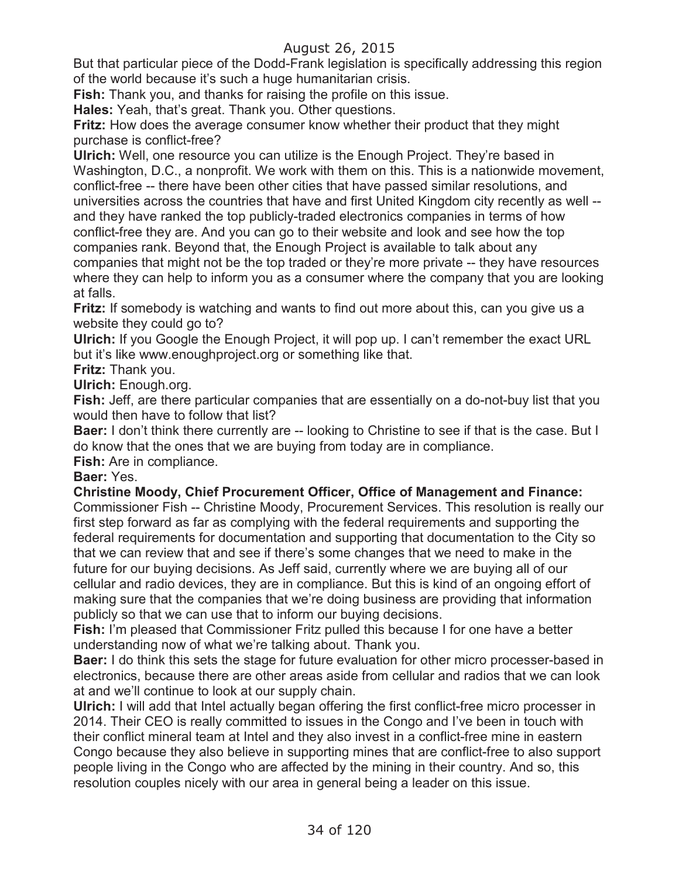But that particular piece of the Dodd-Frank legislation is specifically addressing this region of the world because it's such a huge humanitarian crisis.

**Fish:** Thank you, and thanks for raising the profile on this issue.

**Hales:** Yeah, that's great. Thank you. Other questions.

**Fritz:** How does the average consumer know whether their product that they might purchase is conflict-free?

**Ulrich:** Well, one resource you can utilize is the Enough Project. They're based in Washington, D.C., a nonprofit. We work with them on this. This is a nationwide movement, conflict-free -- there have been other cities that have passed similar resolutions, and universities across the countries that have and first United Kingdom city recently as well -- and they have ranked the top publicly-traded electronics companies in terms of how conflict-free they are. And you can go to their website and look and see how the top companies rank. Beyond that, the Enough Project is available to talk about any companies that might not be the top traded or they're more private -- they have resources where they can help to inform you as a consumer where the company that you are looking at falls.

**Fritz:** If somebody is watching and wants to find out more about this, can you give us a website they could go to?

**Ulrich:** If you Google the Enough Project, it will pop up. I can't remember the exact URL but it's like www.enoughproject.org or something like that.

**Fritz:** Thank you.

**Ulrich:** Enough.org.

**Fish:** Jeff, are there particular companies that are essentially on a do-not-buy list that you would then have to follow that list?

**Baer:** I don't think there currently are -- looking to Christine to see if that is the case. But I do know that the ones that we are buying from today are in compliance.

**Fish:** Are in compliance.

**Baer:** Yes.

**Christine Moody, Chief Procurement Officer, Office of Management and Finance:** Commissioner Fish -- Christine Moody, Procurement Services. This resolution is really our first step forward as far as complying with the federal requirements and supporting the federal requirements for documentation and supporting that documentation to the City so that we can review that and see if there's some changes that we need to make in the future for our buying decisions. As Jeff said, currently where we are buying all of our cellular and radio devices, they are in compliance. But this is kind of an ongoing effort of making sure that the companies that we're doing business are providing that information publicly so that we can use that to inform our buying decisions.

**Fish:** I'm pleased that Commissioner Fritz pulled this because I for one have a better understanding now of what we're talking about. Thank you.

**Baer:** I do think this sets the stage for future evaluation for other micro processer-based in electronics, because there are other areas aside from cellular and radios that we can look at and we'll continue to look at our supply chain.

**Ulrich:** I will add that Intel actually began offering the first conflict-free micro processer in 2014. Their CEO is really committed to issues in the Congo and I've been in touch with their conflict mineral team at Intel and they also invest in a conflict-free mine in eastern Congo because they also believe in supporting mines that are conflict-free to also support people living in the Congo who are affected by the mining in their country. And so, this resolution couples nicely with our area in general being a leader on this issue.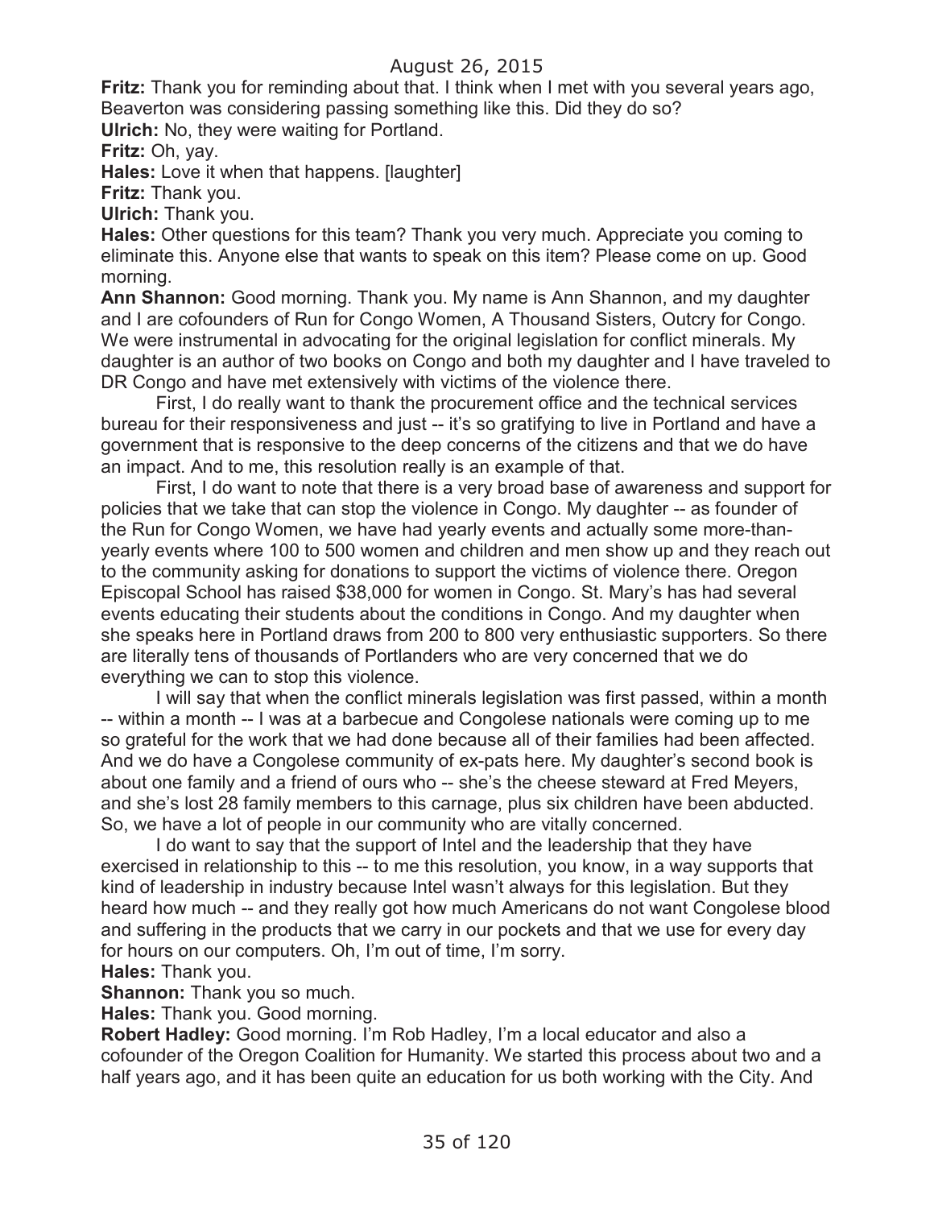**Fritz:** Thank you for reminding about that. I think when I met with you several years ago, Beaverton was considering passing something like this. Did they do so?

**Ulrich:** No, they were waiting for Portland.

**Fritz:** Oh, yay.

**Hales:** Love it when that happens. [laughter]

**Fritz:** Thank you.

**Ulrich:** Thank you.

**Hales:** Other questions for this team? Thank you very much. Appreciate you coming to eliminate this. Anyone else that wants to speak on this item? Please come on up. Good morning.

**Ann Shannon:** Good morning. Thank you. My name is Ann Shannon, and my daughter and I are cofounders of Run for Congo Women, A Thousand Sisters, Outcry for Congo. We were instrumental in advocating for the original legislation for conflict minerals. My daughter is an author of two books on Congo and both my daughter and I have traveled to DR Congo and have met extensively with victims of the violence there.

First, I do really want to thank the procurement office and the technical services bureau for their responsiveness and just -- it's so gratifying to live in Portland and have a government that is responsive to the deep concerns of the citizens and that we do have an impact. And to me, this resolution really is an example of that.

First, I do want to note that there is a very broad base of awareness and support for policies that we take that can stop the violence in Congo. My daughter -- as founder of the Run for Congo Women, we have had yearly events and actually some more-than-yearly events where 100 to 500 women and children and men show up and they reach out to the community asking for donations to support the victims of violence there. Oregon Episcopal School has raised $38,000 for women in Congo. St. Mary's has had several events educating their students about the conditions in Congo. And my daughter when she speaks here in Portland draws from 200 to 800 very enthusiastic supporters. So there are literally tens of thousands of Portlanders who are very concerned that we do everything we can to stop this violence.

I will say that when the conflict minerals legislation was first passed, within a month -- within a month -- I was at a barbecue and Congolese nationals were coming up to me so grateful for the work that we had done because all of their families had been affected. And we do have a Congolese community of ex-pats here. My daughter's second book is about one family and a friend of ours who -- she's the cheese steward at Fred Meyers, and she's lost 28 family members to this carnage, plus six children have been abducted. So, we have a lot of people in our community who are vitally concerned.

I do want to say that the support of Intel and the leadership that they have exercised in relationship to this -- to me this resolution, you know, in a way supports that kind of leadership in industry because Intel wasn't always for this legislation. But they heard how much -- and they really got how much Americans do not want Congolese blood and suffering in the products that we carry in our pockets and that we use for every day for hours on our computers. Oh, I'm out of time, I'm sorry.

**Hales:** Thank you.

**Shannon:** Thank you so much.

**Hales:** Thank you. Good morning.

**Robert Hadley:** Good morning. I'm Rob Hadley, I'm a local educator and also a cofounder of the Oregon Coalition for Humanity. We started this process about two and a half years ago, and it has been quite an education for us both working with the City. And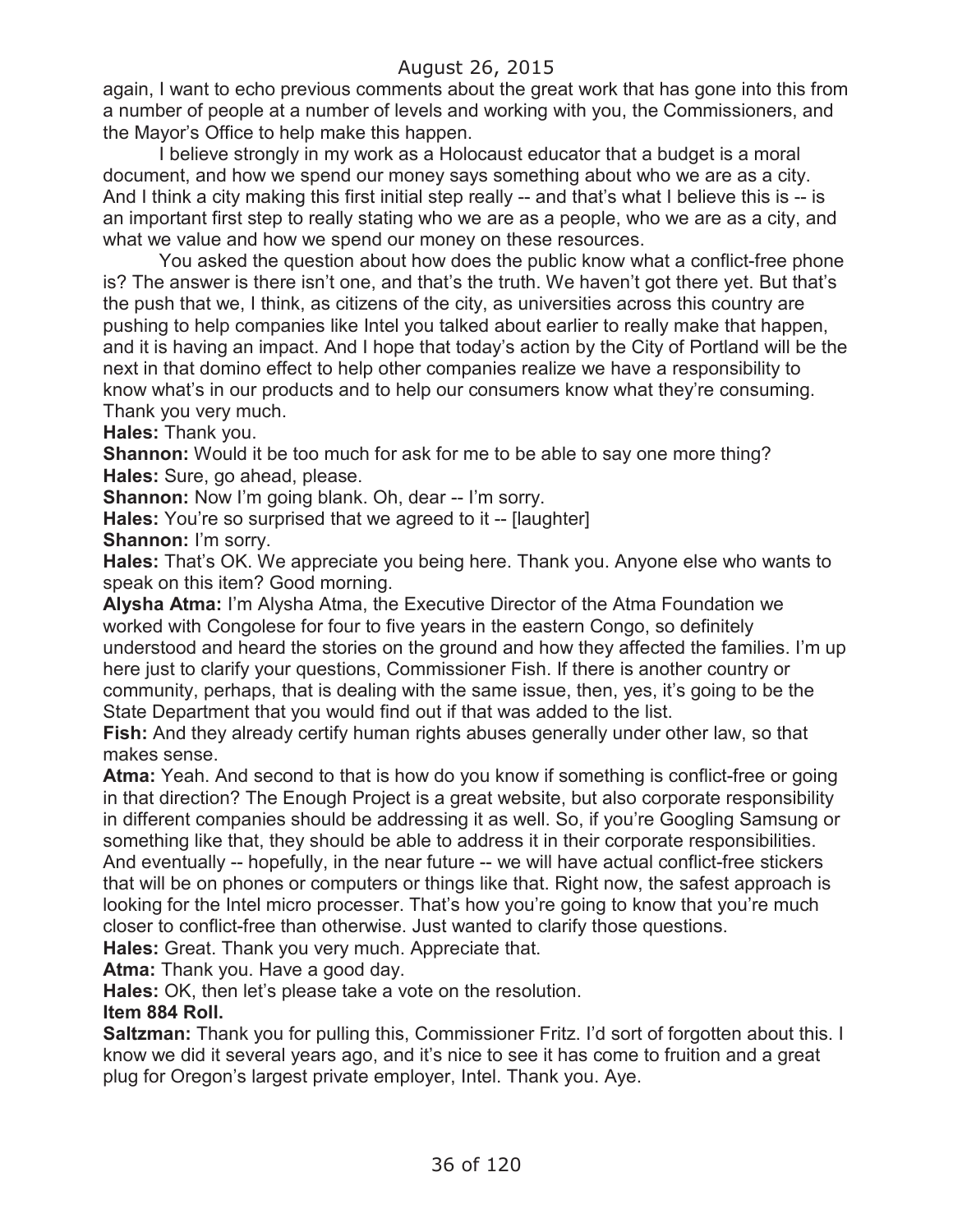again, I want to echo previous comments about the great work that has gone into this from a number of people at a number of levels and working with you, the Commissioners, and the Mayor's Office to help make this happen.

I believe strongly in my work as a Holocaust educator that a budget is a moral document, and how we spend our money says something about who we are as a city. And I think a city making this first initial step really -- and that's what I believe this is -- is an important first step to really stating who we are as a people, who we are as a city, and what we value and how we spend our money on these resources.

You asked the question about how does the public know what a conflict-free phone is? The answer is there isn't one, and that's the truth. We haven't got there yet. But that's the push that we, I think, as citizens of the city, as universities across this country are pushing to help companies like Intel you talked about earlier to really make that happen, and it is having an impact. And I hope that today's action by the City of Portland will be the next in that domino effect to help other companies realize we have a responsibility to know what's in our products and to help our consumers know what they're consuming. Thank you very much.

**Hales:** Thank you.

**Shannon:** Would it be too much for ask for me to be able to say one more thing?

**Hales:** Sure, go ahead, please.

**Shannon:** Now I'm going blank. Oh, dear -- I'm sorry.

**Hales:** You're so surprised that we agreed to it -- [laughter]

**Shannon:** I'm sorry.

**Hales:** That's OK. We appreciate you being here. Thank you. Anyone else who wants to speak on this item? Good morning.

**Alysha Atma:** I'm Alysha Atma, the Executive Director of the Atma Foundation we worked with Congolese for four to five years in the eastern Congo, so definitely understood and heard the stories on the ground and how they affected the families. I'm up here just to clarify your questions, Commissioner Fish. If there is another country or community, perhaps, that is dealing with the same issue, then, yes, it's going to be the State Department that you would find out if that was added to the list.

**Fish:** And they already certify human rights abuses generally under other law, so that makes sense.

**Atma:** Yeah. And second to that is how do you know if something is conflict-free or going in that direction? The Enough Project is a great website, but also corporate responsibility in different companies should be addressing it as well. So, if you're Googling Samsung or something like that, they should be able to address it in their corporate responsibilities. And eventually -- hopefully, in the near future -- we will have actual conflict-free stickers that will be on phones or computers or things like that. Right now, the safest approach is looking for the Intel micro processer. That's how you're going to know that you're much closer to conflict-free than otherwise. Just wanted to clarify those questions.

**Hales:** Great. Thank you very much. Appreciate that.

**Atma:** Thank you. Have a good day.

**Hales:** OK, then let's please take a vote on the resolution.

**Item 884 Roll.**

**Saltzman:** Thank you for pulling this, Commissioner Fritz. I'd sort of forgotten about this. I know we did it several years ago, and it's nice to see it has come to fruition and a great plug for Oregon's largest private employer, Intel. Thank you. Aye.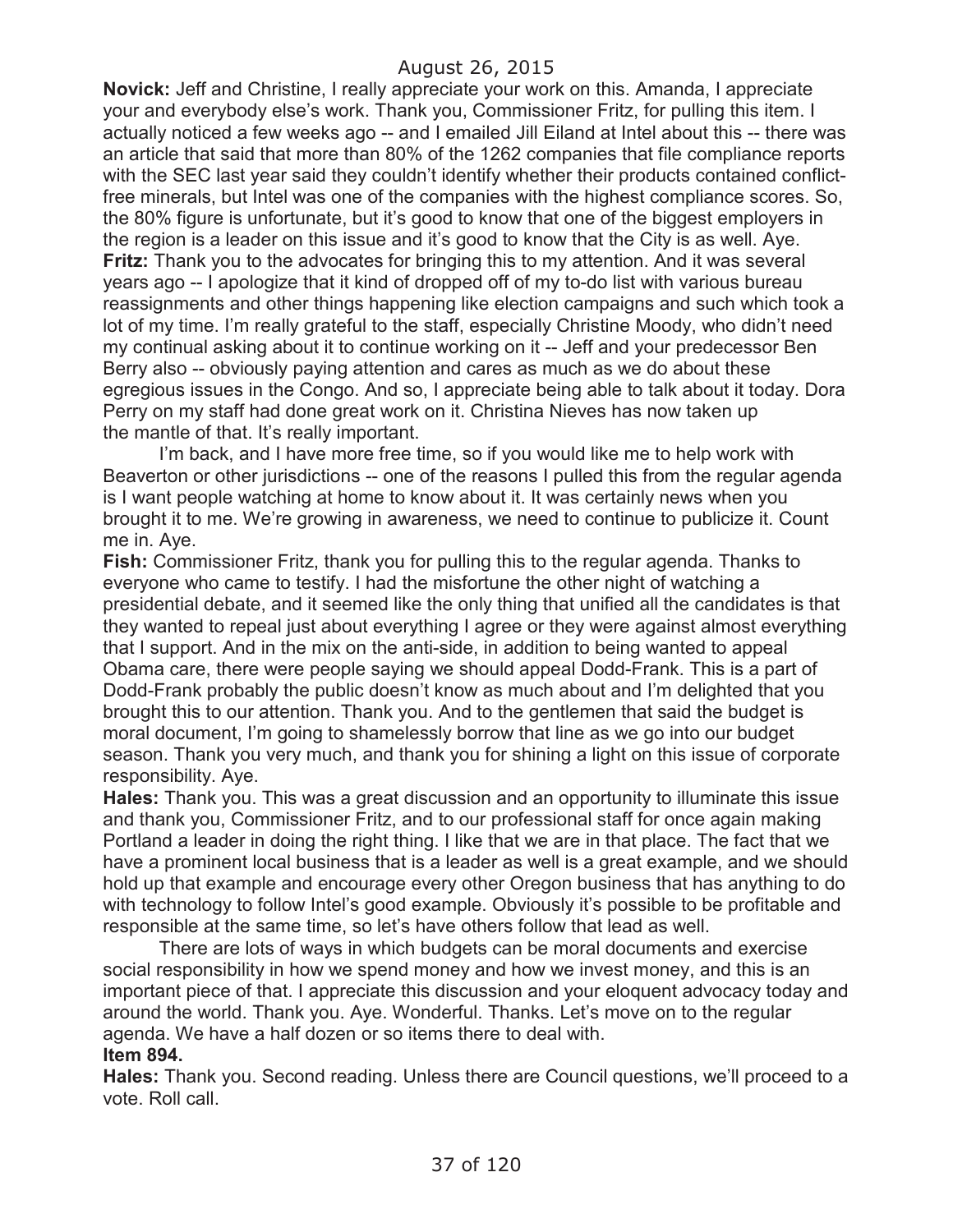**Novick:** Jeff and Christine, I really appreciate your work on this. Amanda, I appreciate your and everybody else's work. Thank you, Commissioner Fritz, for pulling this item. I actually noticed a few weeks ago -- and I emailed Jill Eiland at Intel about this -- there was an article that said that more than 80% of the 1262 companies that file compliance reports with the SEC last year said they couldn't identify whether their products contained conflict-free minerals, but Intel was one of the companies with the highest compliance scores. So, the 80% figure is unfortunate, but it's good to know that one of the biggest employers in the region is a leader on this issue and it's good to know that the City is as well. Aye.

**Fritz:** Thank you to the advocates for bringing this to my attention. And it was several years ago -- I apologize that it kind of dropped off of my to-do list with various bureau reassignments and other things happening like election campaigns and such which took a lot of my time. I'm really grateful to the staff, especially Christine Moody, who didn't need my continual asking about it to continue working on it -- Jeff and your predecessor Ben Berry also -- obviously paying attention and cares as much as we do about these egregious issues in the Congo. And so, I appreciate being able to talk about it today. Dora Perry on my staff had done great work on it. Christina Nieves has now taken up the mantle of that. It's really important.

I'm back, and I have more free time, so if you would like me to help work with Beaverton or other jurisdictions -- one of the reasons I pulled this from the regular agenda is I want people watching at home to know about it. It was certainly news when you brought it to me. We're growing in awareness, we need to continue to publicize it. Count me in. Aye.

**Fish:** Commissioner Fritz, thank you for pulling this to the regular agenda. Thanks to everyone who came to testify. I had the misfortune the other night of watching a presidential debate, and it seemed like the only thing that unified all the candidates is that they wanted to repeal just about everything I agree or they were against almost everything that I support. And in the mix on the anti-side, in addition to being wanted to appeal Obama care, there were people saying we should appeal Dodd-Frank. This is a part of Dodd-Frank probably the public doesn't know as much about and I'm delighted that you brought this to our attention. Thank you. And to the gentlemen that said the budget is moral document, I'm going to shamelessly borrow that line as we go into our budget season. Thank you very much, and thank you for shining a light on this issue of corporate responsibility. Aye.

**Hales:** Thank you. This was a great discussion and an opportunity to illuminate this issue and thank you, Commissioner Fritz, and to our professional staff for once again making Portland a leader in doing the right thing. I like that we are in that place. The fact that we have a prominent local business that is a leader as well is a great example, and we should hold up that example and encourage every other Oregon business that has anything to do with technology to follow Intel's good example. Obviously it's possible to be profitable and responsible at the same time, so let's have others follow that lead as well.

There are lots of ways in which budgets can be moral documents and exercise social responsibility in how we spend money and how we invest money, and this is an important piece of that. I appreciate this discussion and your eloquent advocacy today and around the world. Thank you. Aye. Wonderful. Thanks. Let's move on to the regular agenda. We have a half dozen or so items there to deal with.

**Item 894.**

**Hales:** Thank you. Second reading. Unless there are Council questions, we'll proceed to a vote. Roll call.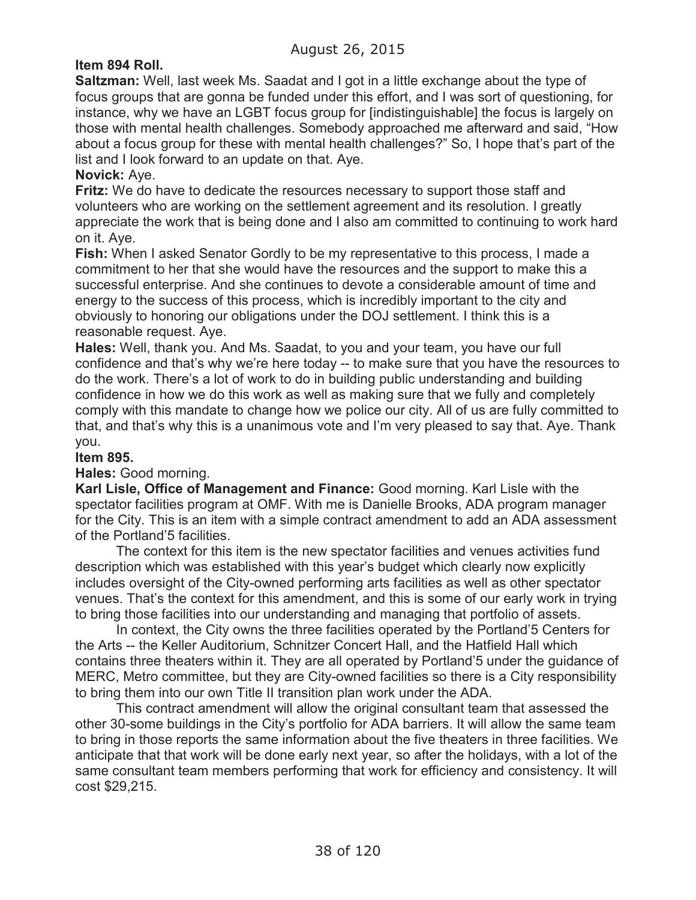**Item 894 Roll.**

**Saltzman:** Well, last week Ms. Saadat and I got in a little exchange about the type of focus groups that are gonna be funded under this effort, and I was sort of questioning, for instance, why we have an LGBT focus group for [indistinguishable] the focus is largely on those with mental health challenges. Somebody approached me afterward and said, "How about a focus group for these with mental health challenges?" So, I hope that's part of the list and I look forward to an update on that. Aye.

**Novick:** Aye.

**Fritz:** We do have to dedicate the resources necessary to support those staff and volunteers who are working on the settlement agreement and its resolution. I greatly appreciate the work that is being done and I also am committed to continuing to work hard on it. Aye.

**Fish:** When I asked Senator Gordly to be my representative to this process, I made a commitment to her that she would have the resources and the support to make this a successful enterprise. And she continues to devote a considerable amount of time and energy to the success of this process, which is incredibly important to the city and obviously to honoring our obligations under the DOJ settlement. I think this is a reasonable request. Aye.

**Hales:** Well, thank you. And Ms. Saadat, to you and your team, you have our full confidence and that's why we're here today -- to make sure that you have the resources to do the work. There's a lot of work to do in building public understanding and building confidence in how we do this work as well as making sure that we fully and completely comply with this mandate to change how we police our city. All of us are fully committed to that, and that's why this is a unanimous vote and I'm very pleased to say that. Aye. Thank you.

**Item 895.**

**Hales:** Good morning.

**Karl Lisle, Office of Management and Finance:** Good morning. Karl Lisle with the spectator facilities program at OMF. With me is Danielle Brooks, ADA program manager for the City. This is an item with a simple contract amendment to add an ADA assessment of the Portland'5 facilities.

The context for this item is the new spectator facilities and venues activities fund description which was established with this year's budget which clearly now explicitly includes oversight of the City-owned performing arts facilities as well as other spectator venues. That's the context for this amendment, and this is some of our early work in trying to bring those facilities into our understanding and managing that portfolio of assets.

In context, the City owns the three facilities operated by the Portland'5 Centers for the Arts -- the Keller Auditorium, Schnitzer Concert Hall, and the Hatfield Hall which contains three theaters within it. They are all operated by Portland'5 under the guidance of MERC, Metro committee, but they are City-owned facilities so there is a City responsibility to bring them into our own Title II transition plan work under the ADA.

This contract amendment will allow the original consultant team that assessed the other 30-some buildings in the City's portfolio for ADA barriers. It will allow the same team to bring in those reports the same information about the five theaters in three facilities. We anticipate that that work will be done early next year, so after the holidays, with a lot of the same consultant team members performing that work for efficiency and consistency. It will cost $29,215.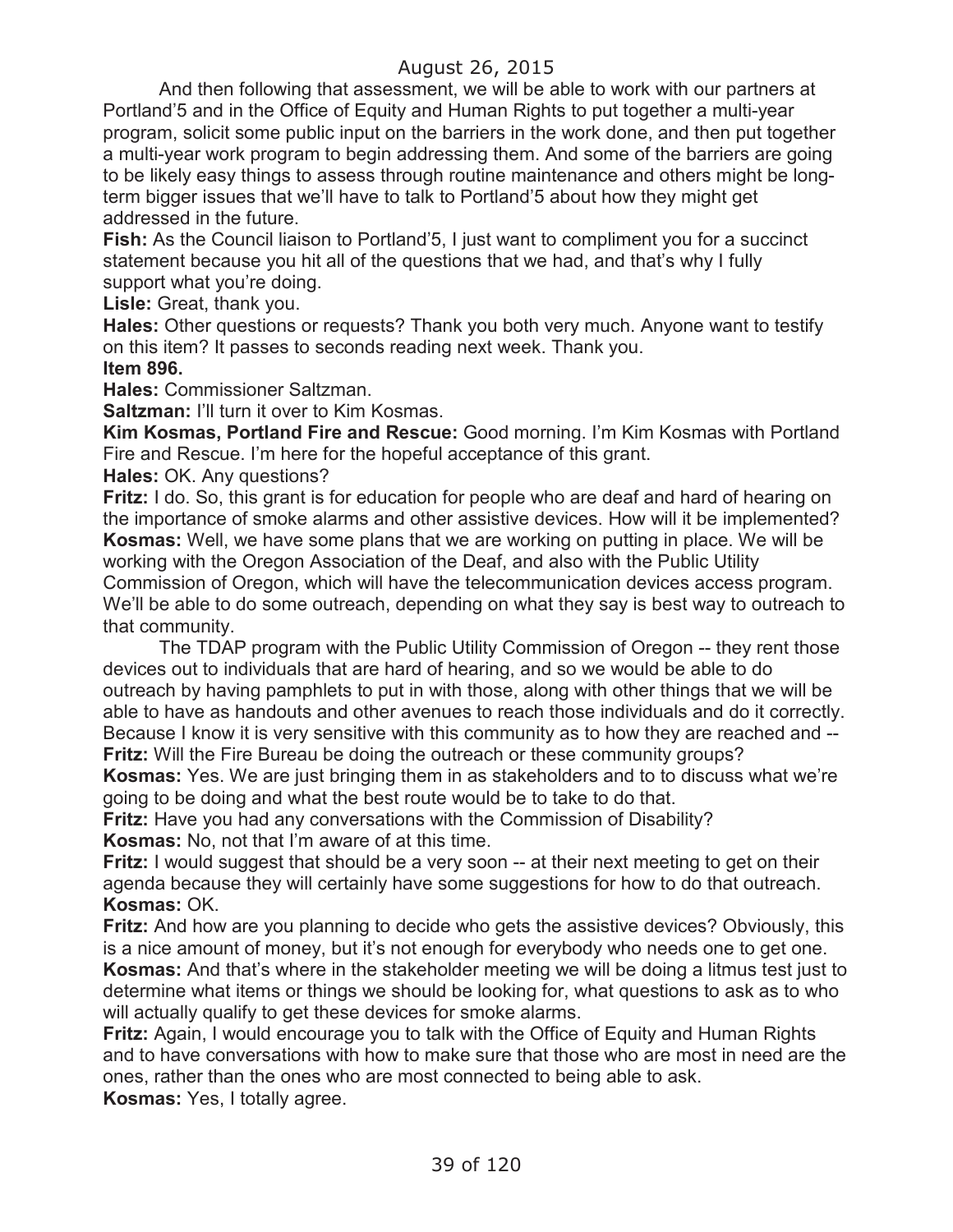And then following that assessment, we will be able to work with our partners at Portland'5 and in the Office of Equity and Human Rights to put together a multi-year program, solicit some public input on the barriers in the work done, and then put together a multi-year work program to begin addressing them. And some of the barriers are going to be likely easy things to assess through routine maintenance and others might be long-term bigger issues that we'll have to talk to Portland'5 about how they might get addressed in the future.

**Fish:** As the Council liaison to Portland'5, I just want to compliment you for a succinct statement because you hit all of the questions that we had, and that's why I fully support what you're doing.

**Lisle:** Great, thank you.

**Hales:** Other questions or requests? Thank you both very much. Anyone want to testify on this item? It passes to seconds reading next week. Thank you.

**Item 896.**

**Hales:** Commissioner Saltzman.

**Saltzman:** I'll turn it over to Kim Kosmas.

**Kim Kosmas, Portland Fire and Rescue:** Good morning. I'm Kim Kosmas with Portland Fire and Rescue. I'm here for the hopeful acceptance of this grant.

**Hales:** OK. Any questions?

**Fritz:** I do. So, this grant is for education for people who are deaf and hard of hearing on the importance of smoke alarms and other assistive devices. How will it be implemented?

**Kosmas:** Well, we have some plans that we are working on putting in place. We will be working with the Oregon Association of the Deaf, and also with the Public Utility Commission of Oregon, which will have the telecommunication devices access program. We'll be able to do some outreach, depending on what they say is best way to outreach to that community.

The TDAP program with the Public Utility Commission of Oregon -- they rent those devices out to individuals that are hard of hearing, and so we would be able to do outreach by having pamphlets to put in with those, along with other things that we will be able to have as handouts and other avenues to reach those individuals and do it correctly. Because I know it is very sensitive with this community as to how they are reached and --

**Fritz:** Will the Fire Bureau be doing the outreach or these community groups?

**Kosmas:** Yes. We are just bringing them in as stakeholders and to to discuss what we're going to be doing and what the best route would be to take to do that.

**Fritz:** Have you had any conversations with the Commission of Disability?

**Kosmas:** No, not that I'm aware of at this time.

**Fritz:** I would suggest that should be a very soon -- at their next meeting to get on their agenda because they will certainly have some suggestions for how to do that outreach.

**Kosmas:** OK.

**Fritz:** And how are you planning to decide who gets the assistive devices? Obviously, this is a nice amount of money, but it's not enough for everybody who needs one to get one.

**Kosmas:** And that's where in the stakeholder meeting we will be doing a litmus test just to determine what items or things we should be looking for, what questions to ask as to who will actually qualify to get these devices for smoke alarms.

**Fritz:** Again, I would encourage you to talk with the Office of Equity and Human Rights and to have conversations with how to make sure that those who are most in need are the ones, rather than the ones who are most connected to being able to ask.

**Kosmas:** Yes, I totally agree.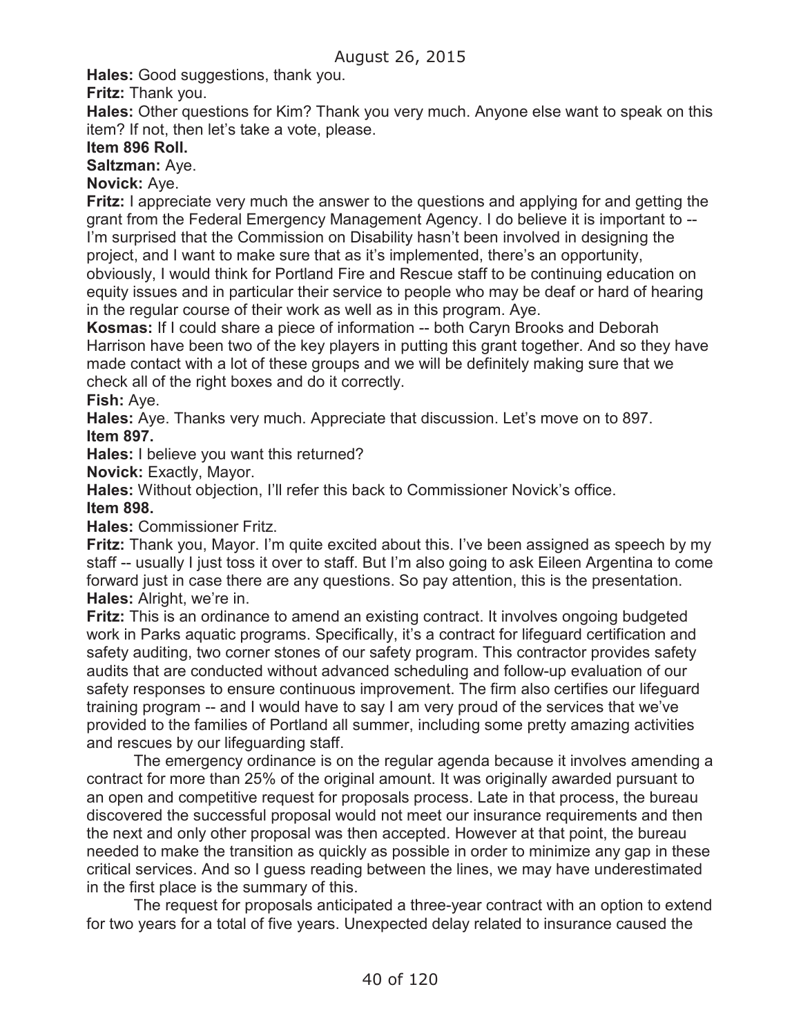**Hales:** Good suggestions, thank you.

**Fritz:** Thank you.

**Hales:** Other questions for Kim? Thank you very much. Anyone else want to speak on this item? If not, then let's take a vote, please.

**Item 896 Roll.**

**Saltzman:** Aye.

**Novick:** Aye.

**Fritz:** I appreciate very much the answer to the questions and applying for and getting the grant from the Federal Emergency Management Agency. I do believe it is important to -- I'm surprised that the Commission on Disability hasn't been involved in designing the project, and I want to make sure that as it's implemented, there's an opportunity, obviously, I would think for Portland Fire and Rescue staff to be continuing education on equity issues and in particular their service to people who may be deaf or hard of hearing in the regular course of their work as well as in this program. Aye.

**Kosmas:** If I could share a piece of information -- both Caryn Brooks and Deborah Harrison have been two of the key players in putting this grant together. And so they have made contact with a lot of these groups and we will be definitely making sure that we check all of the right boxes and do it correctly.

**Fish:** Aye.

**Hales:** Aye. Thanks very much. Appreciate that discussion. Let's move on to 897.

**Item 897.**

**Hales:** I believe you want this returned?

**Novick:** Exactly, Mayor.

**Hales:** Without objection, I'll refer this back to Commissioner Novick's office.

**Item 898.**

**Hales:** Commissioner Fritz.

**Fritz:** Thank you, Mayor. I'm quite excited about this. I've been assigned as speech by my staff -- usually I just toss it over to staff. But I'm also going to ask Eileen Argentina to come forward just in case there are any questions. So pay attention, this is the presentation.

**Hales:** Alright, we're in.

**Fritz:** This is an ordinance to amend an existing contract. It involves ongoing budgeted work in Parks aquatic programs. Specifically, it's a contract for lifeguard certification and safety auditing, two corner stones of our safety program. This contractor provides safety audits that are conducted without advanced scheduling and follow-up evaluation of our safety responses to ensure continuous improvement. The firm also certifies our lifeguard training program -- and I would have to say I am very proud of the services that we've provided to the families of Portland all summer, including some pretty amazing activities and rescues by our lifeguarding staff.

The emergency ordinance is on the regular agenda because it involves amending a contract for more than 25% of the original amount. It was originally awarded pursuant to an open and competitive request for proposals process. Late in that process, the bureau discovered the successful proposal would not meet our insurance requirements and then the next and only other proposal was then accepted. However at that point, the bureau needed to make the transition as quickly as possible in order to minimize any gap in these critical services. And so I guess reading between the lines, we may have underestimated in the first place is the summary of this.

The request for proposals anticipated a three-year contract with an option to extend for two years for a total of five years. Unexpected delay related to insurance caused the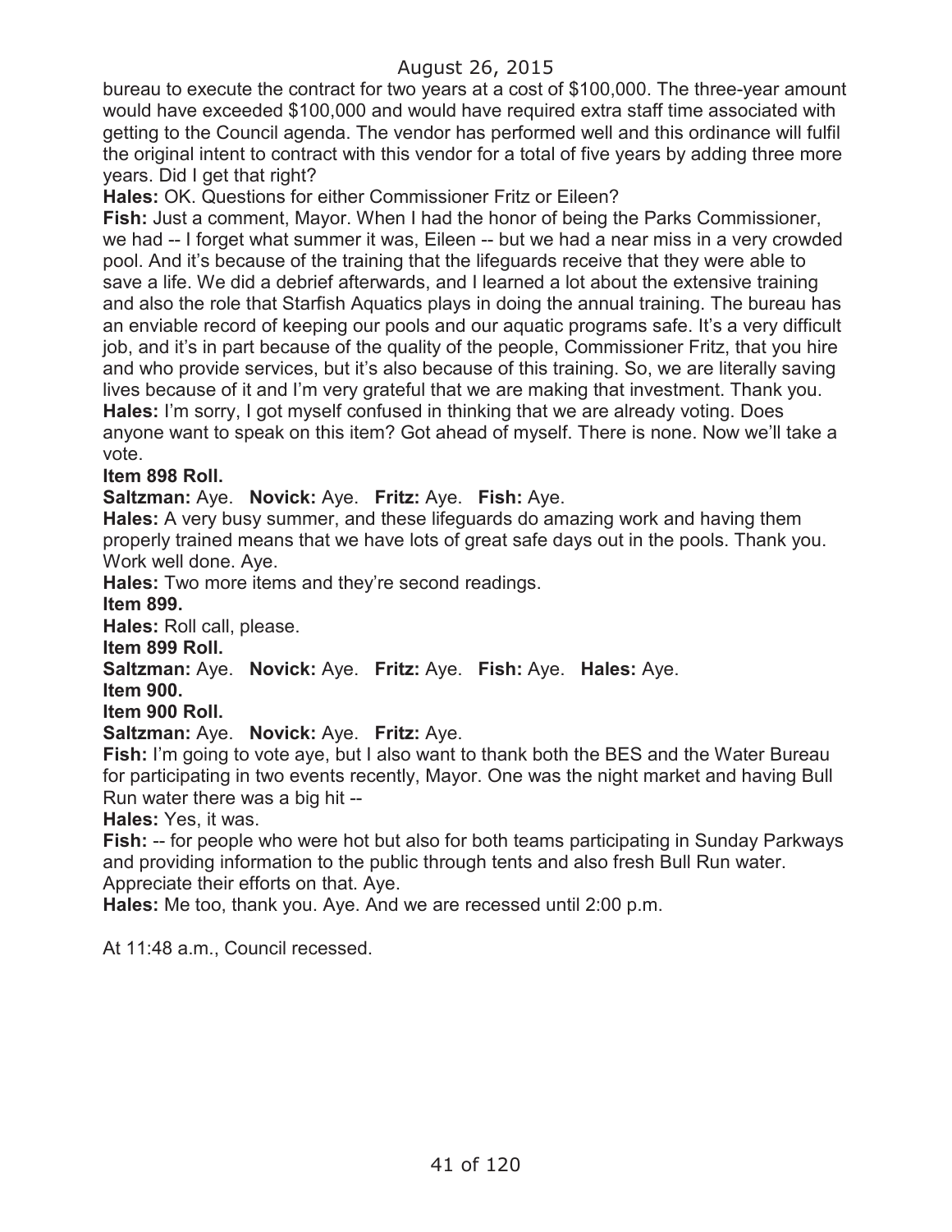bureau to execute the contract for two years at a cost of $100,000. The three-year amount would have exceeded $100,000 and would have required extra staff time associated with getting to the Council agenda. The vendor has performed well and this ordinance will fulfil the original intent to contract with this vendor for a total of five years by adding three more years. Did I get that right?

**Hales:** OK. Questions for either Commissioner Fritz or Eileen?

**Fish:** Just a comment, Mayor. When I had the honor of being the Parks Commissioner, we had -- I forget what summer it was, Eileen -- but we had a near miss in a very crowded pool. And it's because of the training that the lifeguards receive that they were able to save a life. We did a debrief afterwards, and I learned a lot about the extensive training and also the role that Starfish Aquatics plays in doing the annual training. The bureau has an enviable record of keeping our pools and our aquatic programs safe. It's a very difficult job, and it's in part because of the quality of the people, Commissioner Fritz, that you hire and who provide services, but it's also because of this training. So, we are literally saving lives because of it and I'm very grateful that we are making that investment. Thank you.

**Hales:** I'm sorry, I got myself confused in thinking that we are already voting. Does anyone want to speak on this item? Got ahead of myself. There is none. Now we'll take a vote.

**Item 898 Roll.**

**Saltzman:** Aye. **Novick:** Aye. **Fritz:** Aye. **Fish:** Aye.

**Hales:** A very busy summer, and these lifeguards do amazing work and having them properly trained means that we have lots of great safe days out in the pools. Thank you. Work well done. Aye.

**Hales:** Two more items and they're second readings.

**Item 899.**

**Hales:** Roll call, please.

**Item 899 Roll.**

**Saltzman:** Aye. **Novick:** Aye. **Fritz:** Aye. **Fish:** Aye. **Hales:** Aye.

**Item 900.**

**Item 900 Roll.**

**Saltzman:** Aye. **Novick:** Aye. **Fritz:** Aye.

**Fish:** I'm going to vote aye, but I also want to thank both the BES and the Water Bureau for participating in two events recently, Mayor. One was the night market and having Bull Run water there was a big hit --

**Hales:** Yes, it was.

**Fish:** -- for people who were hot but also for both teams participating in Sunday Parkways and providing information to the public through tents and also fresh Bull Run water. Appreciate their efforts on that. Aye.

**Hales:** Me too, thank you. Aye. And we are recessed until 2:00 p.m.

At 11:48 a.m., Council recessed.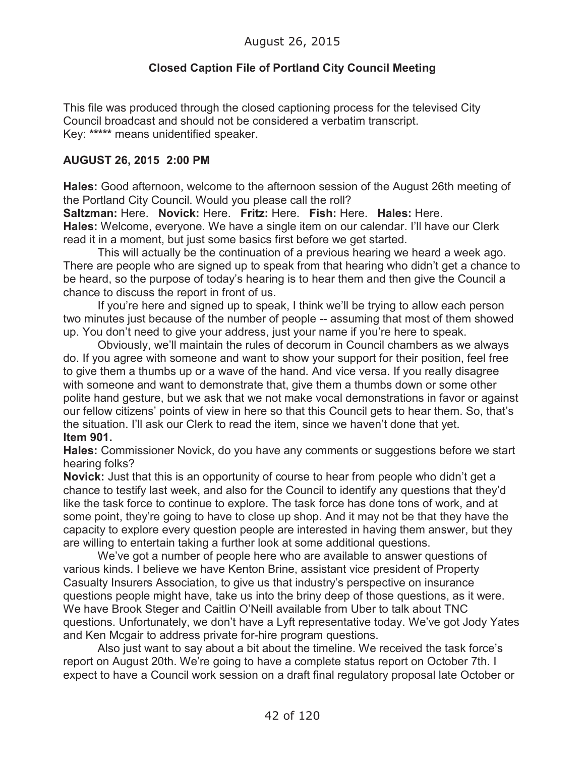August 26, 2015

**Closed Caption File of Portland City Council Meeting**

This file was produced through the closed captioning process for the televised City Council broadcast and should not be considered a verbatim transcript.
Key: ***** means unidentified speaker.

**AUGUST 26, 2015 2:00 PM**

**Hales:** Good afternoon, welcome to the afternoon session of the August 26th meeting of the Portland City Council. Would you please call the roll?
**Saltzman:** Here. **Novick:** Here. **Fritz:** Here. **Fish:** Here. **Hales:** Here.
**Hales:** Welcome, everyone. We have a single item on our calendar. I'll have our Clerk read it in a moment, but just some basics first before we get started.

This will actually be the continuation of a previous hearing we heard a week ago. There are people who are signed up to speak from that hearing who didn't get a chance to be heard, so the purpose of today's hearing is to hear them and then give the Council a chance to discuss the report in front of us.

If you're here and signed up to speak, I think we'll be trying to allow each person two minutes just because of the number of people -- assuming that most of them showed up. You don't need to give your address, just your name if you're here to speak.

Obviously, we'll maintain the rules of decorum in Council chambers as we always do. If you agree with someone and want to show your support for their position, feel free to give them a thumbs up or a wave of the hand. And vice versa. If you really disagree with someone and want to demonstrate that, give them a thumbs down or some other polite hand gesture, but we ask that we not make vocal demonstrations in favor or against our fellow citizens' points of view in here so that this Council gets to hear them. So, that's the situation. I'll ask our Clerk to read the item, since we haven't done that yet.
**Item 901.**
**Hales:** Commissioner Novick, do you have any comments or suggestions before we start hearing folks?
**Novick:** Just that this is an opportunity of course to hear from people who didn't get a chance to testify last week, and also for the Council to identify any questions that they'd like the task force to continue to explore. The task force has done tons of work, and at some point, they're going to have to close up shop. And it may not be that they have the capacity to explore every question people are interested in having them answer, but they are willing to entertain taking a further look at some additional questions.

We've got a number of people here who are available to answer questions of various kinds. I believe we have Kenton Brine, assistant vice president of Property Casualty Insurers Association, to give us that industry's perspective on insurance questions people might have, take us into the briny deep of those questions, as it were. We have Brook Steger and Caitlin O'Neill available from Uber to talk about TNC questions. Unfortunately, we don't have a Lyft representative today. We've got Jody Yates and Ken Mcgair to address private for-hire program questions.

Also just want to say about a bit about the timeline. We received the task force's report on August 20th. We're going to have a complete status report on October 7th. I expect to have a Council work session on a draft final regulatory proposal late October or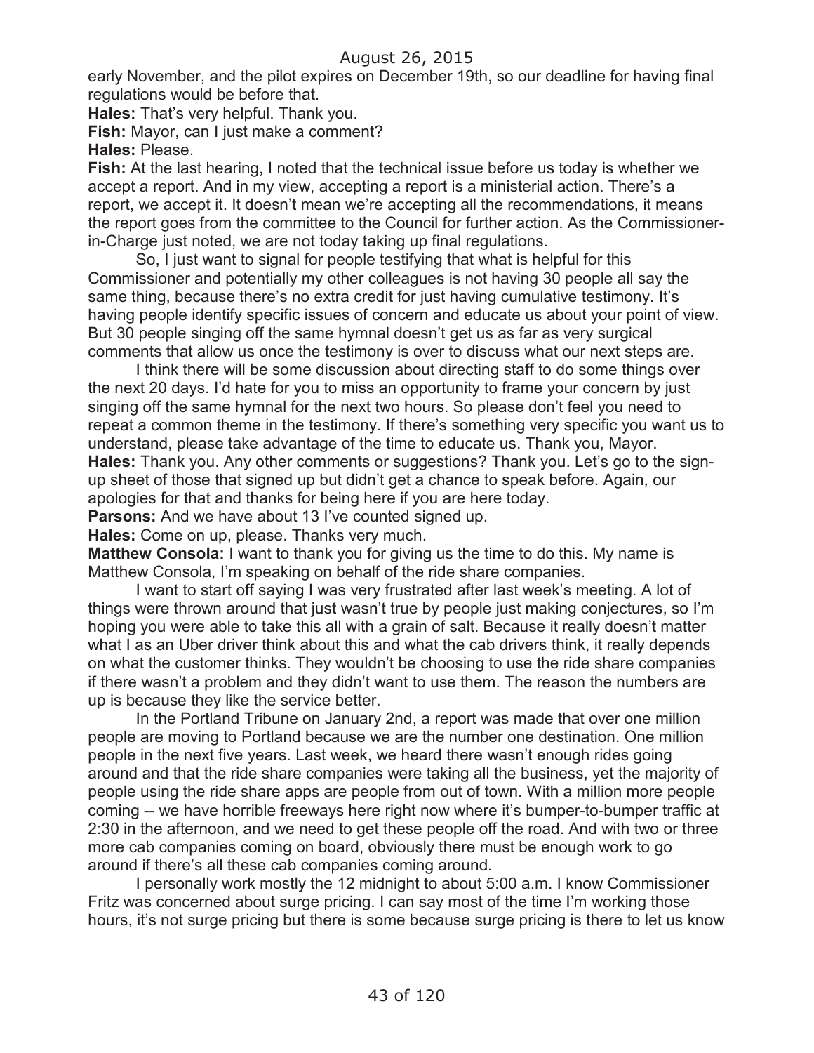early November, and the pilot expires on December 19th, so our deadline for having final regulations would be before that.

**Hales:** That's very helpful. Thank you.

**Fish:** Mayor, can I just make a comment?

**Hales:** Please.

**Fish:** At the last hearing, I noted that the technical issue before us today is whether we accept a report. And in my view, accepting a report is a ministerial action. There's a report, we accept it. It doesn't mean we're accepting all the recommendations, it means the report goes from the committee to the Council for further action. As the Commissioner-in-Charge just noted, we are not today taking up final regulations.

So, I just want to signal for people testifying that what is helpful for this Commissioner and potentially my other colleagues is not having 30 people all say the same thing, because there's no extra credit for just having cumulative testimony. It's having people identify specific issues of concern and educate us about your point of view. But 30 people singing off the same hymnal doesn't get us as far as very surgical comments that allow us once the testimony is over to discuss what our next steps are.

I think there will be some discussion about directing staff to do some things over the next 20 days. I'd hate for you to miss an opportunity to frame your concern by just singing off the same hymnal for the next two hours. So please don't feel you need to repeat a common theme in the testimony. If there's something very specific you want us to understand, please take advantage of the time to educate us. Thank you, Mayor.

**Hales:** Thank you. Any other comments or suggestions? Thank you. Let's go to the sign-up sheet of those that signed up but didn't get a chance to speak before. Again, our apologies for that and thanks for being here if you are here today.

**Parsons:** And we have about 13 I've counted signed up.

**Hales:** Come on up, please. Thanks very much.

**Matthew Consola:** I want to thank you for giving us the time to do this. My name is Matthew Consola, I'm speaking on behalf of the ride share companies.

I want to start off saying I was very frustrated after last week's meeting. A lot of things were thrown around that just wasn't true by people just making conjectures, so I'm hoping you were able to take this all with a grain of salt. Because it really doesn't matter what I as an Uber driver think about this and what the cab drivers think, it really depends on what the customer thinks. They wouldn't be choosing to use the ride share companies if there wasn't a problem and they didn't want to use them. The reason the numbers are up is because they like the service better.

In the Portland Tribune on January 2nd, a report was made that over one million people are moving to Portland because we are the number one destination. One million people in the next five years. Last week, we heard there wasn't enough rides going around and that the ride share companies were taking all the business, yet the majority of people using the ride share apps are people from out of town. With a million more people coming -- we have horrible freeways here right now where it's bumper-to-bumper traffic at 2:30 in the afternoon, and we need to get these people off the road. And with two or three more cab companies coming on board, obviously there must be enough work to go around if there's all these cab companies coming around.

I personally work mostly the 12 midnight to about 5:00 a.m. I know Commissioner Fritz was concerned about surge pricing. I can say most of the time I'm working those hours, it's not surge pricing but there is some because surge pricing is there to let us know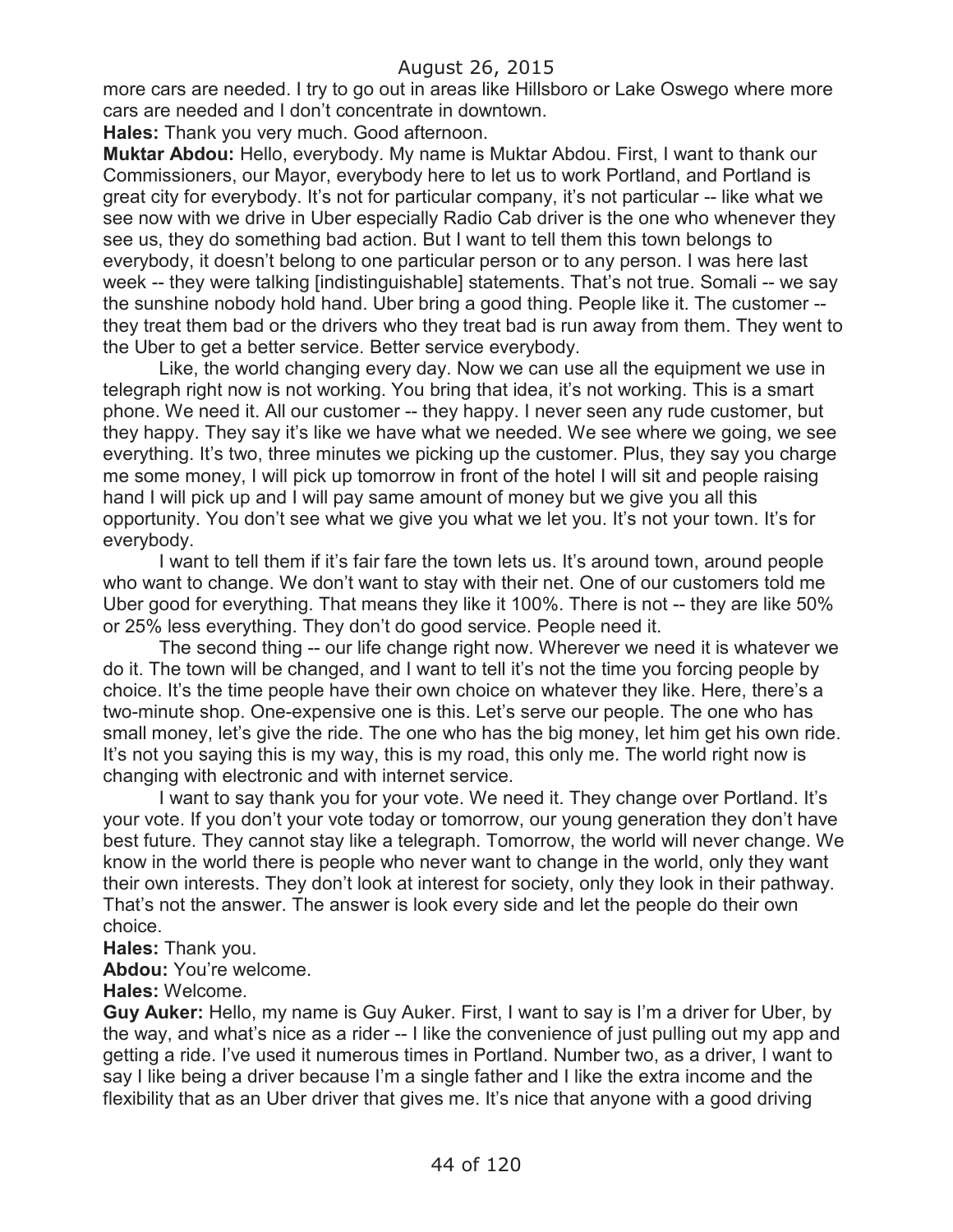more cars are needed. I try to go out in areas like Hillsboro or Lake Oswego where more cars are needed and I don't concentrate in downtown.

**Hales:** Thank you very much. Good afternoon.

**Muktar Abdou:** Hello, everybody. My name is Muktar Abdou. First, I want to thank our Commissioners, our Mayor, everybody here to let us to work Portland, and Portland is great city for everybody. It's not for particular company, it's not particular -- like what we see now with we drive in Uber especially Radio Cab driver is the one who whenever they see us, they do something bad action. But I want to tell them this town belongs to everybody, it doesn't belong to one particular person or to any person. I was here last week -- they were talking [indistinguishable] statements. That's not true. Somali -- we say the sunshine nobody hold hand. Uber bring a good thing. People like it. The customer -- they treat them bad or the drivers who they treat bad is run away from them. They went to the Uber to get a better service. Better service everybody.

Like, the world changing every day. Now we can use all the equipment we use in telegraph right now is not working. You bring that idea, it's not working. This is a smart phone. We need it. All our customer -- they happy. I never seen any rude customer, but they happy. They say it's like we have what we needed. We see where we going, we see everything. It's two, three minutes we picking up the customer. Plus, they say you charge me some money, I will pick up tomorrow in front of the hotel I will sit and people raising hand I will pick up and I will pay same amount of money but we give you all this opportunity. You don't see what we give you what we let you. It's not your town. It's for everybody.

I want to tell them if it's fair fare the town lets us. It's around town, around people who want to change. We don't want to stay with their net. One of our customers told me Uber good for everything. That means they like it 100%. There is not -- they are like 50% or 25% less everything. They don't do good service. People need it.

The second thing -- our life change right now. Wherever we need it is whatever we do it. The town will be changed, and I want to tell it's not the time you forcing people by choice. It's the time people have their own choice on whatever they like. Here, there's a two-minute shop. One-expensive one is this. Let's serve our people. The one who has small money, let's give the ride. The one who has the big money, let him get his own ride. It's not you saying this is my way, this is my road, this only me. The world right now is changing with electronic and with internet service.

I want to say thank you for your vote. We need it. They change over Portland. It's your vote. If you don't your vote today or tomorrow, our young generation they don't have best future. They cannot stay like a telegraph. Tomorrow, the world will never change. We know in the world there is people who never want to change in the world, only they want their own interests. They don't look at interest for society, only they look in their pathway. That's not the answer. The answer is look every side and let the people do their own choice.

**Hales:** Thank you.

**Abdou:** You're welcome.

**Hales:** Welcome.

**Guy Auker:** Hello, my name is Guy Auker. First, I want to say is I'm a driver for Uber, by the way, and what's nice as a rider -- I like the convenience of just pulling out my app and getting a ride. I've used it numerous times in Portland. Number two, as a driver, I want to say I like being a driver because I'm a single father and I like the extra income and the flexibility that as an Uber driver that gives me. It's nice that anyone with a good driving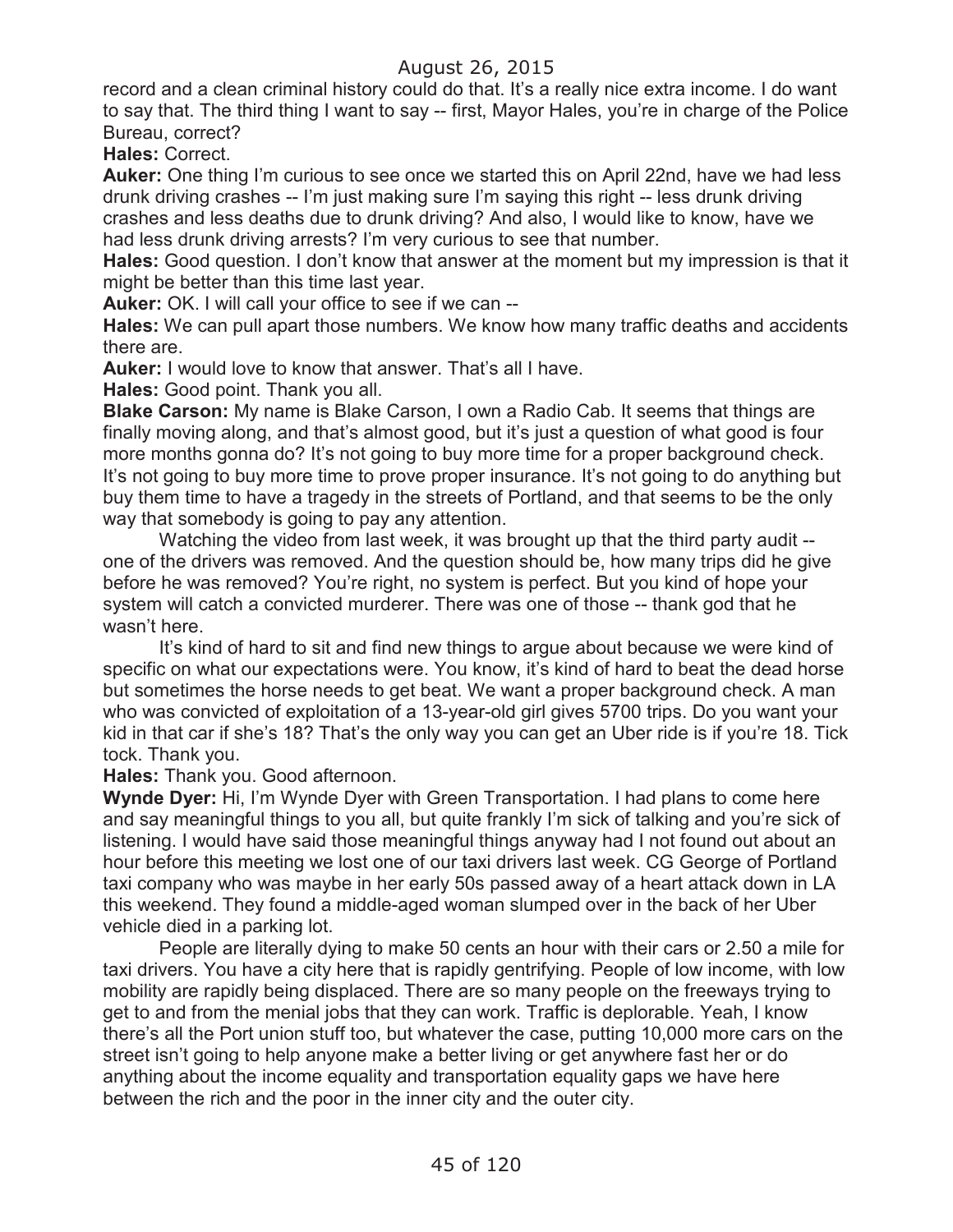record and a clean criminal history could do that. It's a really nice extra income. I do want to say that. The third thing I want to say -- first, Mayor Hales, you're in charge of the Police Bureau, correct?

**Hales:** Correct.

**Auker:** One thing I'm curious to see once we started this on April 22nd, have we had less drunk driving crashes -- I'm just making sure I'm saying this right -- less drunk driving crashes and less deaths due to drunk driving? And also, I would like to know, have we had less drunk driving arrests? I'm very curious to see that number.

**Hales:** Good question. I don't know that answer at the moment but my impression is that it might be better than this time last year.

**Auker:** OK. I will call your office to see if we can --

**Hales:** We can pull apart those numbers. We know how many traffic deaths and accidents there are.

**Auker:** I would love to know that answer. That's all I have.

**Hales:** Good point. Thank you all.

**Blake Carson:** My name is Blake Carson, I own a Radio Cab. It seems that things are finally moving along, and that's almost good, but it's just a question of what good is four more months gonna do? It's not going to buy more time for a proper background check. It's not going to buy more time to prove proper insurance. It's not going to do anything but buy them time to have a tragedy in the streets of Portland, and that seems to be the only way that somebody is going to pay any attention.

Watching the video from last week, it was brought up that the third party audit -- one of the drivers was removed. And the question should be, how many trips did he give before he was removed? You're right, no system is perfect. But you kind of hope your system will catch a convicted murderer. There was one of those -- thank god that he wasn't here.

It's kind of hard to sit and find new things to argue about because we were kind of specific on what our expectations were. You know, it's kind of hard to beat the dead horse but sometimes the horse needs to get beat. We want a proper background check. A man who was convicted of exploitation of a 13-year-old girl gives 5700 trips. Do you want your kid in that car if she's 18? That's the only way you can get an Uber ride is if you're 18. Tick tock. Thank you.

**Hales:** Thank you. Good afternoon.

**Wynde Dyer:** Hi, I'm Wynde Dyer with Green Transportation. I had plans to come here and say meaningful things to you all, but quite frankly I'm sick of talking and you're sick of listening. I would have said those meaningful things anyway had I not found out about an hour before this meeting we lost one of our taxi drivers last week. CG George of Portland taxi company who was maybe in her early 50s passed away of a heart attack down in LA this weekend. They found a middle-aged woman slumped over in the back of her Uber vehicle died in a parking lot.

People are literally dying to make 50 cents an hour with their cars or 2.50 a mile for taxi drivers. You have a city here that is rapidly gentrifying. People of low income, with low mobility are rapidly being displaced. There are so many people on the freeways trying to get to and from the menial jobs that they can work. Traffic is deplorable. Yeah, I know there's all the Port union stuff too, but whatever the case, putting 10,000 more cars on the street isn't going to help anyone make a better living or get anywhere fast her or do anything about the income equality and transportation equality gaps we have here between the rich and the poor in the inner city and the outer city.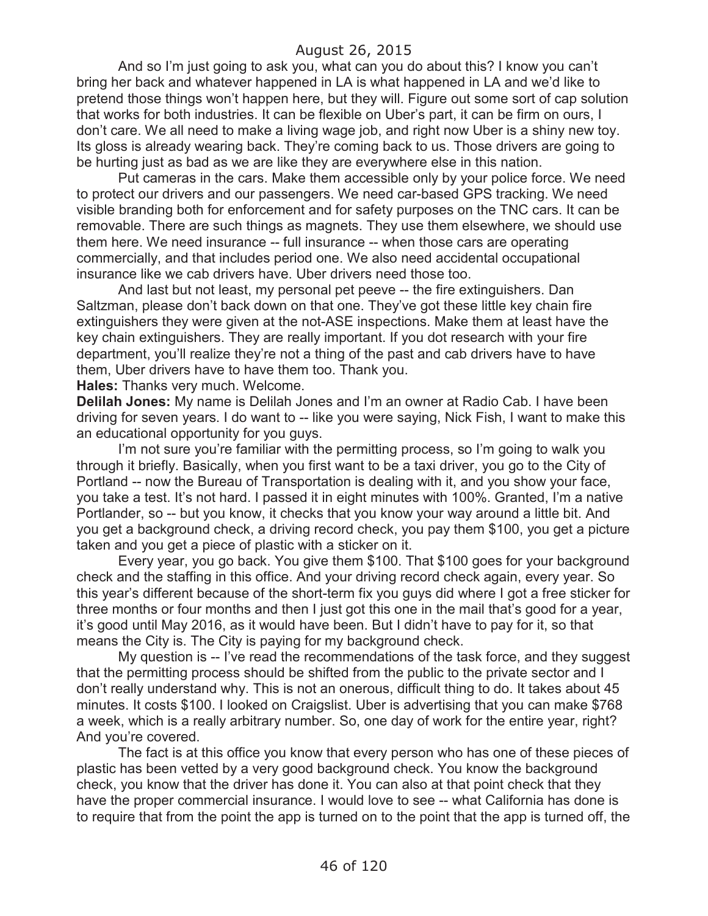And so I'm just going to ask you, what can you do about this? I know you can't bring her back and whatever happened in LA is what happened in LA and we'd like to pretend those things won't happen here, but they will. Figure out some sort of cap solution that works for both industries. It can be flexible on Uber's part, it can be firm on ours, I don't care. We all need to make a living wage job, and right now Uber is a shiny new toy. Its gloss is already wearing back. They're coming back to us. Those drivers are going to be hurting just as bad as we are like they are everywhere else in this nation.

Put cameras in the cars. Make them accessible only by your police force. We need to protect our drivers and our passengers. We need car-based GPS tracking. We need visible branding both for enforcement and for safety purposes on the TNC cars. It can be removable. There are such things as magnets. They use them elsewhere, we should use them here. We need insurance -- full insurance -- when those cars are operating commercially, and that includes period one. We also need accidental occupational insurance like we cab drivers have. Uber drivers need those too.

And last but not least, my personal pet peeve -- the fire extinguishers. Dan Saltzman, please don't back down on that one. They've got these little key chain fire extinguishers they were given at the not-ASE inspections. Make them at least have the key chain extinguishers. They are really important. If you dot research with your fire department, you'll realize they're not a thing of the past and cab drivers have to have them, Uber drivers have to have them too. Thank you.

**Hales:** Thanks very much. Welcome.

**Delilah Jones:** My name is Delilah Jones and I'm an owner at Radio Cab. I have been driving for seven years. I do want to -- like you were saying, Nick Fish, I want to make this an educational opportunity for you guys.

I'm not sure you're familiar with the permitting process, so I'm going to walk you through it briefly. Basically, when you first want to be a taxi driver, you go to the City of Portland -- now the Bureau of Transportation is dealing with it, and you show your face, you take a test. It's not hard. I passed it in eight minutes with 100%. Granted, I'm a native Portlander, so -- but you know, it checks that you know your way around a little bit. And you get a background check, a driving record check, you pay them $100, you get a picture taken and you get a piece of plastic with a sticker on it.

Every year, you go back. You give them $100. That $100 goes for your background check and the staffing in this office. And your driving record check again, every year. So this year's different because of the short-term fix you guys did where I got a free sticker for three months or four months and then I just got this one in the mail that's good for a year, it's good until May 2016, as it would have been. But I didn't have to pay for it, so that means the City is. The City is paying for my background check.

My question is -- I've read the recommendations of the task force, and they suggest that the permitting process should be shifted from the public to the private sector and I don't really understand why. This is not an onerous, difficult thing to do. It takes about 45 minutes. It costs $100. I looked on Craigslist. Uber is advertising that you can make $768 a week, which is a really arbitrary number. So, one day of work for the entire year, right? And you're covered.

The fact is at this office you know that every person who has one of these pieces of plastic has been vetted by a very good background check. You know the background check, you know that the driver has done it. You can also at that point check that they have the proper commercial insurance. I would love to see -- what California has done is to require that from the point the app is turned on to the point that the app is turned off, the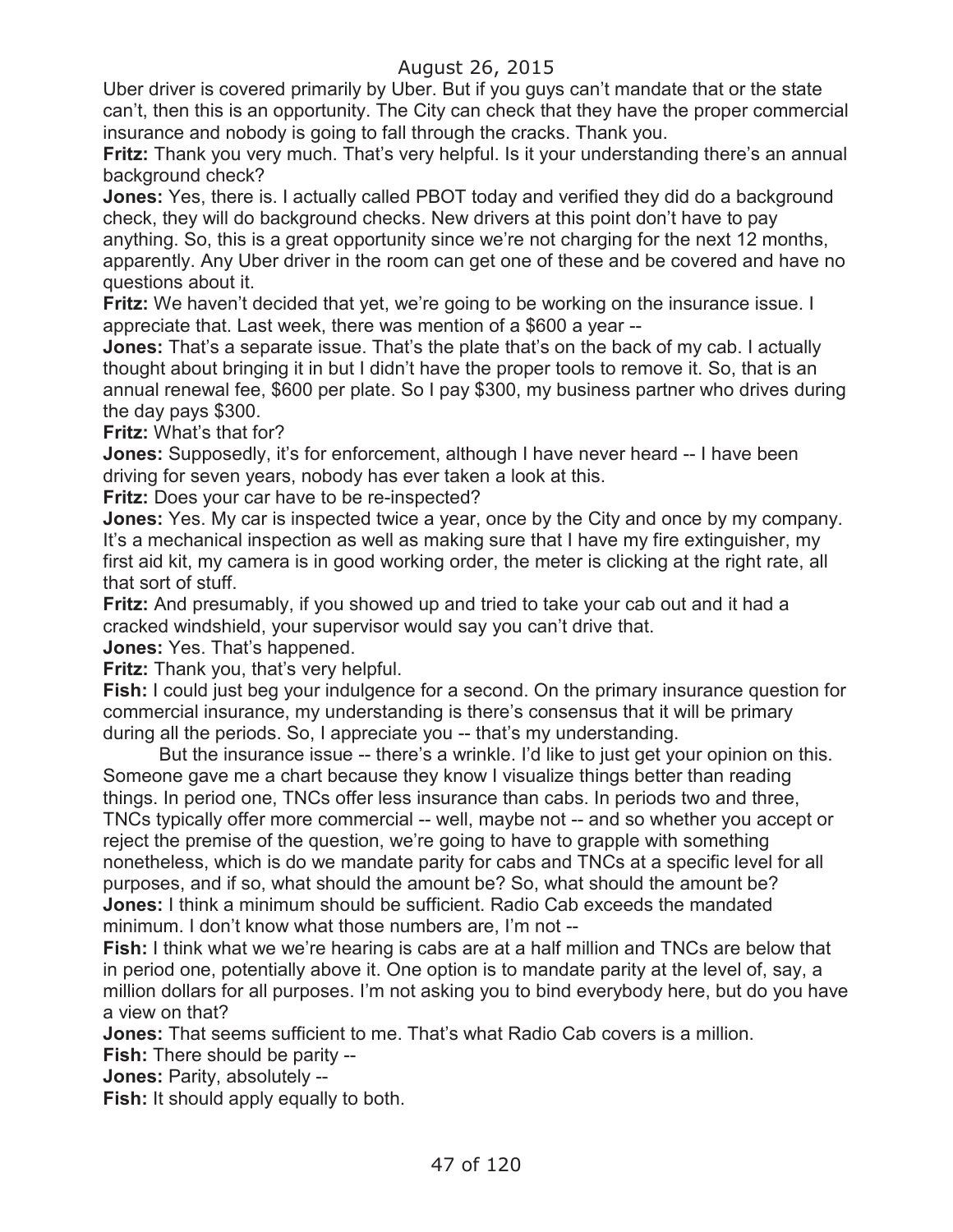Uber driver is covered primarily by Uber. But if you guys can't mandate that or the state can't, then this is an opportunity. The City can check that they have the proper commercial insurance and nobody is going to fall through the cracks. Thank you.

**Fritz:** Thank you very much. That's very helpful. Is it your understanding there's an annual background check?

**Jones:** Yes, there is. I actually called PBOT today and verified they did do a background check, they will do background checks. New drivers at this point don't have to pay anything. So, this is a great opportunity since we're not charging for the next 12 months, apparently. Any Uber driver in the room can get one of these and be covered and have no questions about it.

**Fritz:** We haven't decided that yet, we're going to be working on the insurance issue. I appreciate that. Last week, there was mention of a $600 a year --

**Jones:** That's a separate issue. That's the plate that's on the back of my cab. I actually thought about bringing it in but I didn't have the proper tools to remove it. So, that is an annual renewal fee, $600 per plate. So I pay $300, my business partner who drives during the day pays $300.

**Fritz:** What's that for?

**Jones:** Supposedly, it's for enforcement, although I have never heard -- I have been driving for seven years, nobody has ever taken a look at this.

**Fritz:** Does your car have to be re-inspected?

**Jones:** Yes. My car is inspected twice a year, once by the City and once by my company. It's a mechanical inspection as well as making sure that I have my fire extinguisher, my first aid kit, my camera is in good working order, the meter is clicking at the right rate, all that sort of stuff.

**Fritz:** And presumably, if you showed up and tried to take your cab out and it had a cracked windshield, your supervisor would say you can't drive that.

**Jones:** Yes. That's happened.

**Fritz:** Thank you, that's very helpful.

**Fish:** I could just beg your indulgence for a second. On the primary insurance question for commercial insurance, my understanding is there's consensus that it will be primary during all the periods. So, I appreciate you -- that's my understanding.

But the insurance issue -- there's a wrinkle. I'd like to just get your opinion on this. Someone gave me a chart because they know I visualize things better than reading things. In period one, TNCs offer less insurance than cabs. In periods two and three, TNCs typically offer more commercial -- well, maybe not -- and so whether you accept or reject the premise of the question, we're going to have to grapple with something nonetheless, which is do we mandate parity for cabs and TNCs at a specific level for all purposes, and if so, what should the amount be? So, what should the amount be?

**Jones:** I think a minimum should be sufficient. Radio Cab exceeds the mandated minimum. I don't know what those numbers are, I'm not --

**Fish:** I think what we we're hearing is cabs are at a half million and TNCs are below that in period one, potentially above it. One option is to mandate parity at the level of, say, a million dollars for all purposes. I'm not asking you to bind everybody here, but do you have a view on that?

**Jones:** That seems sufficient to me. That's what Radio Cab covers is a million.

**Fish:** There should be parity --

**Jones:** Parity, absolutely --

**Fish:** It should apply equally to both.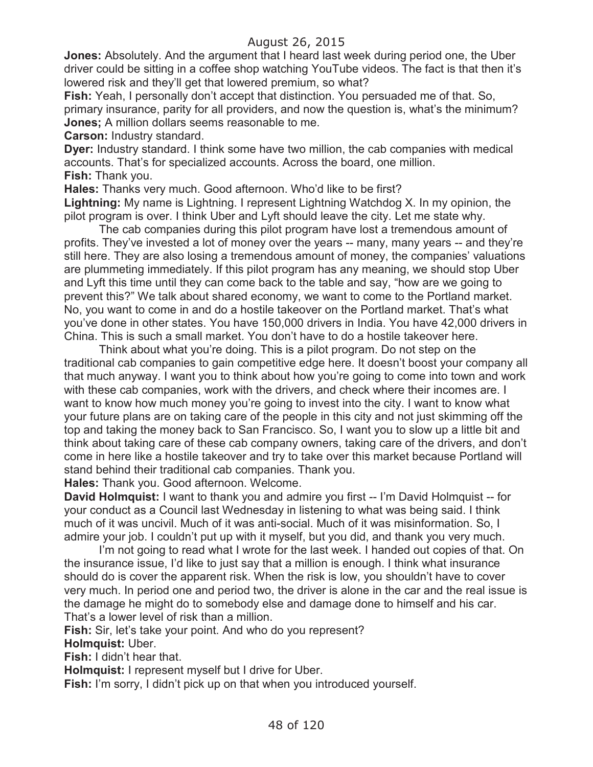**Jones:** Absolutely. And the argument that I heard last week during period one, the Uber driver could be sitting in a coffee shop watching YouTube videos. The fact is that then it's lowered risk and they'll get that lowered premium, so what?

**Fish:** Yeah, I personally don't accept that distinction. You persuaded me of that. So, primary insurance, parity for all providers, and now the question is, what's the minimum?

**Jones;** A million dollars seems reasonable to me.

**Carson:** Industry standard.

**Dyer:** Industry standard. I think some have two million, the cab companies with medical accounts. That's for specialized accounts. Across the board, one million.

**Fish:** Thank you.

**Hales:** Thanks very much. Good afternoon. Who'd like to be first?

**Lightning:** My name is Lightning. I represent Lightning Watchdog X. In my opinion, the pilot program is over. I think Uber and Lyft should leave the city. Let me state why.

The cab companies during this pilot program have lost a tremendous amount of profits. They've invested a lot of money over the years -- many, many years -- and they're still here. They are also losing a tremendous amount of money, the companies' valuations are plummeting immediately. If this pilot program has any meaning, we should stop Uber and Lyft this time until they can come back to the table and say, "how are we going to prevent this?" We talk about shared economy, we want to come to the Portland market. No, you want to come in and do a hostile takeover on the Portland market. That's what you've done in other states. You have 150,000 drivers in India. You have 42,000 drivers in China. This is such a small market. You don't have to do a hostile takeover here.

Think about what you're doing. This is a pilot program. Do not step on the traditional cab companies to gain competitive edge here. It doesn't boost your company all that much anyway. I want you to think about how you're going to come into town and work with these cab companies, work with the drivers, and check where their incomes are. I want to know how much money you're going to invest into the city. I want to know what your future plans are on taking care of the people in this city and not just skimming off the top and taking the money back to San Francisco. So, I want you to slow up a little bit and think about taking care of these cab company owners, taking care of the drivers, and don't come in here like a hostile takeover and try to take over this market because Portland will stand behind their traditional cab companies. Thank you.

**Hales:** Thank you. Good afternoon. Welcome.

**David Holmquist:** I want to thank you and admire you first -- I'm David Holmquist -- for your conduct as a Council last Wednesday in listening to what was being said. I think much of it was uncivil. Much of it was anti-social. Much of it was misinformation. So, I admire your job. I couldn't put up with it myself, but you did, and thank you very much.

I'm not going to read what I wrote for the last week. I handed out copies of that. On the insurance issue, I'd like to just say that a million is enough. I think what insurance should do is cover the apparent risk. When the risk is low, you shouldn't have to cover very much. In period one and period two, the driver is alone in the car and the real issue is the damage he might do to somebody else and damage done to himself and his car. That's a lower level of risk than a million.

**Fish:** Sir, let's take your point. And who do you represent?

**Holmquist:** Uber.

**Fish:** I didn't hear that.

**Holmquist:** I represent myself but I drive for Uber.

**Fish:** I'm sorry, I didn't pick up on that when you introduced yourself.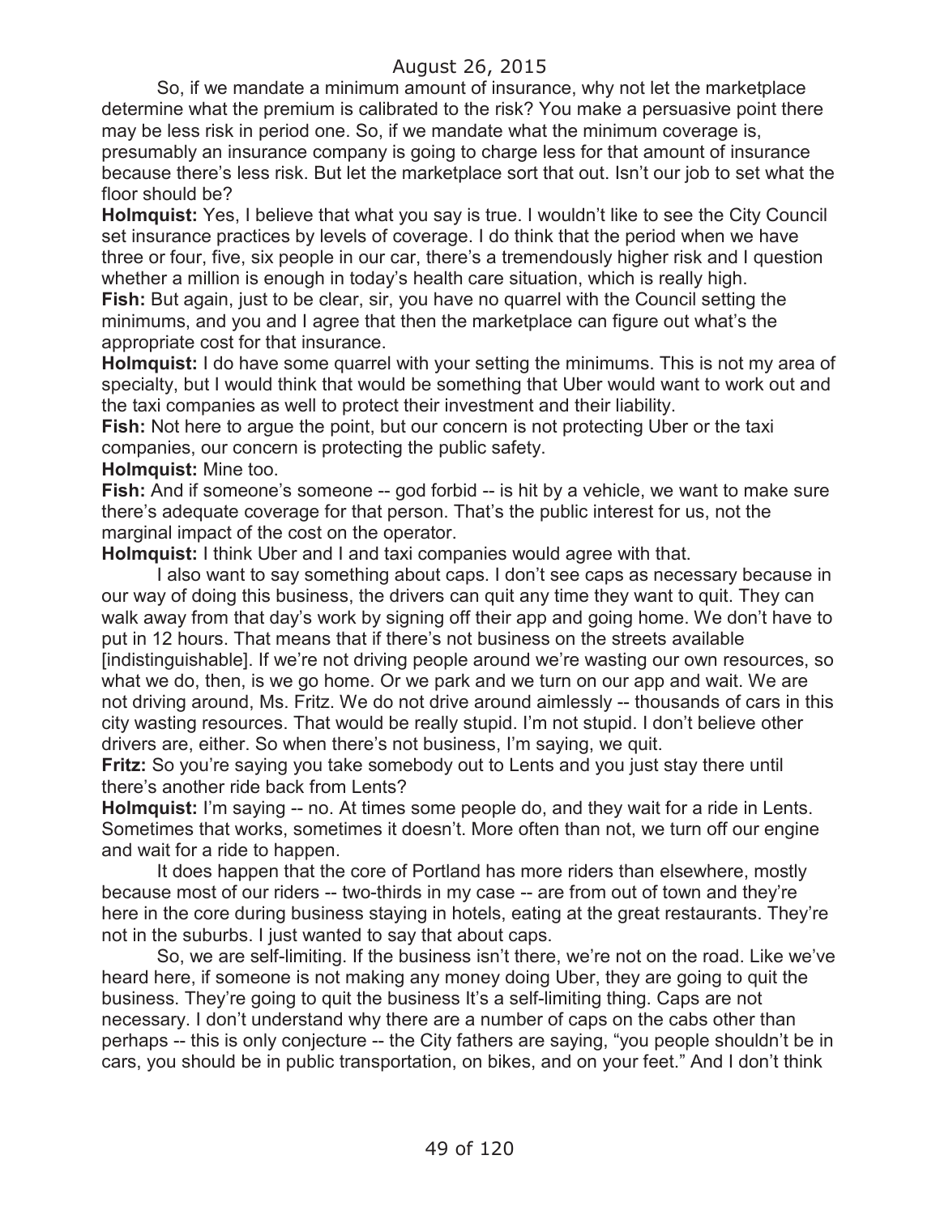So, if we mandate a minimum amount of insurance, why not let the marketplace determine what the premium is calibrated to the risk? You make a persuasive point there may be less risk in period one. So, if we mandate what the minimum coverage is, presumably an insurance company is going to charge less for that amount of insurance because there's less risk. But let the marketplace sort that out. Isn't our job to set what the floor should be?

**Holmquist:** Yes, I believe that what you say is true. I wouldn't like to see the City Council set insurance practices by levels of coverage. I do think that the period when we have three or four, five, six people in our car, there's a tremendously higher risk and I question whether a million is enough in today's health care situation, which is really high.

**Fish:** But again, just to be clear, sir, you have no quarrel with the Council setting the minimums, and you and I agree that then the marketplace can figure out what's the appropriate cost for that insurance.

**Holmquist:** I do have some quarrel with your setting the minimums. This is not my area of specialty, but I would think that would be something that Uber would want to work out and the taxi companies as well to protect their investment and their liability.

**Fish:** Not here to argue the point, but our concern is not protecting Uber or the taxi companies, our concern is protecting the public safety.

**Holmquist:** Mine too.

**Fish:** And if someone's someone -- god forbid -- is hit by a vehicle, we want to make sure there's adequate coverage for that person. That's the public interest for us, not the marginal impact of the cost on the operator.

**Holmquist:** I think Uber and I and taxi companies would agree with that.

I also want to say something about caps. I don't see caps as necessary because in our way of doing this business, the drivers can quit any time they want to quit. They can walk away from that day's work by signing off their app and going home. We don't have to put in 12 hours. That means that if there's not business on the streets available [indistinguishable]. If we're not driving people around we're wasting our own resources, so what we do, then, is we go home. Or we park and we turn on our app and wait. We are not driving around, Ms. Fritz. We do not drive around aimlessly -- thousands of cars in this city wasting resources. That would be really stupid. I'm not stupid. I don't believe other drivers are, either. So when there's not business, I'm saying, we quit.

**Fritz:** So you're saying you take somebody out to Lents and you just stay there until there's another ride back from Lents?

**Holmquist:** I'm saying -- no. At times some people do, and they wait for a ride in Lents. Sometimes that works, sometimes it doesn't. More often than not, we turn off our engine and wait for a ride to happen.

It does happen that the core of Portland has more riders than elsewhere, mostly because most of our riders -- two-thirds in my case -- are from out of town and they're here in the core during business staying in hotels, eating at the great restaurants. They're not in the suburbs. I just wanted to say that about caps.

So, we are self-limiting. If the business isn't there, we're not on the road. Like we've heard here, if someone is not making any money doing Uber, they are going to quit the business. They're going to quit the business It's a self-limiting thing. Caps are not necessary. I don't understand why there are a number of caps on the cabs other than perhaps -- this is only conjecture -- the City fathers are saying, "you people shouldn't be in cars, you should be in public transportation, on bikes, and on your feet." And I don't think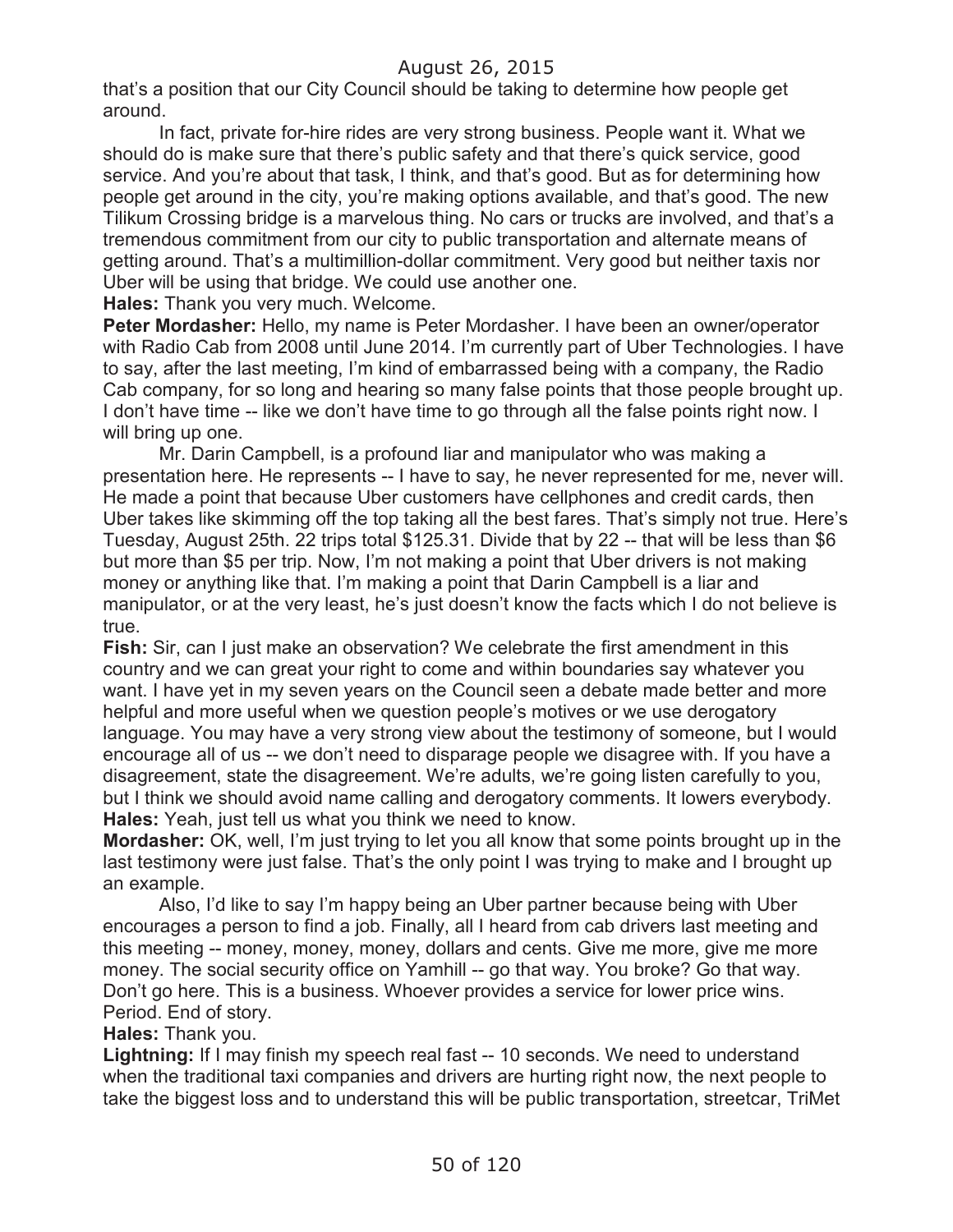that's a position that our City Council should be taking to determine how people get around.

In fact, private for-hire rides are very strong business. People want it. What we should do is make sure that there's public safety and that there's quick service, good service. And you're about that task, I think, and that's good. But as for determining how people get around in the city, you're making options available, and that's good. The new Tilikum Crossing bridge is a marvelous thing. No cars or trucks are involved, and that's a tremendous commitment from our city to public transportation and alternate means of getting around. That's a multimillion-dollar commitment. Very good but neither taxis nor Uber will be using that bridge. We could use another one.

**Hales:** Thank you very much. Welcome.

**Peter Mordasher:** Hello, my name is Peter Mordasher. I have been an owner/operator with Radio Cab from 2008 until June 2014. I'm currently part of Uber Technologies. I have to say, after the last meeting, I'm kind of embarrassed being with a company, the Radio Cab company, for so long and hearing so many false points that those people brought up. I don't have time -- like we don't have time to go through all the false points right now. I will bring up one.

Mr. Darin Campbell, is a profound liar and manipulator who was making a presentation here. He represents -- I have to say, he never represented for me, never will. He made a point that because Uber customers have cellphones and credit cards, then Uber takes like skimming off the top taking all the best fares. That's simply not true. Here's Tuesday, August 25th. 22 trips total $125.31. Divide that by 22 -- that will be less than $6 but more than $5 per trip. Now, I'm not making a point that Uber drivers is not making money or anything like that. I'm making a point that Darin Campbell is a liar and manipulator, or at the very least, he's just doesn't know the facts which I do not believe is true.

**Fish:** Sir, can I just make an observation? We celebrate the first amendment in this country and we can great your right to come and within boundaries say whatever you want. I have yet in my seven years on the Council seen a debate made better and more helpful and more useful when we question people's motives or we use derogatory language. You may have a very strong view about the testimony of someone, but I would encourage all of us -- we don't need to disparage people we disagree with. If you have a disagreement, state the disagreement. We're adults, we're going listen carefully to you, but I think we should avoid name calling and derogatory comments. It lowers everybody.

**Hales:** Yeah, just tell us what you think we need to know.

**Mordasher:** OK, well, I'm just trying to let you all know that some points brought up in the last testimony were just false. That's the only point I was trying to make and I brought up an example.

Also, I'd like to say I'm happy being an Uber partner because being with Uber encourages a person to find a job. Finally, all I heard from cab drivers last meeting and this meeting -- money, money, money, dollars and cents. Give me more, give me more money. The social security office on Yamhill -- go that way. You broke? Go that way. Don't go here. This is a business. Whoever provides a service for lower price wins. Period. End of story.

**Hales:** Thank you.

**Lightning:** If I may finish my speech real fast -- 10 seconds. We need to understand when the traditional taxi companies and drivers are hurting right now, the next people to take the biggest loss and to understand this will be public transportation, streetcar, TriMet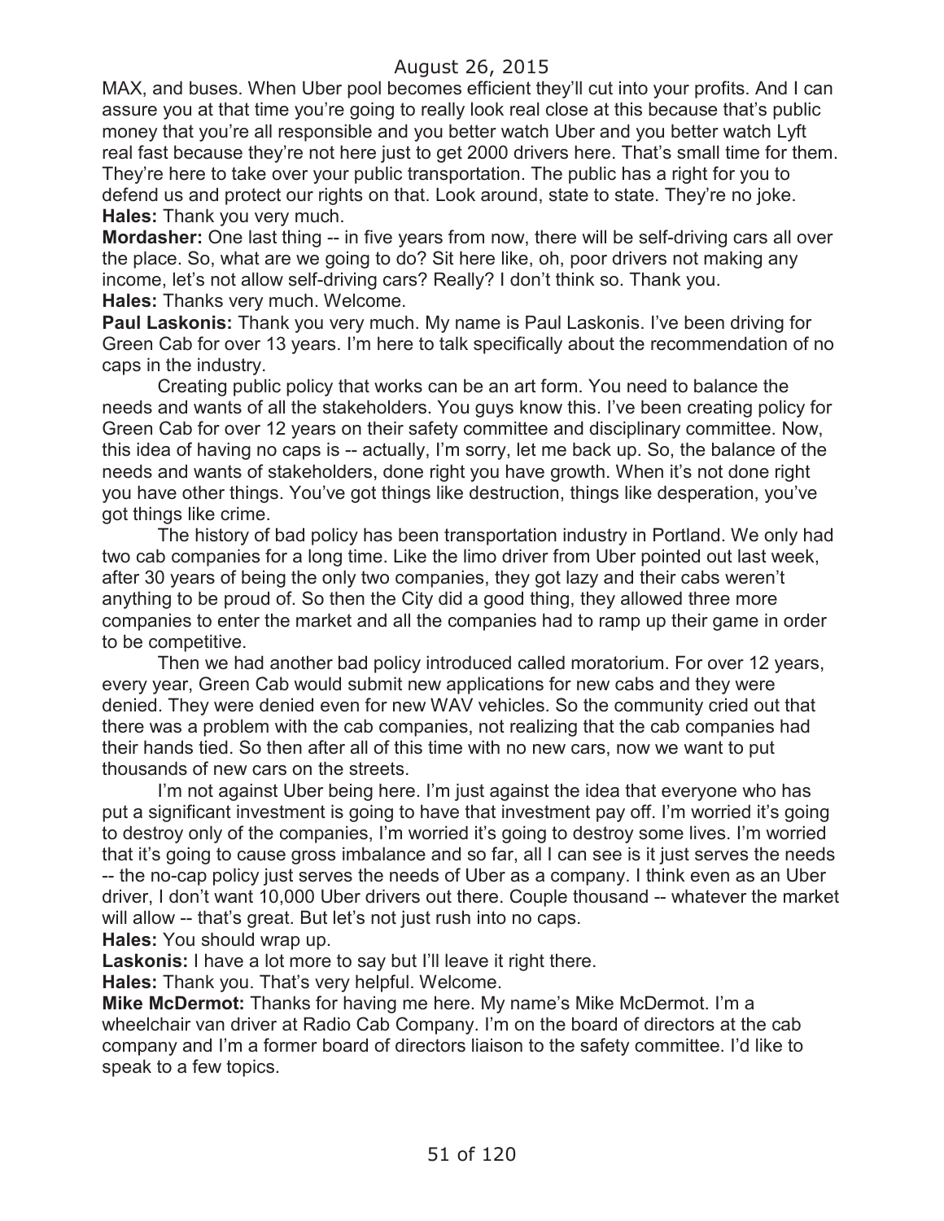MAX, and buses. When Uber pool becomes efficient they'll cut into your profits. And I can assure you at that time you're going to really look real close at this because that's public money that you're all responsible and you better watch Uber and you better watch Lyft real fast because they're not here just to get 2000 drivers here. That's small time for them. They're here to take over your public transportation. The public has a right for you to defend us and protect our rights on that. Look around, state to state. They're no joke.

**Hales:** Thank you very much.

**Mordasher:** One last thing -- in five years from now, there will be self-driving cars all over the place. So, what are we going to do? Sit here like, oh, poor drivers not making any income, let's not allow self-driving cars? Really? I don't think so. Thank you.

**Hales:** Thanks very much. Welcome.

**Paul Laskonis:** Thank you very much. My name is Paul Laskonis. I've been driving for Green Cab for over 13 years. I'm here to talk specifically about the recommendation of no caps in the industry.

Creating public policy that works can be an art form. You need to balance the needs and wants of all the stakeholders. You guys know this. I've been creating policy for Green Cab for over 12 years on their safety committee and disciplinary committee. Now, this idea of having no caps is -- actually, I'm sorry, let me back up. So, the balance of the needs and wants of stakeholders, done right you have growth. When it's not done right you have other things. You've got things like destruction, things like desperation, you've got things like crime.

The history of bad policy has been transportation industry in Portland. We only had two cab companies for a long time. Like the limo driver from Uber pointed out last week, after 30 years of being the only two companies, they got lazy and their cabs weren't anything to be proud of. So then the City did a good thing, they allowed three more companies to enter the market and all the companies had to ramp up their game in order to be competitive.

Then we had another bad policy introduced called moratorium. For over 12 years, every year, Green Cab would submit new applications for new cabs and they were denied. They were denied even for new WAV vehicles. So the community cried out that there was a problem with the cab companies, not realizing that the cab companies had their hands tied. So then after all of this time with no new cars, now we want to put thousands of new cars on the streets.

I'm not against Uber being here. I'm just against the idea that everyone who has put a significant investment is going to have that investment pay off. I'm worried it's going to destroy only of the companies, I'm worried it's going to destroy some lives. I'm worried that it's going to cause gross imbalance and so far, all I can see is it just serves the needs -- the no-cap policy just serves the needs of Uber as a company. I think even as an Uber driver, I don't want 10,000 Uber drivers out there. Couple thousand -- whatever the market will allow -- that's great. But let's not just rush into no caps.

**Hales:** You should wrap up.

**Laskonis:** I have a lot more to say but I'll leave it right there.

**Hales:** Thank you. That's very helpful. Welcome.

**Mike McDermot:** Thanks for having me here. My name's Mike McDermot. I'm a wheelchair van driver at Radio Cab Company. I'm on the board of directors at the cab company and I'm a former board of directors liaison to the safety committee. I'd like to speak to a few topics.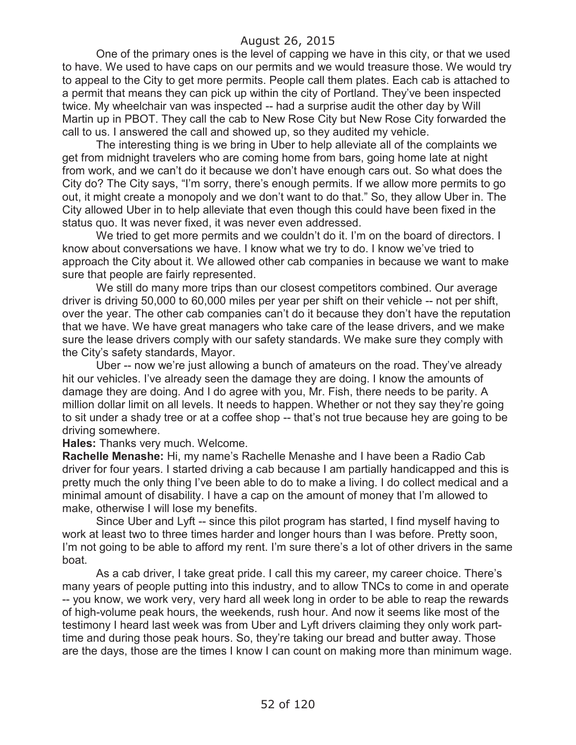One of the primary ones is the level of capping we have in this city, or that we used to have. We used to have caps on our permits and we would treasure those. We would try to appeal to the City to get more permits. People call them plates. Each cab is attached to a permit that means they can pick up within the city of Portland. They've been inspected twice. My wheelchair van was inspected -- had a surprise audit the other day by Will Martin up in PBOT. They call the cab to New Rose City but New Rose City forwarded the call to us. I answered the call and showed up, so they audited my vehicle.

The interesting thing is we bring in Uber to help alleviate all of the complaints we get from midnight travelers who are coming home from bars, going home late at night from work, and we can't do it because we don't have enough cars out. So what does the City do? The City says, "I'm sorry, there's enough permits. If we allow more permits to go out, it might create a monopoly and we don't want to do that." So, they allow Uber in. The City allowed Uber in to help alleviate that even though this could have been fixed in the status quo. It was never fixed, it was never even addressed.

We tried to get more permits and we couldn't do it. I'm on the board of directors. I know about conversations we have. I know what we try to do. I know we've tried to approach the City about it. We allowed other cab companies in because we want to make sure that people are fairly represented.

We still do many more trips than our closest competitors combined. Our average driver is driving 50,000 to 60,000 miles per year per shift on their vehicle -- not per shift, over the year. The other cab companies can't do it because they don't have the reputation that we have. We have great managers who take care of the lease drivers, and we make sure the lease drivers comply with our safety standards. We make sure they comply with the City's safety standards, Mayor.

Uber -- now we're just allowing a bunch of amateurs on the road. They've already hit our vehicles. I've already seen the damage they are doing. I know the amounts of damage they are doing. And I do agree with you, Mr. Fish, there needs to be parity. A million dollar limit on all levels. It needs to happen. Whether or not they say they're going to sit under a shady tree or at a coffee shop -- that's not true because hey are going to be driving somewhere.

**Hales:** Thanks very much. Welcome.

**Rachelle Menashe:** Hi, my name's Rachelle Menashe and I have been a Radio Cab driver for four years. I started driving a cab because I am partially handicapped and this is pretty much the only thing I've been able to do to make a living. I do collect medical and a minimal amount of disability. I have a cap on the amount of money that I'm allowed to make, otherwise I will lose my benefits.

Since Uber and Lyft -- since this pilot program has started, I find myself having to work at least two to three times harder and longer hours than I was before. Pretty soon, I'm not going to be able to afford my rent. I'm sure there's a lot of other drivers in the same boat.

As a cab driver, I take great pride. I call this my career, my career choice. There's many years of people putting into this industry, and to allow TNCs to come in and operate -- you know, we work very, very hard all week long in order to be able to reap the rewards of high-volume peak hours, the weekends, rush hour. And now it seems like most of the testimony I heard last week was from Uber and Lyft drivers claiming they only work part-time and during those peak hours. So, they're taking our bread and butter away. Those are the days, those are the times I know I can count on making more than minimum wage.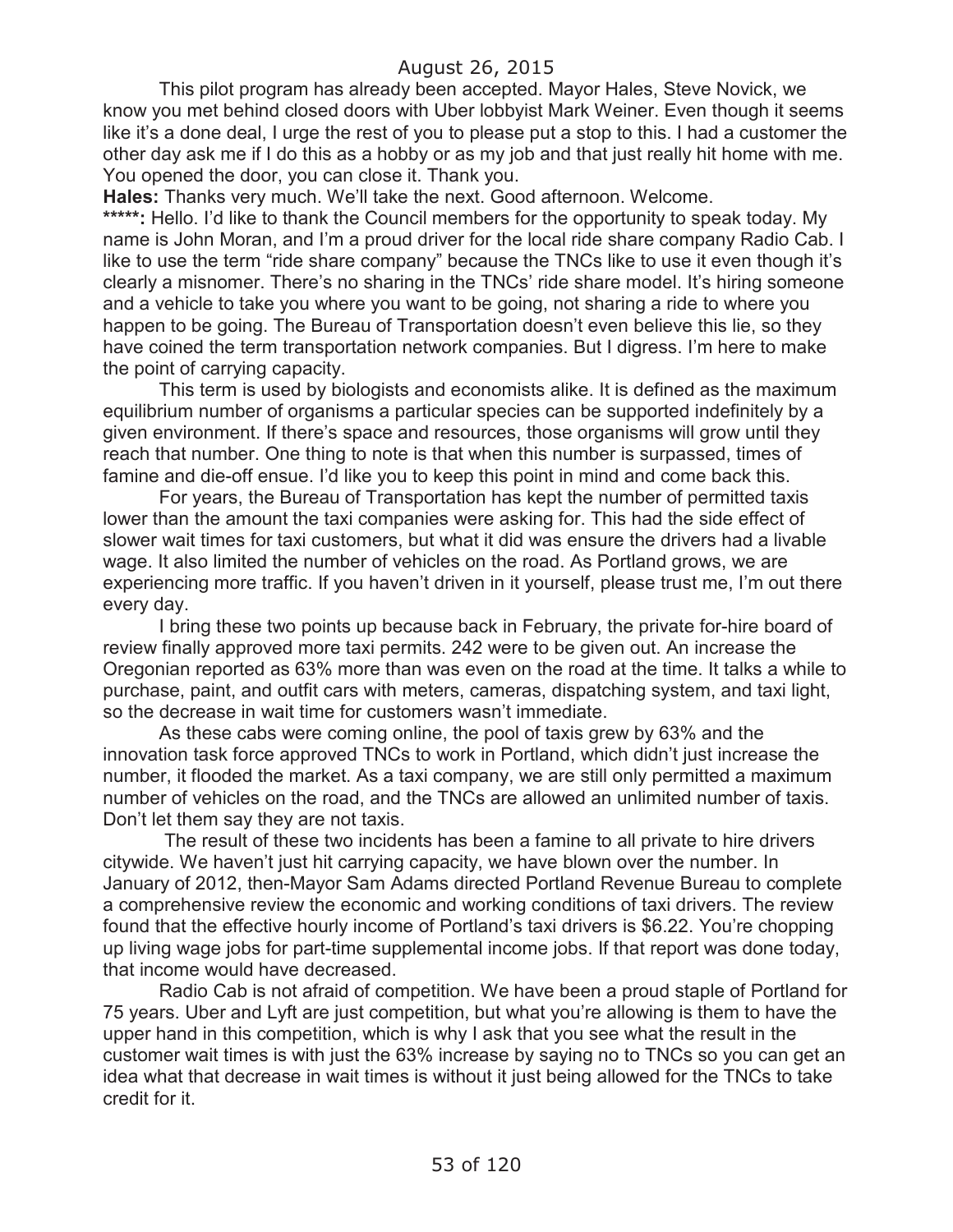This pilot program has already been accepted. Mayor Hales, Steve Novick, we know you met behind closed doors with Uber lobbyist Mark Weiner. Even though it seems like it's a done deal, I urge the rest of you to please put a stop to this. I had a customer the other day ask me if I do this as a hobby or as my job and that just really hit home with me. You opened the door, you can close it. Thank you.

**Hales:** Thanks very much. We'll take the next. Good afternoon. Welcome.

*****: Hello. I'd like to thank the Council members for the opportunity to speak today. My name is John Moran, and I'm a proud driver for the local ride share company Radio Cab. I like to use the term "ride share company" because the TNCs like to use it even though it's clearly a misnomer. There's no sharing in the TNCs' ride share model. It's hiring someone and a vehicle to take you where you want to be going, not sharing a ride to where you happen to be going. The Bureau of Transportation doesn't even believe this lie, so they have coined the term transportation network companies. But I digress. I'm here to make the point of carrying capacity.

This term is used by biologists and economists alike. It is defined as the maximum equilibrium number of organisms a particular species can be supported indefinitely by a given environment. If there's space and resources, those organisms will grow until they reach that number. One thing to note is that when this number is surpassed, times of famine and die-off ensue. I'd like you to keep this point in mind and come back this.

For years, the Bureau of Transportation has kept the number of permitted taxis lower than the amount the taxi companies were asking for. This had the side effect of slower wait times for taxi customers, but what it did was ensure the drivers had a livable wage. It also limited the number of vehicles on the road. As Portland grows, we are experiencing more traffic. If you haven't driven in it yourself, please trust me, I'm out there every day.

I bring these two points up because back in February, the private for-hire board of review finally approved more taxi permits. 242 were to be given out. An increase the Oregonian reported as 63% more than was even on the road at the time. It talks a while to purchase, paint, and outfit cars with meters, cameras, dispatching system, and taxi light, so the decrease in wait time for customers wasn't immediate.

As these cabs were coming online, the pool of taxis grew by 63% and the innovation task force approved TNCs to work in Portland, which didn't just increase the number, it flooded the market. As a taxi company, we are still only permitted a maximum number of vehicles on the road, and the TNCs are allowed an unlimited number of taxis. Don't let them say they are not taxis.

The result of these two incidents has been a famine to all private to hire drivers citywide. We haven't just hit carrying capacity, we have blown over the number. In January of 2012, then-Mayor Sam Adams directed Portland Revenue Bureau to complete a comprehensive review the economic and working conditions of taxi drivers. The review found that the effective hourly income of Portland's taxi drivers is $6.22. You're chopping up living wage jobs for part-time supplemental income jobs. If that report was done today, that income would have decreased.

Radio Cab is not afraid of competition. We have been a proud staple of Portland for 75 years. Uber and Lyft are just competition, but what you're allowing is them to have the upper hand in this competition, which is why I ask that you see what the result in the customer wait times is with just the 63% increase by saying no to TNCs so you can get an idea what that decrease in wait times is without it just being allowed for the TNCs to take credit for it.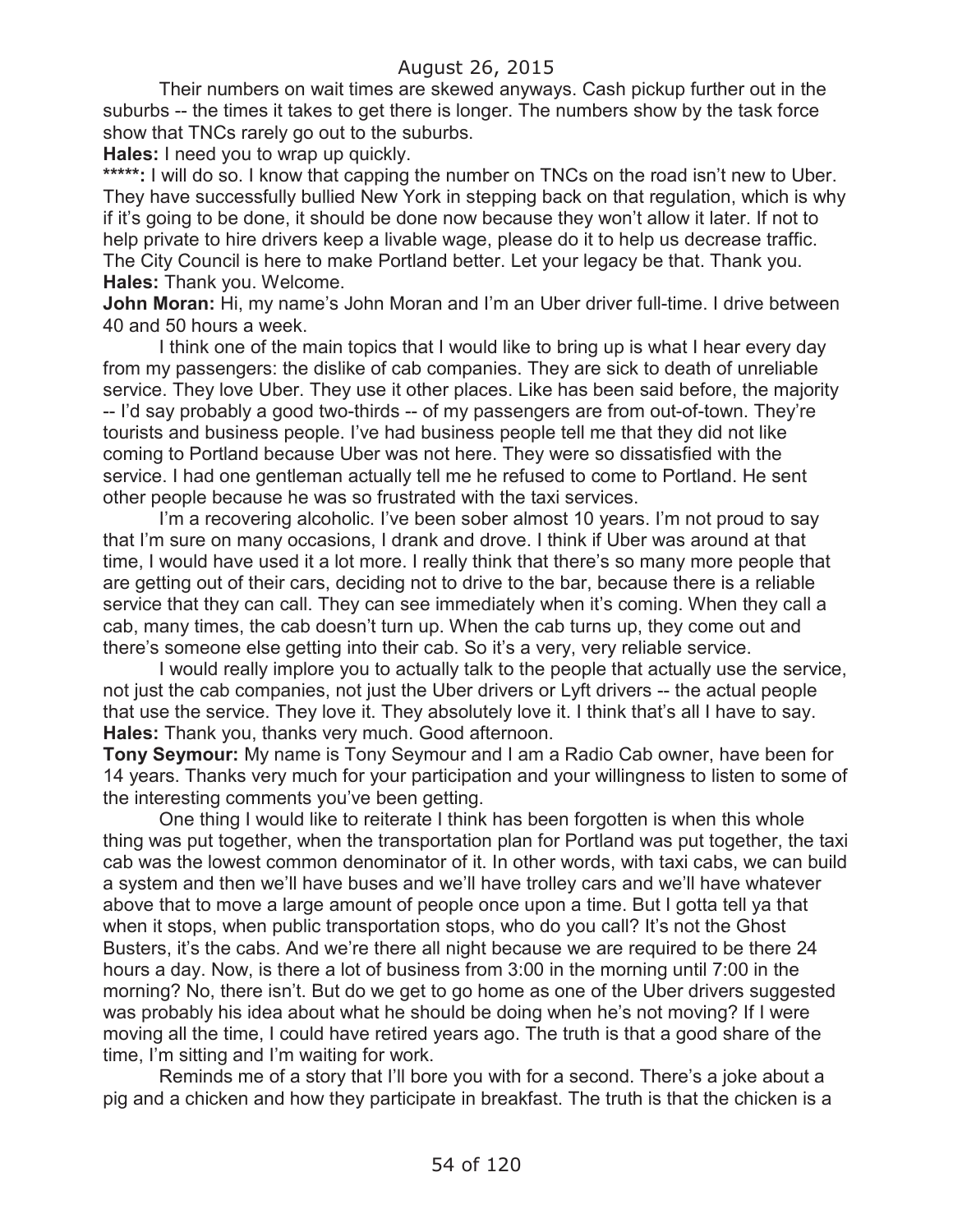Their numbers on wait times are skewed anyways. Cash pickup further out in the suburbs -- the times it takes to get there is longer. The numbers show by the task force show that TNCs rarely go out to the suburbs.

**Hales:** I need you to wrap up quickly.

**\*\*\*\*\*:** I will do so. I know that capping the number on TNCs on the road isn't new to Uber. They have successfully bullied New York in stepping back on that regulation, which is why if it's going to be done, it should be done now because they won't allow it later. If not to help private to hire drivers keep a livable wage, please do it to help us decrease traffic. The City Council is here to make Portland better. Let your legacy be that. Thank you.

**Hales:** Thank you. Welcome.

**John Moran:** Hi, my name's John Moran and I'm an Uber driver full-time. I drive between 40 and 50 hours a week.

I think one of the main topics that I would like to bring up is what I hear every day from my passengers: the dislike of cab companies. They are sick to death of unreliable service. They love Uber. They use it other places. Like has been said before, the majority -- I'd say probably a good two-thirds -- of my passengers are from out-of-town. They're tourists and business people. I've had business people tell me that they did not like coming to Portland because Uber was not here. They were so dissatisfied with the service. I had one gentleman actually tell me he refused to come to Portland. He sent other people because he was so frustrated with the taxi services.

I'm a recovering alcoholic. I've been sober almost 10 years. I'm not proud to say that I'm sure on many occasions, I drank and drove. I think if Uber was around at that time, I would have used it a lot more. I really think that there's so many more people that are getting out of their cars, deciding not to drive to the bar, because there is a reliable service that they can call. They can see immediately when it's coming. When they call a cab, many times, the cab doesn't turn up. When the cab turns up, they come out and there's someone else getting into their cab. So it's a very, very reliable service.

I would really implore you to actually talk to the people that actually use the service, not just the cab companies, not just the Uber drivers or Lyft drivers -- the actual people that use the service. They love it. They absolutely love it. I think that's all I have to say.

**Hales:** Thank you, thanks very much. Good afternoon.

**Tony Seymour:** My name is Tony Seymour and I am a Radio Cab owner, have been for 14 years. Thanks very much for your participation and your willingness to listen to some of the interesting comments you've been getting.

One thing I would like to reiterate I think has been forgotten is when this whole thing was put together, when the transportation plan for Portland was put together, the taxi cab was the lowest common denominator of it. In other words, with taxi cabs, we can build a system and then we'll have buses and we'll have trolley cars and we'll have whatever above that to move a large amount of people once upon a time. But I gotta tell ya that when it stops, when public transportation stops, who do you call? It's not the Ghost Busters, it's the cabs. And we're there all night because we are required to be there 24 hours a day. Now, is there a lot of business from 3:00 in the morning until 7:00 in the morning? No, there isn't. But do we get to go home as one of the Uber drivers suggested was probably his idea about what he should be doing when he's not moving? If I were moving all the time, I could have retired years ago. The truth is that a good share of the time, I'm sitting and I'm waiting for work.

Reminds me of a story that I'll bore you with for a second. There's a joke about a pig and a chicken and how they participate in breakfast. The truth is that the chicken is a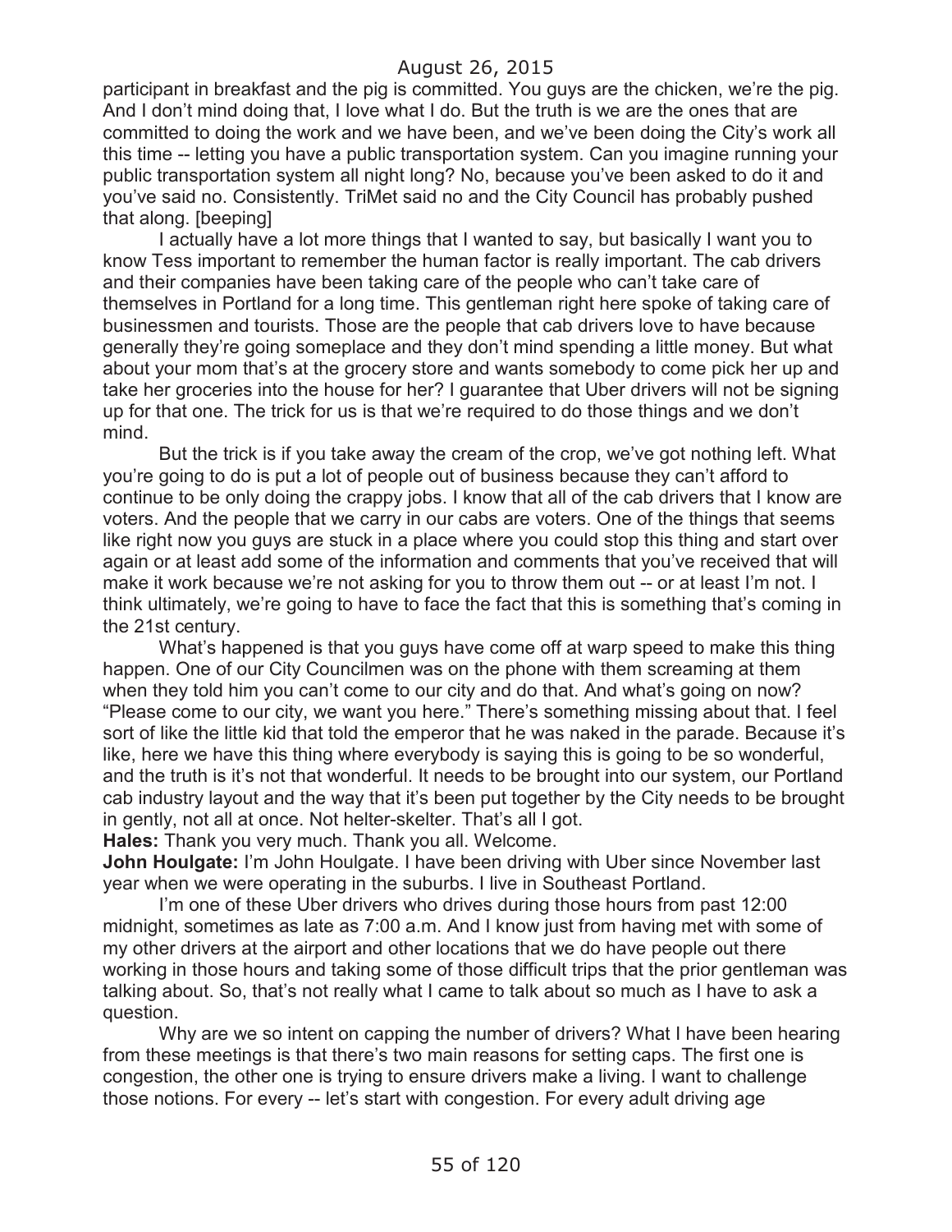participant in breakfast and the pig is committed. You guys are the chicken, we're the pig. And I don't mind doing that, I love what I do. But the truth is we are the ones that are committed to doing the work and we have been, and we've been doing the City's work all this time -- letting you have a public transportation system. Can you imagine running your public transportation system all night long? No, because you've been asked to do it and you've said no. Consistently. TriMet said no and the City Council has probably pushed that along. [beeping]

I actually have a lot more things that I wanted to say, but basically I want you to know Tess important to remember the human factor is really important. The cab drivers and their companies have been taking care of the people who can't take care of themselves in Portland for a long time. This gentleman right here spoke of taking care of businessmen and tourists. Those are the people that cab drivers love to have because generally they're going someplace and they don't mind spending a little money. But what about your mom that's at the grocery store and wants somebody to come pick her up and take her groceries into the house for her? I guarantee that Uber drivers will not be signing up for that one. The trick for us is that we're required to do those things and we don't mind.

But the trick is if you take away the cream of the crop, we've got nothing left. What you're going to do is put a lot of people out of business because they can't afford to continue to be only doing the crappy jobs. I know that all of the cab drivers that I know are voters. And the people that we carry in our cabs are voters. One of the things that seems like right now you guys are stuck in a place where you could stop this thing and start over again or at least add some of the information and comments that you've received that will make it work because we're not asking for you to throw them out -- or at least I'm not. I think ultimately, we're going to have to face the fact that this is something that's coming in the 21st century.

What's happened is that you guys have come off at warp speed to make this thing happen. One of our City Councilmen was on the phone with them screaming at them when they told him you can't come to our city and do that. And what's going on now? "Please come to our city, we want you here." There's something missing about that. I feel sort of like the little kid that told the emperor that he was naked in the parade. Because it's like, here we have this thing where everybody is saying this is going to be so wonderful, and the truth is it's not that wonderful. It needs to be brought into our system, our Portland cab industry layout and the way that it's been put together by the City needs to be brought in gently, not all at once. Not helter-skelter. That's all I got.

**Hales:** Thank you very much. Thank you all. Welcome.

**John Houlgate:** I'm John Houlgate. I have been driving with Uber since November last year when we were operating in the suburbs. I live in Southeast Portland.

I'm one of these Uber drivers who drives during those hours from past 12:00 midnight, sometimes as late as 7:00 a.m. And I know just from having met with some of my other drivers at the airport and other locations that we do have people out there working in those hours and taking some of those difficult trips that the prior gentleman was talking about. So, that's not really what I came to talk about so much as I have to ask a question.

Why are we so intent on capping the number of drivers? What I have been hearing from these meetings is that there's two main reasons for setting caps. The first one is congestion, the other one is trying to ensure drivers make a living. I want to challenge those notions. For every -- let's start with congestion. For every adult driving age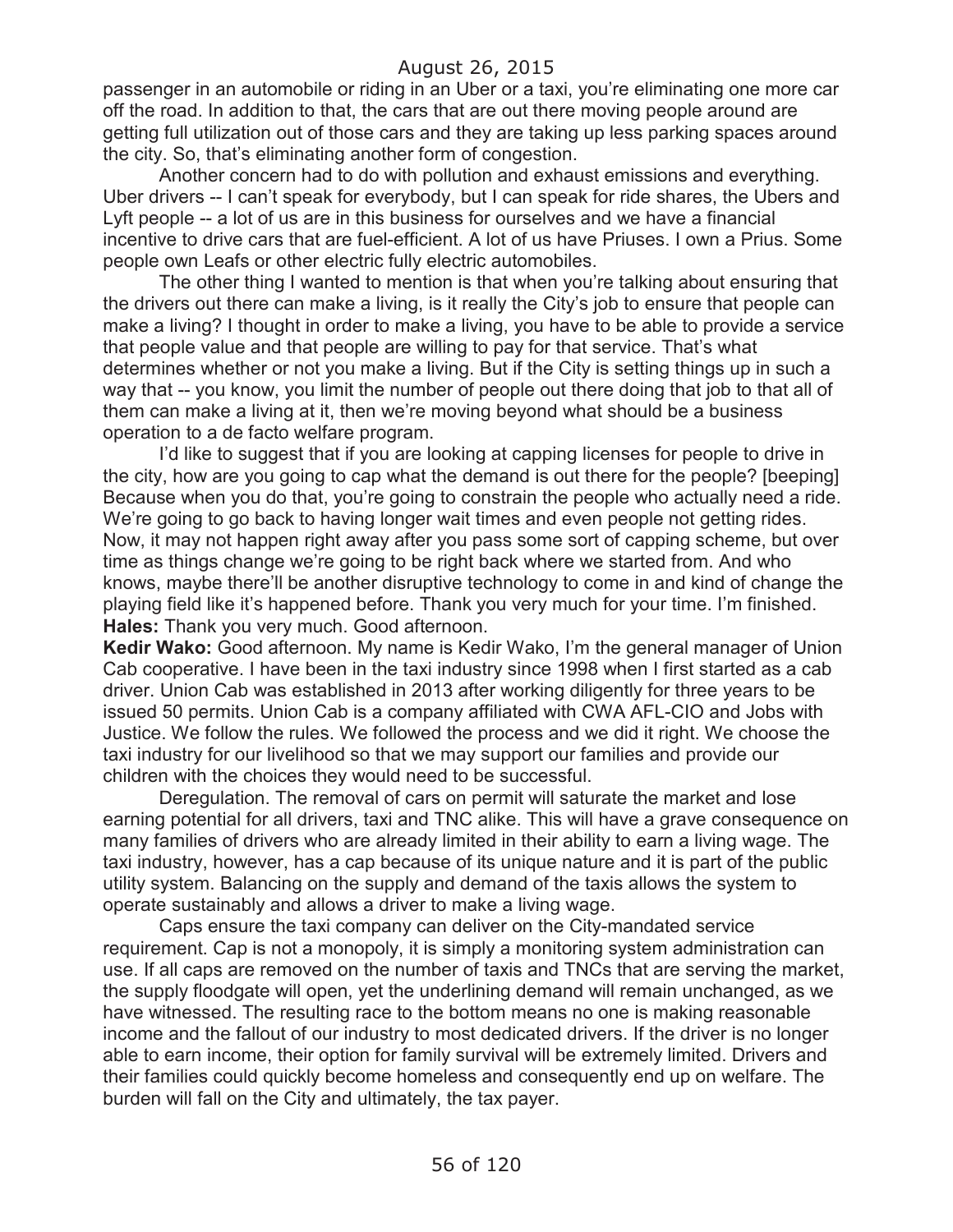passenger in an automobile or riding in an Uber or a taxi, you're eliminating one more car off the road. In addition to that, the cars that are out there moving people around are getting full utilization out of those cars and they are taking up less parking spaces around the city. So, that's eliminating another form of congestion.

Another concern had to do with pollution and exhaust emissions and everything. Uber drivers -- I can't speak for everybody, but I can speak for ride shares, the Ubers and Lyft people -- a lot of us are in this business for ourselves and we have a financial incentive to drive cars that are fuel-efficient. A lot of us have Priuses. I own a Prius. Some people own Leafs or other electric fully electric automobiles.

The other thing I wanted to mention is that when you're talking about ensuring that the drivers out there can make a living, is it really the City's job to ensure that people can make a living? I thought in order to make a living, you have to be able to provide a service that people value and that people are willing to pay for that service. That's what determines whether or not you make a living. But if the City is setting things up in such a way that -- you know, you limit the number of people out there doing that job to that all of them can make a living at it, then we're moving beyond what should be a business operation to a de facto welfare program.

I'd like to suggest that if you are looking at capping licenses for people to drive in the city, how are you going to cap what the demand is out there for the people? [beeping] Because when you do that, you're going to constrain the people who actually need a ride. We're going to go back to having longer wait times and even people not getting rides. Now, it may not happen right away after you pass some sort of capping scheme, but over time as things change we're going to be right back where we started from. And who knows, maybe there'll be another disruptive technology to come in and kind of change the playing field like it's happened before. Thank you very much for your time. I'm finished.

**Hales:** Thank you very much. Good afternoon.

**Kedir Wako:** Good afternoon. My name is Kedir Wako, I'm the general manager of Union Cab cooperative. I have been in the taxi industry since 1998 when I first started as a cab driver. Union Cab was established in 2013 after working diligently for three years to be issued 50 permits. Union Cab is a company affiliated with CWA AFL-CIO and Jobs with Justice. We follow the rules. We followed the process and we did it right. We choose the taxi industry for our livelihood so that we may support our families and provide our children with the choices they would need to be successful.

Deregulation. The removal of cars on permit will saturate the market and lose earning potential for all drivers, taxi and TNC alike. This will have a grave consequence on many families of drivers who are already limited in their ability to earn a living wage. The taxi industry, however, has a cap because of its unique nature and it is part of the public utility system. Balancing on the supply and demand of the taxis allows the system to operate sustainably and allows a driver to make a living wage.

Caps ensure the taxi company can deliver on the City-mandated service requirement. Cap is not a monopoly, it is simply a monitoring system administration can use. If all caps are removed on the number of taxis and TNCs that are serving the market, the supply floodgate will open, yet the underlining demand will remain unchanged, as we have witnessed. The resulting race to the bottom means no one is making reasonable income and the fallout of our industry to most dedicated drivers. If the driver is no longer able to earn income, their option for family survival will be extremely limited. Drivers and their families could quickly become homeless and consequently end up on welfare. The burden will fall on the City and ultimately, the tax payer.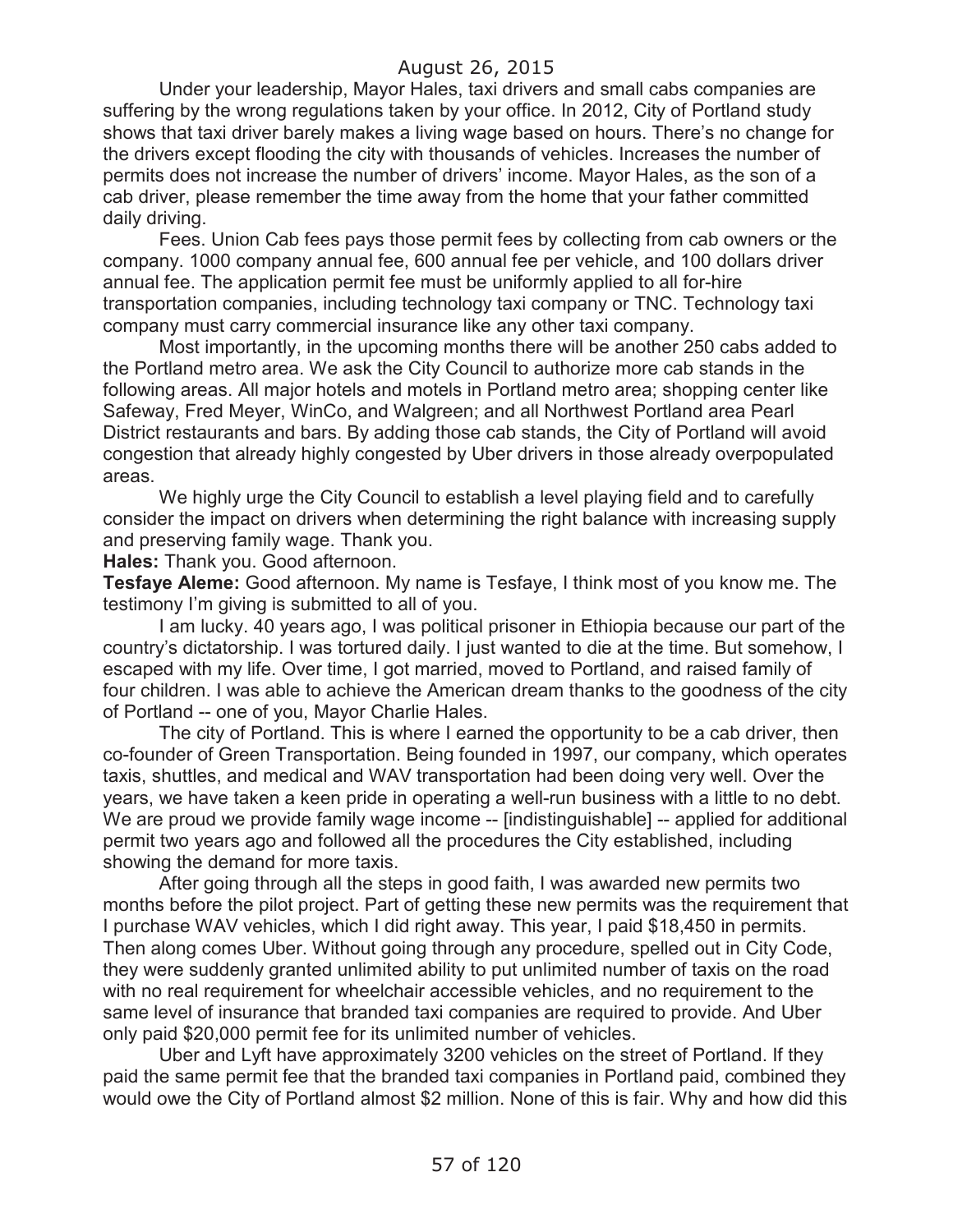Under your leadership, Mayor Hales, taxi drivers and small cabs companies are suffering by the wrong regulations taken by your office. In 2012, City of Portland study shows that taxi driver barely makes a living wage based on hours. There's no change for the drivers except flooding the city with thousands of vehicles. Increases the number of permits does not increase the number of drivers' income. Mayor Hales, as the son of a cab driver, please remember the time away from the home that your father committed daily driving.

Fees. Union Cab fees pays those permit fees by collecting from cab owners or the company. 1000 company annual fee, 600 annual fee per vehicle, and 100 dollars driver annual fee. The application permit fee must be uniformly applied to all for-hire transportation companies, including technology taxi company or TNC. Technology taxi company must carry commercial insurance like any other taxi company.

Most importantly, in the upcoming months there will be another 250 cabs added to the Portland metro area. We ask the City Council to authorize more cab stands in the following areas. All major hotels and motels in Portland metro area; shopping center like Safeway, Fred Meyer, WinCo, and Walgreen; and all Northwest Portland area Pearl District restaurants and bars. By adding those cab stands, the City of Portland will avoid congestion that already highly congested by Uber drivers in those already overpopulated areas.

We highly urge the City Council to establish a level playing field and to carefully consider the impact on drivers when determining the right balance with increasing supply and preserving family wage. Thank you.

**Hales:** Thank you. Good afternoon.

**Tesfaye Aleme:** Good afternoon. My name is Tesfaye, I think most of you know me. The testimony I'm giving is submitted to all of you.

I am lucky. 40 years ago, I was political prisoner in Ethiopia because our part of the country's dictatorship. I was tortured daily. I just wanted to die at the time. But somehow, I escaped with my life. Over time, I got married, moved to Portland, and raised family of four children. I was able to achieve the American dream thanks to the goodness of the city of Portland -- one of you, Mayor Charlie Hales.

The city of Portland. This is where I earned the opportunity to be a cab driver, then co-founder of Green Transportation. Being founded in 1997, our company, which operates taxis, shuttles, and medical and WAV transportation had been doing very well. Over the years, we have taken a keen pride in operating a well-run business with a little to no debt. We are proud we provide family wage income -- [indistinguishable] -- applied for additional permit two years ago and followed all the procedures the City established, including showing the demand for more taxis.

After going through all the steps in good faith, I was awarded new permits two months before the pilot project. Part of getting these new permits was the requirement that I purchase WAV vehicles, which I did right away. This year, I paid $18,450 in permits. Then along comes Uber. Without going through any procedure, spelled out in City Code, they were suddenly granted unlimited ability to put unlimited number of taxis on the road with no real requirement for wheelchair accessible vehicles, and no requirement to the same level of insurance that branded taxi companies are required to provide. And Uber only paid $20,000 permit fee for its unlimited number of vehicles.

Uber and Lyft have approximately 3200 vehicles on the street of Portland. If they paid the same permit fee that the branded taxi companies in Portland paid, combined they would owe the City of Portland almost $2 million. None of this is fair. Why and how did this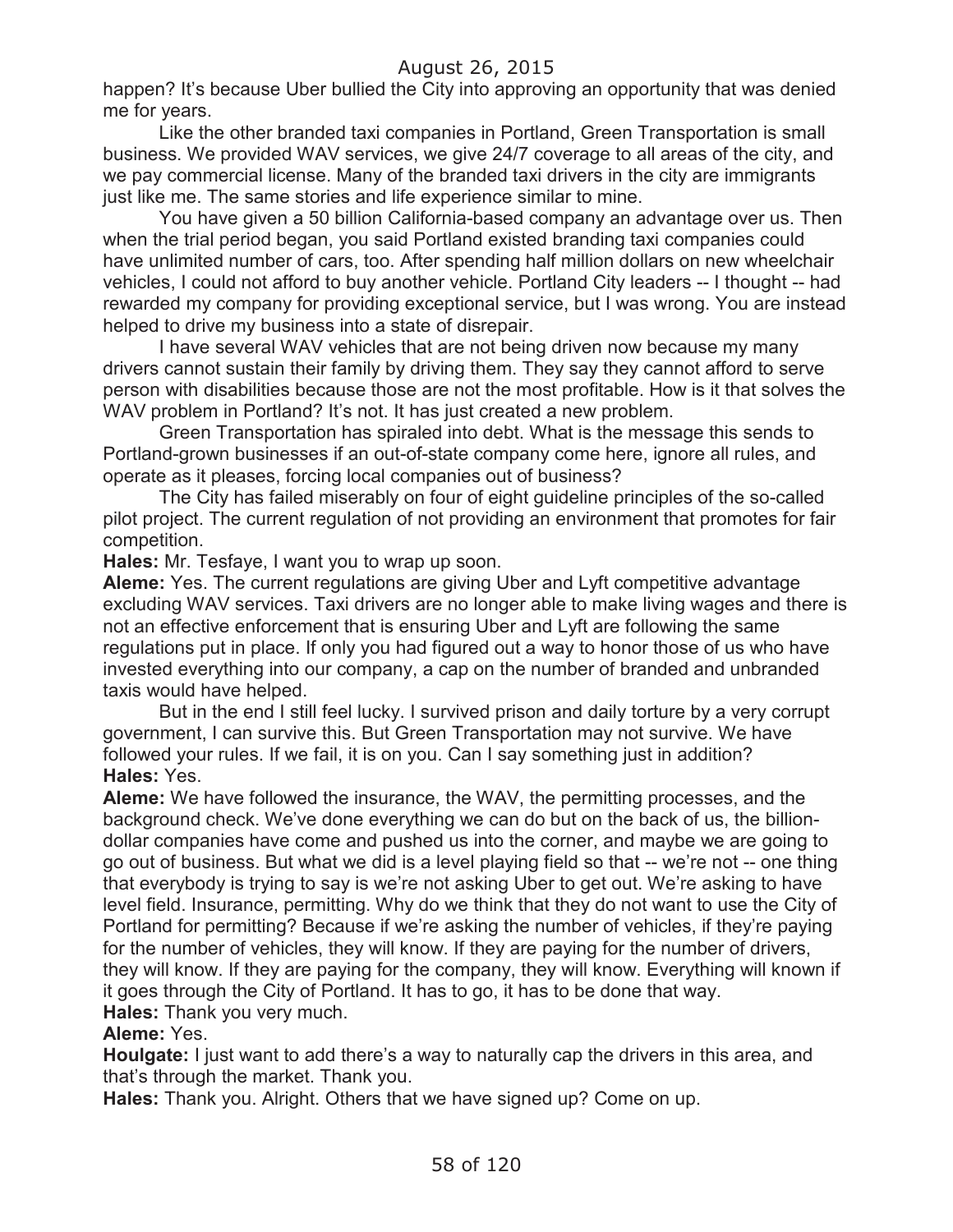happen? It's because Uber bullied the City into approving an opportunity that was denied me for years.

Like the other branded taxi companies in Portland, Green Transportation is small business. We provided WAV services, we give 24/7 coverage to all areas of the city, and we pay commercial license. Many of the branded taxi drivers in the city are immigrants just like me. The same stories and life experience similar to mine.

You have given a 50 billion California-based company an advantage over us. Then when the trial period began, you said Portland existed branding taxi companies could have unlimited number of cars, too. After spending half million dollars on new wheelchair vehicles, I could not afford to buy another vehicle. Portland City leaders -- I thought -- had rewarded my company for providing exceptional service, but I was wrong. You are instead helped to drive my business into a state of disrepair.

I have several WAV vehicles that are not being driven now because my many drivers cannot sustain their family by driving them. They say they cannot afford to serve person with disabilities because those are not the most profitable. How is it that solves the WAV problem in Portland? It's not. It has just created a new problem.

Green Transportation has spiraled into debt. What is the message this sends to Portland-grown businesses if an out-of-state company come here, ignore all rules, and operate as it pleases, forcing local companies out of business?

The City has failed miserably on four of eight guideline principles of the so-called pilot project. The current regulation of not providing an environment that promotes for fair competition.

**Hales:** Mr. Tesfaye, I want you to wrap up soon.

**Aleme:** Yes. The current regulations are giving Uber and Lyft competitive advantage excluding WAV services. Taxi drivers are no longer able to make living wages and there is not an effective enforcement that is ensuring Uber and Lyft are following the same regulations put in place. If only you had figured out a way to honor those of us who have invested everything into our company, a cap on the number of branded and unbranded taxis would have helped.

But in the end I still feel lucky. I survived prison and daily torture by a very corrupt government, I can survive this. But Green Transportation may not survive. We have followed your rules. If we fail, it is on you. Can I say something just in addition?

**Hales:** Yes.

**Aleme:** We have followed the insurance, the WAV, the permitting processes, and the background check. We've done everything we can do but on the back of us, the billion-dollar companies have come and pushed us into the corner, and maybe we are going to go out of business. But what we did is a level playing field so that -- we're not -- one thing that everybody is trying to say is we're not asking Uber to get out. We're asking to have level field. Insurance, permitting. Why do we think that they do not want to use the City of Portland for permitting? Because if we're asking the number of vehicles, if they're paying for the number of vehicles, they will know. If they are paying for the number of drivers, they will know. If they are paying for the company, they will know. Everything will known if it goes through the City of Portland. It has to go, it has to be done that way.

**Hales:** Thank you very much.

**Aleme:** Yes.

**Houlgate:** I just want to add there's a way to naturally cap the drivers in this area, and that's through the market. Thank you.

**Hales:** Thank you. Alright. Others that we have signed up? Come on up.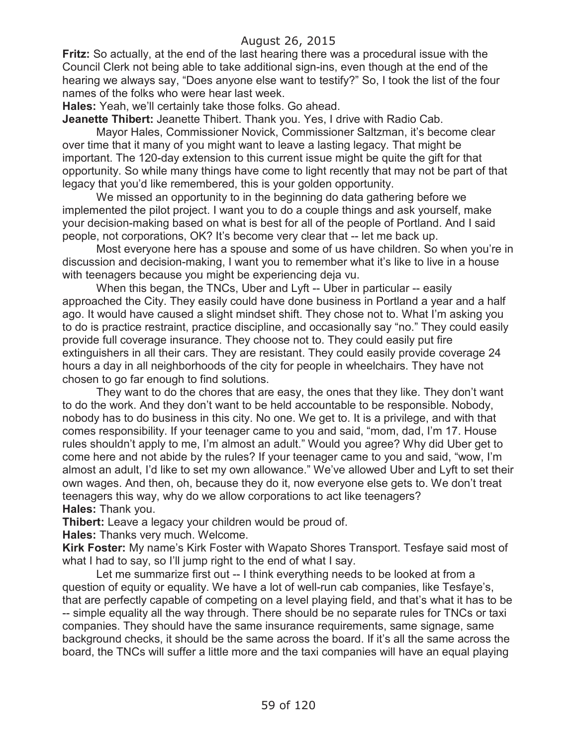**Fritz:** So actually, at the end of the last hearing there was a procedural issue with the Council Clerk not being able to take additional sign-ins, even though at the end of the hearing we always say, "Does anyone else want to testify?" So, I took the list of the four names of the folks who were hear last week.

**Hales:** Yeah, we'll certainly take those folks. Go ahead.

**Jeanette Thibert:** Jeanette Thibert. Thank you. Yes, I drive with Radio Cab.

Mayor Hales, Commissioner Novick, Commissioner Saltzman, it's become clear over time that it many of you might want to leave a lasting legacy. That might be important. The 120-day extension to this current issue might be quite the gift for that opportunity. So while many things have come to light recently that may not be part of that legacy that you'd like remembered, this is your golden opportunity.

We missed an opportunity to in the beginning do data gathering before we implemented the pilot project. I want you to do a couple things and ask yourself, make your decision-making based on what is best for all of the people of Portland. And I said people, not corporations, OK? It's become very clear that -- let me back up.

Most everyone here has a spouse and some of us have children. So when you're in discussion and decision-making, I want you to remember what it's like to live in a house with teenagers because you might be experiencing deja vu.

When this began, the TNCs, Uber and Lyft -- Uber in particular -- easily approached the City. They easily could have done business in Portland a year and a half ago. It would have caused a slight mindset shift. They chose not to. What I'm asking you to do is practice restraint, practice discipline, and occasionally say "no." They could easily provide full coverage insurance. They choose not to. They could easily put fire extinguishers in all their cars. They are resistant. They could easily provide coverage 24 hours a day in all neighborhoods of the city for people in wheelchairs. They have not chosen to go far enough to find solutions.

They want to do the chores that are easy, the ones that they like. They don't want to do the work. And they don't want to be held accountable to be responsible. Nobody, nobody has to do business in this city. No one. We get to. It is a privilege, and with that comes responsibility. If your teenager came to you and said, "mom, dad, I'm 17. House rules shouldn't apply to me, I'm almost an adult." Would you agree? Why did Uber get to come here and not abide by the rules? If your teenager came to you and said, "wow, I'm almost an adult, I'd like to set my own allowance." We've allowed Uber and Lyft to set their own wages. And then, oh, because they do it, now everyone else gets to. We don't treat teenagers this way, why do we allow corporations to act like teenagers?

**Hales:** Thank you.

**Thibert:** Leave a legacy your children would be proud of.

**Hales:** Thanks very much. Welcome.

**Kirk Foster:** My name's Kirk Foster with Wapato Shores Transport. Tesfaye said most of what I had to say, so I'll jump right to the end of what I say.

Let me summarize first out -- I think everything needs to be looked at from a question of equity or equality. We have a lot of well-run cab companies, like Tesfaye's, that are perfectly capable of competing on a level playing field, and that's what it has to be -- simple equality all the way through. There should be no separate rules for TNCs or taxi companies. They should have the same insurance requirements, same signage, same background checks, it should be the same across the board. If it's all the same across the board, the TNCs will suffer a little more and the taxi companies will have an equal playing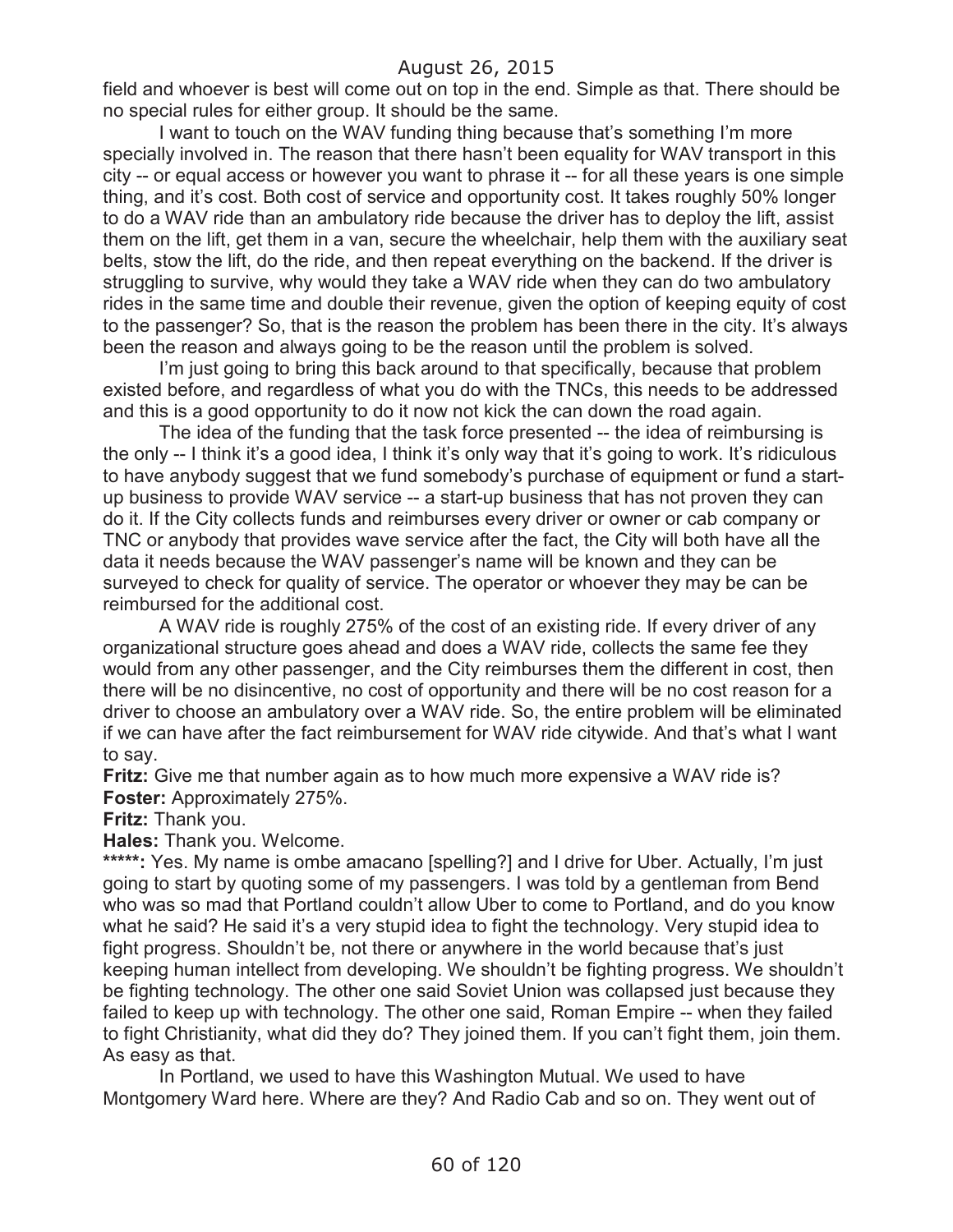field and whoever is best will come out on top in the end. Simple as that. There should be no special rules for either group. It should be the same.

I want to touch on the WAV funding thing because that's something I'm more specially involved in. The reason that there hasn't been equality for WAV transport in this city -- or equal access or however you want to phrase it -- for all these years is one simple thing, and it's cost. Both cost of service and opportunity cost. It takes roughly 50% longer to do a WAV ride than an ambulatory ride because the driver has to deploy the lift, assist them on the lift, get them in a van, secure the wheelchair, help them with the auxiliary seat belts, stow the lift, do the ride, and then repeat everything on the backend. If the driver is struggling to survive, why would they take a WAV ride when they can do two ambulatory rides in the same time and double their revenue, given the option of keeping equity of cost to the passenger? So, that is the reason the problem has been there in the city. It's always been the reason and always going to be the reason until the problem is solved.

I'm just going to bring this back around to that specifically, because that problem existed before, and regardless of what you do with the TNCs, this needs to be addressed and this is a good opportunity to do it now not kick the can down the road again.

The idea of the funding that the task force presented -- the idea of reimbursing is the only -- I think it's a good idea, I think it's only way that it's going to work. It's ridiculous to have anybody suggest that we fund somebody's purchase of equipment or fund a start-up business to provide WAV service -- a start-up business that has not proven they can do it. If the City collects funds and reimburses every driver or owner or cab company or TNC or anybody that provides wave service after the fact, the City will both have all the data it needs because the WAV passenger's name will be known and they can be surveyed to check for quality of service. The operator or whoever they may be can be reimbursed for the additional cost.

A WAV ride is roughly 275% of the cost of an existing ride. If every driver of any organizational structure goes ahead and does a WAV ride, collects the same fee they would from any other passenger, and the City reimburses them the different in cost, then there will be no disincentive, no cost of opportunity and there will be no cost reason for a driver to choose an ambulatory over a WAV ride. So, the entire problem will be eliminated if we can have after the fact reimbursement for WAV ride citywide. And that's what I want to say.

**Fritz:** Give me that number again as to how much more expensive a WAV ride is?

**Foster:** Approximately 275%.

**Fritz:** Thank you.

**Hales:** Thank you. Welcome.

**\*\*\*\*\*:** Yes. My name is ombe amacano [spelling?] and I drive for Uber. Actually, I'm just going to start by quoting some of my passengers. I was told by a gentleman from Bend who was so mad that Portland couldn't allow Uber to come to Portland, and do you know what he said? He said it's a very stupid idea to fight the technology. Very stupid idea to fight progress. Shouldn't be, not there or anywhere in the world because that's just keeping human intellect from developing. We shouldn't be fighting progress. We shouldn't be fighting technology. The other one said Soviet Union was collapsed just because they failed to keep up with technology. The other one said, Roman Empire -- when they failed to fight Christianity, what did they do? They joined them. If you can't fight them, join them. As easy as that.

In Portland, we used to have this Washington Mutual. We used to have Montgomery Ward here. Where are they? And Radio Cab and so on. They went out of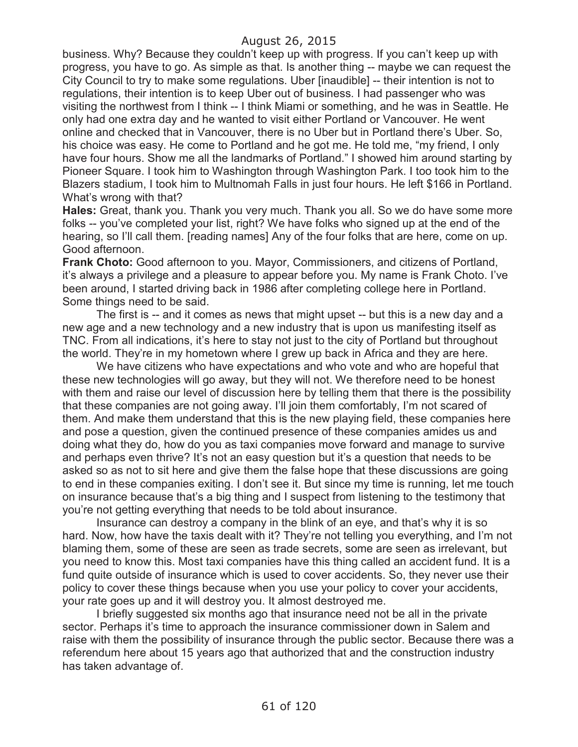business. Why? Because they couldn't keep up with progress. If you can't keep up with progress, you have to go. As simple as that. Is another thing -- maybe we can request the City Council to try to make some regulations. Uber [inaudible] -- their intention is not to regulations, their intention is to keep Uber out of business. I had passenger who was visiting the northwest from I think -- I think Miami or something, and he was in Seattle. He only had one extra day and he wanted to visit either Portland or Vancouver. He went online and checked that in Vancouver, there is no Uber but in Portland there's Uber. So, his choice was easy. He come to Portland and he got me. He told me, "my friend, I only have four hours. Show me all the landmarks of Portland." I showed him around starting by Pioneer Square. I took him to Washington through Washington Park. I too took him to the Blazers stadium, I took him to Multnomah Falls in just four hours. He left $166 in Portland. What's wrong with that?

**Hales:** Great, thank you. Thank you very much. Thank you all. So we do have some more folks -- you've completed your list, right? We have folks who signed up at the end of the hearing, so I'll call them. [reading names] Any of the four folks that are here, come on up. Good afternoon.

**Frank Choto:** Good afternoon to you. Mayor, Commissioners, and citizens of Portland, it's always a privilege and a pleasure to appear before you. My name is Frank Choto. I've been around, I started driving back in 1986 after completing college here in Portland. Some things need to be said.

The first is -- and it comes as news that might upset -- but this is a new day and a new age and a new technology and a new industry that is upon us manifesting itself as TNC. From all indications, it's here to stay not just to the city of Portland but throughout the world. They're in my hometown where I grew up back in Africa and they are here.

We have citizens who have expectations and who vote and who are hopeful that these new technologies will go away, but they will not. We therefore need to be honest with them and raise our level of discussion here by telling them that there is the possibility that these companies are not going away. I'll join them comfortably, I'm not scared of them. And make them understand that this is the new playing field, these companies here and pose a question, given the continued presence of these companies amides us and doing what they do, how do you as taxi companies move forward and manage to survive and perhaps even thrive? It's not an easy question but it's a question that needs to be asked so as not to sit here and give them the false hope that these discussions are going to end in these companies exiting. I don't see it. But since my time is running, let me touch on insurance because that's a big thing and I suspect from listening to the testimony that you're not getting everything that needs to be told about insurance.

Insurance can destroy a company in the blink of an eye, and that's why it is so hard. Now, how have the taxis dealt with it? They're not telling you everything, and I'm not blaming them, some of these are seen as trade secrets, some are seen as irrelevant, but you need to know this. Most taxi companies have this thing called an accident fund. It is a fund quite outside of insurance which is used to cover accidents. So, they never use their policy to cover these things because when you use your policy to cover your accidents, your rate goes up and it will destroy you. It almost destroyed me.

I briefly suggested six months ago that insurance need not be all in the private sector. Perhaps it's time to approach the insurance commissioner down in Salem and raise with them the possibility of insurance through the public sector. Because there was a referendum here about 15 years ago that authorized that and the construction industry has taken advantage of.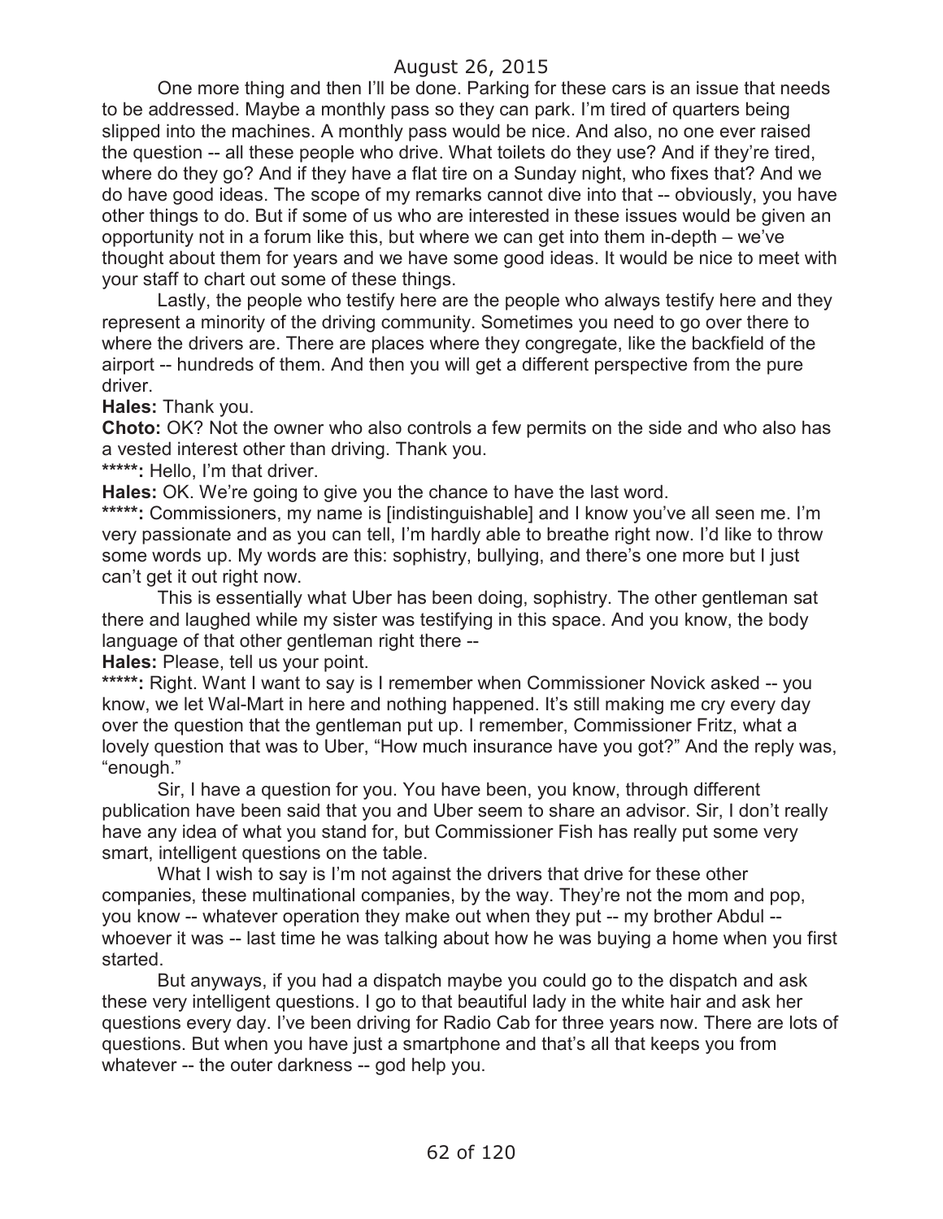One more thing and then I'll be done. Parking for these cars is an issue that needs to be addressed. Maybe a monthly pass so they can park. I'm tired of quarters being slipped into the machines. A monthly pass would be nice. And also, no one ever raised the question -- all these people who drive. What toilets do they use? And if they're tired, where do they go? And if they have a flat tire on a Sunday night, who fixes that? And we do have good ideas. The scope of my remarks cannot dive into that -- obviously, you have other things to do. But if some of us who are interested in these issues would be given an opportunity not in a forum like this, but where we can get into them in-depth – we've thought about them for years and we have some good ideas. It would be nice to meet with your staff to chart out some of these things.

Lastly, the people who testify here are the people who always testify here and they represent a minority of the driving community. Sometimes you need to go over there to where the drivers are. There are places where they congregate, like the backfield of the airport -- hundreds of them. And then you will get a different perspective from the pure driver.

**Hales:** Thank you.

**Choto:** OK? Not the owner who also controls a few permits on the side and who also has a vested interest other than driving. Thank you.

**\*\*\*\*\*:** Hello, I'm that driver.

**Hales:** OK. We're going to give you the chance to have the last word.

**\*\*\*\*\*:** Commissioners, my name is [indistinguishable] and I know you've all seen me. I'm very passionate and as you can tell, I'm hardly able to breathe right now. I'd like to throw some words up. My words are this: sophistry, bullying, and there's one more but I just can't get it out right now.

This is essentially what Uber has been doing, sophistry. The other gentleman sat there and laughed while my sister was testifying in this space. And you know, the body language of that other gentleman right there --

**Hales:** Please, tell us your point.

**\*\*\*\*\*:** Right. Want I want to say is I remember when Commissioner Novick asked -- you know, we let Wal-Mart in here and nothing happened. It's still making me cry every day over the question that the gentleman put up. I remember, Commissioner Fritz, what a lovely question that was to Uber, "How much insurance have you got?" And the reply was, "enough."

Sir, I have a question for you. You have been, you know, through different publication have been said that you and Uber seem to share an advisor. Sir, I don't really have any idea of what you stand for, but Commissioner Fish has really put some very smart, intelligent questions on the table.

What I wish to say is I'm not against the drivers that drive for these other companies, these multinational companies, by the way. They're not the mom and pop, you know -- whatever operation they make out when they put -- my brother Abdul -- whoever it was -- last time he was talking about how he was buying a home when you first started.

But anyways, if you had a dispatch maybe you could go to the dispatch and ask these very intelligent questions. I go to that beautiful lady in the white hair and ask her questions every day. I've been driving for Radio Cab for three years now. There are lots of questions. But when you have just a smartphone and that's all that keeps you from whatever -- the outer darkness -- god help you.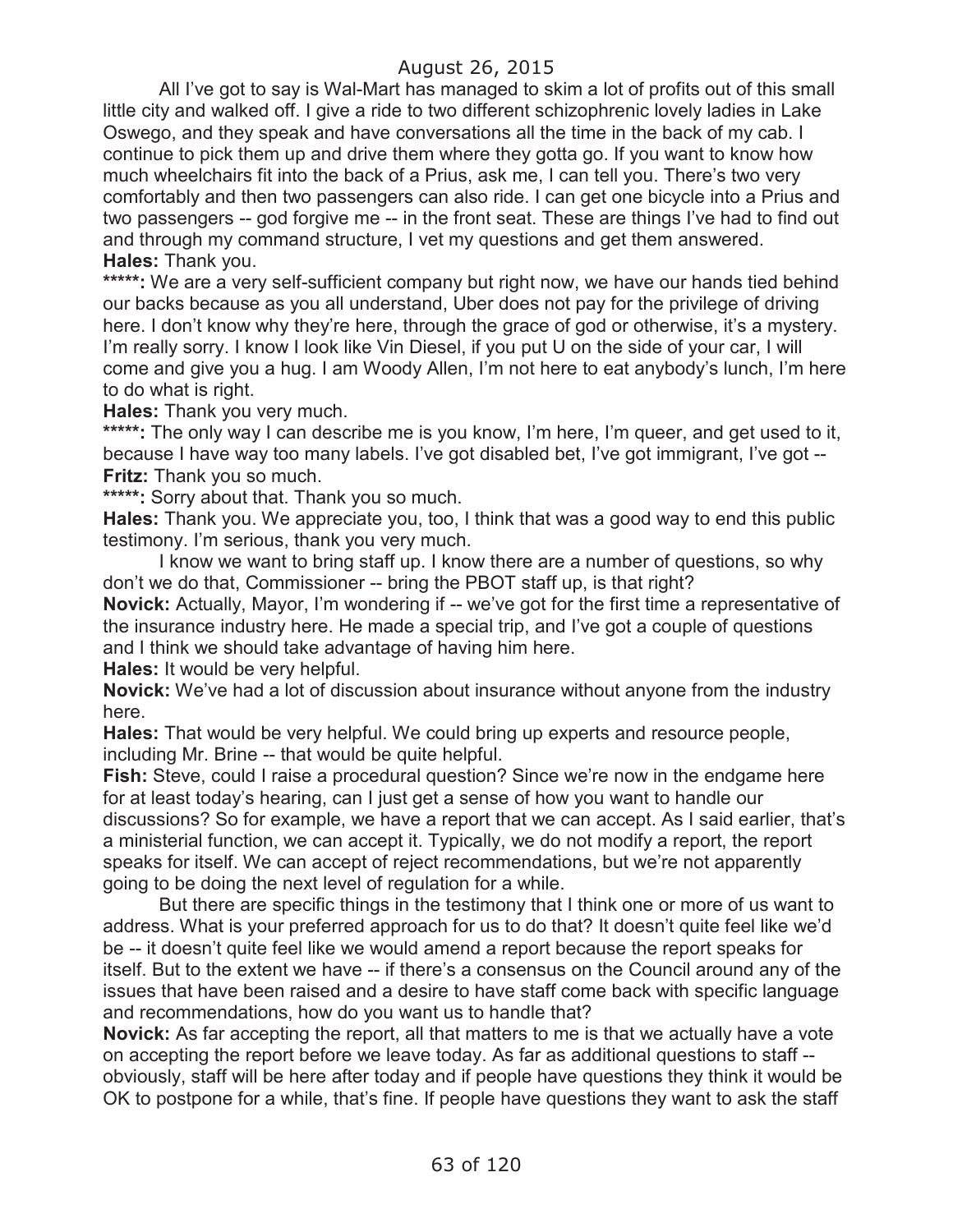All I've got to say is Wal-Mart has managed to skim a lot of profits out of this small little city and walked off. I give a ride to two different schizophrenic lovely ladies in Lake Oswego, and they speak and have conversations all the time in the back of my cab. I continue to pick them up and drive them where they gotta go. If you want to know how much wheelchairs fit into the back of a Prius, ask me, I can tell you. There's two very comfortably and then two passengers can also ride. I can get one bicycle into a Prius and two passengers -- god forgive me -- in the front seat. These are things I've had to find out and through my command structure, I vet my questions and get them answered.

**Hales:** Thank you.

*****: We are a very self-sufficient company but right now, we have our hands tied behind our backs because as you all understand, Uber does not pay for the privilege of driving here. I don't know why they're here, through the grace of god or otherwise, it's a mystery. I'm really sorry. I know I look like Vin Diesel, if you put U on the side of your car, I will come and give you a hug. I am Woody Allen, I'm not here to eat anybody's lunch, I'm here to do what is right.

**Hales:** Thank you very much.

*****: The only way I can describe me is you know, I'm here, I'm queer, and get used to it, because I have way too many labels. I've got disabled bet, I've got immigrant, I've got --

**Fritz:** Thank you so much.

*****: Sorry about that. Thank you so much.

**Hales:** Thank you. We appreciate you, too, I think that was a good way to end this public testimony. I'm serious, thank you very much.

I know we want to bring staff up. I know there are a number of questions, so why don't we do that, Commissioner -- bring the PBOT staff up, is that right?

**Novick:** Actually, Mayor, I'm wondering if -- we've got for the first time a representative of the insurance industry here. He made a special trip, and I've got a couple of questions and I think we should take advantage of having him here.

**Hales:** It would be very helpful.

**Novick:** We've had a lot of discussion about insurance without anyone from the industry here.

**Hales:** That would be very helpful. We could bring up experts and resource people, including Mr. Brine -- that would be quite helpful.

**Fish:** Steve, could I raise a procedural question? Since we're now in the endgame here for at least today's hearing, can I just get a sense of how you want to handle our discussions? So for example, we have a report that we can accept. As I said earlier, that's a ministerial function, we can accept it. Typically, we do not modify a report, the report speaks for itself. We can accept of reject recommendations, but we're not apparently going to be doing the next level of regulation for a while.

But there are specific things in the testimony that I think one or more of us want to address. What is your preferred approach for us to do that? It doesn't quite feel like we'd be -- it doesn't quite feel like we would amend a report because the report speaks for itself. But to the extent we have -- if there's a consensus on the Council around any of the issues that have been raised and a desire to have staff come back with specific language and recommendations, how do you want us to handle that?

**Novick:** As far accepting the report, all that matters to me is that we actually have a vote on accepting the report before we leave today. As far as additional questions to staff -- obviously, staff will be here after today and if people have questions they think it would be OK to postpone for a while, that's fine. If people have questions they want to ask the staff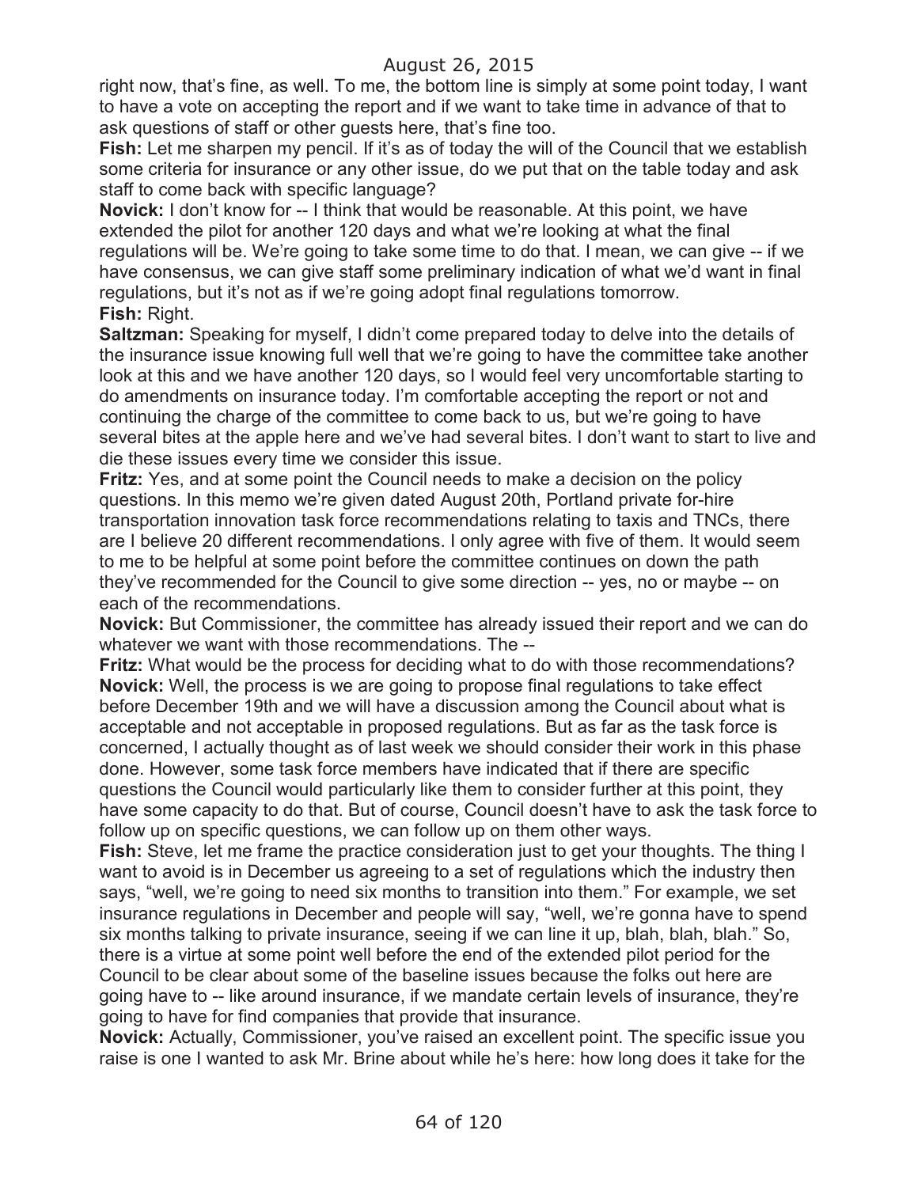right now, that's fine, as well. To me, the bottom line is simply at some point today, I want to have a vote on accepting the report and if we want to take time in advance of that to ask questions of staff or other guests here, that's fine too.

**Fish:** Let me sharpen my pencil. If it's as of today the will of the Council that we establish some criteria for insurance or any other issue, do we put that on the table today and ask staff to come back with specific language?

**Novick:** I don't know for -- I think that would be reasonable. At this point, we have extended the pilot for another 120 days and what we're looking at what the final regulations will be. We're going to take some time to do that. I mean, we can give -- if we have consensus, we can give staff some preliminary indication of what we'd want in final regulations, but it's not as if we're going adopt final regulations tomorrow.

**Fish:** Right.

**Saltzman:** Speaking for myself, I didn't come prepared today to delve into the details of the insurance issue knowing full well that we're going to have the committee take another look at this and we have another 120 days, so I would feel very uncomfortable starting to do amendments on insurance today. I'm comfortable accepting the report or not and continuing the charge of the committee to come back to us, but we're going to have several bites at the apple here and we've had several bites. I don't want to start to live and die these issues every time we consider this issue.

**Fritz:** Yes, and at some point the Council needs to make a decision on the policy questions. In this memo we're given dated August 20th, Portland private for-hire transportation innovation task force recommendations relating to taxis and TNCs, there are I believe 20 different recommendations. I only agree with five of them. It would seem to me to be helpful at some point before the committee continues on down the path they've recommended for the Council to give some direction -- yes, no or maybe -- on each of the recommendations.

**Novick:** But Commissioner, the committee has already issued their report and we can do whatever we want with those recommendations. The --

**Fritz:** What would be the process for deciding what to do with those recommendations?

**Novick:** Well, the process is we are going to propose final regulations to take effect before December 19th and we will have a discussion among the Council about what is acceptable and not acceptable in proposed regulations. But as far as the task force is concerned, I actually thought as of last week we should consider their work in this phase done. However, some task force members have indicated that if there are specific questions the Council would particularly like them to consider further at this point, they have some capacity to do that. But of course, Council doesn't have to ask the task force to follow up on specific questions, we can follow up on them other ways.

**Fish:** Steve, let me frame the practice consideration just to get your thoughts. The thing I want to avoid is in December us agreeing to a set of regulations which the industry then says, "well, we're going to need six months to transition into them." For example, we set insurance regulations in December and people will say, "well, we're gonna have to spend six months talking to private insurance, seeing if we can line it up, blah, blah, blah." So, there is a virtue at some point well before the end of the extended pilot period for the Council to be clear about some of the baseline issues because the folks out here are going have to -- like around insurance, if we mandate certain levels of insurance, they're going to have for find companies that provide that insurance.

**Novick:** Actually, Commissioner, you've raised an excellent point. The specific issue you raise is one I wanted to ask Mr. Brine about while he's here: how long does it take for the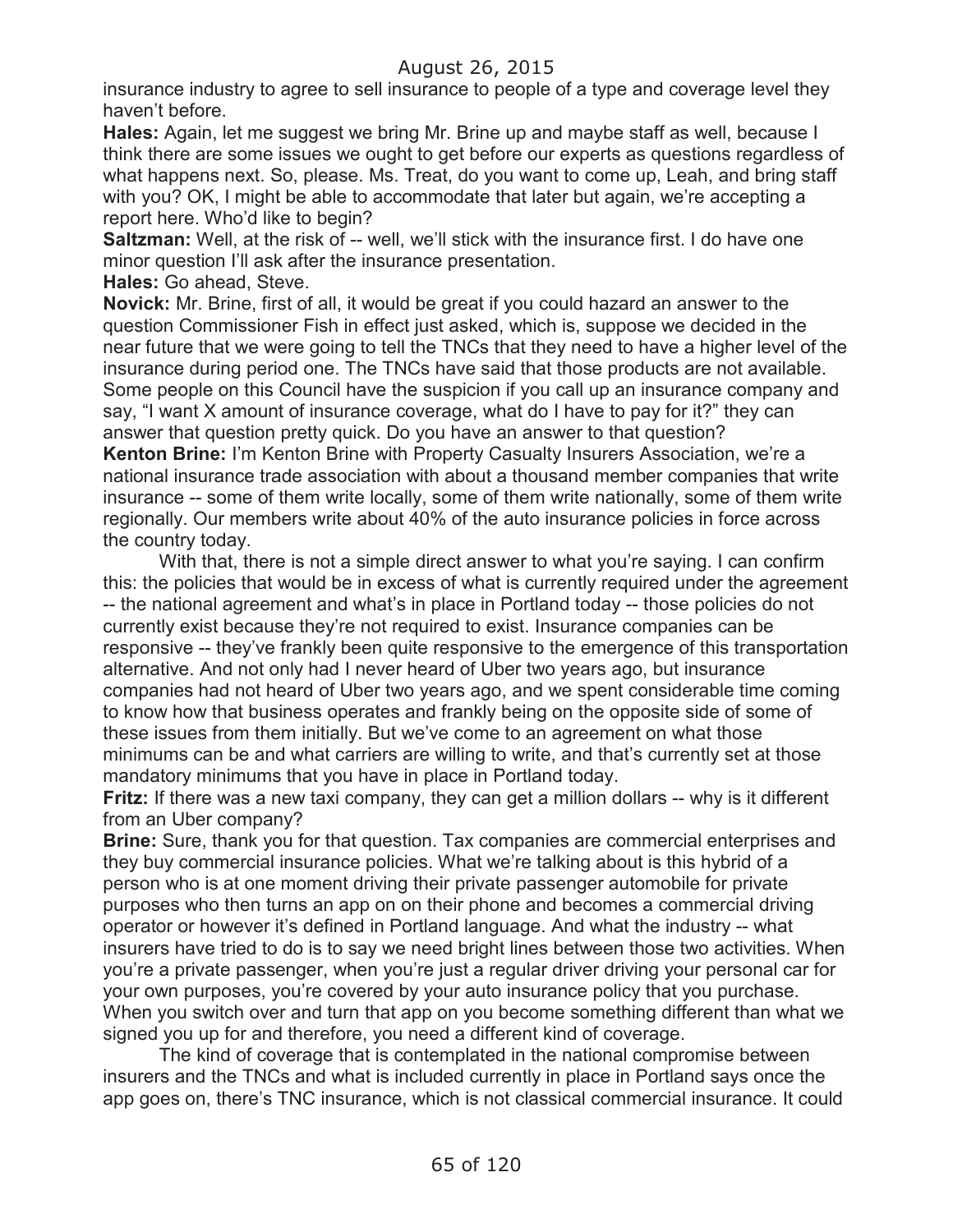insurance industry to agree to sell insurance to people of a type and coverage level they haven't before.

**Hales:** Again, let me suggest we bring Mr. Brine up and maybe staff as well, because I think there are some issues we ought to get before our experts as questions regardless of what happens next. So, please. Ms. Treat, do you want to come up, Leah, and bring staff with you? OK, I might be able to accommodate that later but again, we're accepting a report here. Who'd like to begin?

**Saltzman:** Well, at the risk of -- well, we'll stick with the insurance first. I do have one minor question I'll ask after the insurance presentation.

**Hales:** Go ahead, Steve.

**Novick:** Mr. Brine, first of all, it would be great if you could hazard an answer to the question Commissioner Fish in effect just asked, which is, suppose we decided in the near future that we were going to tell the TNCs that they need to have a higher level of the insurance during period one. The TNCs have said that those products are not available. Some people on this Council have the suspicion if you call up an insurance company and say, "I want X amount of insurance coverage, what do I have to pay for it?" they can answer that question pretty quick. Do you have an answer to that question?

**Kenton Brine:** I'm Kenton Brine with Property Casualty Insurers Association, we're a national insurance trade association with about a thousand member companies that write insurance -- some of them write locally, some of them write nationally, some of them write regionally. Our members write about 40% of the auto insurance policies in force across the country today.

With that, there is not a simple direct answer to what you're saying. I can confirm this: the policies that would be in excess of what is currently required under the agreement -- the national agreement and what's in place in Portland today -- those policies do not currently exist because they're not required to exist. Insurance companies can be responsive -- they've frankly been quite responsive to the emergence of this transportation alternative. And not only had I never heard of Uber two years ago, but insurance companies had not heard of Uber two years ago, and we spent considerable time coming to know how that business operates and frankly being on the opposite side of some of these issues from them initially. But we've come to an agreement on what those minimums can be and what carriers are willing to write, and that's currently set at those mandatory minimums that you have in place in Portland today.

**Fritz:** If there was a new taxi company, they can get a million dollars -- why is it different from an Uber company?

**Brine:** Sure, thank you for that question. Tax companies are commercial enterprises and they buy commercial insurance policies. What we're talking about is this hybrid of a person who is at one moment driving their private passenger automobile for private purposes who then turns an app on on their phone and becomes a commercial driving operator or however it's defined in Portland language. And what the industry -- what insurers have tried to do is to say we need bright lines between those two activities. When you're a private passenger, when you're just a regular driver driving your personal car for your own purposes, you're covered by your auto insurance policy that you purchase. When you switch over and turn that app on you become something different than what we signed you up for and therefore, you need a different kind of coverage.

The kind of coverage that is contemplated in the national compromise between insurers and the TNCs and what is included currently in place in Portland says once the app goes on, there's TNC insurance, which is not classical commercial insurance. It could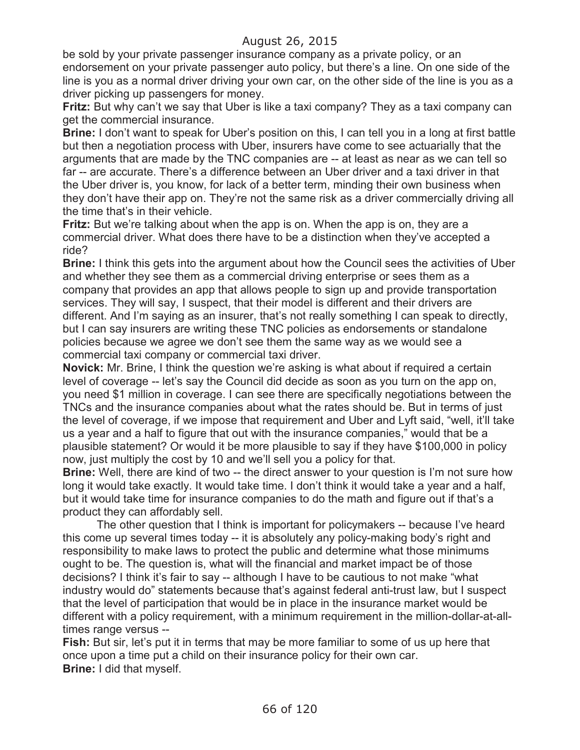be sold by your private passenger insurance company as a private policy, or an endorsement on your private passenger auto policy, but there's a line. On one side of the line is you as a normal driver driving your own car, on the other side of the line is you as a driver picking up passengers for money.

**Fritz:** But why can't we say that Uber is like a taxi company? They as a taxi company can get the commercial insurance.

**Brine:** I don't want to speak for Uber's position on this, I can tell you in a long at first battle but then a negotiation process with Uber, insurers have come to see actuarially that the arguments that are made by the TNC companies are -- at least as near as we can tell so far -- are accurate. There's a difference between an Uber driver and a taxi driver in that the Uber driver is, you know, for lack of a better term, minding their own business when they don't have their app on. They're not the same risk as a driver commercially driving all the time that's in their vehicle.

**Fritz:** But we're talking about when the app is on. When the app is on, they are a commercial driver. What does there have to be a distinction when they've accepted a ride?

**Brine:** I think this gets into the argument about how the Council sees the activities of Uber and whether they see them as a commercial driving enterprise or sees them as a company that provides an app that allows people to sign up and provide transportation services. They will say, I suspect, that their model is different and their drivers are different. And I'm saying as an insurer, that's not really something I can speak to directly, but I can say insurers are writing these TNC policies as endorsements or standalone policies because we agree we don't see them the same way as we would see a commercial taxi company or commercial taxi driver.

**Novick:** Mr. Brine, I think the question we're asking is what about if required a certain level of coverage -- let's say the Council did decide as soon as you turn on the app on, you need $1 million in coverage. I can see there are specifically negotiations between the TNCs and the insurance companies about what the rates should be. But in terms of just the level of coverage, if we impose that requirement and Uber and Lyft said, "well, it'll take us a year and a half to figure that out with the insurance companies," would that be a plausible statement? Or would it be more plausible to say if they have $100,000 in policy now, just multiply the cost by 10 and we'll sell you a policy for that.

**Brine:** Well, there are kind of two -- the direct answer to your question is I'm not sure how long it would take exactly. It would take time. I don't think it would take a year and a half, but it would take time for insurance companies to do the math and figure out if that's a product they can affordably sell.

The other question that I think is important for policymakers -- because I've heard this come up several times today -- it is absolutely any policy-making body's right and responsibility to make laws to protect the public and determine what those minimums ought to be. The question is, what will the financial and market impact be of those decisions? I think it's fair to say -- although I have to be cautious to not make "what industry would do" statements because that's against federal anti-trust law, but I suspect that the level of participation that would be in place in the insurance market would be different with a policy requirement, with a minimum requirement in the million-dollar-at-all-times range versus --

**Fish:** But sir, let's put it in terms that may be more familiar to some of us up here that once upon a time put a child on their insurance policy for their own car.

**Brine:** I did that myself.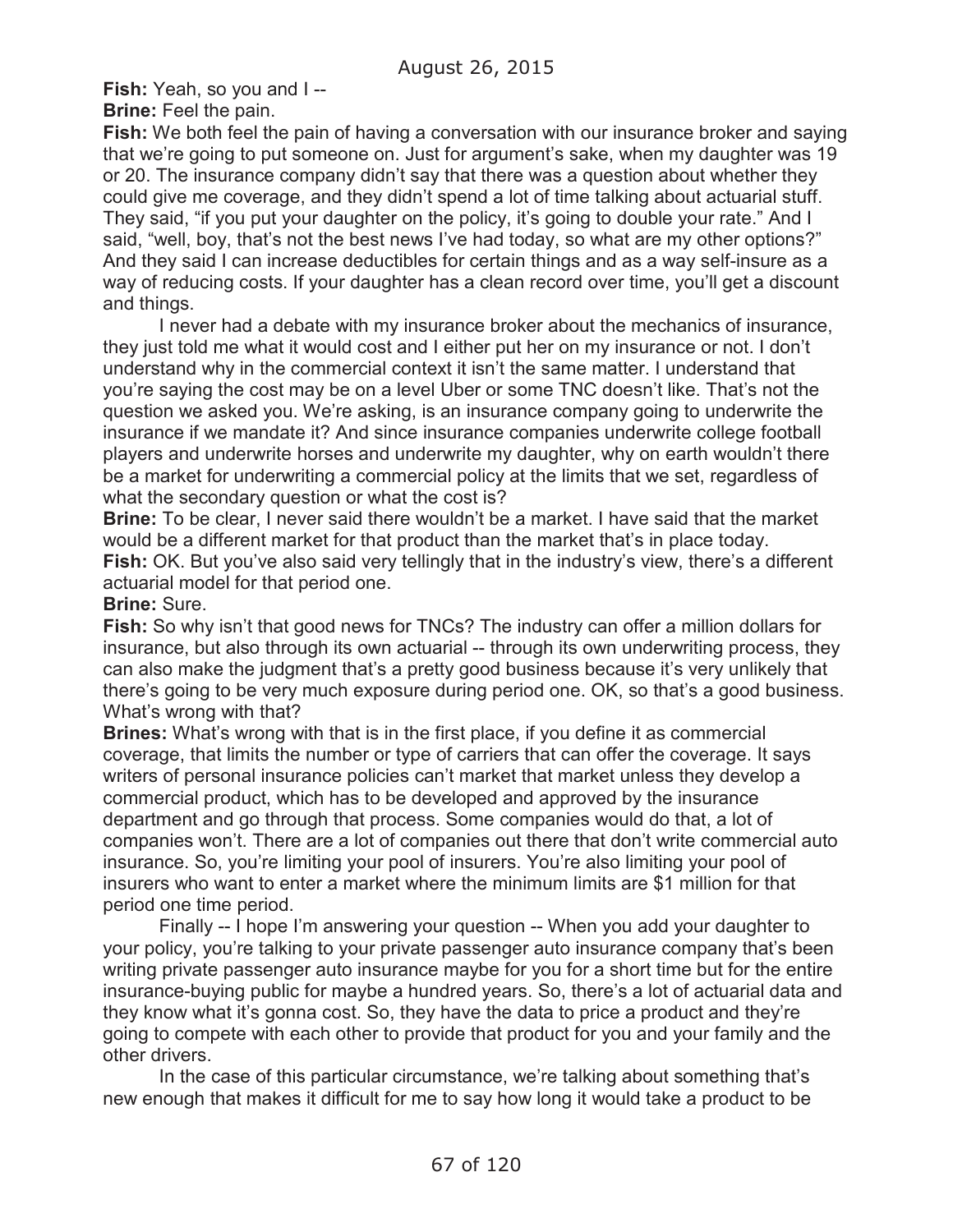**Fish:** Yeah, so you and I --

**Brine:** Feel the pain.

**Fish:** We both feel the pain of having a conversation with our insurance broker and saying that we're going to put someone on. Just for argument's sake, when my daughter was 19 or 20. The insurance company didn't say that there was a question about whether they could give me coverage, and they didn't spend a lot of time talking about actuarial stuff. They said, "if you put your daughter on the policy, it's going to double your rate." And I said, "well, boy, that's not the best news I've had today, so what are my other options?" And they said I can increase deductibles for certain things and as a way self-insure as a way of reducing costs. If your daughter has a clean record over time, you'll get a discount and things.

I never had a debate with my insurance broker about the mechanics of insurance, they just told me what it would cost and I either put her on my insurance or not. I don't understand why in the commercial context it isn't the same matter. I understand that you're saying the cost may be on a level Uber or some TNC doesn't like. That's not the question we asked you. We're asking, is an insurance company going to underwrite the insurance if we mandate it? And since insurance companies underwrite college football players and underwrite horses and underwrite my daughter, why on earth wouldn't there be a market for underwriting a commercial policy at the limits that we set, regardless of what the secondary question or what the cost is?

**Brine:** To be clear, I never said there wouldn't be a market. I have said that the market would be a different market for that product than the market that's in place today.

**Fish:** OK. But you've also said very tellingly that in the industry's view, there's a different actuarial model for that period one.

**Brine:** Sure.

**Fish:** So why isn't that good news for TNCs? The industry can offer a million dollars for insurance, but also through its own actuarial -- through its own underwriting process, they can also make the judgment that's a pretty good business because it's very unlikely that there's going to be very much exposure during period one. OK, so that's a good business. What's wrong with that?

**Brines:** What's wrong with that is in the first place, if you define it as commercial coverage, that limits the number or type of carriers that can offer the coverage. It says writers of personal insurance policies can't market that market unless they develop a commercial product, which has to be developed and approved by the insurance department and go through that process. Some companies would do that, a lot of companies won't. There are a lot of companies out there that don't write commercial auto insurance. So, you're limiting your pool of insurers. You're also limiting your pool of insurers who want to enter a market where the minimum limits are $1 million for that period one time period.

Finally -- I hope I'm answering your question -- When you add your daughter to your policy, you're talking to your private passenger auto insurance company that's been writing private passenger auto insurance maybe for you for a short time but for the entire insurance-buying public for maybe a hundred years. So, there's a lot of actuarial data and they know what it's gonna cost. So, they have the data to price a product and they're going to compete with each other to provide that product for you and your family and the other drivers.

In the case of this particular circumstance, we're talking about something that's new enough that makes it difficult for me to say how long it would take a product to be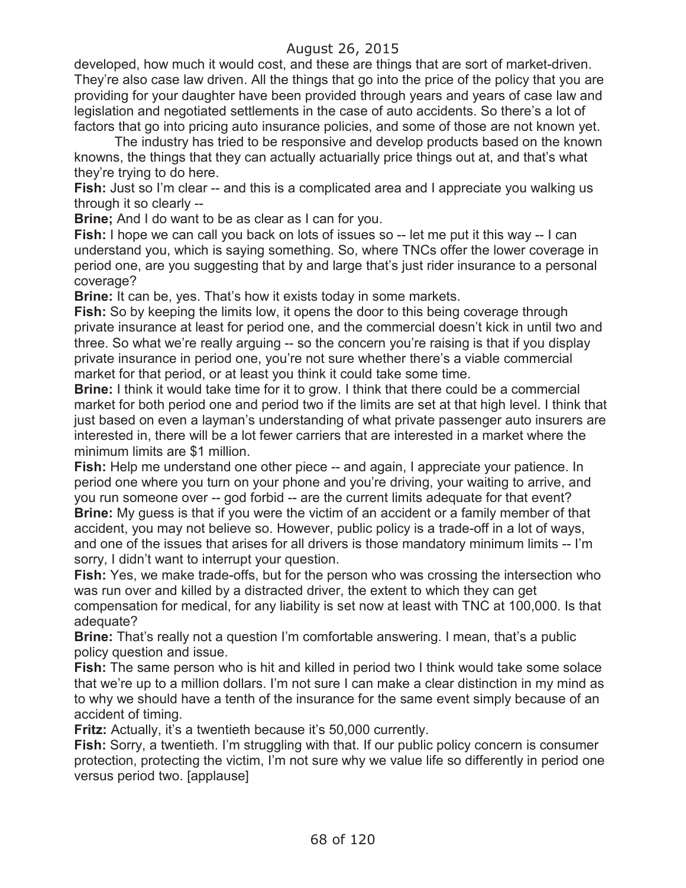developed, how much it would cost, and these are things that are sort of market-driven. They're also case law driven. All the things that go into the price of the policy that you are providing for your daughter have been provided through years and years of case law and legislation and negotiated settlements in the case of auto accidents. So there's a lot of factors that go into pricing auto insurance policies, and some of those are not known yet.

The industry has tried to be responsive and develop products based on the known knowns, the things that they can actually actuarially price things out at, and that's what they're trying to do here.

**Fish:** Just so I'm clear -- and this is a complicated area and I appreciate you walking us through it so clearly --

**Brine;** And I do want to be as clear as I can for you.

**Fish:** I hope we can call you back on lots of issues so -- let me put it this way -- I can understand you, which is saying something. So, where TNCs offer the lower coverage in period one, are you suggesting that by and large that's just rider insurance to a personal coverage?

**Brine:** It can be, yes. That's how it exists today in some markets.

**Fish:** So by keeping the limits low, it opens the door to this being coverage through private insurance at least for period one, and the commercial doesn't kick in until two and three. So what we're really arguing -- so the concern you're raising is that if you display private insurance in period one, you're not sure whether there's a viable commercial market for that period, or at least you think it could take some time.

**Brine:** I think it would take time for it to grow. I think that there could be a commercial market for both period one and period two if the limits are set at that high level. I think that just based on even a layman's understanding of what private passenger auto insurers are interested in, there will be a lot fewer carriers that are interested in a market where the minimum limits are $1 million.

**Fish:** Help me understand one other piece -- and again, I appreciate your patience. In period one where you turn on your phone and you're driving, your waiting to arrive, and you run someone over -- god forbid -- are the current limits adequate for that event?

**Brine:** My guess is that if you were the victim of an accident or a family member of that accident, you may not believe so. However, public policy is a trade-off in a lot of ways, and one of the issues that arises for all drivers is those mandatory minimum limits -- I'm sorry, I didn't want to interrupt your question.

**Fish:** Yes, we make trade-offs, but for the person who was crossing the intersection who was run over and killed by a distracted driver, the extent to which they can get compensation for medical, for any liability is set now at least with TNC at 100,000. Is that adequate?

**Brine:** That's really not a question I'm comfortable answering. I mean, that's a public policy question and issue.

**Fish:** The same person who is hit and killed in period two I think would take some solace that we're up to a million dollars. I'm not sure I can make a clear distinction in my mind as to why we should have a tenth of the insurance for the same event simply because of an accident of timing.

**Fritz:** Actually, it's a twentieth because it's 50,000 currently.

**Fish:** Sorry, a twentieth. I'm struggling with that. If our public policy concern is consumer protection, protecting the victim, I'm not sure why we value life so differently in period one versus period two. [applause]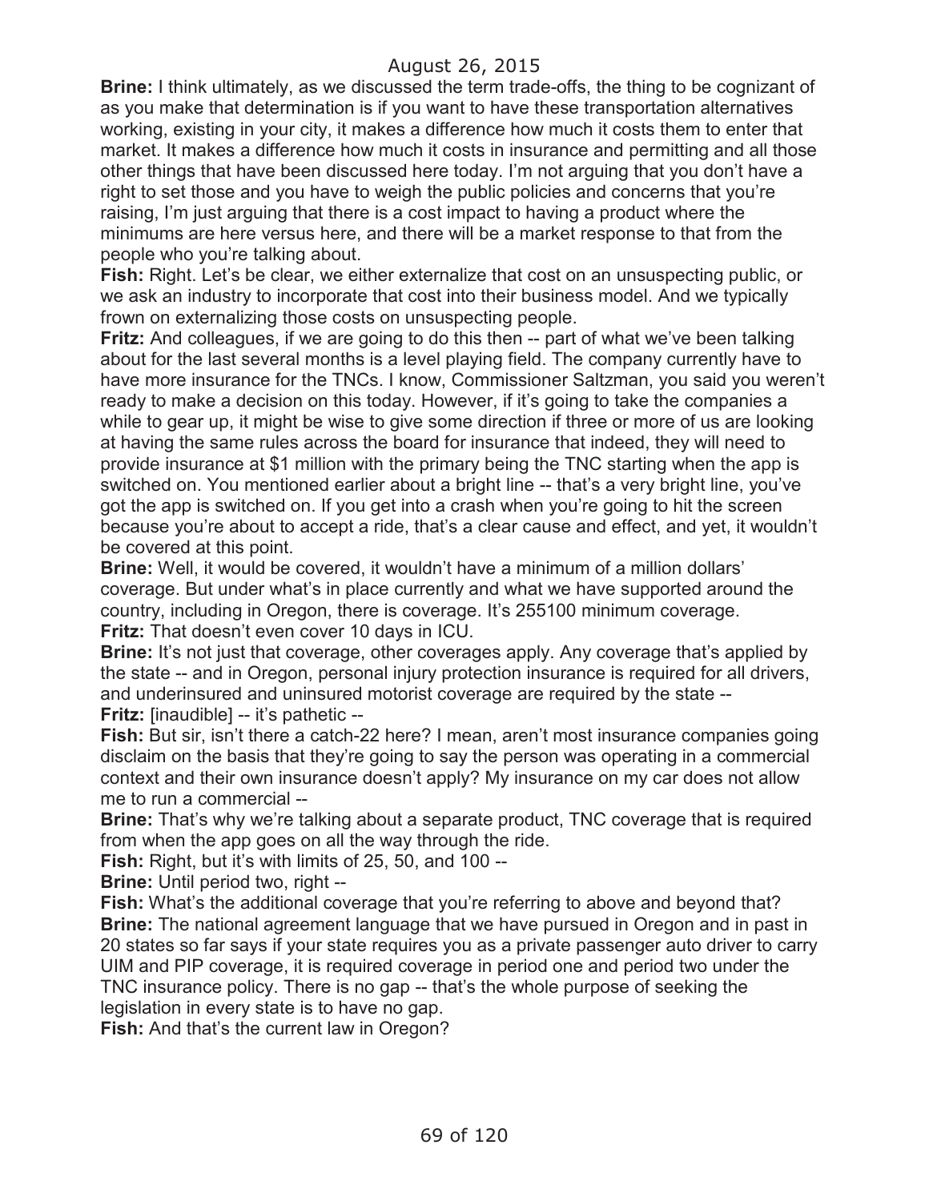**Brine:** I think ultimately, as we discussed the term trade-offs, the thing to be cognizant of as you make that determination is if you want to have these transportation alternatives working, existing in your city, it makes a difference how much it costs them to enter that market. It makes a difference how much it costs in insurance and permitting and all those other things that have been discussed here today. I'm not arguing that you don't have a right to set those and you have to weigh the public policies and concerns that you're raising, I'm just arguing that there is a cost impact to having a product where the minimums are here versus here, and there will be a market response to that from the people who you're talking about.

**Fish:** Right. Let's be clear, we either externalize that cost on an unsuspecting public, or we ask an industry to incorporate that cost into their business model. And we typically frown on externalizing those costs on unsuspecting people.

**Fritz:** And colleagues, if we are going to do this then -- part of what we've been talking about for the last several months is a level playing field. The company currently have to have more insurance for the TNCs. I know, Commissioner Saltzman, you said you weren't ready to make a decision on this today. However, if it's going to take the companies a while to gear up, it might be wise to give some direction if three or more of us are looking at having the same rules across the board for insurance that indeed, they will need to provide insurance at $1 million with the primary being the TNC starting when the app is switched on. You mentioned earlier about a bright line -- that's a very bright line, you've got the app is switched on. If you get into a crash when you're going to hit the screen because you're about to accept a ride, that's a clear cause and effect, and yet, it wouldn't be covered at this point.

**Brine:** Well, it would be covered, it wouldn't have a minimum of a million dollars' coverage. But under what's in place currently and what we have supported around the country, including in Oregon, there is coverage. It's 255100 minimum coverage.

**Fritz:** That doesn't even cover 10 days in ICU.

**Brine:** It's not just that coverage, other coverages apply. Any coverage that's applied by the state -- and in Oregon, personal injury protection insurance is required for all drivers, and underinsured and uninsured motorist coverage are required by the state --

**Fritz:** [inaudible] -- it's pathetic --

**Fish:** But sir, isn't there a catch-22 here? I mean, aren't most insurance companies going disclaim on the basis that they're going to say the person was operating in a commercial context and their own insurance doesn't apply? My insurance on my car does not allow me to run a commercial --

**Brine:** That's why we're talking about a separate product, TNC coverage that is required from when the app goes on all the way through the ride.

**Fish:** Right, but it's with limits of 25, 50, and 100 --

**Brine:** Until period two, right --

**Fish:** What's the additional coverage that you're referring to above and beyond that?

**Brine:** The national agreement language that we have pursued in Oregon and in past in 20 states so far says if your state requires you as a private passenger auto driver to carry UIM and PIP coverage, it is required coverage in period one and period two under the TNC insurance policy. There is no gap -- that's the whole purpose of seeking the legislation in every state is to have no gap.

**Fish:** And that's the current law in Oregon?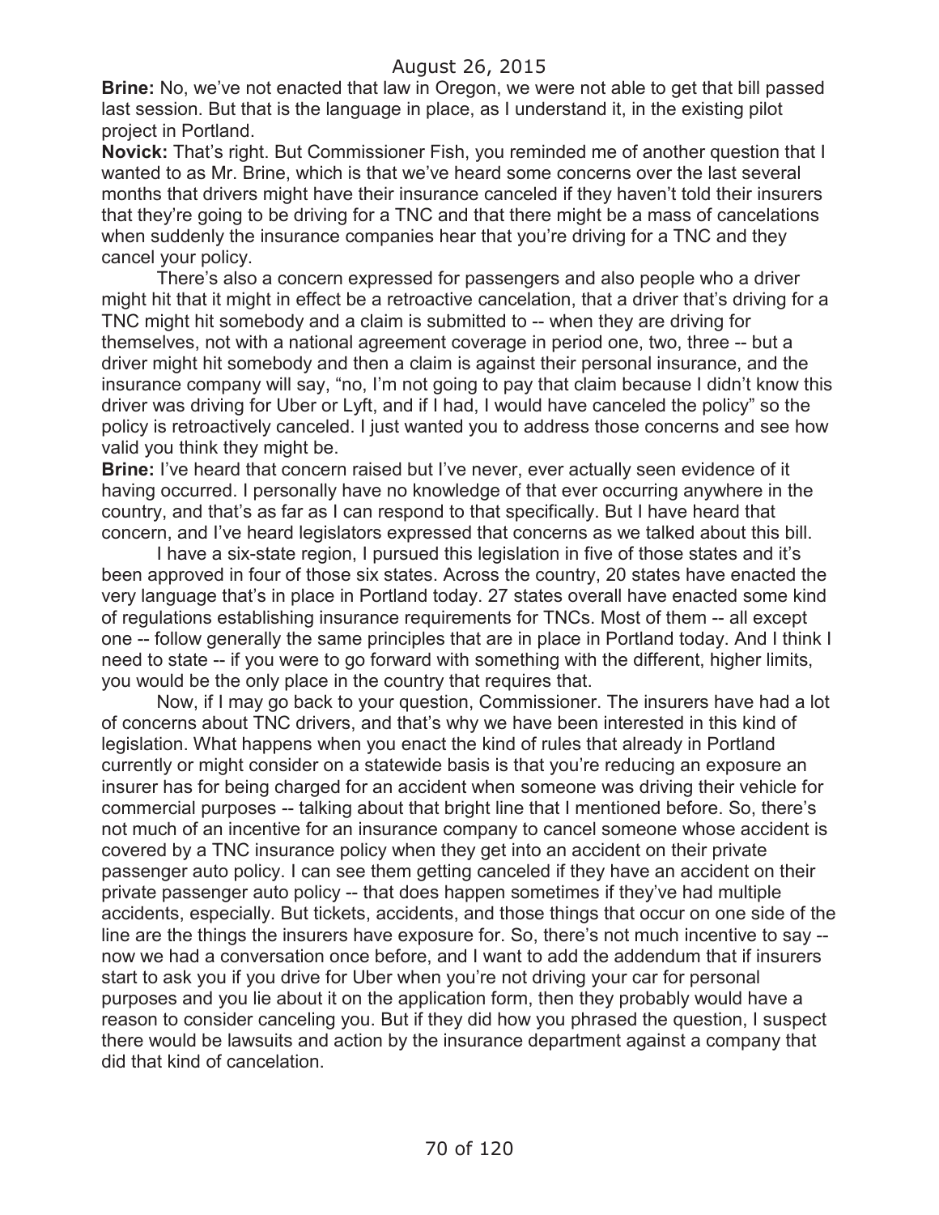**Brine:** No, we've not enacted that law in Oregon, we were not able to get that bill passed last session. But that is the language in place, as I understand it, in the existing pilot project in Portland.

**Novick:** That's right. But Commissioner Fish, you reminded me of another question that I wanted to as Mr. Brine, which is that we've heard some concerns over the last several months that drivers might have their insurance canceled if they haven't told their insurers that they're going to be driving for a TNC and that there might be a mass of cancelations when suddenly the insurance companies hear that you're driving for a TNC and they cancel your policy.

There's also a concern expressed for passengers and also people who a driver might hit that it might in effect be a retroactive cancelation, that a driver that's driving for a TNC might hit somebody and a claim is submitted to -- when they are driving for themselves, not with a national agreement coverage in period one, two, three -- but a driver might hit somebody and then a claim is against their personal insurance, and the insurance company will say, "no, I'm not going to pay that claim because I didn't know this driver was driving for Uber or Lyft, and if I had, I would have canceled the policy" so the policy is retroactively canceled. I just wanted you to address those concerns and see how valid you think they might be.

**Brine:** I've heard that concern raised but I've never, ever actually seen evidence of it having occurred. I personally have no knowledge of that ever occurring anywhere in the country, and that's as far as I can respond to that specifically. But I have heard that concern, and I've heard legislators expressed that concerns as we talked about this bill.

I have a six-state region, I pursued this legislation in five of those states and it's been approved in four of those six states. Across the country, 20 states have enacted the very language that's in place in Portland today. 27 states overall have enacted some kind of regulations establishing insurance requirements for TNCs. Most of them -- all except one -- follow generally the same principles that are in place in Portland today. And I think I need to state -- if you were to go forward with something with the different, higher limits, you would be the only place in the country that requires that.

Now, if I may go back to your question, Commissioner. The insurers have had a lot of concerns about TNC drivers, and that's why we have been interested in this kind of legislation. What happens when you enact the kind of rules that already in Portland currently or might consider on a statewide basis is that you're reducing an exposure an insurer has for being charged for an accident when someone was driving their vehicle for commercial purposes -- talking about that bright line that I mentioned before. So, there's not much of an incentive for an insurance company to cancel someone whose accident is covered by a TNC insurance policy when they get into an accident on their private passenger auto policy. I can see them getting canceled if they have an accident on their private passenger auto policy -- that does happen sometimes if they've had multiple accidents, especially. But tickets, accidents, and those things that occur on one side of the line are the things the insurers have exposure for. So, there's not much incentive to say -- now we had a conversation once before, and I want to add the addendum that if insurers start to ask you if you drive for Uber when you're not driving your car for personal purposes and you lie about it on the application form, then they probably would have a reason to consider canceling you. But if they did how you phrased the question, I suspect there would be lawsuits and action by the insurance department against a company that did that kind of cancelation.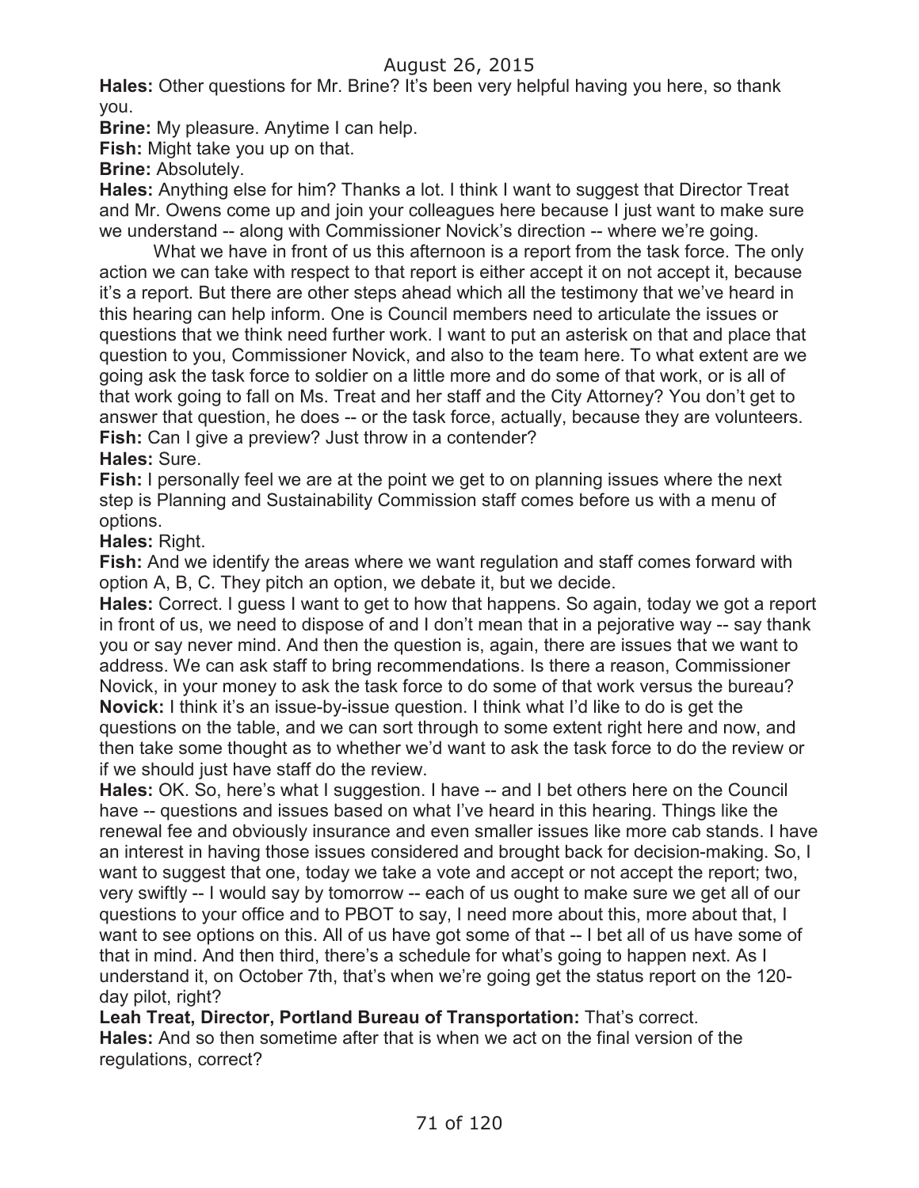**Hales:** Other questions for Mr. Brine? It's been very helpful having you here, so thank you.

**Brine:** My pleasure. Anytime I can help.

**Fish:** Might take you up on that.

**Brine:** Absolutely.

**Hales:** Anything else for him? Thanks a lot. I think I want to suggest that Director Treat and Mr. Owens come up and join your colleagues here because I just want to make sure we understand -- along with Commissioner Novick's direction -- where we're going.

What we have in front of us this afternoon is a report from the task force. The only action we can take with respect to that report is either accept it on not accept it, because it's a report. But there are other steps ahead which all the testimony that we've heard in this hearing can help inform. One is Council members need to articulate the issues or questions that we think need further work. I want to put an asterisk on that and place that question to you, Commissioner Novick, and also to the team here. To what extent are we going ask the task force to soldier on a little more and do some of that work, or is all of that work going to fall on Ms. Treat and her staff and the City Attorney? You don't get to answer that question, he does -- or the task force, actually, because they are volunteers.

**Fish:** Can I give a preview? Just throw in a contender?

**Hales:** Sure.

**Fish:** I personally feel we are at the point we get to on planning issues where the next step is Planning and Sustainability Commission staff comes before us with a menu of options.

**Hales:** Right.

**Fish:** And we identify the areas where we want regulation and staff comes forward with option A, B, C. They pitch an option, we debate it, but we decide.

**Hales:** Correct. I guess I want to get to how that happens. So again, today we got a report in front of us, we need to dispose of and I don't mean that in a pejorative way -- say thank you or say never mind. And then the question is, again, there are issues that we want to address. We can ask staff to bring recommendations. Is there a reason, Commissioner Novick, in your money to ask the task force to do some of that work versus the bureau?

**Novick:** I think it's an issue-by-issue question. I think what I'd like to do is get the questions on the table, and we can sort through to some extent right here and now, and then take some thought as to whether we'd want to ask the task force to do the review or if we should just have staff do the review.

**Hales:** OK. So, here's what I suggestion. I have -- and I bet others here on the Council have -- questions and issues based on what I've heard in this hearing. Things like the renewal fee and obviously insurance and even smaller issues like more cab stands. I have an interest in having those issues considered and brought back for decision-making. So, I want to suggest that one, today we take a vote and accept or not accept the report; two, very swiftly -- I would say by tomorrow -- each of us ought to make sure we get all of our questions to your office and to PBOT to say, I need more about this, more about that, I want to see options on this. All of us have got some of that -- I bet all of us have some of that in mind. And then third, there's a schedule for what's going to happen next. As I understand it, on October 7th, that's when we're going get the status report on the 120-day pilot, right?

**Leah Treat, Director, Portland Bureau of Transportation:** That's correct.

**Hales:** And so then sometime after that is when we act on the final version of the regulations, correct?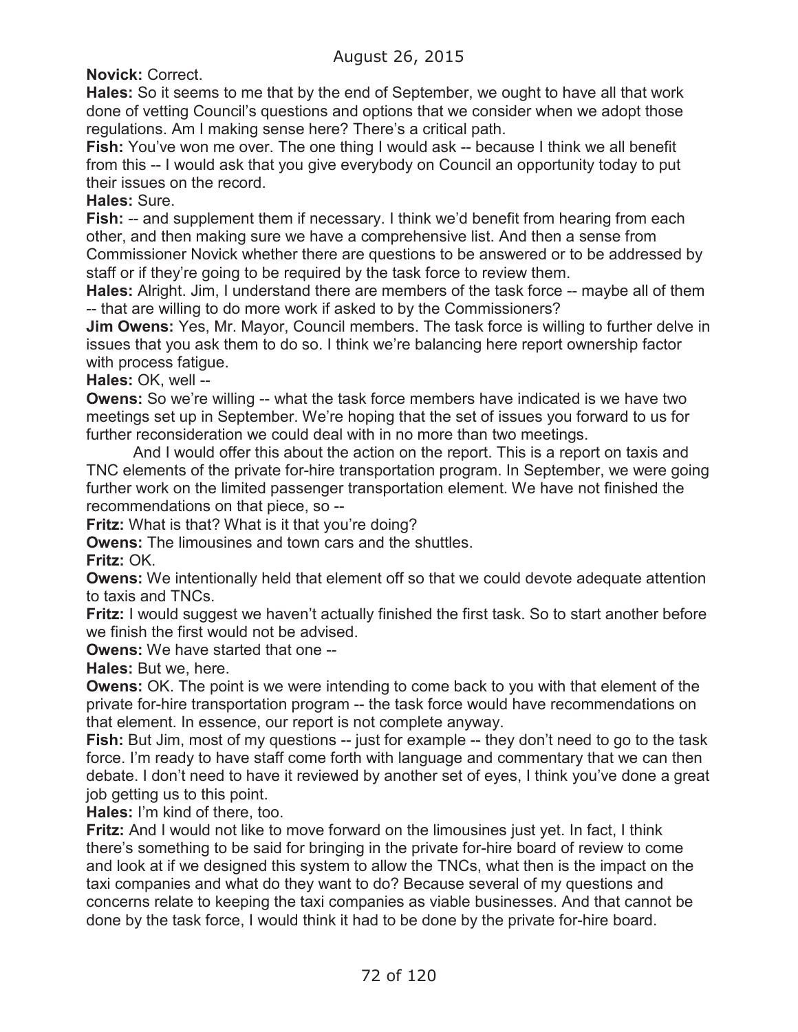**Novick:** Correct.

**Hales:** So it seems to me that by the end of September, we ought to have all that work done of vetting Council's questions and options that we consider when we adopt those regulations. Am I making sense here? There's a critical path.

**Fish:** You've won me over. The one thing I would ask -- because I think we all benefit from this -- I would ask that you give everybody on Council an opportunity today to put their issues on the record.

**Hales:** Sure.

**Fish:** -- and supplement them if necessary. I think we'd benefit from hearing from each other, and then making sure we have a comprehensive list. And then a sense from Commissioner Novick whether there are questions to be answered or to be addressed by staff or if they're going to be required by the task force to review them.

**Hales:** Alright. Jim, I understand there are members of the task force -- maybe all of them -- that are willing to do more work if asked to by the Commissioners?

**Jim Owens:** Yes, Mr. Mayor, Council members. The task force is willing to further delve in issues that you ask them to do so. I think we're balancing here report ownership factor with process fatigue.

**Hales:** OK, well --

**Owens:** So we're willing -- what the task force members have indicated is we have two meetings set up in September. We're hoping that the set of issues you forward to us for further reconsideration we could deal with in no more than two meetings.

And I would offer this about the action on the report. This is a report on taxis and TNC elements of the private for-hire transportation program. In September, we were going further work on the limited passenger transportation element. We have not finished the recommendations on that piece, so --

**Fritz:** What is that? What is it that you're doing?

**Owens:** The limousines and town cars and the shuttles.

**Fritz:** OK.

**Owens:** We intentionally held that element off so that we could devote adequate attention to taxis and TNCs.

**Fritz:** I would suggest we haven't actually finished the first task. So to start another before we finish the first would not be advised.

**Owens:** We have started that one --

**Hales:** But we, here.

**Owens:** OK. The point is we were intending to come back to you with that element of the private for-hire transportation program -- the task force would have recommendations on that element. In essence, our report is not complete anyway.

**Fish:** But Jim, most of my questions -- just for example -- they don't need to go to the task force. I'm ready to have staff come forth with language and commentary that we can then debate. I don't need to have it reviewed by another set of eyes, I think you've done a great job getting us to this point.

**Hales:** I'm kind of there, too.

**Fritz:** And I would not like to move forward on the limousines just yet. In fact, I think there's something to be said for bringing in the private for-hire board of review to come and look at if we designed this system to allow the TNCs, what then is the impact on the taxi companies and what do they want to do? Because several of my questions and concerns relate to keeping the taxi companies as viable businesses. And that cannot be done by the task force, I would think it had to be done by the private for-hire board.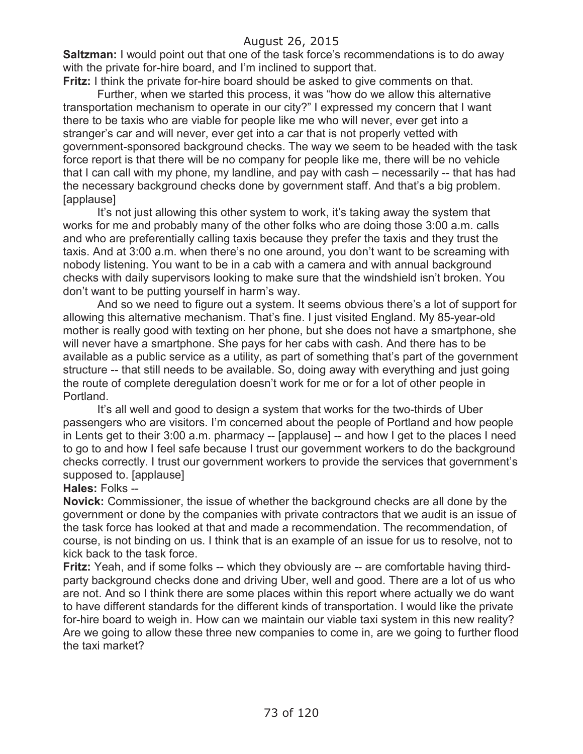**Saltzman:** I would point out that one of the task force's recommendations is to do away with the private for-hire board, and I'm inclined to support that.

**Fritz:** I think the private for-hire board should be asked to give comments on that.

Further, when we started this process, it was "how do we allow this alternative transportation mechanism to operate in our city?" I expressed my concern that I want there to be taxis who are viable for people like me who will never, ever get into a stranger's car and will never, ever get into a car that is not properly vetted with government-sponsored background checks. The way we seem to be headed with the task force report is that there will be no company for people like me, there will be no vehicle that I can call with my phone, my landline, and pay with cash – necessarily -- that has had the necessary background checks done by government staff. And that's a big problem. [applause]

It's not just allowing this other system to work, it's taking away the system that works for me and probably many of the other folks who are doing those 3:00 a.m. calls and who are preferentially calling taxis because they prefer the taxis and they trust the taxis. And at 3:00 a.m. when there's no one around, you don't want to be screaming with nobody listening. You want to be in a cab with a camera and with annual background checks with daily supervisors looking to make sure that the windshield isn't broken. You don't want to be putting yourself in harm's way.

And so we need to figure out a system. It seems obvious there's a lot of support for allowing this alternative mechanism. That's fine. I just visited England. My 85-year-old mother is really good with texting on her phone, but she does not have a smartphone, she will never have a smartphone. She pays for her cabs with cash. And there has to be available as a public service as a utility, as part of something that's part of the government structure -- that still needs to be available. So, doing away with everything and just going the route of complete deregulation doesn't work for me or for a lot of other people in Portland.

It's all well and good to design a system that works for the two-thirds of Uber passengers who are visitors. I'm concerned about the people of Portland and how people in Lents get to their 3:00 a.m. pharmacy -- [applause] -- and how I get to the places I need to go to and how I feel safe because I trust our government workers to do the background checks correctly. I trust our government workers to provide the services that government's supposed to. [applause]

**Hales:** Folks --

**Novick:** Commissioner, the issue of whether the background checks are all done by the government or done by the companies with private contractors that we audit is an issue of the task force has looked at that and made a recommendation. The recommendation, of course, is not binding on us. I think that is an example of an issue for us to resolve, not to kick back to the task force.

**Fritz:** Yeah, and if some folks -- which they obviously are -- are comfortable having third-party background checks done and driving Uber, well and good. There are a lot of us who are not. And so I think there are some places within this report where actually we do want to have different standards for the different kinds of transportation. I would like the private for-hire board to weigh in. How can we maintain our viable taxi system in this new reality? Are we going to allow these three new companies to come in, are we going to further flood the taxi market?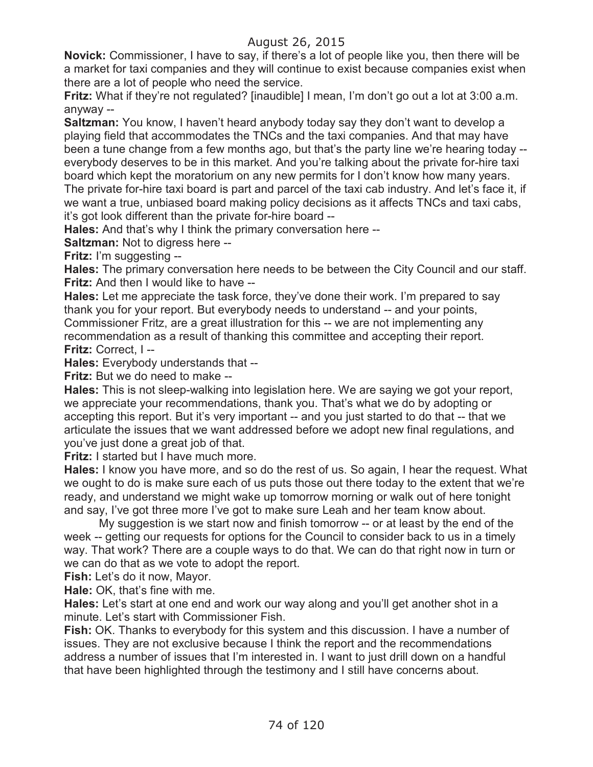**Novick:** Commissioner, I have to say, if there's a lot of people like you, then there will be a market for taxi companies and they will continue to exist because companies exist when there are a lot of people who need the service.

**Fritz:** What if they're not regulated? [inaudible] I mean, I'm don't go out a lot at 3:00 a.m. anyway --

**Saltzman:** You know, I haven't heard anybody today say they don't want to develop a playing field that accommodates the TNCs and the taxi companies. And that may have been a tune change from a few months ago, but that's the party line we're hearing today -- everybody deserves to be in this market. And you're talking about the private for-hire taxi board which kept the moratorium on any new permits for I don't know how many years. The private for-hire taxi board is part and parcel of the taxi cab industry. And let's face it, if we want a true, unbiased board making policy decisions as it affects TNCs and taxi cabs, it's got look different than the private for-hire board --

**Hales:** And that's why I think the primary conversation here --

**Saltzman:** Not to digress here --

**Fritz:** I'm suggesting --

**Hales:** The primary conversation here needs to be between the City Council and our staff.

**Fritz:** And then I would like to have --

**Hales:** Let me appreciate the task force, they've done their work. I'm prepared to say thank you for your report. But everybody needs to understand -- and your points, Commissioner Fritz, are a great illustration for this -- we are not implementing any recommendation as a result of thanking this committee and accepting their report.

**Fritz:** Correct, I --

**Hales:** Everybody understands that --

**Fritz:** But we do need to make --

**Hales:** This is not sleep-walking into legislation here. We are saying we got your report, we appreciate your recommendations, thank you. That's what we do by adopting or accepting this report. But it's very important -- and you just started to do that -- that we articulate the issues that we want addressed before we adopt new final regulations, and you've just done a great job of that.

**Fritz:** I started but I have much more.

**Hales:** I know you have more, and so do the rest of us. So again, I hear the request. What we ought to do is make sure each of us puts those out there today to the extent that we're ready, and understand we might wake up tomorrow morning or walk out of here tonight and say, I've got three more I've got to make sure Leah and her team know about.

My suggestion is we start now and finish tomorrow -- or at least by the end of the week -- getting our requests for options for the Council to consider back to us in a timely way. That work? There are a couple ways to do that. We can do that right now in turn or we can do that as we vote to adopt the report.

**Fish:** Let's do it now, Mayor.

**Hale:** OK, that's fine with me.

**Hales:** Let's start at one end and work our way along and you'll get another shot in a minute. Let's start with Commissioner Fish.

**Fish:** OK. Thanks to everybody for this system and this discussion. I have a number of issues. They are not exclusive because I think the report and the recommendations address a number of issues that I'm interested in. I want to just drill down on a handful that have been highlighted through the testimony and I still have concerns about.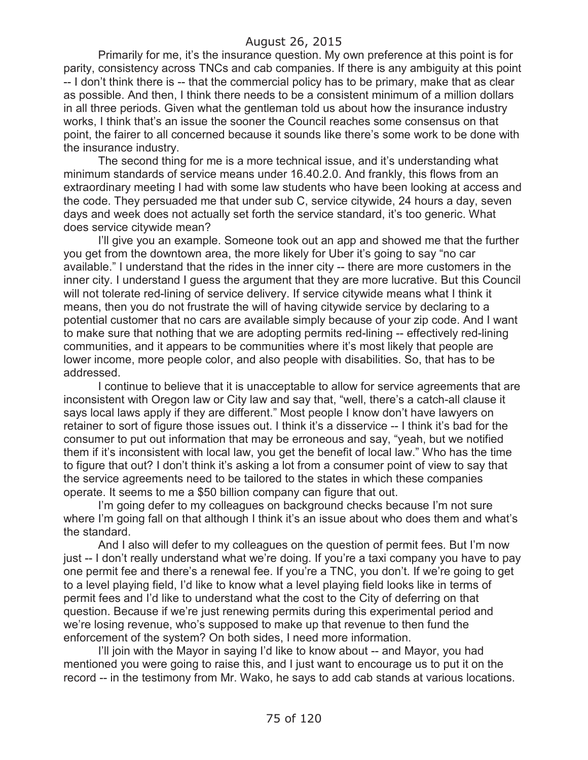Primarily for me, it's the insurance question. My own preference at this point is for parity, consistency across TNCs and cab companies. If there is any ambiguity at this point -- I don't think there is -- that the commercial policy has to be primary, make that as clear as possible. And then, I think there needs to be a consistent minimum of a million dollars in all three periods. Given what the gentleman told us about how the insurance industry works, I think that's an issue the sooner the Council reaches some consensus on that point, the fairer to all concerned because it sounds like there's some work to be done with the insurance industry.

The second thing for me is a more technical issue, and it's understanding what minimum standards of service means under 16.40.2.0. And frankly, this flows from an extraordinary meeting I had with some law students who have been looking at access and the code. They persuaded me that under sub C, service citywide, 24 hours a day, seven days and week does not actually set forth the service standard, it's too generic. What does service citywide mean?

I'll give you an example. Someone took out an app and showed me that the further you get from the downtown area, the more likely for Uber it's going to say "no car available." I understand that the rides in the inner city -- there are more customers in the inner city. I understand I guess the argument that they are more lucrative. But this Council will not tolerate red-lining of service delivery. If service citywide means what I think it means, then you do not frustrate the will of having citywide service by declaring to a potential customer that no cars are available simply because of your zip code. And I want to make sure that nothing that we are adopting permits red-lining -- effectively red-lining communities, and it appears to be communities where it's most likely that people are lower income, more people color, and also people with disabilities. So, that has to be addressed.

I continue to believe that it is unacceptable to allow for service agreements that are inconsistent with Oregon law or City law and say that, "well, there's a catch-all clause it says local laws apply if they are different." Most people I know don't have lawyers on retainer to sort of figure those issues out. I think it's a disservice -- I think it's bad for the consumer to put out information that may be erroneous and say, "yeah, but we notified them if it's inconsistent with local law, you get the benefit of local law." Who has the time to figure that out? I don't think it's asking a lot from a consumer point of view to say that the service agreements need to be tailored to the states in which these companies operate. It seems to me a $50 billion company can figure that out.

I'm going defer to my colleagues on background checks because I'm not sure where I'm going fall on that although I think it's an issue about who does them and what's the standard.

And I also will defer to my colleagues on the question of permit fees. But I'm now just -- I don't really understand what we're doing. If you're a taxi company you have to pay one permit fee and there's a renewal fee. If you're a TNC, you don't. If we're going to get to a level playing field, I'd like to know what a level playing field looks like in terms of permit fees and I'd like to understand what the cost to the City of deferring on that question. Because if we're just renewing permits during this experimental period and we're losing revenue, who's supposed to make up that revenue to then fund the enforcement of the system? On both sides, I need more information.

I'll join with the Mayor in saying I'd like to know about -- and Mayor, you had mentioned you were going to raise this, and I just want to encourage us to put it on the record -- in the testimony from Mr. Wako, he says to add cab stands at various locations.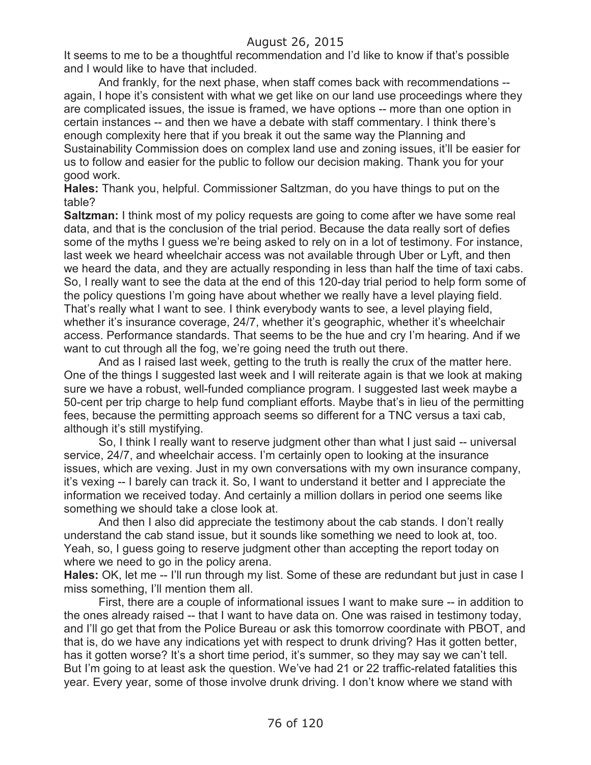It seems to me to be a thoughtful recommendation and I'd like to know if that's possible and I would like to have that included.

And frankly, for the next phase, when staff comes back with recommendations -- again, I hope it's consistent with what we get like on our land use proceedings where they are complicated issues, the issue is framed, we have options -- more than one option in certain instances -- and then we have a debate with staff commentary. I think there's enough complexity here that if you break it out the same way the Planning and Sustainability Commission does on complex land use and zoning issues, it'll be easier for us to follow and easier for the public to follow our decision making. Thank you for your good work.

**Hales:** Thank you, helpful. Commissioner Saltzman, do you have things to put on the table?

**Saltzman:** I think most of my policy requests are going to come after we have some real data, and that is the conclusion of the trial period. Because the data really sort of defies some of the myths I guess we're being asked to rely on in a lot of testimony. For instance, last week we heard wheelchair access was not available through Uber or Lyft, and then we heard the data, and they are actually responding in less than half the time of taxi cabs. So, I really want to see the data at the end of this 120-day trial period to help form some of the policy questions I'm going have about whether we really have a level playing field. That's really what I want to see. I think everybody wants to see, a level playing field, whether it's insurance coverage, 24/7, whether it's geographic, whether it's wheelchair access. Performance standards. That seems to be the hue and cry I'm hearing. And if we want to cut through all the fog, we're going need the truth out there.

And as I raised last week, getting to the truth is really the crux of the matter here. One of the things I suggested last week and I will reiterate again is that we look at making sure we have a robust, well-funded compliance program. I suggested last week maybe a 50-cent per trip charge to help fund compliant efforts. Maybe that's in lieu of the permitting fees, because the permitting approach seems so different for a TNC versus a taxi cab, although it's still mystifying.

So, I think I really want to reserve judgment other than what I just said -- universal service, 24/7, and wheelchair access. I'm certainly open to looking at the insurance issues, which are vexing. Just in my own conversations with my own insurance company, it's vexing -- I barely can track it. So, I want to understand it better and I appreciate the information we received today. And certainly a million dollars in period one seems like something we should take a close look at.

And then I also did appreciate the testimony about the cab stands. I don't really understand the cab stand issue, but it sounds like something we need to look at, too. Yeah, so, I guess going to reserve judgment other than accepting the report today on where we need to go in the policy arena.

**Hales:** OK, let me -- I'll run through my list. Some of these are redundant but just in case I miss something, I'll mention them all.

First, there are a couple of informational issues I want to make sure -- in addition to the ones already raised -- that I want to have data on. One was raised in testimony today, and I'll go get that from the Police Bureau or ask this tomorrow coordinate with PBOT, and that is, do we have any indications yet with respect to drunk driving? Has it gotten better, has it gotten worse? It's a short time period, it's summer, so they may say we can't tell. But I'm going to at least ask the question. We've had 21 or 22 traffic-related fatalities this year. Every year, some of those involve drunk driving. I don't know where we stand with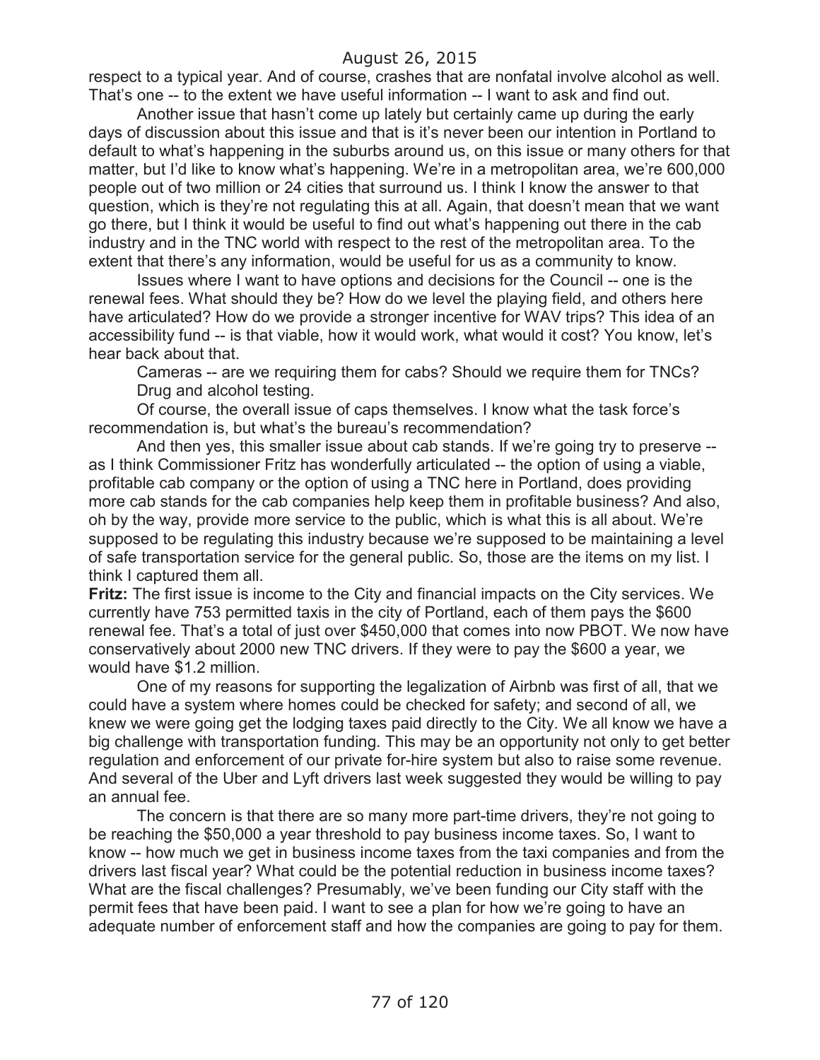respect to a typical year. And of course, crashes that are nonfatal involve alcohol as well. That's one -- to the extent we have useful information -- I want to ask and find out.

Another issue that hasn't come up lately but certainly came up during the early days of discussion about this issue and that is it's never been our intention in Portland to default to what's happening in the suburbs around us, on this issue or many others for that matter, but I'd like to know what's happening. We're in a metropolitan area, we're 600,000 people out of two million or 24 cities that surround us. I think I know the answer to that question, which is they're not regulating this at all. Again, that doesn't mean that we want go there, but I think it would be useful to find out what's happening out there in the cab industry and in the TNC world with respect to the rest of the metropolitan area. To the extent that there's any information, would be useful for us as a community to know.

Issues where I want to have options and decisions for the Council -- one is the renewal fees. What should they be? How do we level the playing field, and others here have articulated? How do we provide a stronger incentive for WAV trips? This idea of an accessibility fund -- is that viable, how it would work, what would it cost? You know, let's hear back about that.

Cameras -- are we requiring them for cabs? Should we require them for TNCs?

Drug and alcohol testing.

Of course, the overall issue of caps themselves. I know what the task force's recommendation is, but what's the bureau's recommendation?

And then yes, this smaller issue about cab stands. If we're going try to preserve -- as I think Commissioner Fritz has wonderfully articulated -- the option of using a viable, profitable cab company or the option of using a TNC here in Portland, does providing more cab stands for the cab companies help keep them in profitable business? And also, oh by the way, provide more service to the public, which is what this is all about. We're supposed to be regulating this industry because we're supposed to be maintaining a level of safe transportation service for the general public. So, those are the items on my list. I think I captured them all.

**Fritz:** The first issue is income to the City and financial impacts on the City services. We currently have 753 permitted taxis in the city of Portland, each of them pays the $600 renewal fee. That's a total of just over $450,000 that comes into now PBOT. We now have conservatively about 2000 new TNC drivers. If they were to pay the $600 a year, we would have $1.2 million.

One of my reasons for supporting the legalization of Airbnb was first of all, that we could have a system where homes could be checked for safety; and second of all, we knew we were going get the lodging taxes paid directly to the City. We all know we have a big challenge with transportation funding. This may be an opportunity not only to get better regulation and enforcement of our private for-hire system but also to raise some revenue. And several of the Uber and Lyft drivers last week suggested they would be willing to pay an annual fee.

The concern is that there are so many more part-time drivers, they're not going to be reaching the $50,000 a year threshold to pay business income taxes. So, I want to know -- how much we get in business income taxes from the taxi companies and from the drivers last fiscal year? What could be the potential reduction in business income taxes? What are the fiscal challenges? Presumably, we've been funding our City staff with the permit fees that have been paid. I want to see a plan for how we're going to have an adequate number of enforcement staff and how the companies are going to pay for them.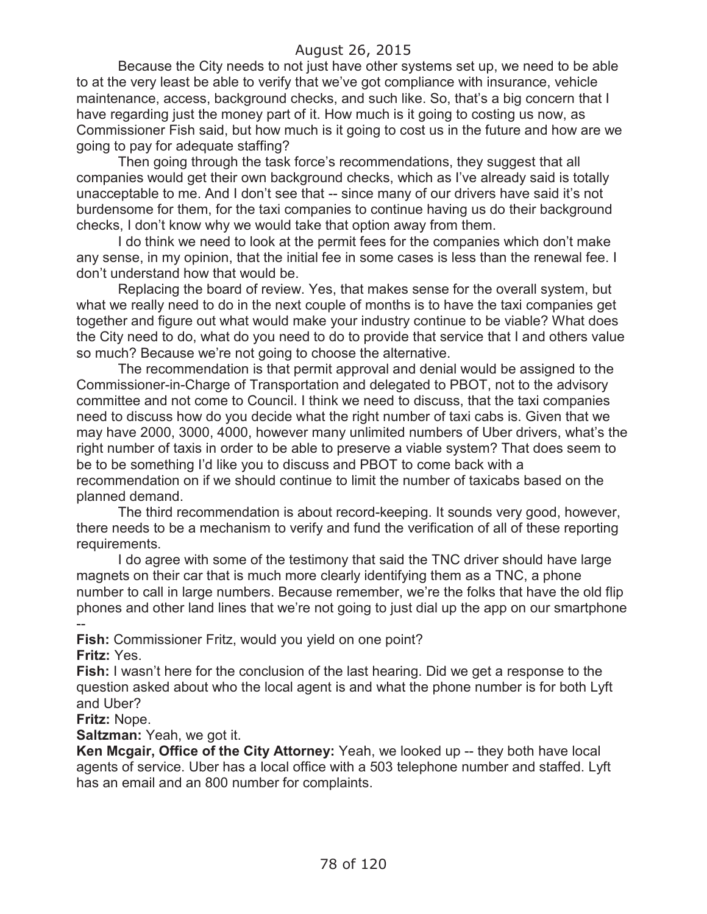Because the City needs to not just have other systems set up, we need to be able to at the very least be able to verify that we've got compliance with insurance, vehicle maintenance, access, background checks, and such like. So, that's a big concern that I have regarding just the money part of it. How much is it going to costing us now, as Commissioner Fish said, but how much is it going to cost us in the future and how are we going to pay for adequate staffing?

Then going through the task force's recommendations, they suggest that all companies would get their own background checks, which as I've already said is totally unacceptable to me. And I don't see that -- since many of our drivers have said it's not burdensome for them, for the taxi companies to continue having us do their background checks, I don't know why we would take that option away from them.

I do think we need to look at the permit fees for the companies which don't make any sense, in my opinion, that the initial fee in some cases is less than the renewal fee. I don't understand how that would be.

Replacing the board of review. Yes, that makes sense for the overall system, but what we really need to do in the next couple of months is to have the taxi companies get together and figure out what would make your industry continue to be viable? What does the City need to do, what do you need to do to provide that service that I and others value so much? Because we're not going to choose the alternative.

The recommendation is that permit approval and denial would be assigned to the Commissioner-in-Charge of Transportation and delegated to PBOT, not to the advisory committee and not come to Council. I think we need to discuss, that the taxi companies need to discuss how do you decide what the right number of taxi cabs is. Given that we may have 2000, 3000, 4000, however many unlimited numbers of Uber drivers, what's the right number of taxis in order to be able to preserve a viable system? That does seem to be to be something I'd like you to discuss and PBOT to come back with a recommendation on if we should continue to limit the number of taxicabs based on the planned demand.

The third recommendation is about record-keeping. It sounds very good, however, there needs to be a mechanism to verify and fund the verification of all of these reporting requirements.

I do agree with some of the testimony that said the TNC driver should have large magnets on their car that is much more clearly identifying them as a TNC, a phone number to call in large numbers. Because remember, we're the folks that have the old flip phones and other land lines that we're not going to just dial up the app on our smartphone --

**Fish:** Commissioner Fritz, would you yield on one point?

**Fritz:** Yes.

**Fish:** I wasn't here for the conclusion of the last hearing. Did we get a response to the question asked about who the local agent is and what the phone number is for both Lyft and Uber?

**Fritz:** Nope.

**Saltzman:** Yeah, we got it.

**Ken Mcgair, Office of the City Attorney:** Yeah, we looked up -- they both have local agents of service. Uber has a local office with a 503 telephone number and staffed. Lyft has an email and an 800 number for complaints.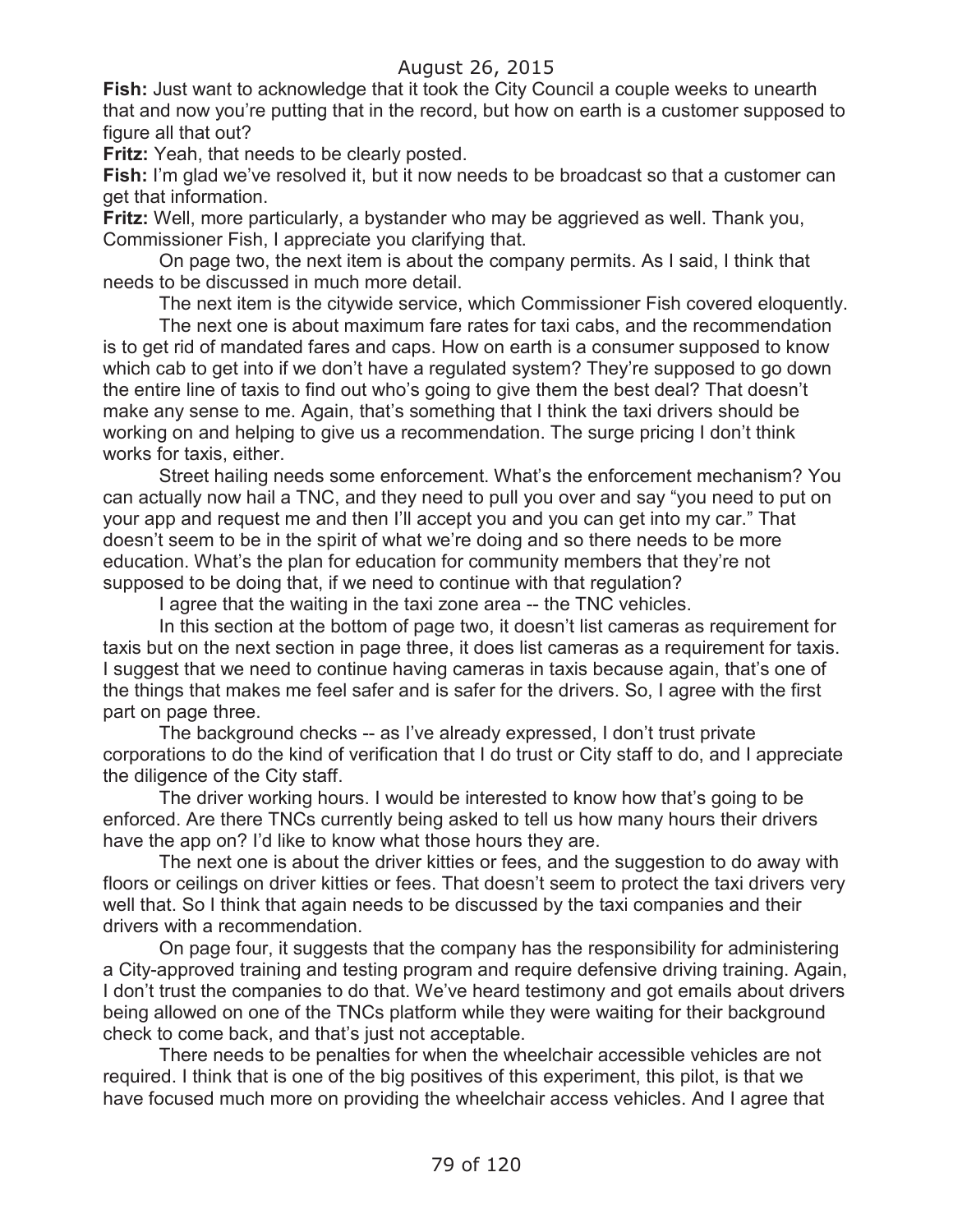**Fish:** Just want to acknowledge that it took the City Council a couple weeks to unearth that and now you're putting that in the record, but how on earth is a customer supposed to figure all that out?

**Fritz:** Yeah, that needs to be clearly posted.

**Fish:** I'm glad we've resolved it, but it now needs to be broadcast so that a customer can get that information.

**Fritz:** Well, more particularly, a bystander who may be aggrieved as well. Thank you, Commissioner Fish, I appreciate you clarifying that.

On page two, the next item is about the company permits. As I said, I think that needs to be discussed in much more detail.

The next item is the citywide service, which Commissioner Fish covered eloquently.

The next one is about maximum fare rates for taxi cabs, and the recommendation is to get rid of mandated fares and caps. How on earth is a consumer supposed to know which cab to get into if we don't have a regulated system? They're supposed to go down the entire line of taxis to find out who's going to give them the best deal? That doesn't make any sense to me. Again, that's something that I think the taxi drivers should be working on and helping to give us a recommendation. The surge pricing I don't think works for taxis, either.

Street hailing needs some enforcement. What's the enforcement mechanism? You can actually now hail a TNC, and they need to pull you over and say "you need to put on your app and request me and then I'll accept you and you can get into my car." That doesn't seem to be in the spirit of what we're doing and so there needs to be more education. What's the plan for education for community members that they're not supposed to be doing that, if we need to continue with that regulation?

I agree that the waiting in the taxi zone area -- the TNC vehicles.

In this section at the bottom of page two, it doesn't list cameras as requirement for taxis but on the next section in page three, it does list cameras as a requirement for taxis. I suggest that we need to continue having cameras in taxis because again, that's one of the things that makes me feel safer and is safer for the drivers. So, I agree with the first part on page three.

The background checks -- as I've already expressed, I don't trust private corporations to do the kind of verification that I do trust or City staff to do, and I appreciate the diligence of the City staff.

The driver working hours. I would be interested to know how that's going to be enforced. Are there TNCs currently being asked to tell us how many hours their drivers have the app on? I'd like to know what those hours they are.

The next one is about the driver kitties or fees, and the suggestion to do away with floors or ceilings on driver kitties or fees. That doesn't seem to protect the taxi drivers very well that. So I think that again needs to be discussed by the taxi companies and their drivers with a recommendation.

On page four, it suggests that the company has the responsibility for administering a City-approved training and testing program and require defensive driving training. Again, I don't trust the companies to do that. We've heard testimony and got emails about drivers being allowed on one of the TNCs platform while they were waiting for their background check to come back, and that's just not acceptable.

There needs to be penalties for when the wheelchair accessible vehicles are not required. I think that is one of the big positives of this experiment, this pilot, is that we have focused much more on providing the wheelchair access vehicles. And I agree that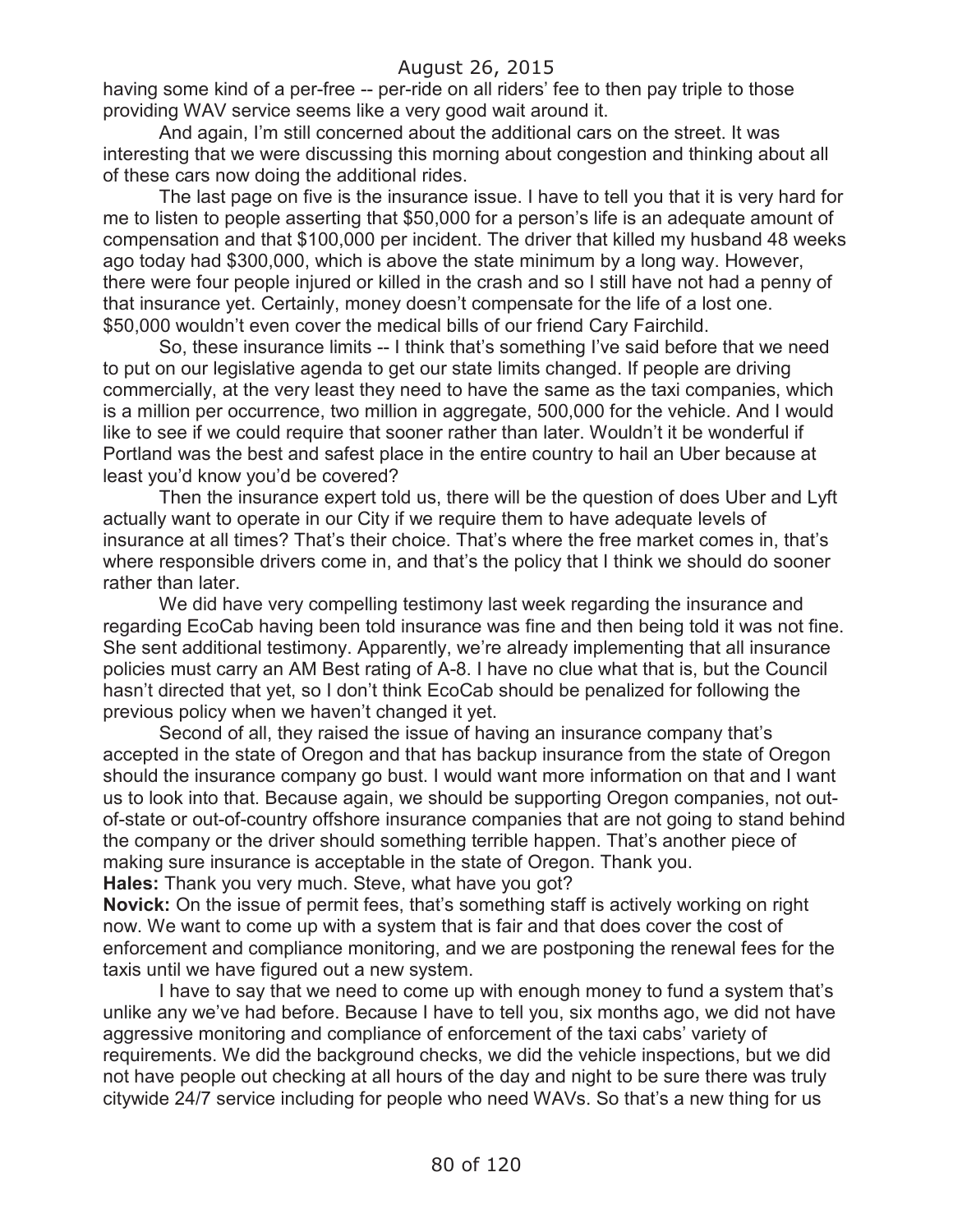having some kind of a per-free -- per-ride on all riders' fee to then pay triple to those providing WAV service seems like a very good wait around it.

And again, I'm still concerned about the additional cars on the street. It was interesting that we were discussing this morning about congestion and thinking about all of these cars now doing the additional rides.

The last page on five is the insurance issue. I have to tell you that it is very hard for me to listen to people asserting that $50,000 for a person's life is an adequate amount of compensation and that $100,000 per incident. The driver that killed my husband 48 weeks ago today had $300,000, which is above the state minimum by a long way. However, there were four people injured or killed in the crash and so I still have not had a penny of that insurance yet. Certainly, money doesn't compensate for the life of a lost one. $50,000 wouldn't even cover the medical bills of our friend Cary Fairchild.

So, these insurance limits -- I think that's something I've said before that we need to put on our legislative agenda to get our state limits changed. If people are driving commercially, at the very least they need to have the same as the taxi companies, which is a million per occurrence, two million in aggregate, 500,000 for the vehicle. And I would like to see if we could require that sooner rather than later. Wouldn't it be wonderful if Portland was the best and safest place in the entire country to hail an Uber because at least you'd know you'd be covered?

Then the insurance expert told us, there will be the question of does Uber and Lyft actually want to operate in our City if we require them to have adequate levels of insurance at all times? That's their choice. That's where the free market comes in, that's where responsible drivers come in, and that's the policy that I think we should do sooner rather than later.

We did have very compelling testimony last week regarding the insurance and regarding EcoCab having been told insurance was fine and then being told it was not fine. She sent additional testimony. Apparently, we're already implementing that all insurance policies must carry an AM Best rating of A-8. I have no clue what that is, but the Council hasn't directed that yet, so I don't think EcoCab should be penalized for following the previous policy when we haven't changed it yet.

Second of all, they raised the issue of having an insurance company that's accepted in the state of Oregon and that has backup insurance from the state of Oregon should the insurance company go bust. I would want more information on that and I want us to look into that. Because again, we should be supporting Oregon companies, not out-of-state or out-of-country offshore insurance companies that are not going to stand behind the company or the driver should something terrible happen. That's another piece of making sure insurance is acceptable in the state of Oregon. Thank you.

**Hales:** Thank you very much. Steve, what have you got?

**Novick:** On the issue of permit fees, that's something staff is actively working on right now. We want to come up with a system that is fair and that does cover the cost of enforcement and compliance monitoring, and we are postponing the renewal fees for the taxis until we have figured out a new system.

I have to say that we need to come up with enough money to fund a system that's unlike any we've had before. Because I have to tell you, six months ago, we did not have aggressive monitoring and compliance of enforcement of the taxi cabs' variety of requirements. We did the background checks, we did the vehicle inspections, but we did not have people out checking at all hours of the day and night to be sure there was truly citywide 24/7 service including for people who need WAVs. So that's a new thing for us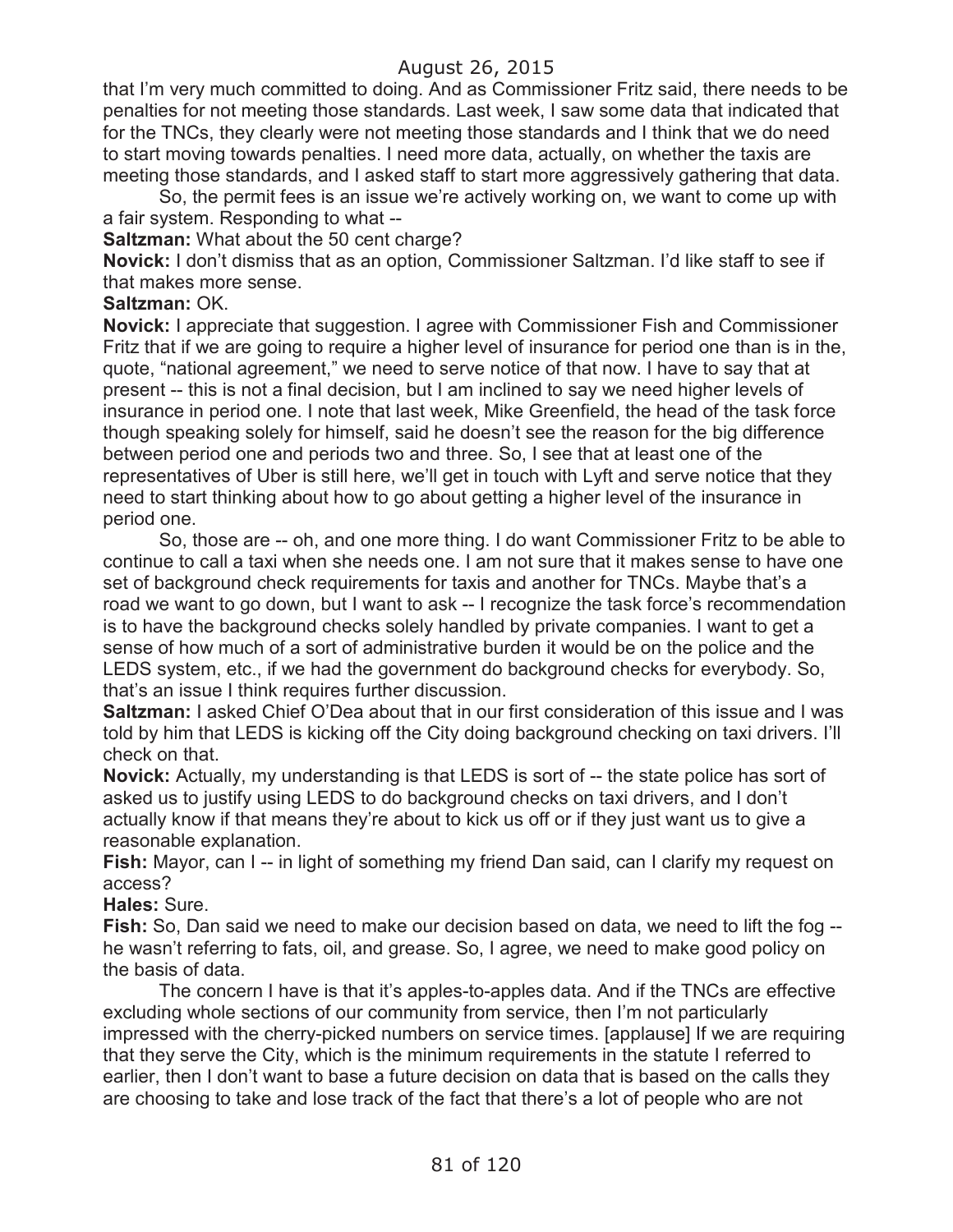that I'm very much committed to doing. And as Commissioner Fritz said, there needs to be penalties for not meeting those standards. Last week, I saw some data that indicated that for the TNCs, they clearly were not meeting those standards and I think that we do need to start moving towards penalties. I need more data, actually, on whether the taxis are meeting those standards, and I asked staff to start more aggressively gathering that data.

So, the permit fees is an issue we're actively working on, we want to come up with a fair system. Responding to what --

**Saltzman:** What about the 50 cent charge?

**Novick:** I don't dismiss that as an option, Commissioner Saltzman. I'd like staff to see if that makes more sense.

**Saltzman:** OK.

**Novick:** I appreciate that suggestion. I agree with Commissioner Fish and Commissioner Fritz that if we are going to require a higher level of insurance for period one than is in the, quote, "national agreement," we need to serve notice of that now. I have to say that at present -- this is not a final decision, but I am inclined to say we need higher levels of insurance in period one. I note that last week, Mike Greenfield, the head of the task force though speaking solely for himself, said he doesn't see the reason for the big difference between period one and periods two and three. So, I see that at least one of the representatives of Uber is still here, we'll get in touch with Lyft and serve notice that they need to start thinking about how to go about getting a higher level of the insurance in period one.

So, those are -- oh, and one more thing. I do want Commissioner Fritz to be able to continue to call a taxi when she needs one. I am not sure that it makes sense to have one set of background check requirements for taxis and another for TNCs. Maybe that's a road we want to go down, but I want to ask -- I recognize the task force's recommendation is to have the background checks solely handled by private companies. I want to get a sense of how much of a sort of administrative burden it would be on the police and the LEDS system, etc., if we had the government do background checks for everybody. So, that's an issue I think requires further discussion.

**Saltzman:** I asked Chief O'Dea about that in our first consideration of this issue and I was told by him that LEDS is kicking off the City doing background checking on taxi drivers. I'll check on that.

**Novick:** Actually, my understanding is that LEDS is sort of -- the state police has sort of asked us to justify using LEDS to do background checks on taxi drivers, and I don't actually know if that means they're about to kick us off or if they just want us to give a reasonable explanation.

**Fish:** Mayor, can I -- in light of something my friend Dan said, can I clarify my request on access?

**Hales:** Sure.

**Fish:** So, Dan said we need to make our decision based on data, we need to lift the fog -- he wasn't referring to fats, oil, and grease. So, I agree, we need to make good policy on the basis of data.

The concern I have is that it's apples-to-apples data. And if the TNCs are effective excluding whole sections of our community from service, then I'm not particularly impressed with the cherry-picked numbers on service times. [applause] If we are requiring that they serve the City, which is the minimum requirements in the statute I referred to earlier, then I don't want to base a future decision on data that is based on the calls they are choosing to take and lose track of the fact that there's a lot of people who are not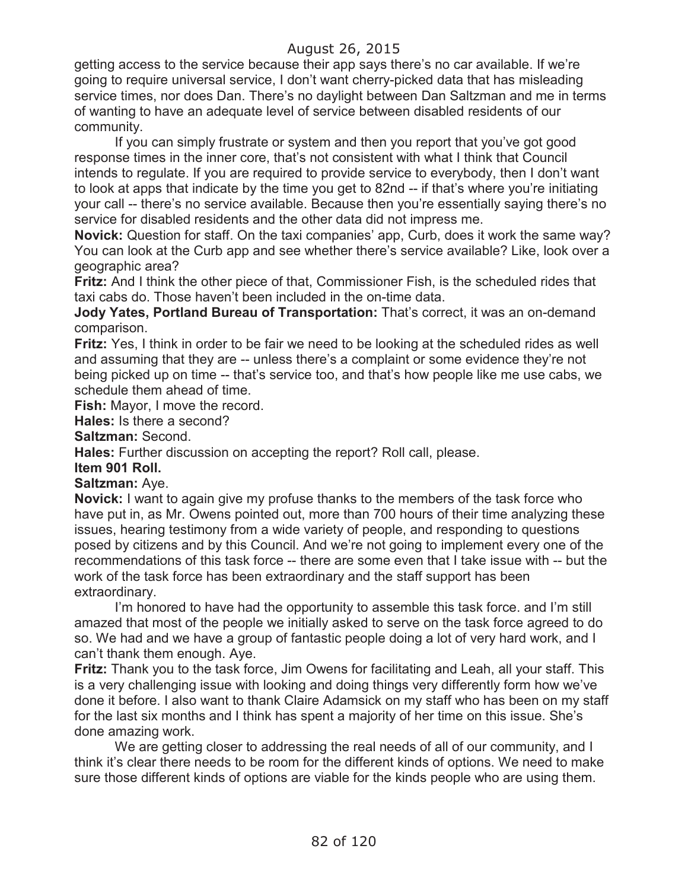getting access to the service because their app says there's no car available. If we're going to require universal service, I don't want cherry-picked data that has misleading service times, nor does Dan. There's no daylight between Dan Saltzman and me in terms of wanting to have an adequate level of service between disabled residents of our community.

If you can simply frustrate or system and then you report that you've got good response times in the inner core, that's not consistent with what I think that Council intends to regulate. If you are required to provide service to everybody, then I don't want to look at apps that indicate by the time you get to 82nd -- if that's where you're initiating your call -- there's no service available. Because then you're essentially saying there's no service for disabled residents and the other data did not impress me.

**Novick:** Question for staff. On the taxi companies' app, Curb, does it work the same way? You can look at the Curb app and see whether there's service available? Like, look over a geographic area?

**Fritz:** And I think the other piece of that, Commissioner Fish, is the scheduled rides that taxi cabs do. Those haven't been included in the on-time data.

**Jody Yates, Portland Bureau of Transportation:** That's correct, it was an on-demand comparison.

**Fritz:** Yes, I think in order to be fair we need to be looking at the scheduled rides as well and assuming that they are -- unless there's a complaint or some evidence they're not being picked up on time -- that's service too, and that's how people like me use cabs, we schedule them ahead of time.

**Fish:** Mayor, I move the record.

**Hales:** Is there a second?

**Saltzman:** Second.

**Hales:** Further discussion on accepting the report? Roll call, please.

**Item 901 Roll.**

**Saltzman:** Aye.

**Novick:** I want to again give my profuse thanks to the members of the task force who have put in, as Mr. Owens pointed out, more than 700 hours of their time analyzing these issues, hearing testimony from a wide variety of people, and responding to questions posed by citizens and by this Council. And we're not going to implement every one of the recommendations of this task force -- there are some even that I take issue with -- but the work of the task force has been extraordinary and the staff support has been extraordinary.

I'm honored to have had the opportunity to assemble this task force. and I'm still amazed that most of the people we initially asked to serve on the task force agreed to do so. We had and we have a group of fantastic people doing a lot of very hard work, and I can't thank them enough. Aye.

**Fritz:** Thank you to the task force, Jim Owens for facilitating and Leah, all your staff. This is a very challenging issue with looking and doing things very differently form how we've done it before. I also want to thank Claire Adamsick on my staff who has been on my staff for the last six months and I think has spent a majority of her time on this issue. She's done amazing work.

We are getting closer to addressing the real needs of all of our community, and I think it's clear there needs to be room for the different kinds of options. We need to make sure those different kinds of options are viable for the kinds people who are using them.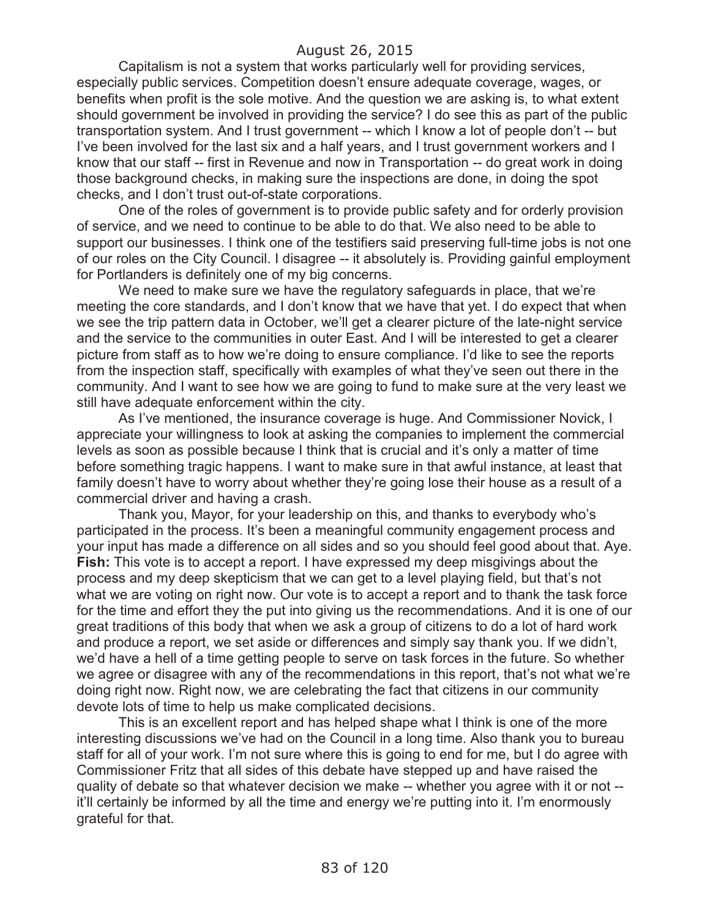August 26, 2015

Capitalism is not a system that works particularly well for providing services, especially public services. Competition doesn't ensure adequate coverage, wages, or benefits when profit is the sole motive. And the question we are asking is, to what extent should government be involved in providing the service? I do see this as part of the public transportation system. And I trust government -- which I know a lot of people don't -- but I've been involved for the last six and a half years, and I trust government workers and I know that our staff -- first in Revenue and now in Transportation -- do great work in doing those background checks, in making sure the inspections are done, in doing the spot checks, and I don't trust out-of-state corporations.

One of the roles of government is to provide public safety and for orderly provision of service, and we need to continue to be able to do that. We also need to be able to support our businesses. I think one of the testifiers said preserving full-time jobs is not one of our roles on the City Council. I disagree -- it absolutely is. Providing gainful employment for Portlanders is definitely one of my big concerns.

We need to make sure we have the regulatory safeguards in place, that we're meeting the core standards, and I don't know that we have that yet. I do expect that when we see the trip pattern data in October, we'll get a clearer picture of the late-night service and the service to the communities in outer East. And I will be interested to get a clearer picture from staff as to how we're doing to ensure compliance. I'd like to see the reports from the inspection staff, specifically with examples of what they've seen out there in the community. And I want to see how we are going to fund to make sure at the very least we still have adequate enforcement within the city.

As I've mentioned, the insurance coverage is huge. And Commissioner Novick, I appreciate your willingness to look at asking the companies to implement the commercial levels as soon as possible because I think that is crucial and it's only a matter of time before something tragic happens. I want to make sure in that awful instance, at least that family doesn't have to worry about whether they're going lose their house as a result of a commercial driver and having a crash.

Thank you, Mayor, for your leadership on this, and thanks to everybody who's participated in the process. It's been a meaningful community engagement process and your input has made a difference on all sides and so you should feel good about that. Aye.

**Fish:** This vote is to accept a report. I have expressed my deep misgivings about the process and my deep skepticism that we can get to a level playing field, but that's not what we are voting on right now. Our vote is to accept a report and to thank the task force for the time and effort they the put into giving us the recommendations. And it is one of our great traditions of this body that when we ask a group of citizens to do a lot of hard work and produce a report, we set aside or differences and simply say thank you. If we didn't, we'd have a hell of a time getting people to serve on task forces in the future. So whether we agree or disagree with any of the recommendations in this report, that's not what we're doing right now. Right now, we are celebrating the fact that citizens in our community devote lots of time to help us make complicated decisions.

This is an excellent report and has helped shape what I think is one of the more interesting discussions we've had on the Council in a long time. Also thank you to bureau staff for all of your work. I'm not sure where this is going to end for me, but I do agree with Commissioner Fritz that all sides of this debate have stepped up and have raised the quality of debate so that whatever decision we make -- whether you agree with it or not -- it'll certainly be informed by all the time and energy we're putting into it. I'm enormously grateful for that.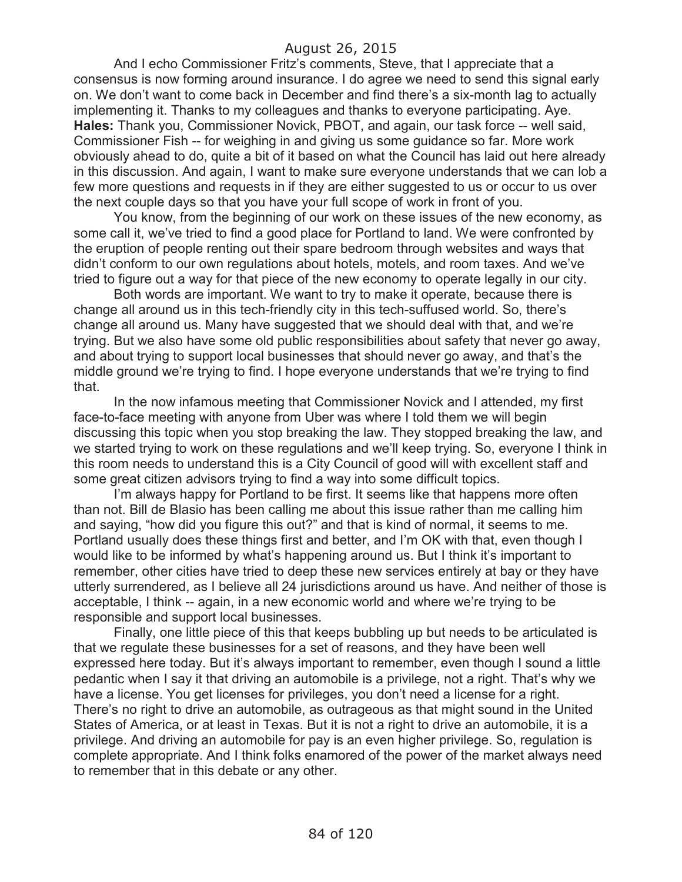And I echo Commissioner Fritz's comments, Steve, that I appreciate that a consensus is now forming around insurance. I do agree we need to send this signal early on. We don't want to come back in December and find there's a six-month lag to actually implementing it. Thanks to my colleagues and thanks to everyone participating. Aye.

**Hales:** Thank you, Commissioner Novick, PBOT, and again, our task force -- well said, Commissioner Fish -- for weighing in and giving us some guidance so far. More work obviously ahead to do, quite a bit of it based on what the Council has laid out here already in this discussion. And again, I want to make sure everyone understands that we can lob a few more questions and requests in if they are either suggested to us or occur to us over the next couple days so that you have your full scope of work in front of you.

You know, from the beginning of our work on these issues of the new economy, as some call it, we've tried to find a good place for Portland to land. We were confronted by the eruption of people renting out their spare bedroom through websites and ways that didn't conform to our own regulations about hotels, motels, and room taxes. And we've tried to figure out a way for that piece of the new economy to operate legally in our city.

Both words are important. We want to try to make it operate, because there is change all around us in this tech-friendly city in this tech-suffused world. So, there's change all around us. Many have suggested that we should deal with that, and we're trying. But we also have some old public responsibilities about safety that never go away, and about trying to support local businesses that should never go away, and that's the middle ground we're trying to find. I hope everyone understands that we're trying to find that.

In the now infamous meeting that Commissioner Novick and I attended, my first face-to-face meeting with anyone from Uber was where I told them we will begin discussing this topic when you stop breaking the law. They stopped breaking the law, and we started trying to work on these regulations and we'll keep trying. So, everyone I think in this room needs to understand this is a City Council of good will with excellent staff and some great citizen advisors trying to find a way into some difficult topics.

I'm always happy for Portland to be first. It seems like that happens more often than not. Bill de Blasio has been calling me about this issue rather than me calling him and saying, "how did you figure this out?" and that is kind of normal, it seems to me. Portland usually does these things first and better, and I'm OK with that, even though I would like to be informed by what's happening around us. But I think it's important to remember, other cities have tried to deep these new services entirely at bay or they have utterly surrendered, as I believe all 24 jurisdictions around us have. And neither of those is acceptable, I think -- again, in a new economic world and where we're trying to be responsible and support local businesses.

Finally, one little piece of this that keeps bubbling up but needs to be articulated is that we regulate these businesses for a set of reasons, and they have been well expressed here today. But it's always important to remember, even though I sound a little pedantic when I say it that driving an automobile is a privilege, not a right. That's why we have a license. You get licenses for privileges, you don't need a license for a right. There's no right to drive an automobile, as outrageous as that might sound in the United States of America, or at least in Texas. But it is not a right to drive an automobile, it is a privilege. And driving an automobile for pay is an even higher privilege. So, regulation is complete appropriate. And I think folks enamored of the power of the market always need to remember that in this debate or any other.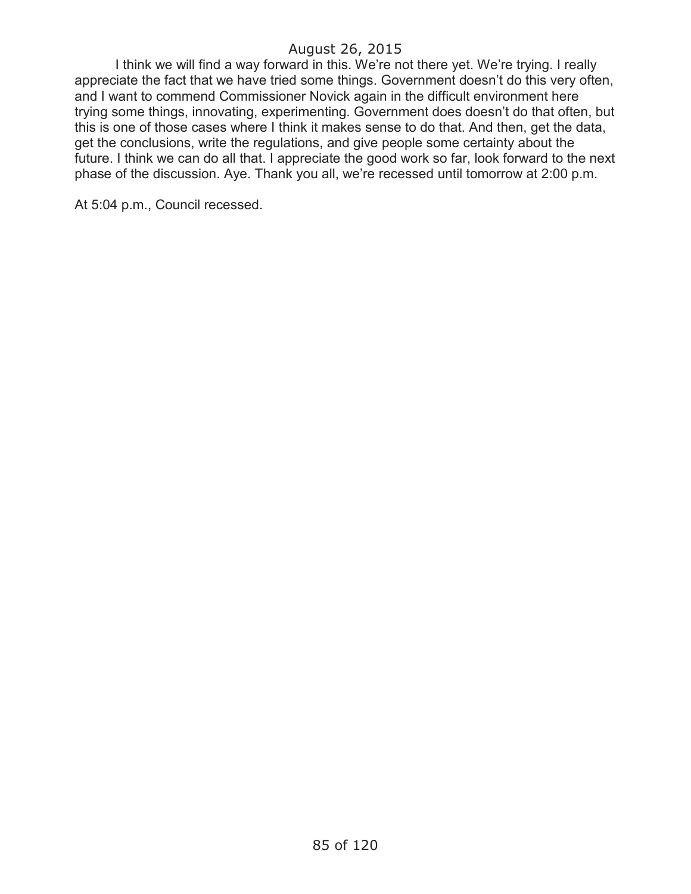I think we will find a way forward in this. We're not there yet. We're trying. I really appreciate the fact that we have tried some things. Government doesn't do this very often, and I want to commend Commissioner Novick again in the difficult environment here trying some things, innovating, experimenting. Government does doesn't do that often, but this is one of those cases where I think it makes sense to do that. And then, get the data, get the conclusions, write the regulations, and give people some certainty about the future. I think we can do all that. I appreciate the good work so far, look forward to the next phase of the discussion. Aye. Thank you all, we're recessed until tomorrow at 2:00 p.m.

At 5:04 p.m., Council recessed.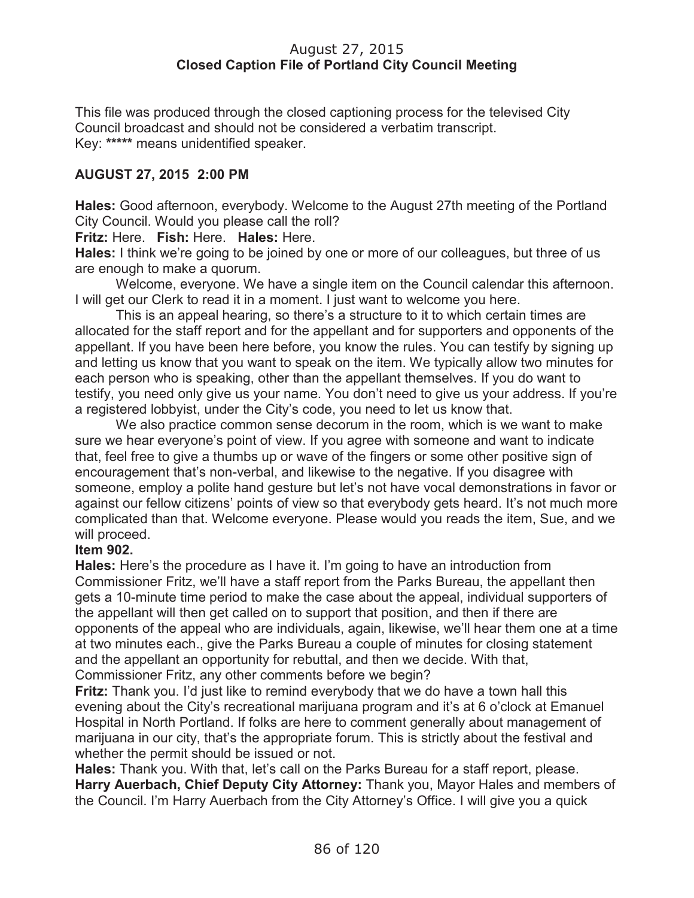August 27, 2015
**Closed Caption File of Portland City Council Meeting**

This file was produced through the closed captioning process for the televised City Council broadcast and should not be considered a verbatim transcript.
Key: ***** means unidentified speaker.

**AUGUST 27, 2015 2:00 PM**

**Hales:** Good afternoon, everybody. Welcome to the August 27th meeting of the Portland City Council. Would you please call the roll?
**Fritz:** Here. **Fish:** Here. **Hales:** Here.
**Hales:** I think we're going to be joined by one or more of our colleagues, but three of us are enough to make a quorum.

Welcome, everyone. We have a single item on the Council calendar this afternoon. I will get our Clerk to read it in a moment. I just want to welcome you here.

This is an appeal hearing, so there's a structure to it to which certain times are allocated for the staff report and for the appellant and for supporters and opponents of the appellant. If you have been here before, you know the rules. You can testify by signing up and letting us know that you want to speak on the item. We typically allow two minutes for each person who is speaking, other than the appellant themselves. If you do want to testify, you need only give us your name. You don't need to give us your address. If you're a registered lobbyist, under the City's code, you need to let us know that.

We also practice common sense decorum in the room, which is we want to make sure we hear everyone's point of view. If you agree with someone and want to indicate that, feel free to give a thumbs up or wave of the fingers or some other positive sign of encouragement that's non-verbal, and likewise to the negative. If you disagree with someone, employ a polite hand gesture but let's not have vocal demonstrations in favor or against our fellow citizens' points of view so that everybody gets heard. It's not much more complicated than that. Welcome everyone. Please would you reads the item, Sue, and we will proceed.

**Item 902.**

**Hales:** Here's the procedure as I have it. I'm going to have an introduction from Commissioner Fritz, we'll have a staff report from the Parks Bureau, the appellant then gets a 10-minute time period to make the case about the appeal, individual supporters of the appellant will then get called on to support that position, and then if there are opponents of the appeal who are individuals, again, likewise, we'll hear them one at a time at two minutes each., give the Parks Bureau a couple of minutes for closing statement and the appellant an opportunity for rebuttal, and then we decide. With that, Commissioner Fritz, any other comments before we begin?
**Fritz:** Thank you. I'd just like to remind everybody that we do have a town hall this evening about the City's recreational marijuana program and it's at 6 o'clock at Emanuel Hospital in North Portland. If folks are here to comment generally about management of marijuana in our city, that's the appropriate forum. This is strictly about the festival and whether the permit should be issued or not.
**Hales:** Thank you. With that, let's call on the Parks Bureau for a staff report, please.
**Harry Auerbach, Chief Deputy City Attorney:** Thank you, Mayor Hales and members of the Council. I'm Harry Auerbach from the City Attorney's Office. I will give you a quick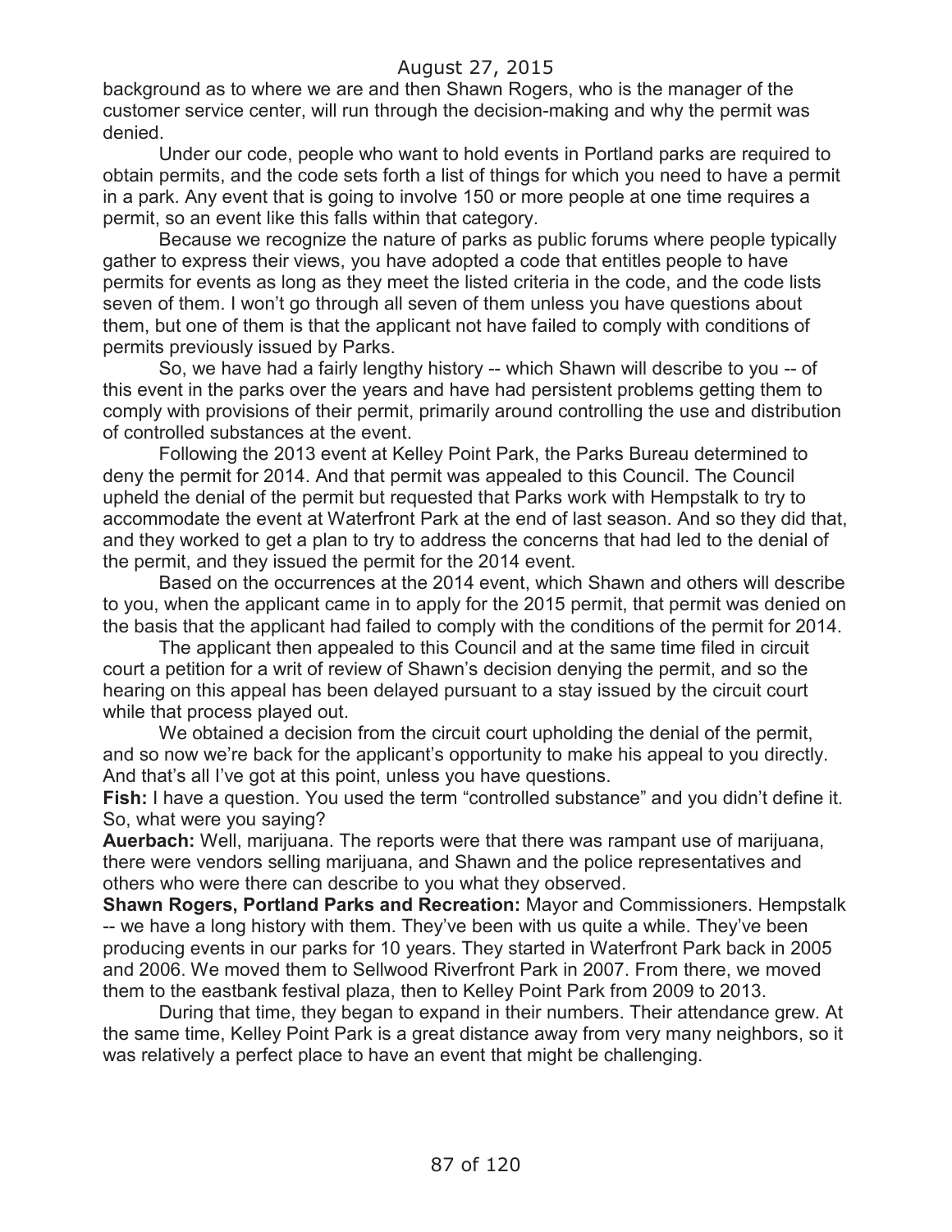background as to where we are and then Shawn Rogers, who is the manager of the customer service center, will run through the decision-making and why the permit was denied.

Under our code, people who want to hold events in Portland parks are required to obtain permits, and the code sets forth a list of things for which you need to have a permit in a park. Any event that is going to involve 150 or more people at one time requires a permit, so an event like this falls within that category.

Because we recognize the nature of parks as public forums where people typically gather to express their views, you have adopted a code that entitles people to have permits for events as long as they meet the listed criteria in the code, and the code lists seven of them. I won't go through all seven of them unless you have questions about them, but one of them is that the applicant not have failed to comply with conditions of permits previously issued by Parks.

So, we have had a fairly lengthy history -- which Shawn will describe to you -- of this event in the parks over the years and have had persistent problems getting them to comply with provisions of their permit, primarily around controlling the use and distribution of controlled substances at the event.

Following the 2013 event at Kelley Point Park, the Parks Bureau determined to deny the permit for 2014. And that permit was appealed to this Council. The Council upheld the denial of the permit but requested that Parks work with Hempstalk to try to accommodate the event at Waterfront Park at the end of last season. And so they did that, and they worked to get a plan to try to address the concerns that had led to the denial of the permit, and they issued the permit for the 2014 event.

Based on the occurrences at the 2014 event, which Shawn and others will describe to you, when the applicant came in to apply for the 2015 permit, that permit was denied on the basis that the applicant had failed to comply with the conditions of the permit for 2014.

The applicant then appealed to this Council and at the same time filed in circuit court a petition for a writ of review of Shawn's decision denying the permit, and so the hearing on this appeal has been delayed pursuant to a stay issued by the circuit court while that process played out.

We obtained a decision from the circuit court upholding the denial of the permit, and so now we're back for the applicant's opportunity to make his appeal to you directly. And that's all I've got at this point, unless you have questions.

**Fish:** I have a question. You used the term "controlled substance" and you didn't define it. So, what were you saying?

**Auerbach:** Well, marijuana. The reports were that there was rampant use of marijuana, there were vendors selling marijuana, and Shawn and the police representatives and others who were there can describe to you what they observed.

**Shawn Rogers, Portland Parks and Recreation:** Mayor and Commissioners. Hempstalk -- we have a long history with them. They've been with us quite a while. They've been producing events in our parks for 10 years. They started in Waterfront Park back in 2005 and 2006. We moved them to Sellwood Riverfront Park in 2007. From there, we moved them to the eastbank festival plaza, then to Kelley Point Park from 2009 to 2013.

During that time, they began to expand in their numbers. Their attendance grew. At the same time, Kelley Point Park is a great distance away from very many neighbors, so it was relatively a perfect place to have an event that might be challenging.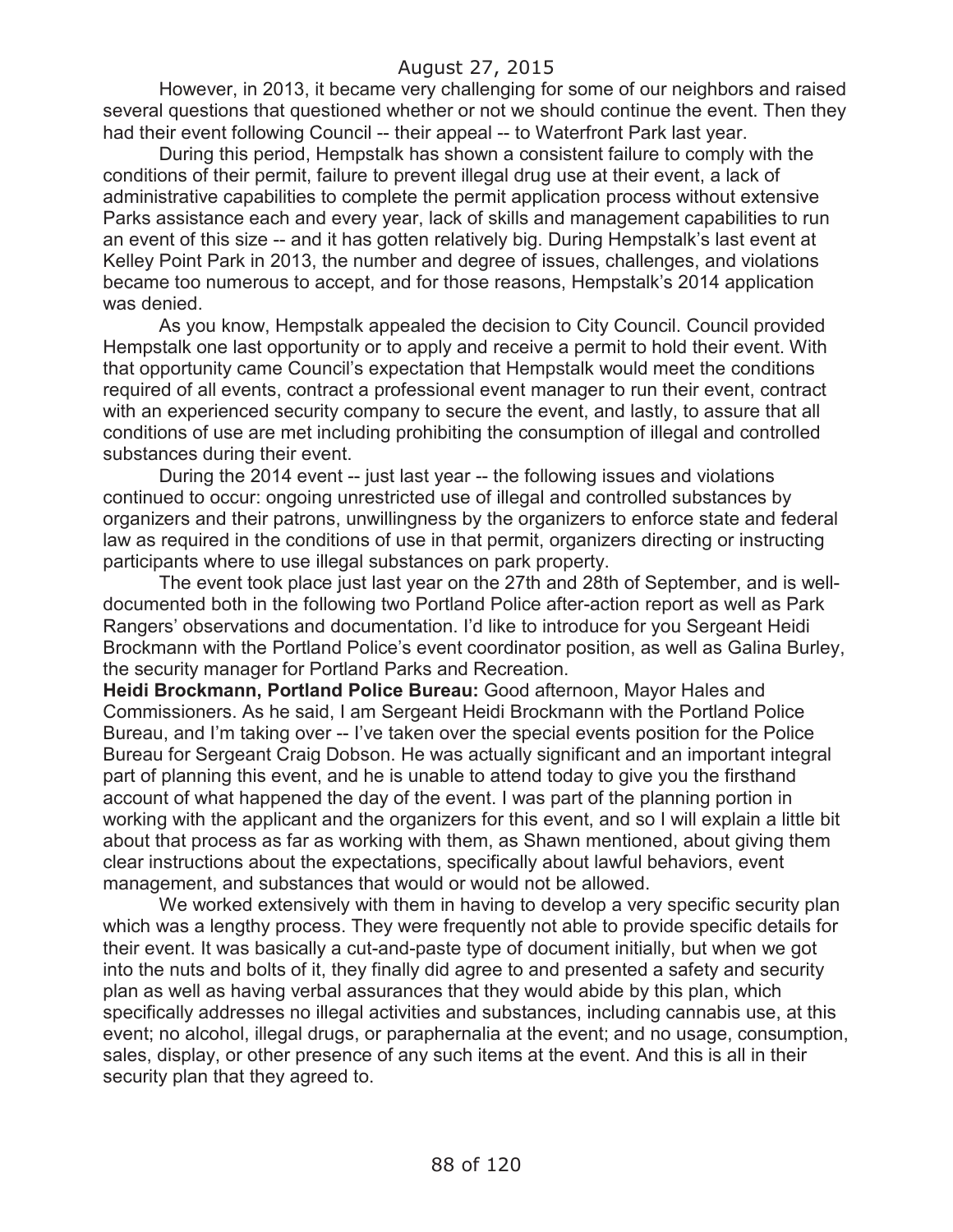However, in 2013, it became very challenging for some of our neighbors and raised several questions that questioned whether or not we should continue the event. Then they had their event following Council -- their appeal -- to Waterfront Park last year.

During this period, Hempstalk has shown a consistent failure to comply with the conditions of their permit, failure to prevent illegal drug use at their event, a lack of administrative capabilities to complete the permit application process without extensive Parks assistance each and every year, lack of skills and management capabilities to run an event of this size -- and it has gotten relatively big. During Hempstalk's last event at Kelley Point Park in 2013, the number and degree of issues, challenges, and violations became too numerous to accept, and for those reasons, Hempstalk's 2014 application was denied.

As you know, Hempstalk appealed the decision to City Council. Council provided Hempstalk one last opportunity or to apply and receive a permit to hold their event. With that opportunity came Council's expectation that Hempstalk would meet the conditions required of all events, contract a professional event manager to run their event, contract with an experienced security company to secure the event, and lastly, to assure that all conditions of use are met including prohibiting the consumption of illegal and controlled substances during their event.

During the 2014 event -- just last year -- the following issues and violations continued to occur: ongoing unrestricted use of illegal and controlled substances by organizers and their patrons, unwillingness by the organizers to enforce state and federal law as required in the conditions of use in that permit, organizers directing or instructing participants where to use illegal substances on park property.

The event took place just last year on the 27th and 28th of September, and is well-documented both in the following two Portland Police after-action report as well as Park Rangers' observations and documentation. I'd like to introduce for you Sergeant Heidi Brockmann with the Portland Police's event coordinator position, as well as Galina Burley, the security manager for Portland Parks and Recreation.

**Heidi Brockmann, Portland Police Bureau:** Good afternoon, Mayor Hales and Commissioners. As he said, I am Sergeant Heidi Brockmann with the Portland Police Bureau, and I'm taking over -- I've taken over the special events position for the Police Bureau for Sergeant Craig Dobson. He was actually significant and an important integral part of planning this event, and he is unable to attend today to give you the firsthand account of what happened the day of the event. I was part of the planning portion in working with the applicant and the organizers for this event, and so I will explain a little bit about that process as far as working with them, as Shawn mentioned, about giving them clear instructions about the expectations, specifically about lawful behaviors, event management, and substances that would or would not be allowed.

We worked extensively with them in having to develop a very specific security plan which was a lengthy process. They were frequently not able to provide specific details for their event. It was basically a cut-and-paste type of document initially, but when we got into the nuts and bolts of it, they finally did agree to and presented a safety and security plan as well as having verbal assurances that they would abide by this plan, which specifically addresses no illegal activities and substances, including cannabis use, at this event; no alcohol, illegal drugs, or paraphernalia at the event; and no usage, consumption, sales, display, or other presence of any such items at the event. And this is all in their security plan that they agreed to.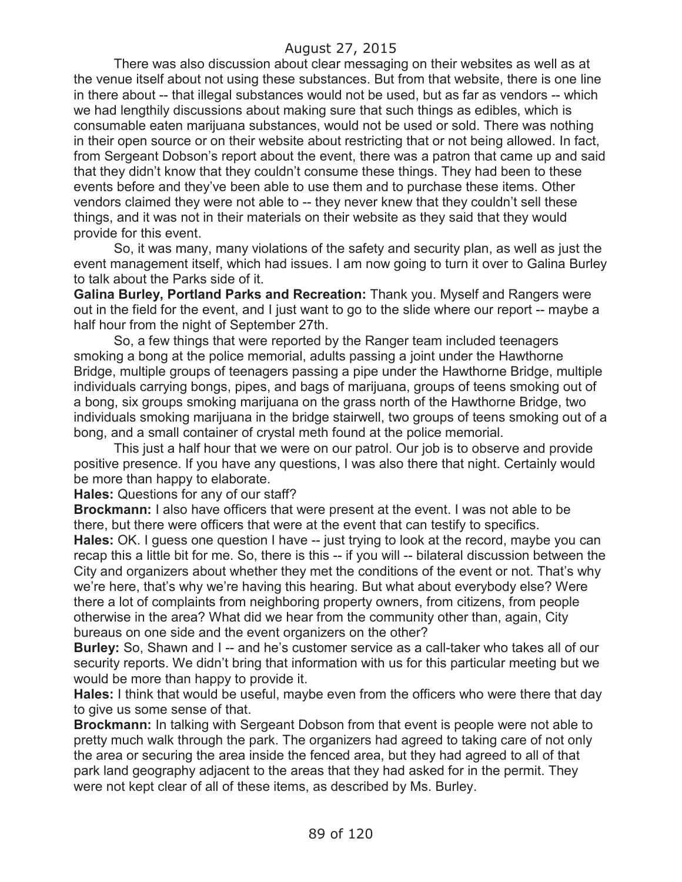August 27, 2015

There was also discussion about clear messaging on their websites as well as at the venue itself about not using these substances. But from that website, there is one line in there about -- that illegal substances would not be used, but as far as vendors -- which we had lengthily discussions about making sure that such things as edibles, which is consumable eaten marijuana substances, would not be used or sold. There was nothing in their open source or on their website about restricting that or not being allowed. In fact, from Sergeant Dobson's report about the event, there was a patron that came up and said that they didn't know that they couldn't consume these things. They had been to these events before and they've been able to use them and to purchase these items. Other vendors claimed they were not able to -- they never knew that they couldn't sell these things, and it was not in their materials on their website as they said that they would provide for this event.

So, it was many, many violations of the safety and security plan, as well as just the event management itself, which had issues. I am now going to turn it over to Galina Burley to talk about the Parks side of it.

**Galina Burley, Portland Parks and Recreation:** Thank you. Myself and Rangers were out in the field for the event, and I just want to go to the slide where our report -- maybe a half hour from the night of September 27th.

So, a few things that were reported by the Ranger team included teenagers smoking a bong at the police memorial, adults passing a joint under the Hawthorne Bridge, multiple groups of teenagers passing a pipe under the Hawthorne Bridge, multiple individuals carrying bongs, pipes, and bags of marijuana, groups of teens smoking out of a bong, six groups smoking marijuana on the grass north of the Hawthorne Bridge, two individuals smoking marijuana in the bridge stairwell, two groups of teens smoking out of a bong, and a small container of crystal meth found at the police memorial.

This just a half hour that we were on our patrol. Our job is to observe and provide positive presence. If you have any questions, I was also there that night. Certainly would be more than happy to elaborate.

**Hales:** Questions for any of our staff?

**Brockmann:** I also have officers that were present at the event. I was not able to be there, but there were officers that were at the event that can testify to specifics.

**Hales:** OK. I guess one question I have -- just trying to look at the record, maybe you can recap this a little bit for me. So, there is this -- if you will -- bilateral discussion between the City and organizers about whether they met the conditions of the event or not. That's why we're here, that's why we're having this hearing. But what about everybody else? Were there a lot of complaints from neighboring property owners, from citizens, from people otherwise in the area? What did we hear from the community other than, again, City bureaus on one side and the event organizers on the other?

**Burley:** So, Shawn and I -- and he's customer service as a call-taker who takes all of our security reports. We didn't bring that information with us for this particular meeting but we would be more than happy to provide it.

**Hales:** I think that would be useful, maybe even from the officers who were there that day to give us some sense of that.

**Brockmann:** In talking with Sergeant Dobson from that event is people were not able to pretty much walk through the park. The organizers had agreed to taking care of not only the area or securing the area inside the fenced area, but they had agreed to all of that park land geography adjacent to the areas that they had asked for in the permit. They were not kept clear of all of these items, as described by Ms. Burley.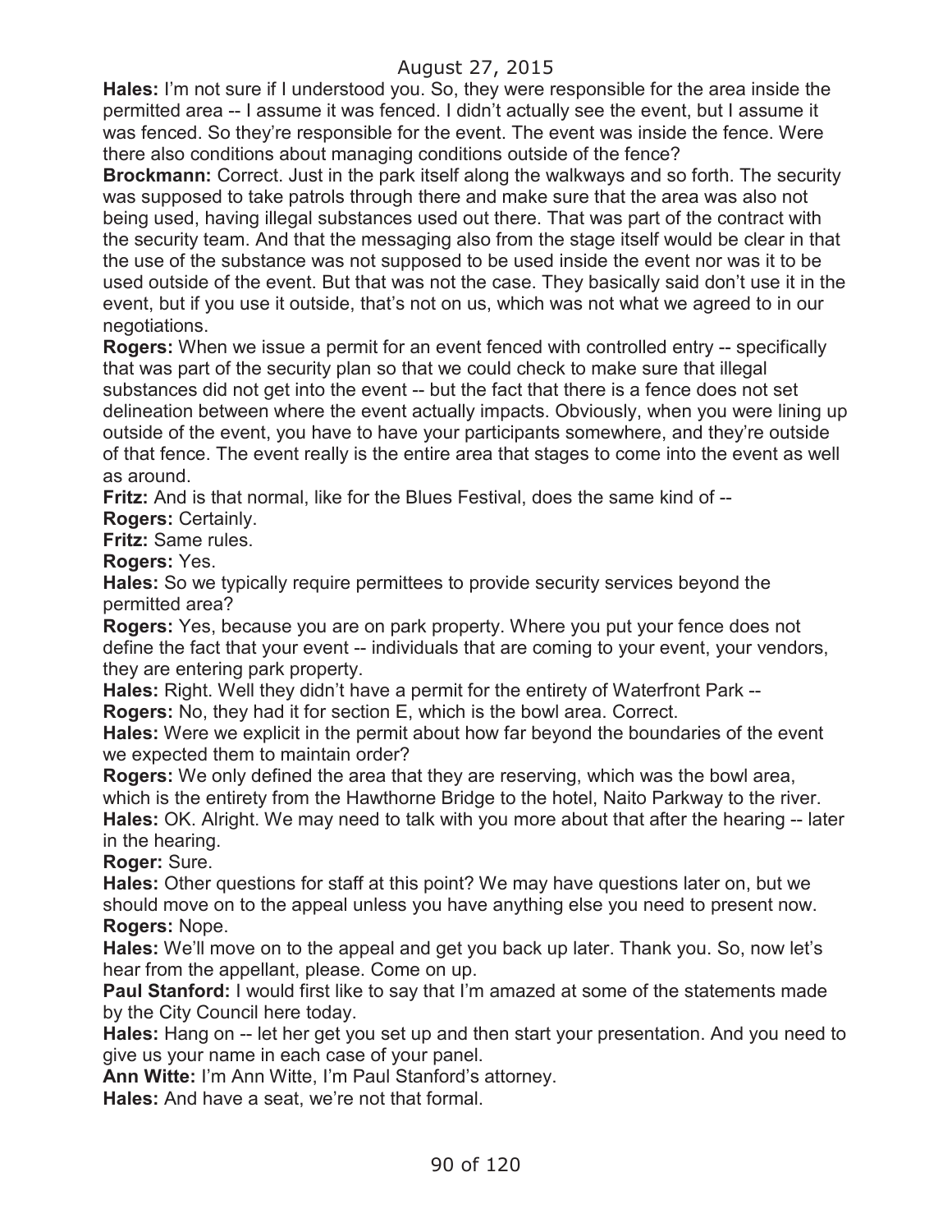**Hales:** I'm not sure if I understood you. So, they were responsible for the area inside the permitted area -- I assume it was fenced. I didn't actually see the event, but I assume it was fenced. So they're responsible for the event. The event was inside the fence. Were there also conditions about managing conditions outside of the fence?

**Brockmann:** Correct. Just in the park itself along the walkways and so forth. The security was supposed to take patrols through there and make sure that the area was also not being used, having illegal substances used out there. That was part of the contract with the security team. And that the messaging also from the stage itself would be clear in that the use of the substance was not supposed to be used inside the event nor was it to be used outside of the event. But that was not the case. They basically said don't use it in the event, but if you use it outside, that's not on us, which was not what we agreed to in our negotiations.

**Rogers:** When we issue a permit for an event fenced with controlled entry -- specifically that was part of the security plan so that we could check to make sure that illegal substances did not get into the event -- but the fact that there is a fence does not set delineation between where the event actually impacts. Obviously, when you were lining up outside of the event, you have to have your participants somewhere, and they're outside of that fence. The event really is the entire area that stages to come into the event as well as around.

**Fritz:** And is that normal, like for the Blues Festival, does the same kind of --

**Rogers:** Certainly.

**Fritz:** Same rules.

**Rogers:** Yes.

**Hales:** So we typically require permittees to provide security services beyond the permitted area?

**Rogers:** Yes, because you are on park property. Where you put your fence does not define the fact that your event -- individuals that are coming to your event, your vendors, they are entering park property.

**Hales:** Right. Well they didn't have a permit for the entirety of Waterfront Park --

**Rogers:** No, they had it for section E, which is the bowl area. Correct.

**Hales:** Were we explicit in the permit about how far beyond the boundaries of the event we expected them to maintain order?

**Rogers:** We only defined the area that they are reserving, which was the bowl area, which is the entirety from the Hawthorne Bridge to the hotel, Naito Parkway to the river.

**Hales:** OK. Alright. We may need to talk with you more about that after the hearing -- later in the hearing.

**Roger:** Sure.

**Hales:** Other questions for staff at this point? We may have questions later on, but we should move on to the appeal unless you have anything else you need to present now.

**Rogers:** Nope.

**Hales:** We'll move on to the appeal and get you back up later. Thank you. So, now let's hear from the appellant, please. Come on up.

**Paul Stanford:** I would first like to say that I'm amazed at some of the statements made by the City Council here today.

**Hales:** Hang on -- let her get you set up and then start your presentation. And you need to give us your name in each case of your panel.

**Ann Witte:** I'm Ann Witte, I'm Paul Stanford's attorney.

**Hales:** And have a seat, we're not that formal.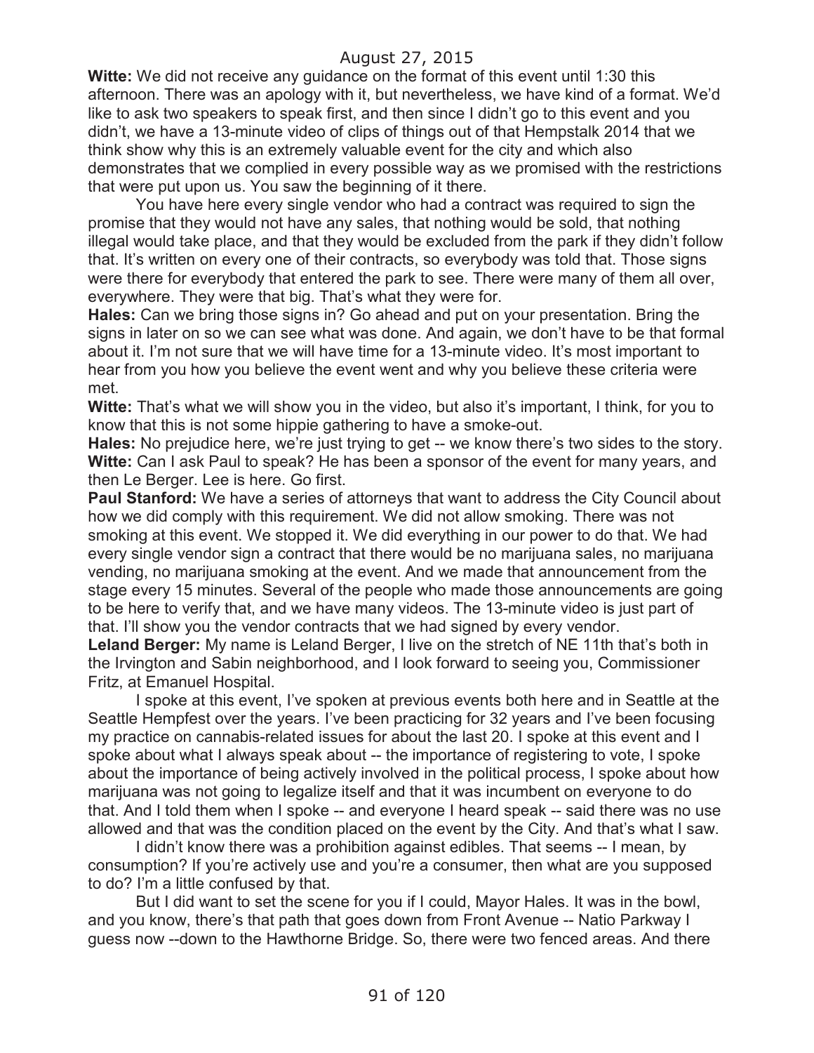**Witte:** We did not receive any guidance on the format of this event until 1:30 this afternoon. There was an apology with it, but nevertheless, we have kind of a format. We'd like to ask two speakers to speak first, and then since I didn't go to this event and you didn't, we have a 13-minute video of clips of things out of that Hempstalk 2014 that we think show why this is an extremely valuable event for the city and which also demonstrates that we complied in every possible way as we promised with the restrictions that were put upon us. You saw the beginning of it there.

You have here every single vendor who had a contract was required to sign the promise that they would not have any sales, that nothing would be sold, that nothing illegal would take place, and that they would be excluded from the park if they didn't follow that. It's written on every one of their contracts, so everybody was told that. Those signs were there for everybody that entered the park to see. There were many of them all over, everywhere. They were that big. That's what they were for.

**Hales:** Can we bring those signs in? Go ahead and put on your presentation. Bring the signs in later on so we can see what was done. And again, we don't have to be that formal about it. I'm not sure that we will have time for a 13-minute video. It's most important to hear from you how you believe the event went and why you believe these criteria were met.

**Witte:** That's what we will show you in the video, but also it's important, I think, for you to know that this is not some hippie gathering to have a smoke-out.

**Hales:** No prejudice here, we're just trying to get -- we know there's two sides to the story.

**Witte:** Can I ask Paul to speak? He has been a sponsor of the event for many years, and then Le Berger. Lee is here. Go first.

**Paul Stanford:** We have a series of attorneys that want to address the City Council about how we did comply with this requirement. We did not allow smoking. There was not smoking at this event. We stopped it. We did everything in our power to do that. We had every single vendor sign a contract that there would be no marijuana sales, no marijuana vending, no marijuana smoking at the event. And we made that announcement from the stage every 15 minutes. Several of the people who made those announcements are going to be here to verify that, and we have many videos. The 13-minute video is just part of that. I'll show you the vendor contracts that we had signed by every vendor.

**Leland Berger:** My name is Leland Berger, I live on the stretch of NE 11th that's both in the Irvington and Sabin neighborhood, and I look forward to seeing you, Commissioner Fritz, at Emanuel Hospital.

I spoke at this event, I've spoken at previous events both here and in Seattle at the Seattle Hempfest over the years. I've been practicing for 32 years and I've been focusing my practice on cannabis-related issues for about the last 20. I spoke at this event and I spoke about what I always speak about -- the importance of registering to vote, I spoke about the importance of being actively involved in the political process, I spoke about how marijuana was not going to legalize itself and that it was incumbent on everyone to do that. And I told them when I spoke -- and everyone I heard speak -- said there was no use allowed and that was the condition placed on the event by the City. And that's what I saw.

I didn't know there was a prohibition against edibles. That seems -- I mean, by consumption? If you're actively use and you're a consumer, then what are you supposed to do? I'm a little confused by that.

But I did want to set the scene for you if I could, Mayor Hales. It was in the bowl, and you know, there's that path that goes down from Front Avenue -- Natio Parkway I guess now --down to the Hawthorne Bridge. So, there were two fenced areas. And there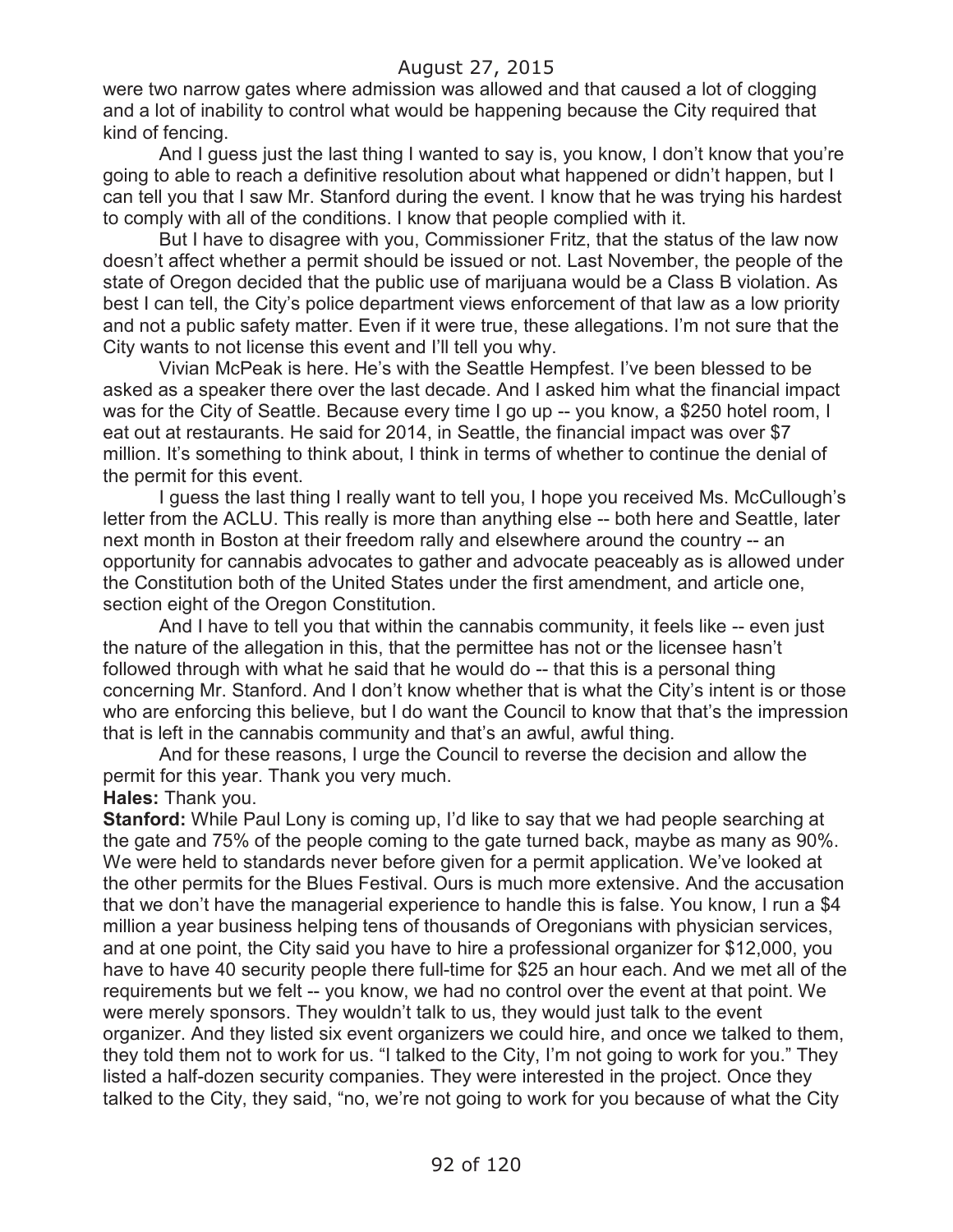were two narrow gates where admission was allowed and that caused a lot of clogging and a lot of inability to control what would be happening because the City required that kind of fencing.

And I guess just the last thing I wanted to say is, you know, I don't know that you're going to able to reach a definitive resolution about what happened or didn't happen, but I can tell you that I saw Mr. Stanford during the event. I know that he was trying his hardest to comply with all of the conditions. I know that people complied with it.

But I have to disagree with you, Commissioner Fritz, that the status of the law now doesn't affect whether a permit should be issued or not. Last November, the people of the state of Oregon decided that the public use of marijuana would be a Class B violation. As best I can tell, the City's police department views enforcement of that law as a low priority and not a public safety matter. Even if it were true, these allegations. I'm not sure that the City wants to not license this event and I'll tell you why.

Vivian McPeak is here. He's with the Seattle Hempfest. I've been blessed to be asked as a speaker there over the last decade. And I asked him what the financial impact was for the City of Seattle. Because every time I go up -- you know, a $250 hotel room, I eat out at restaurants. He said for 2014, in Seattle, the financial impact was over $7 million. It's something to think about, I think in terms of whether to continue the denial of the permit for this event.

I guess the last thing I really want to tell you, I hope you received Ms. McCullough's letter from the ACLU. This really is more than anything else -- both here and Seattle, later next month in Boston at their freedom rally and elsewhere around the country -- an opportunity for cannabis advocates to gather and advocate peaceably as is allowed under the Constitution both of the United States under the first amendment, and article one, section eight of the Oregon Constitution.

And I have to tell you that within the cannabis community, it feels like -- even just the nature of the allegation in this, that the permittee has not or the licensee hasn't followed through with what he said that he would do -- that this is a personal thing concerning Mr. Stanford. And I don't know whether that is what the City's intent is or those who are enforcing this believe, but I do want the Council to know that that's the impression that is left in the cannabis community and that's an awful, awful thing.

And for these reasons, I urge the Council to reverse the decision and allow the permit for this year. Thank you very much.

**Hales:** Thank you.

**Stanford:** While Paul Lony is coming up, I'd like to say that we had people searching at the gate and 75% of the people coming to the gate turned back, maybe as many as 90%. We were held to standards never before given for a permit application. We've looked at the other permits for the Blues Festival. Ours is much more extensive. And the accusation that we don't have the managerial experience to handle this is false. You know, I run a $4 million a year business helping tens of thousands of Oregonians with physician services, and at one point, the City said you have to hire a professional organizer for $12,000, you have to have 40 security people there full-time for $25 an hour each. And we met all of the requirements but we felt -- you know, we had no control over the event at that point. We were merely sponsors. They wouldn't talk to us, they would just talk to the event organizer. And they listed six event organizers we could hire, and once we talked to them, they told them not to work for us. "I talked to the City, I'm not going to work for you." They listed a half-dozen security companies. They were interested in the project. Once they talked to the City, they said, "no, we're not going to work for you because of what the City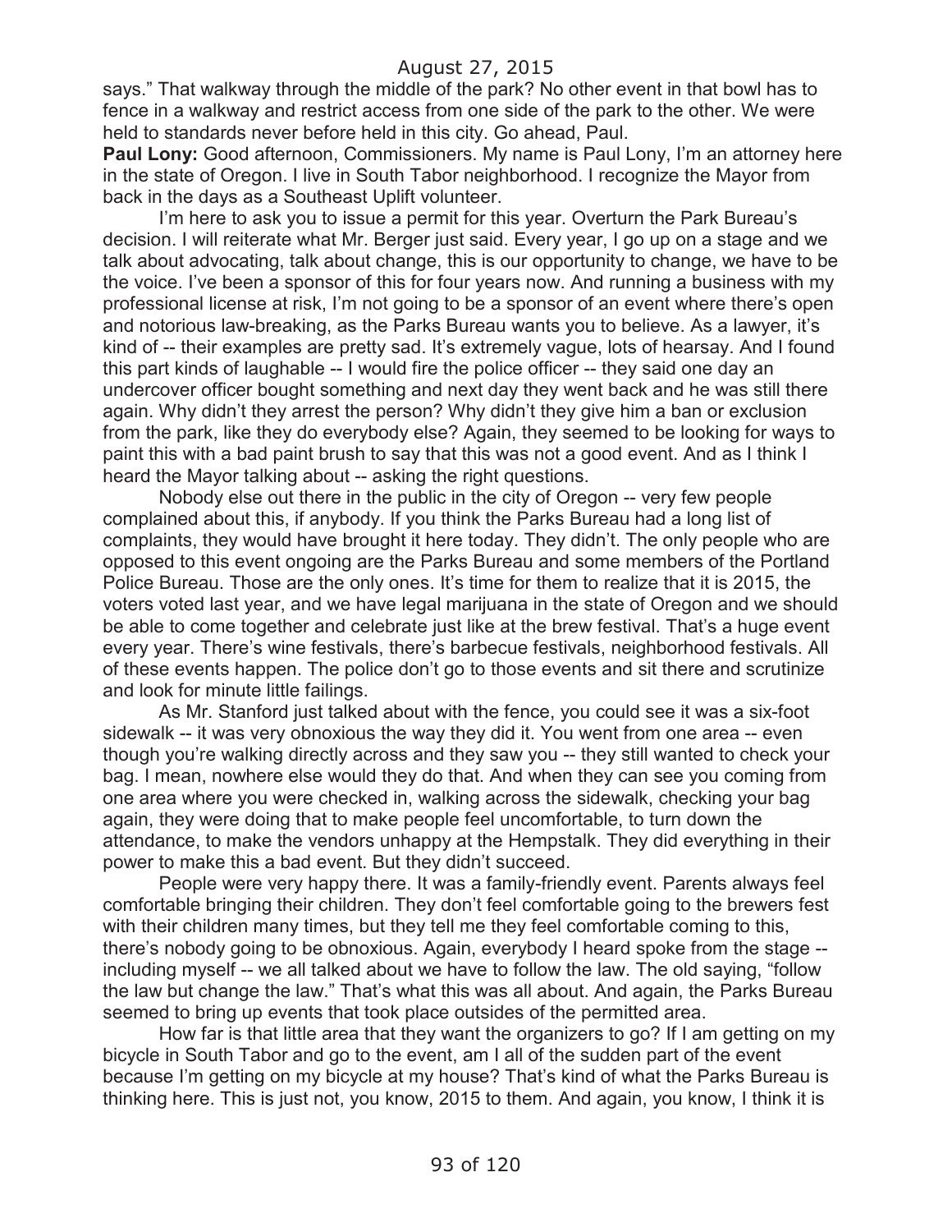says." That walkway through the middle of the park? No other event in that bowl has to fence in a walkway and restrict access from one side of the park to the other. We were held to standards never before held in this city. Go ahead, Paul.

**Paul Lony:** Good afternoon, Commissioners. My name is Paul Lony, I'm an attorney here in the state of Oregon. I live in South Tabor neighborhood. I recognize the Mayor from back in the days as a Southeast Uplift volunteer.

I'm here to ask you to issue a permit for this year. Overturn the Park Bureau's decision. I will reiterate what Mr. Berger just said. Every year, I go up on a stage and we talk about advocating, talk about change, this is our opportunity to change, we have to be the voice. I've been a sponsor of this for four years now. And running a business with my professional license at risk, I'm not going to be a sponsor of an event where there's open and notorious law-breaking, as the Parks Bureau wants you to believe. As a lawyer, it's kind of -- their examples are pretty sad. It's extremely vague, lots of hearsay. And I found this part kinds of laughable -- I would fire the police officer -- they said one day an undercover officer bought something and next day they went back and he was still there again. Why didn't they arrest the person? Why didn't they give him a ban or exclusion from the park, like they do everybody else? Again, they seemed to be looking for ways to paint this with a bad paint brush to say that this was not a good event. And as I think I heard the Mayor talking about -- asking the right questions.

Nobody else out there in the public in the city of Oregon -- very few people complained about this, if anybody. If you think the Parks Bureau had a long list of complaints, they would have brought it here today. They didn't. The only people who are opposed to this event ongoing are the Parks Bureau and some members of the Portland Police Bureau. Those are the only ones. It's time for them to realize that it is 2015, the voters voted last year, and we have legal marijuana in the state of Oregon and we should be able to come together and celebrate just like at the brew festival. That's a huge event every year. There's wine festivals, there's barbecue festivals, neighborhood festivals. All of these events happen. The police don't go to those events and sit there and scrutinize and look for minute little failings.

As Mr. Stanford just talked about with the fence, you could see it was a six-foot sidewalk -- it was very obnoxious the way they did it. You went from one area -- even though you're walking directly across and they saw you -- they still wanted to check your bag. I mean, nowhere else would they do that. And when they can see you coming from one area where you were checked in, walking across the sidewalk, checking your bag again, they were doing that to make people feel uncomfortable, to turn down the attendance, to make the vendors unhappy at the Hempstalk. They did everything in their power to make this a bad event. But they didn't succeed.

People were very happy there. It was a family-friendly event. Parents always feel comfortable bringing their children. They don't feel comfortable going to the brewers fest with their children many times, but they tell me they feel comfortable coming to this, there's nobody going to be obnoxious. Again, everybody I heard spoke from the stage -- including myself -- we all talked about we have to follow the law. The old saying, "follow the law but change the law." That's what this was all about. And again, the Parks Bureau seemed to bring up events that took place outsides of the permitted area.

How far is that little area that they want the organizers to go? If I am getting on my bicycle in South Tabor and go to the event, am I all of the sudden part of the event because I'm getting on my bicycle at my house? That's kind of what the Parks Bureau is thinking here. This is just not, you know, 2015 to them. And again, you know, I think it is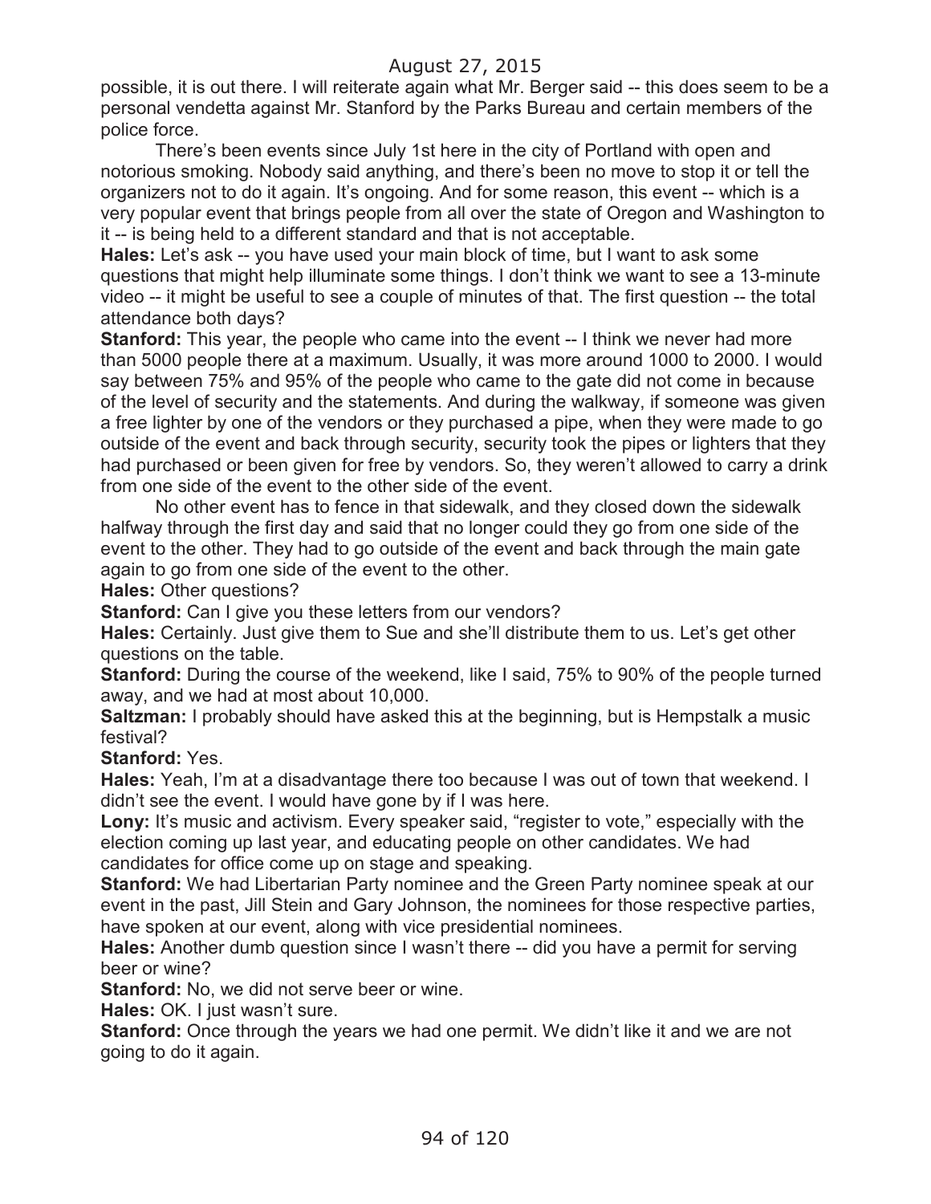possible, it is out there. I will reiterate again what Mr. Berger said -- this does seem to be a personal vendetta against Mr. Stanford by the Parks Bureau and certain members of the police force.

There's been events since July 1st here in the city of Portland with open and notorious smoking. Nobody said anything, and there's been no move to stop it or tell the organizers not to do it again. It's ongoing. And for some reason, this event -- which is a very popular event that brings people from all over the state of Oregon and Washington to it -- is being held to a different standard and that is not acceptable.

**Hales:** Let's ask -- you have used your main block of time, but I want to ask some questions that might help illuminate some things. I don't think we want to see a 13-minute video -- it might be useful to see a couple of minutes of that. The first question -- the total attendance both days?

**Stanford:** This year, the people who came into the event -- I think we never had more than 5000 people there at a maximum. Usually, it was more around 1000 to 2000. I would say between 75% and 95% of the people who came to the gate did not come in because of the level of security and the statements. And during the walkway, if someone was given a free lighter by one of the vendors or they purchased a pipe, when they were made to go outside of the event and back through security, security took the pipes or lighters that they had purchased or been given for free by vendors. So, they weren't allowed to carry a drink from one side of the event to the other side of the event.

No other event has to fence in that sidewalk, and they closed down the sidewalk halfway through the first day and said that no longer could they go from one side of the event to the other. They had to go outside of the event and back through the main gate again to go from one side of the event to the other.

**Hales:** Other questions?

**Stanford:** Can I give you these letters from our vendors?

**Hales:** Certainly. Just give them to Sue and she'll distribute them to us. Let's get other questions on the table.

**Stanford:** During the course of the weekend, like I said, 75% to 90% of the people turned away, and we had at most about 10,000.

**Saltzman:** I probably should have asked this at the beginning, but is Hempstalk a music festival?

**Stanford:** Yes.

**Hales:** Yeah, I'm at a disadvantage there too because I was out of town that weekend. I didn't see the event. I would have gone by if I was here.

**Lony:** It's music and activism. Every speaker said, "register to vote," especially with the election coming up last year, and educating people on other candidates. We had candidates for office come up on stage and speaking.

**Stanford:** We had Libertarian Party nominee and the Green Party nominee speak at our event in the past, Jill Stein and Gary Johnson, the nominees for those respective parties, have spoken at our event, along with vice presidential nominees.

**Hales:** Another dumb question since I wasn't there -- did you have a permit for serving beer or wine?

**Stanford:** No, we did not serve beer or wine.

**Hales:** OK. I just wasn't sure.

**Stanford:** Once through the years we had one permit. We didn't like it and we are not going to do it again.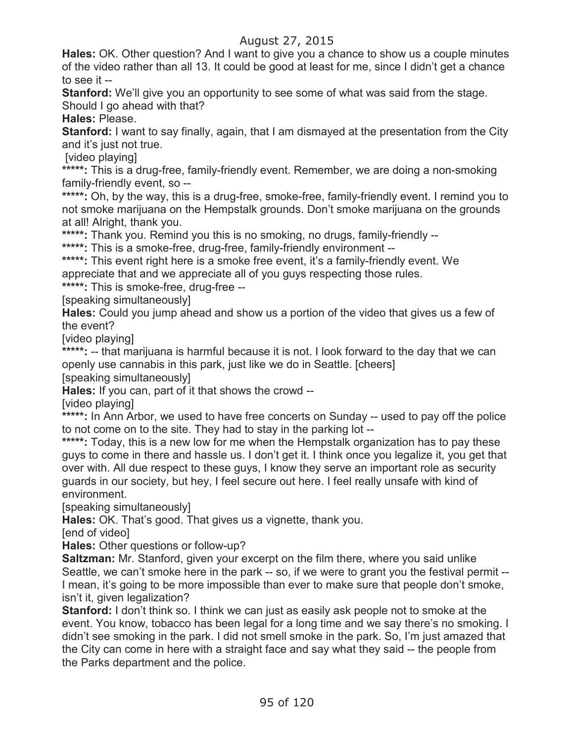**Hales:** OK. Other question? And I want to give you a chance to show us a couple minutes of the video rather than all 13. It could be good at least for me, since I didn't get a chance to see it --

**Stanford:** We'll give you an opportunity to see some of what was said from the stage. Should I go ahead with that?

**Hales:** Please.

**Stanford:** I want to say finally, again, that I am dismayed at the presentation from the City and it's just not true.

[video playing]

**\*\*\*\*\*:** This is a drug-free, family-friendly event. Remember, we are doing a non-smoking family-friendly event, so --

**\*\*\*\*\*:** Oh, by the way, this is a drug-free, smoke-free, family-friendly event. I remind you to not smoke marijuana on the Hempstalk grounds. Don't smoke marijuana on the grounds at all! Alright, thank you.

**\*\*\*\*\*:** Thank you. Remind you this is no smoking, no drugs, family-friendly --

**\*\*\*\*\*:** This is a smoke-free, drug-free, family-friendly environment --

**\*\*\*\*\*:** This event right here is a smoke free event, it's a family-friendly event. We appreciate that and we appreciate all of you guys respecting those rules.

**\*\*\*\*\*:** This is smoke-free, drug-free --

[speaking simultaneously]

**Hales:** Could you jump ahead and show us a portion of the video that gives us a few of the event?

[video playing]

**\*\*\*\*\*:** -- that marijuana is harmful because it is not. I look forward to the day that we can openly use cannabis in this park, just like we do in Seattle. [cheers]

[speaking simultaneously]

**Hales:** If you can, part of it that shows the crowd --

[video playing]

**\*\*\*\*\*:** In Ann Arbor, we used to have free concerts on Sunday -- used to pay off the police to not come on to the site. They had to stay in the parking lot --

**\*\*\*\*\*:** Today, this is a new low for me when the Hempstalk organization has to pay these guys to come in there and hassle us. I don't get it. I think once you legalize it, you get that over with. All due respect to these guys, I know they serve an important role as security guards in our society, but hey, I feel secure out here. I feel really unsafe with kind of environment.

[speaking simultaneously]

**Hales:** OK. That's good. That gives us a vignette, thank you.

[end of video]

**Hales:** Other questions or follow-up?

**Saltzman:** Mr. Stanford, given your excerpt on the film there, where you said unlike Seattle, we can't smoke here in the park -- so, if we were to grant you the festival permit -- I mean, it's going to be more impossible than ever to make sure that people don't smoke, isn't it, given legalization?

**Stanford:** I don't think so. I think we can just as easily ask people not to smoke at the event. You know, tobacco has been legal for a long time and we say there's no smoking. I didn't see smoking in the park. I did not smell smoke in the park. So, I'm just amazed that the City can come in here with a straight face and say what they said -- the people from the Parks department and the police.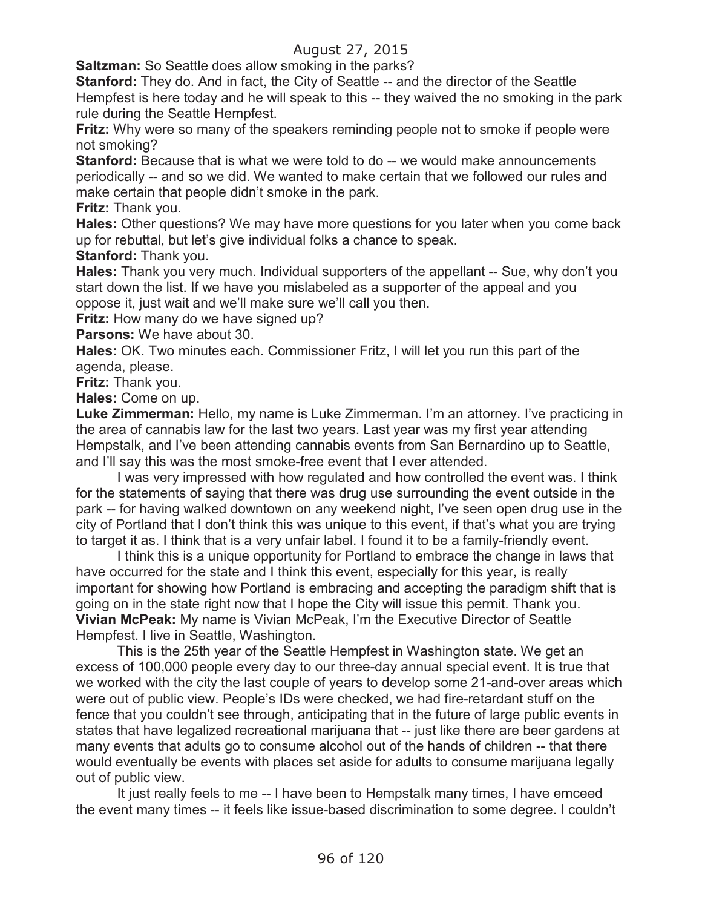**Saltzman:** So Seattle does allow smoking in the parks?

**Stanford:** They do. And in fact, the City of Seattle -- and the director of the Seattle Hempfest is here today and he will speak to this -- they waived the no smoking in the park rule during the Seattle Hempfest.

**Fritz:** Why were so many of the speakers reminding people not to smoke if people were not smoking?

**Stanford:** Because that is what we were told to do -- we would make announcements periodically -- and so we did. We wanted to make certain that we followed our rules and make certain that people didn't smoke in the park.

**Fritz:** Thank you.

**Hales:** Other questions? We may have more questions for you later when you come back up for rebuttal, but let's give individual folks a chance to speak.

**Stanford:** Thank you.

**Hales:** Thank you very much. Individual supporters of the appellant -- Sue, why don't you start down the list. If we have you mislabeled as a supporter of the appeal and you oppose it, just wait and we'll make sure we'll call you then.

**Fritz:** How many do we have signed up?

**Parsons:** We have about 30.

**Hales:** OK. Two minutes each. Commissioner Fritz, I will let you run this part of the agenda, please.

**Fritz:** Thank you.

**Hales:** Come on up.

**Luke Zimmerman:** Hello, my name is Luke Zimmerman. I'm an attorney. I've practicing in the area of cannabis law for the last two years. Last year was my first year attending Hempstalk, and I've been attending cannabis events from San Bernardino up to Seattle, and I'll say this was the most smoke-free event that I ever attended.

I was very impressed with how regulated and how controlled the event was. I think for the statements of saying that there was drug use surrounding the event outside in the park -- for having walked downtown on any weekend night, I've seen open drug use in the city of Portland that I don't think this was unique to this event, if that's what you are trying to target it as. I think that is a very unfair label. I found it to be a family-friendly event.

I think this is a unique opportunity for Portland to embrace the change in laws that have occurred for the state and I think this event, especially for this year, is really important for showing how Portland is embracing and accepting the paradigm shift that is going on in the state right now that I hope the City will issue this permit. Thank you.

**Vivian McPeak:** My name is Vivian McPeak, I'm the Executive Director of Seattle Hempfest. I live in Seattle, Washington.

This is the 25th year of the Seattle Hempfest in Washington state. We get an excess of 100,000 people every day to our three-day annual special event. It is true that we worked with the city the last couple of years to develop some 21-and-over areas which were out of public view. People's IDs were checked, we had fire-retardant stuff on the fence that you couldn't see through, anticipating that in the future of large public events in states that have legalized recreational marijuana that -- just like there are beer gardens at many events that adults go to consume alcohol out of the hands of children -- that there would eventually be events with places set aside for adults to consume marijuana legally out of public view.

It just really feels to me -- I have been to Hempstalk many times, I have emceed the event many times -- it feels like issue-based discrimination to some degree. I couldn't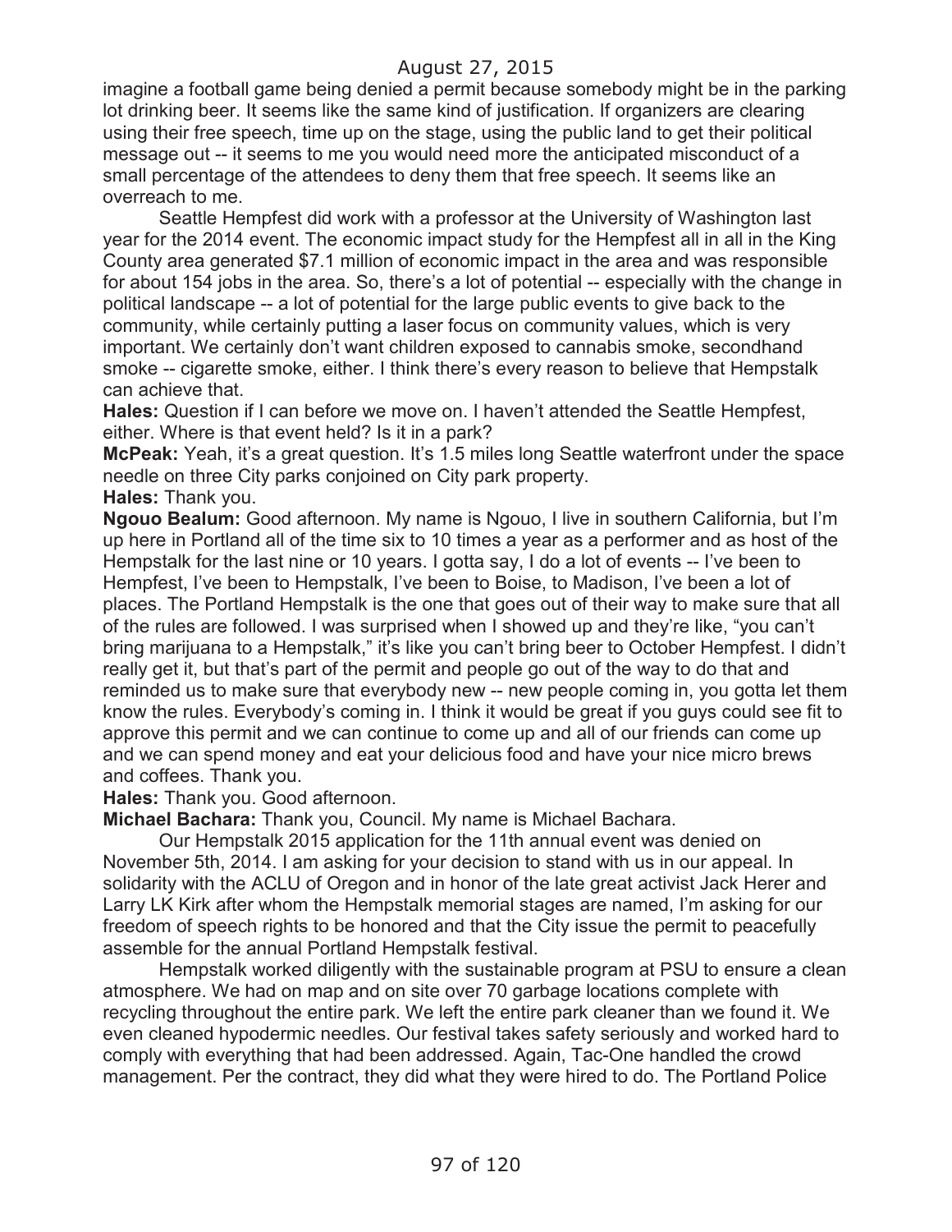imagine a football game being denied a permit because somebody might be in the parking lot drinking beer. It seems like the same kind of justification. If organizers are clearing using their free speech, time up on the stage, using the public land to get their political message out -- it seems to me you would need more the anticipated misconduct of a small percentage of the attendees to deny them that free speech. It seems like an overreach to me.

Seattle Hempfest did work with a professor at the University of Washington last year for the 2014 event. The economic impact study for the Hempfest all in all in the King County area generated $7.1 million of economic impact in the area and was responsible for about 154 jobs in the area. So, there's a lot of potential -- especially with the change in political landscape -- a lot of potential for the large public events to give back to the community, while certainly putting a laser focus on community values, which is very important. We certainly don't want children exposed to cannabis smoke, secondhand smoke -- cigarette smoke, either. I think there's every reason to believe that Hempstalk can achieve that.

**Hales:** Question if I can before we move on. I haven't attended the Seattle Hempfest, either. Where is that event held? Is it in a park?

**McPeak:** Yeah, it's a great question. It's 1.5 miles long Seattle waterfront under the space needle on three City parks conjoined on City park property.

**Hales:** Thank you.

**Ngouo Bealum:** Good afternoon. My name is Ngouo, I live in southern California, but I'm up here in Portland all of the time six to 10 times a year as a performer and as host of the Hempstalk for the last nine or 10 years. I gotta say, I do a lot of events -- I've been to Hempfest, I've been to Hempstalk, I've been to Boise, to Madison, I've been a lot of places. The Portland Hempstalk is the one that goes out of their way to make sure that all of the rules are followed. I was surprised when I showed up and they're like, "you can't bring marijuana to a Hempstalk," it's like you can't bring beer to October Hempfest. I didn't really get it, but that's part of the permit and people go out of the way to do that and reminded us to make sure that everybody new -- new people coming in, you gotta let them know the rules. Everybody's coming in. I think it would be great if you guys could see fit to approve this permit and we can continue to come up and all of our friends can come up and we can spend money and eat your delicious food and have your nice micro brews and coffees. Thank you.

**Hales:** Thank you. Good afternoon.

**Michael Bachara:** Thank you, Council. My name is Michael Bachara.

Our Hempstalk 2015 application for the 11th annual event was denied on November 5th, 2014. I am asking for your decision to stand with us in our appeal. In solidarity with the ACLU of Oregon and in honor of the late great activist Jack Herer and Larry LK Kirk after whom the Hempstalk memorial stages are named, I'm asking for our freedom of speech rights to be honored and that the City issue the permit to peacefully assemble for the annual Portland Hempstalk festival.

Hempstalk worked diligently with the sustainable program at PSU to ensure a clean atmosphere. We had on map and on site over 70 garbage locations complete with recycling throughout the entire park. We left the entire park cleaner than we found it. We even cleaned hypodermic needles. Our festival takes safety seriously and worked hard to comply with everything that had been addressed. Again, Tac-One handled the crowd management. Per the contract, they did what they were hired to do. The Portland Police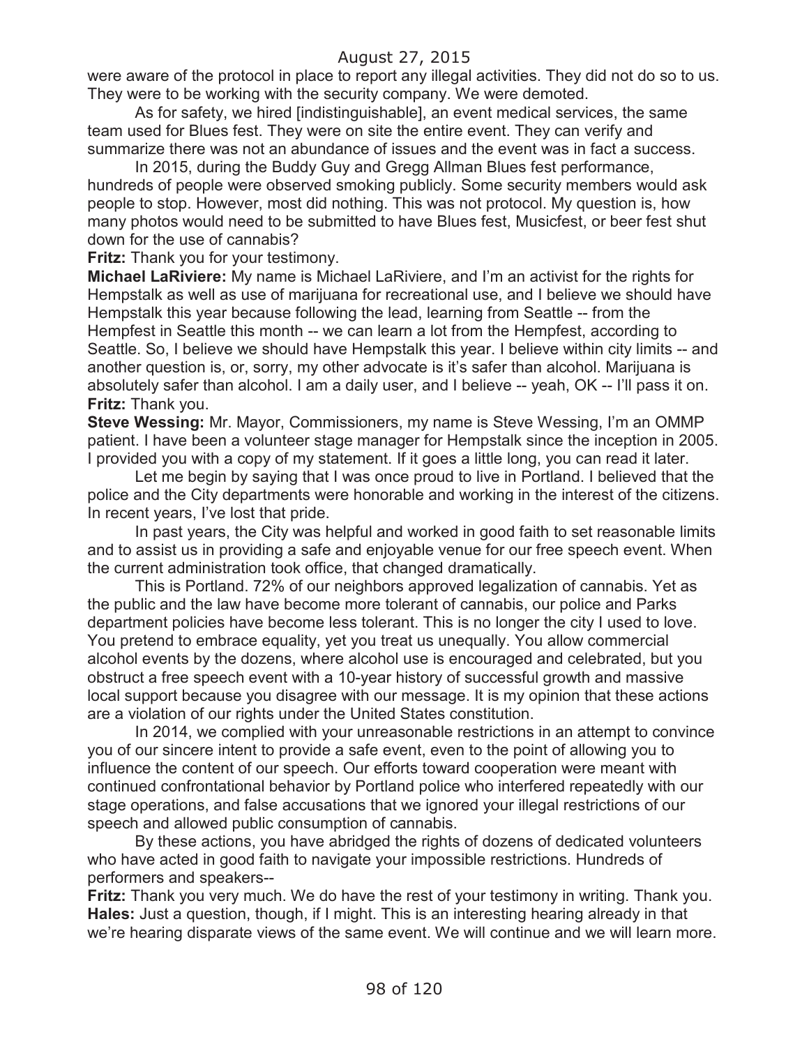were aware of the protocol in place to report any illegal activities. They did not do so to us. They were to be working with the security company. We were demoted.

As for safety, we hired [indistinguishable], an event medical services, the same team used for Blues fest. They were on site the entire event. They can verify and summarize there was not an abundance of issues and the event was in fact a success.

In 2015, during the Buddy Guy and Gregg Allman Blues fest performance, hundreds of people were observed smoking publicly. Some security members would ask people to stop. However, most did nothing. This was not protocol. My question is, how many photos would need to be submitted to have Blues fest, Musicfest, or beer fest shut down for the use of cannabis?

**Fritz:** Thank you for your testimony.

**Michael LaRiviere:** My name is Michael LaRiviere, and I'm an activist for the rights for Hempstalk as well as use of marijuana for recreational use, and I believe we should have Hempstalk this year because following the lead, learning from Seattle -- from the Hempfest in Seattle this month -- we can learn a lot from the Hempfest, according to Seattle. So, I believe we should have Hempstalk this year. I believe within city limits -- and another question is, or, sorry, my other advocate is it's safer than alcohol. Marijuana is absolutely safer than alcohol. I am a daily user, and I believe -- yeah, OK -- I'll pass it on.

**Fritz:** Thank you.

**Steve Wessing:** Mr. Mayor, Commissioners, my name is Steve Wessing, I'm an OMMP patient. I have been a volunteer stage manager for Hempstalk since the inception in 2005. I provided you with a copy of my statement. If it goes a little long, you can read it later.

Let me begin by saying that I was once proud to live in Portland. I believed that the police and the City departments were honorable and working in the interest of the citizens. In recent years, I've lost that pride.

In past years, the City was helpful and worked in good faith to set reasonable limits and to assist us in providing a safe and enjoyable venue for our free speech event. When the current administration took office, that changed dramatically.

This is Portland. 72% of our neighbors approved legalization of cannabis. Yet as the public and the law have become more tolerant of cannabis, our police and Parks department policies have become less tolerant. This is no longer the city I used to love. You pretend to embrace equality, yet you treat us unequally. You allow commercial alcohol events by the dozens, where alcohol use is encouraged and celebrated, but you obstruct a free speech event with a 10-year history of successful growth and massive local support because you disagree with our message. It is my opinion that these actions are a violation of our rights under the United States constitution.

In 2014, we complied with your unreasonable restrictions in an attempt to convince you of our sincere intent to provide a safe event, even to the point of allowing you to influence the content of our speech. Our efforts toward cooperation were meant with continued confrontational behavior by Portland police who interfered repeatedly with our stage operations, and false accusations that we ignored your illegal restrictions of our speech and allowed public consumption of cannabis.

By these actions, you have abridged the rights of dozens of dedicated volunteers who have acted in good faith to navigate your impossible restrictions. Hundreds of performers and speakers--

**Fritz:** Thank you very much. We do have the rest of your testimony in writing. Thank you.

**Hales:** Just a question, though, if I might. This is an interesting hearing already in that we're hearing disparate views of the same event. We will continue and we will learn more.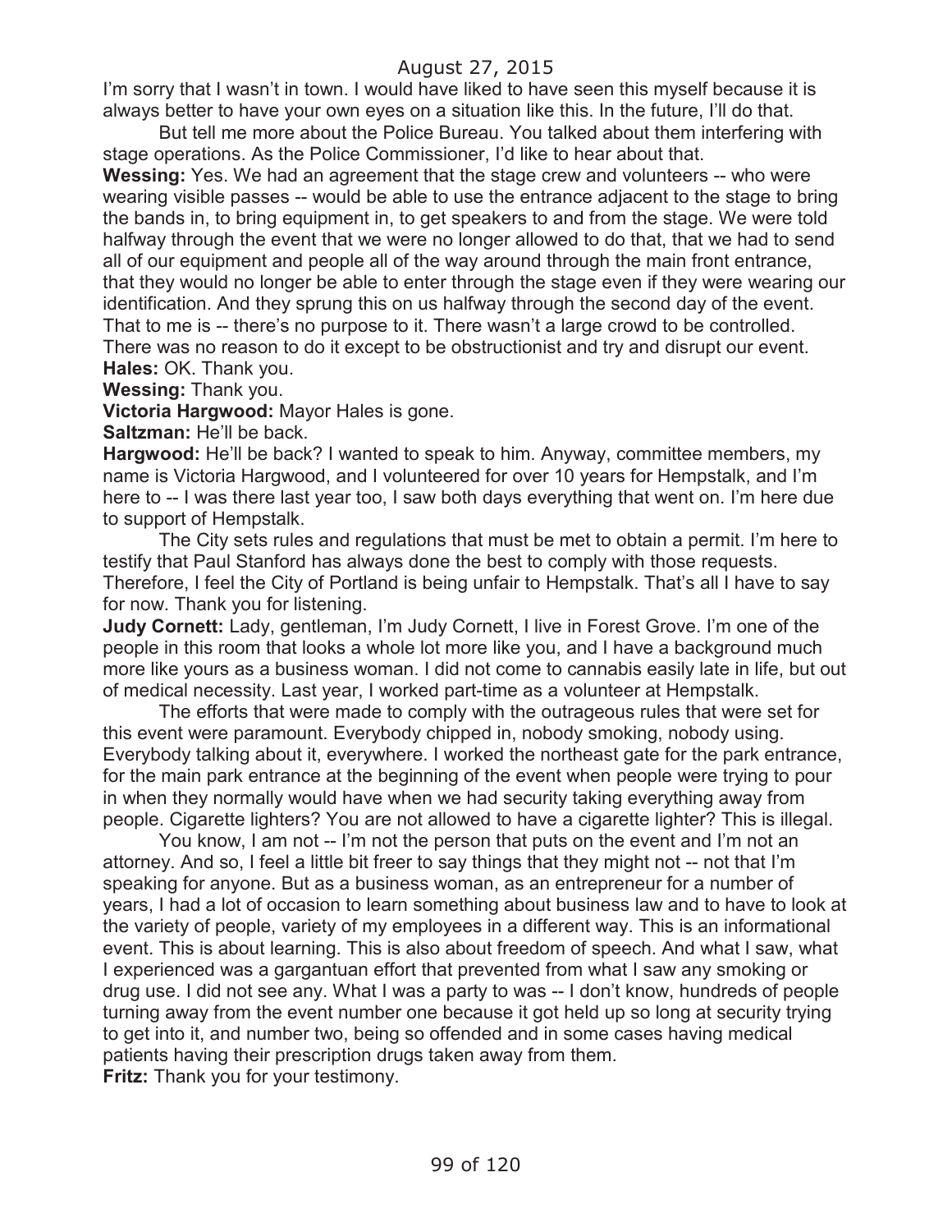I'm sorry that I wasn't in town. I would have liked to have seen this myself because it is always better to have your own eyes on a situation like this. In the future, I'll do that.

But tell me more about the Police Bureau. You talked about them interfering with stage operations. As the Police Commissioner, I'd like to hear about that.

**Wessing:** Yes. We had an agreement that the stage crew and volunteers -- who were wearing visible passes -- would be able to use the entrance adjacent to the stage to bring the bands in, to bring equipment in, to get speakers to and from the stage. We were told halfway through the event that we were no longer allowed to do that, that we had to send all of our equipment and people all of the way around through the main front entrance, that they would no longer be able to enter through the stage even if they were wearing our identification. And they sprung this on us halfway through the second day of the event. That to me is -- there's no purpose to it. There wasn't a large crowd to be controlled. There was no reason to do it except to be obstructionist and try and disrupt our event.

**Hales:** OK. Thank you.

**Wessing:** Thank you.

**Victoria Hargwood:** Mayor Hales is gone.

**Saltzman:** He'll be back.

**Hargwood:** He'll be back? I wanted to speak to him. Anyway, committee members, my name is Victoria Hargwood, and I volunteered for over 10 years for Hempstalk, and I'm here to -- I was there last year too, I saw both days everything that went on. I'm here due to support of Hempstalk.

The City sets rules and regulations that must be met to obtain a permit. I'm here to testify that Paul Stanford has always done the best to comply with those requests. Therefore, I feel the City of Portland is being unfair to Hempstalk. That's all I have to say for now. Thank you for listening.

**Judy Cornett:** Lady, gentleman, I'm Judy Cornett, I live in Forest Grove. I'm one of the people in this room that looks a whole lot more like you, and I have a background much more like yours as a business woman. I did not come to cannabis easily late in life, but out of medical necessity. Last year, I worked part-time as a volunteer at Hempstalk.

The efforts that were made to comply with the outrageous rules that were set for this event were paramount. Everybody chipped in, nobody smoking, nobody using. Everybody talking about it, everywhere. I worked the northeast gate for the park entrance, for the main park entrance at the beginning of the event when people were trying to pour in when they normally would have when we had security taking everything away from people. Cigarette lighters? You are not allowed to have a cigarette lighter? This is illegal.

You know, I am not -- I'm not the person that puts on the event and I'm not an attorney. And so, I feel a little bit freer to say things that they might not -- not that I'm speaking for anyone. But as a business woman, as an entrepreneur for a number of years, I had a lot of occasion to learn something about business law and to have to look at the variety of people, variety of my employees in a different way. This is an informational event. This is about learning. This is also about freedom of speech. And what I saw, what I experienced was a gargantuan effort that prevented from what I saw any smoking or drug use. I did not see any. What I was a party to was -- I don't know, hundreds of people turning away from the event number one because it got held up so long at security trying to get into it, and number two, being so offended and in some cases having medical patients having their prescription drugs taken away from them.

**Fritz:** Thank you for your testimony.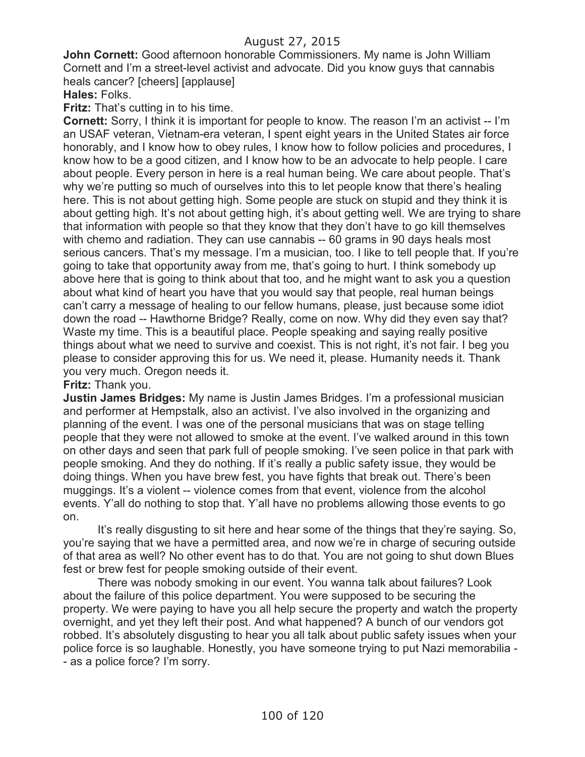August 27, 2015

**John Cornett:** Good afternoon honorable Commissioners. My name is John William Cornett and I'm a street-level activist and advocate. Did you know guys that cannabis heals cancer? [cheers] [applause]

**Hales:** Folks.

**Fritz:** That's cutting in to his time.

**Cornett:** Sorry, I think it is important for people to know. The reason I'm an activist -- I'm an USAF veteran, Vietnam-era veteran, I spent eight years in the United States air force honorably, and I know how to obey rules, I know how to follow policies and procedures, I know how to be a good citizen, and I know how to be an advocate to help people. I care about people. Every person in here is a real human being. We care about people. That's why we're putting so much of ourselves into this to let people know that there's healing here. This is not about getting high. Some people are stuck on stupid and they think it is about getting high. It's not about getting high, it's about getting well. We are trying to share that information with people so that they know that they don't have to go kill themselves with chemo and radiation. They can use cannabis -- 60 grams in 90 days heals most serious cancers. That's my message. I'm a musician, too. I like to tell people that. If you're going to take that opportunity away from me, that's going to hurt. I think somebody up above here that is going to think about that too, and he might want to ask you a question about what kind of heart you have that you would say that people, real human beings can't carry a message of healing to our fellow humans, please, just because some idiot down the road -- Hawthorne Bridge? Really, come on now. Why did they even say that? Waste my time. This is a beautiful place. People speaking and saying really positive things about what we need to survive and coexist. This is not right, it's not fair. I beg you please to consider approving this for us. We need it, please. Humanity needs it. Thank you very much. Oregon needs it.

**Fritz:** Thank you.

**Justin James Bridges:** My name is Justin James Bridges. I'm a professional musician and performer at Hempstalk, also an activist. I've also involved in the organizing and planning of the event. I was one of the personal musicians that was on stage telling people that they were not allowed to smoke at the event. I've walked around in this town on other days and seen that park full of people smoking. I've seen police in that park with people smoking. And they do nothing. If it's really a public safety issue, they would be doing things. When you have brew fest, you have fights that break out. There's been muggings. It's a violent -- violence comes from that event, violence from the alcohol events. Y'all do nothing to stop that. Y'all have no problems allowing those events to go on.

It's really disgusting to sit here and hear some of the things that they're saying. So, you're saying that we have a permitted area, and now we're in charge of securing outside of that area as well? No other event has to do that. You are not going to shut down Blues fest or brew fest for people smoking outside of their event.

There was nobody smoking in our event. You wanna talk about failures? Look about the failure of this police department. You were supposed to be securing the property. We were paying to have you all help secure the property and watch the property overnight, and yet they left their post. And what happened? A bunch of our vendors got robbed. It's absolutely disgusting to hear you all talk about public safety issues when your police force is so laughable. Honestly, you have someone trying to put Nazi memorabilia -- as a police force? I'm sorry.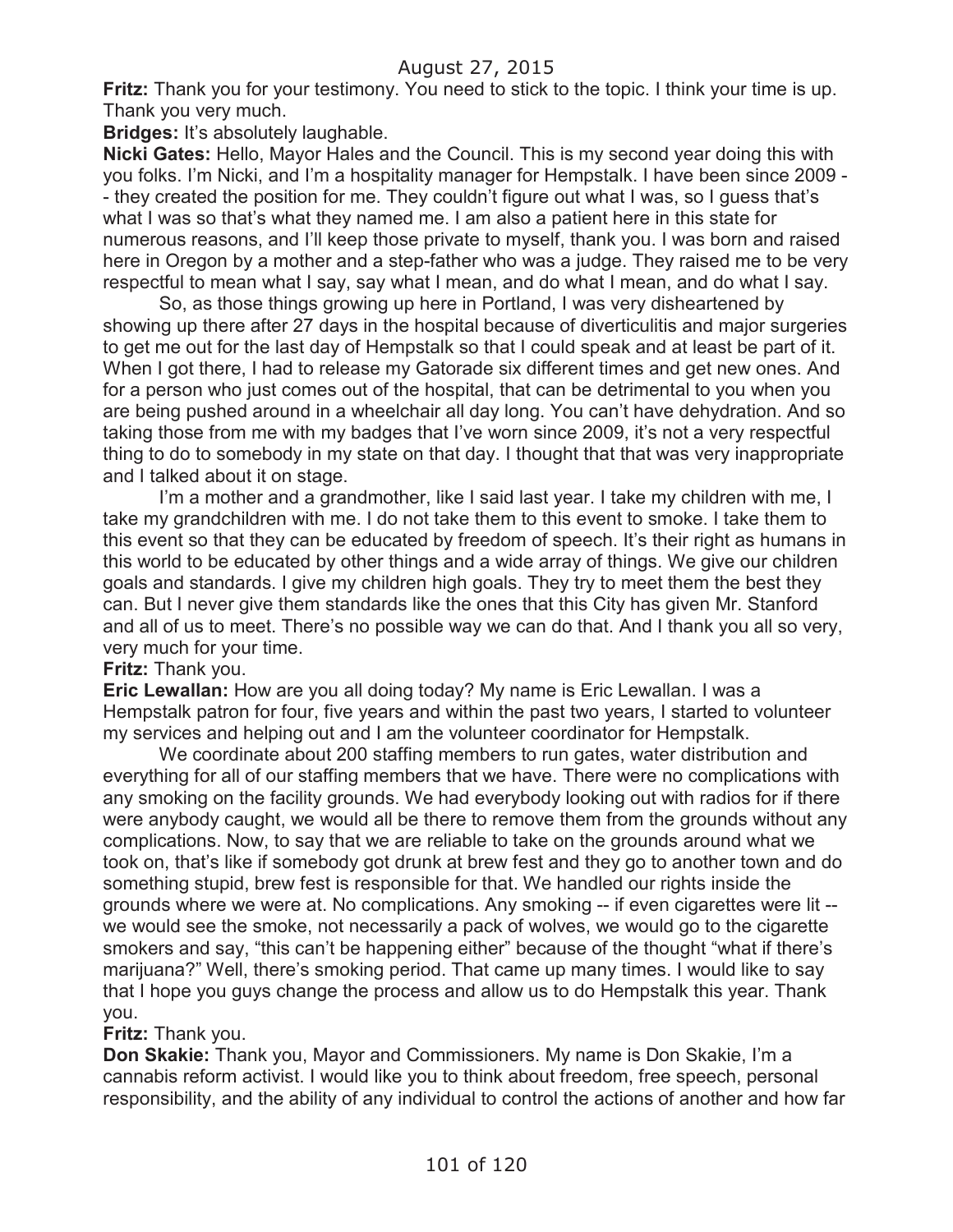**Fritz:** Thank you for your testimony. You need to stick to the topic. I think your time is up. Thank you very much.

**Bridges:** It's absolutely laughable.

**Nicki Gates:** Hello, Mayor Hales and the Council. This is my second year doing this with you folks. I'm Nicki, and I'm a hospitality manager for Hempstalk. I have been since 2009 -- they created the position for me. They couldn't figure out what I was, so I guess that's what I was so that's what they named me. I am also a patient here in this state for numerous reasons, and I'll keep those private to myself, thank you. I was born and raised here in Oregon by a mother and a step-father who was a judge. They raised me to be very respectful to mean what I say, say what I mean, and do what I mean, and do what I say.

So, as those things growing up here in Portland, I was very disheartened by showing up there after 27 days in the hospital because of diverticulitis and major surgeries to get me out for the last day of Hempstalk so that I could speak and at least be part of it. When I got there, I had to release my Gatorade six different times and get new ones. And for a person who just comes out of the hospital, that can be detrimental to you when you are being pushed around in a wheelchair all day long. You can't have dehydration. And so taking those from me with my badges that I've worn since 2009, it's not a very respectful thing to do to somebody in my state on that day. I thought that that was very inappropriate and I talked about it on stage.

I'm a mother and a grandmother, like I said last year. I take my children with me, I take my grandchildren with me. I do not take them to this event to smoke. I take them to this event so that they can be educated by freedom of speech. It's their right as humans in this world to be educated by other things and a wide array of things. We give our children goals and standards. I give my children high goals. They try to meet them the best they can. But I never give them standards like the ones that this City has given Mr. Stanford and all of us to meet. There's no possible way we can do that. And I thank you all so very, very much for your time.

**Fritz:** Thank you.

**Eric Lewallan:** How are you all doing today? My name is Eric Lewallan. I was a Hempstalk patron for four, five years and within the past two years, I started to volunteer my services and helping out and I am the volunteer coordinator for Hempstalk.

We coordinate about 200 staffing members to run gates, water distribution and everything for all of our staffing members that we have. There were no complications with any smoking on the facility grounds. We had everybody looking out with radios for if there were anybody caught, we would all be there to remove them from the grounds without any complications. Now, to say that we are reliable to take on the grounds around what we took on, that's like if somebody got drunk at brew fest and they go to another town and do something stupid, brew fest is responsible for that. We handled our rights inside the grounds where we were at. No complications. Any smoking -- if even cigarettes were lit -- we would see the smoke, not necessarily a pack of wolves, we would go to the cigarette smokers and say, "this can't be happening either" because of the thought "what if there's marijuana?" Well, there's smoking period. That came up many times. I would like to say that I hope you guys change the process and allow us to do Hempstalk this year. Thank you.

**Fritz:** Thank you.

**Don Skakie:** Thank you, Mayor and Commissioners. My name is Don Skakie, I'm a cannabis reform activist. I would like you to think about freedom, free speech, personal responsibility, and the ability of any individual to control the actions of another and how far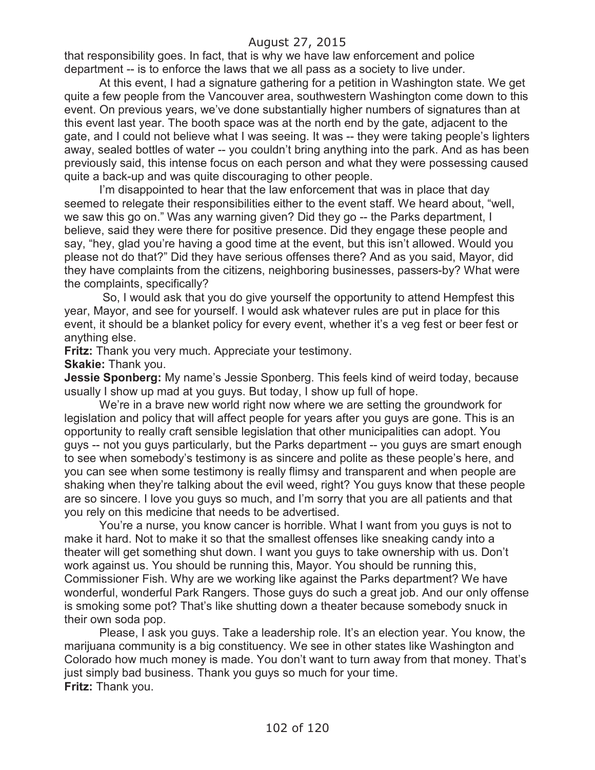that responsibility goes. In fact, that is why we have law enforcement and police department -- is to enforce the laws that we all pass as a society to live under.

At this event, I had a signature gathering for a petition in Washington state. We get quite a few people from the Vancouver area, southwestern Washington come down to this event. On previous years, we've done substantially higher numbers of signatures than at this event last year. The booth space was at the north end by the gate, adjacent to the gate, and I could not believe what I was seeing. It was -- they were taking people's lighters away, sealed bottles of water -- you couldn't bring anything into the park. And as has been previously said, this intense focus on each person and what they were possessing caused quite a back-up and was quite discouraging to other people.

I'm disappointed to hear that the law enforcement that was in place that day seemed to relegate their responsibilities either to the event staff. We heard about, "well, we saw this go on." Was any warning given? Did they go -- the Parks department, I believe, said they were there for positive presence. Did they engage these people and say, "hey, glad you're having a good time at the event, but this isn't allowed. Would you please not do that?" Did they have serious offenses there? And as you said, Mayor, did they have complaints from the citizens, neighboring businesses, passers-by? What were the complaints, specifically?

So, I would ask that you do give yourself the opportunity to attend Hempfest this year, Mayor, and see for yourself. I would ask whatever rules are put in place for this event, it should be a blanket policy for every event, whether it's a veg fest or beer fest or anything else.

**Fritz:** Thank you very much. Appreciate your testimony.

**Skakie:** Thank you.

**Jessie Sponberg:** My name's Jessie Sponberg. This feels kind of weird today, because usually I show up mad at you guys. But today, I show up full of hope.

We're in a brave new world right now where we are setting the groundwork for legislation and policy that will affect people for years after you guys are gone. This is an opportunity to really craft sensible legislation that other municipalities can adopt. You guys -- not you guys particularly, but the Parks department -- you guys are smart enough to see when somebody's testimony is as sincere and polite as these people's here, and you can see when some testimony is really flimsy and transparent and when people are shaking when they're talking about the evil weed, right? You guys know that these people are so sincere. I love you guys so much, and I'm sorry that you are all patients and that you rely on this medicine that needs to be advertised.

You're a nurse, you know cancer is horrible. What I want from you guys is not to make it hard. Not to make it so that the smallest offenses like sneaking candy into a theater will get something shut down. I want you guys to take ownership with us. Don't work against us. You should be running this, Mayor. You should be running this, Commissioner Fish. Why are we working like against the Parks department? We have wonderful, wonderful Park Rangers. Those guys do such a great job. And our only offense is smoking some pot? That's like shutting down a theater because somebody snuck in their own soda pop.

Please, I ask you guys. Take a leadership role. It's an election year. You know, the marijuana community is a big constituency. We see in other states like Washington and Colorado how much money is made. You don't want to turn away from that money. That's just simply bad business. Thank you guys so much for your time.

**Fritz:** Thank you.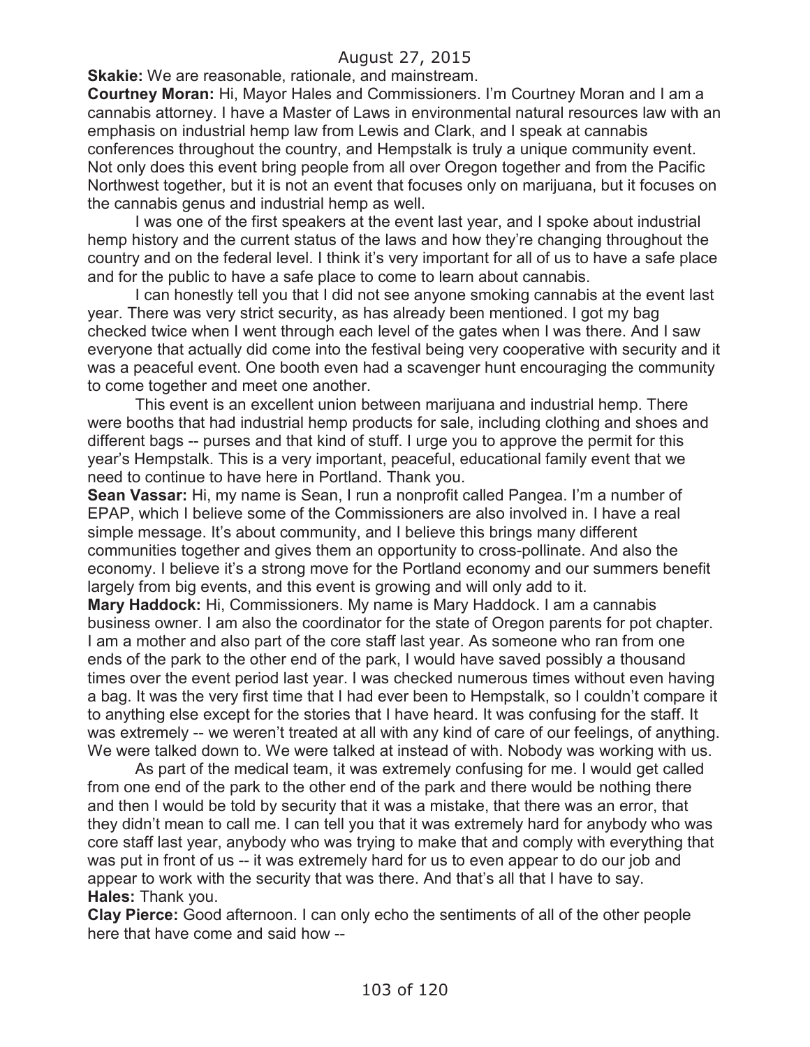**Skakie:** We are reasonable, rationale, and mainstream.

**Courtney Moran:** Hi, Mayor Hales and Commissioners. I'm Courtney Moran and I am a cannabis attorney. I have a Master of Laws in environmental natural resources law with an emphasis on industrial hemp law from Lewis and Clark, and I speak at cannabis conferences throughout the country, and Hempstalk is truly a unique community event. Not only does this event bring people from all over Oregon together and from the Pacific Northwest together, but it is not an event that focuses only on marijuana, but it focuses on the cannabis genus and industrial hemp as well.

I was one of the first speakers at the event last year, and I spoke about industrial hemp history and the current status of the laws and how they're changing throughout the country and on the federal level. I think it's very important for all of us to have a safe place and for the public to have a safe place to come to learn about cannabis.

I can honestly tell you that I did not see anyone smoking cannabis at the event last year. There was very strict security, as has already been mentioned. I got my bag checked twice when I went through each level of the gates when I was there. And I saw everyone that actually did come into the festival being very cooperative with security and it was a peaceful event. One booth even had a scavenger hunt encouraging the community to come together and meet one another.

This event is an excellent union between marijuana and industrial hemp. There were booths that had industrial hemp products for sale, including clothing and shoes and different bags -- purses and that kind of stuff. I urge you to approve the permit for this year's Hempstalk. This is a very important, peaceful, educational family event that we need to continue to have here in Portland. Thank you.

**Sean Vassar:** Hi, my name is Sean, I run a nonprofit called Pangea. I'm a number of EPAP, which I believe some of the Commissioners are also involved in. I have a real simple message. It's about community, and I believe this brings many different communities together and gives them an opportunity to cross-pollinate. And also the economy. I believe it's a strong move for the Portland economy and our summers benefit largely from big events, and this event is growing and will only add to it.

**Mary Haddock:** Hi, Commissioners. My name is Mary Haddock. I am a cannabis business owner. I am also the coordinator for the state of Oregon parents for pot chapter. I am a mother and also part of the core staff last year. As someone who ran from one ends of the park to the other end of the park, I would have saved possibly a thousand times over the event period last year. I was checked numerous times without even having a bag. It was the very first time that I had ever been to Hempstalk, so I couldn't compare it to anything else except for the stories that I have heard. It was confusing for the staff. It was extremely -- we weren't treated at all with any kind of care of our feelings, of anything. We were talked down to. We were talked at instead of with. Nobody was working with us.

As part of the medical team, it was extremely confusing for me. I would get called from one end of the park to the other end of the park and there would be nothing there and then I would be told by security that it was a mistake, that there was an error, that they didn't mean to call me. I can tell you that it was extremely hard for anybody who was core staff last year, anybody who was trying to make that and comply with everything that was put in front of us -- it was extremely hard for us to even appear to do our job and appear to work with the security that was there. And that's all that I have to say.

**Hales:** Thank you.

**Clay Pierce:** Good afternoon. I can only echo the sentiments of all of the other people here that have come and said how --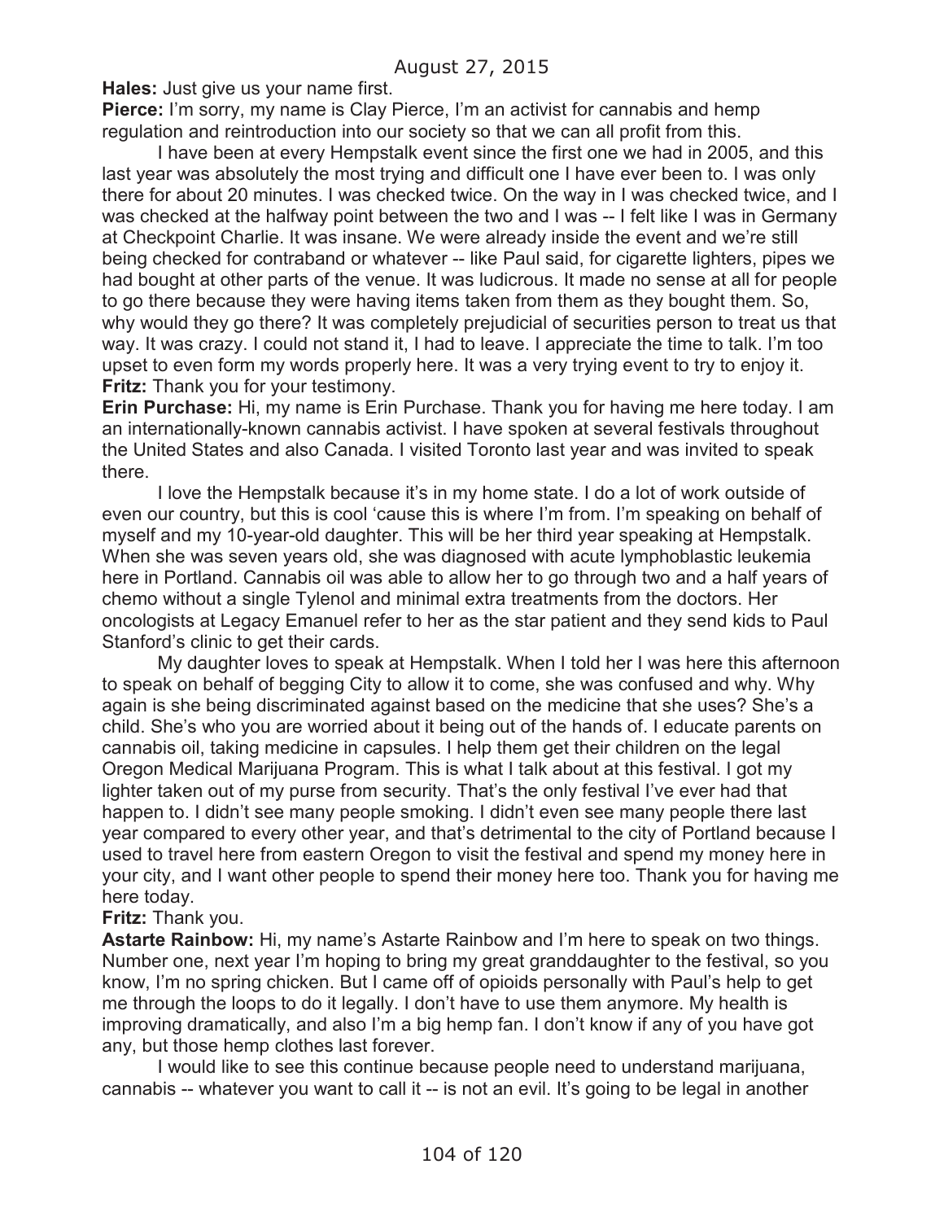**Hales:** Just give us your name first.

**Pierce:** I'm sorry, my name is Clay Pierce, I'm an activist for cannabis and hemp regulation and reintroduction into our society so that we can all profit from this.

I have been at every Hempstalk event since the first one we had in 2005, and this last year was absolutely the most trying and difficult one I have ever been to. I was only there for about 20 minutes. I was checked twice. On the way in I was checked twice, and I was checked at the halfway point between the two and I was -- I felt like I was in Germany at Checkpoint Charlie. It was insane. We were already inside the event and we're still being checked for contraband or whatever -- like Paul said, for cigarette lighters, pipes we had bought at other parts of the venue. It was ludicrous. It made no sense at all for people to go there because they were having items taken from them as they bought them. So, why would they go there? It was completely prejudicial of securities person to treat us that way. It was crazy. I could not stand it, I had to leave. I appreciate the time to talk. I'm too upset to even form my words properly here. It was a very trying event to try to enjoy it.

**Fritz:** Thank you for your testimony.

**Erin Purchase:** Hi, my name is Erin Purchase. Thank you for having me here today. I am an internationally-known cannabis activist. I have spoken at several festivals throughout the United States and also Canada. I visited Toronto last year and was invited to speak there.

I love the Hempstalk because it's in my home state. I do a lot of work outside of even our country, but this is cool 'cause this is where I'm from. I'm speaking on behalf of myself and my 10-year-old daughter. This will be her third year speaking at Hempstalk. When she was seven years old, she was diagnosed with acute lymphoblastic leukemia here in Portland. Cannabis oil was able to allow her to go through two and a half years of chemo without a single Tylenol and minimal extra treatments from the doctors. Her oncologists at Legacy Emanuel refer to her as the star patient and they send kids to Paul Stanford's clinic to get their cards.

My daughter loves to speak at Hempstalk. When I told her I was here this afternoon to speak on behalf of begging City to allow it to come, she was confused and why. Why again is she being discriminated against based on the medicine that she uses? She's a child. She's who you are worried about it being out of the hands of. I educate parents on cannabis oil, taking medicine in capsules. I help them get their children on the legal Oregon Medical Marijuana Program. This is what I talk about at this festival. I got my lighter taken out of my purse from security. That's the only festival I've ever had that happen to. I didn't see many people smoking. I didn't even see many people there last year compared to every other year, and that's detrimental to the city of Portland because I used to travel here from eastern Oregon to visit the festival and spend my money here in your city, and I want other people to spend their money here too. Thank you for having me here today.

**Fritz:** Thank you.

**Astarte Rainbow:** Hi, my name's Astarte Rainbow and I'm here to speak on two things. Number one, next year I'm hoping to bring my great granddaughter to the festival, so you know, I'm no spring chicken. But I came off of opioids personally with Paul's help to get me through the loops to do it legally. I don't have to use them anymore. My health is improving dramatically, and also I'm a big hemp fan. I don't know if any of you have got any, but those hemp clothes last forever.

I would like to see this continue because people need to understand marijuana, cannabis -- whatever you want to call it -- is not an evil. It's going to be legal in another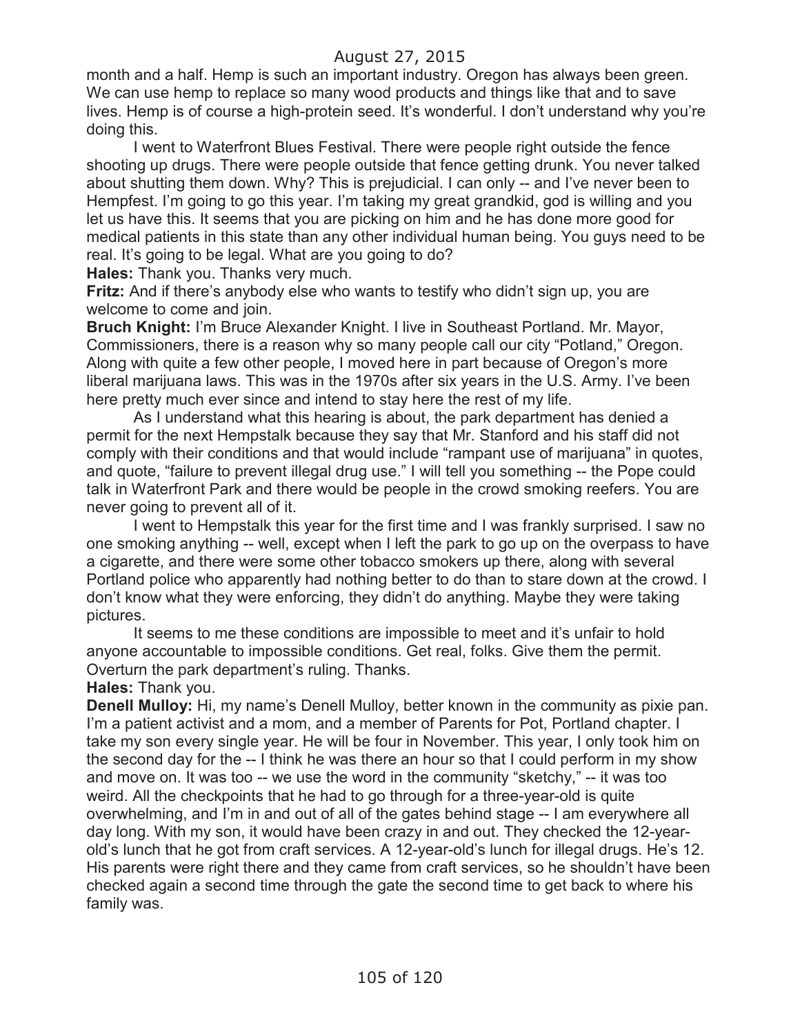month and a half. Hemp is such an important industry. Oregon has always been green. We can use hemp to replace so many wood products and things like that and to save lives. Hemp is of course a high-protein seed. It's wonderful. I don't understand why you're doing this.

I went to Waterfront Blues Festival. There were people right outside the fence shooting up drugs. There were people outside that fence getting drunk. You never talked about shutting them down. Why? This is prejudicial. I can only -- and I've never been to Hempfest. I'm going to go this year. I'm taking my great grandkid, god is willing and you let us have this. It seems that you are picking on him and he has done more good for medical patients in this state than any other individual human being. You guys need to be real. It's going to be legal. What are you going to do?

**Hales:** Thank you. Thanks very much.

**Fritz:** And if there's anybody else who wants to testify who didn't sign up, you are welcome to come and join.

**Bruch Knight:** I'm Bruce Alexander Knight. I live in Southeast Portland. Mr. Mayor, Commissioners, there is a reason why so many people call our city "Potland," Oregon. Along with quite a few other people, I moved here in part because of Oregon's more liberal marijuana laws. This was in the 1970s after six years in the U.S. Army. I've been here pretty much ever since and intend to stay here the rest of my life.

As I understand what this hearing is about, the park department has denied a permit for the next Hempstalk because they say that Mr. Stanford and his staff did not comply with their conditions and that would include "rampant use of marijuana" in quotes, and quote, "failure to prevent illegal drug use." I will tell you something -- the Pope could talk in Waterfront Park and there would be people in the crowd smoking reefers. You are never going to prevent all of it.

I went to Hempstalk this year for the first time and I was frankly surprised. I saw no one smoking anything -- well, except when I left the park to go up on the overpass to have a cigarette, and there were some other tobacco smokers up there, along with several Portland police who apparently had nothing better to do than to stare down at the crowd. I don't know what they were enforcing, they didn't do anything. Maybe they were taking pictures.

It seems to me these conditions are impossible to meet and it's unfair to hold anyone accountable to impossible conditions. Get real, folks. Give them the permit. Overturn the park department's ruling. Thanks.

**Hales:** Thank you.

**Denell Mulloy:** Hi, my name's Denell Mulloy, better known in the community as pixie pan. I'm a patient activist and a mom, and a member of Parents for Pot, Portland chapter. I take my son every single year. He will be four in November. This year, I only took him on the second day for the -- I think he was there an hour so that I could perform in my show and move on. It was too -- we use the word in the community "sketchy," -- it was too weird. All the checkpoints that he had to go through for a three-year-old is quite overwhelming, and I'm in and out of all of the gates behind stage -- I am everywhere all day long. With my son, it would have been crazy in and out. They checked the 12-year-old's lunch that he got from craft services. A 12-year-old's lunch for illegal drugs. He's 12. His parents were right there and they came from craft services, so he shouldn't have been checked again a second time through the gate the second time to get back to where his family was.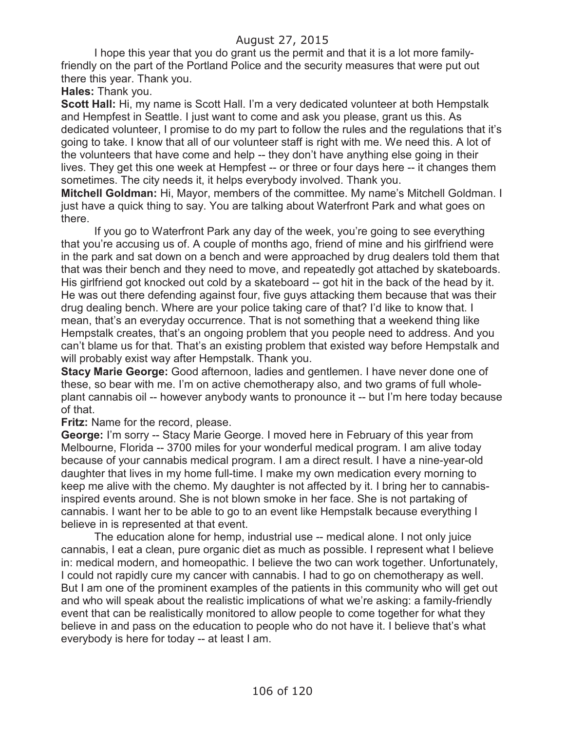I hope this year that you do grant us the permit and that it is a lot more family-friendly on the part of the Portland Police and the security measures that were put out there this year. Thank you.

**Hales:** Thank you.

**Scott Hall:** Hi, my name is Scott Hall. I'm a very dedicated volunteer at both Hempstalk and Hempfest in Seattle. I just want to come and ask you please, grant us this. As dedicated volunteer, I promise to do my part to follow the rules and the regulations that it's going to take. I know that all of our volunteer staff is right with me. We need this. A lot of the volunteers that have come and help -- they don't have anything else going in their lives. They get this one week at Hempfest -- or three or four days here -- it changes them sometimes. The city needs it, it helps everybody involved. Thank you.

**Mitchell Goldman:** Hi, Mayor, members of the committee. My name's Mitchell Goldman. I just have a quick thing to say. You are talking about Waterfront Park and what goes on there.

If you go to Waterfront Park any day of the week, you're going to see everything that you're accusing us of. A couple of months ago, friend of mine and his girlfriend were in the park and sat down on a bench and were approached by drug dealers told them that that was their bench and they need to move, and repeatedly got attached by skateboards. His girlfriend got knocked out cold by a skateboard -- got hit in the back of the head by it. He was out there defending against four, five guys attacking them because that was their drug dealing bench. Where are your police taking care of that? I'd like to know that. I mean, that's an everyday occurrence. That is not something that a weekend thing like Hempstalk creates, that's an ongoing problem that you people need to address. And you can't blame us for that. That's an existing problem that existed way before Hempstalk and will probably exist way after Hempstalk. Thank you.

**Stacy Marie George:** Good afternoon, ladies and gentlemen. I have never done one of these, so bear with me. I'm on active chemotherapy also, and two grams of full whole-plant cannabis oil -- however anybody wants to pronounce it -- but I'm here today because of that.

**Fritz:** Name for the record, please.

**George:** I'm sorry -- Stacy Marie George. I moved here in February of this year from Melbourne, Florida -- 3700 miles for your wonderful medical program. I am alive today because of your cannabis medical program. I am a direct result. I have a nine-year-old daughter that lives in my home full-time. I make my own medication every morning to keep me alive with the chemo. My daughter is not affected by it. I bring her to cannabis-inspired events around. She is not blown smoke in her face. She is not partaking of cannabis. I want her to be able to go to an event like Hempstalk because everything I believe in is represented at that event.

The education alone for hemp, industrial use -- medical alone. I not only juice cannabis, I eat a clean, pure organic diet as much as possible. I represent what I believe in: medical modern, and homeopathic. I believe the two can work together. Unfortunately, I could not rapidly cure my cancer with cannabis. I had to go on chemotherapy as well. But I am one of the prominent examples of the patients in this community who will get out and who will speak about the realistic implications of what we're asking: a family-friendly event that can be realistically monitored to allow people to come together for what they believe in and pass on the education to people who do not have it. I believe that's what everybody is here for today -- at least I am.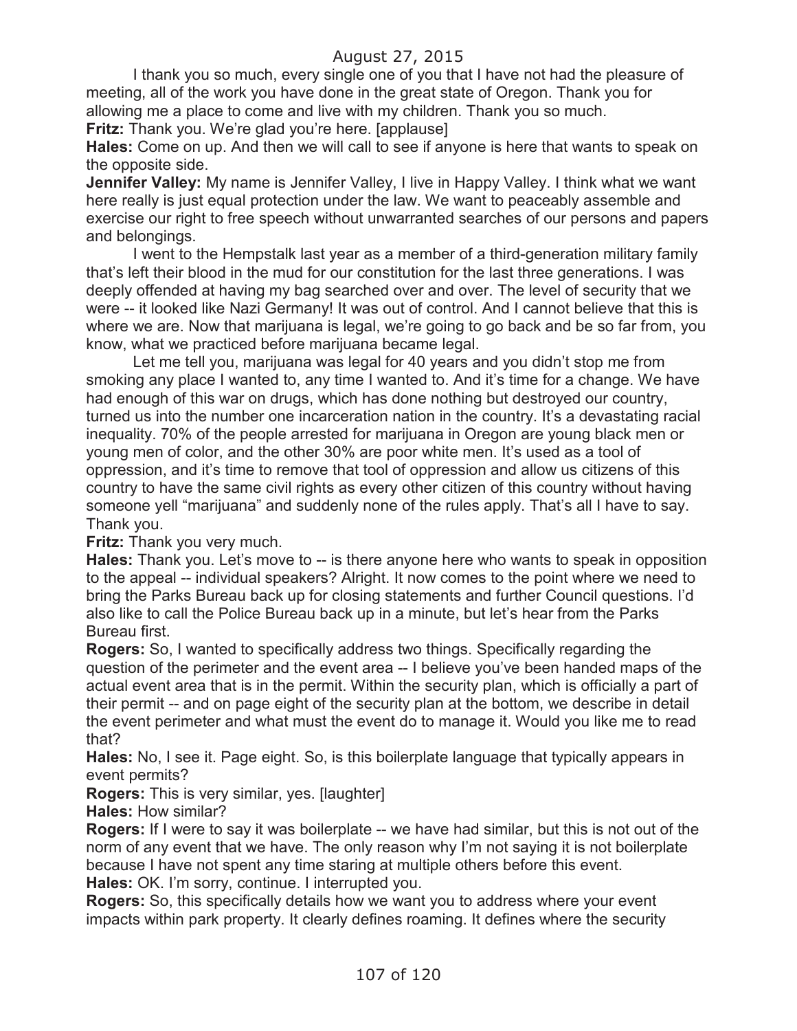I thank you so much, every single one of you that I have not had the pleasure of meeting, all of the work you have done in the great state of Oregon. Thank you for allowing me a place to come and live with my children. Thank you so much.

**Fritz:** Thank you. We're glad you're here. [applause]

**Hales:** Come on up. And then we will call to see if anyone is here that wants to speak on the opposite side.

**Jennifer Valley:** My name is Jennifer Valley, I live in Happy Valley. I think what we want here really is just equal protection under the law. We want to peaceably assemble and exercise our right to free speech without unwarranted searches of our persons and papers and belongings.

I went to the Hempstalk last year as a member of a third-generation military family that's left their blood in the mud for our constitution for the last three generations. I was deeply offended at having my bag searched over and over. The level of security that we were -- it looked like Nazi Germany! It was out of control. And I cannot believe that this is where we are. Now that marijuana is legal, we're going to go back and be so far from, you know, what we practiced before marijuana became legal.

Let me tell you, marijuana was legal for 40 years and you didn't stop me from smoking any place I wanted to, any time I wanted to. And it's time for a change. We have had enough of this war on drugs, which has done nothing but destroyed our country, turned us into the number one incarceration nation in the country. It's a devastating racial inequality. 70% of the people arrested for marijuana in Oregon are young black men or young men of color, and the other 30% are poor white men. It's used as a tool of oppression, and it's time to remove that tool of oppression and allow us citizens of this country to have the same civil rights as every other citizen of this country without having someone yell "marijuana" and suddenly none of the rules apply. That's all I have to say. Thank you.

**Fritz:** Thank you very much.

**Hales:** Thank you. Let's move to -- is there anyone here who wants to speak in opposition to the appeal -- individual speakers? Alright. It now comes to the point where we need to bring the Parks Bureau back up for closing statements and further Council questions. I'd also like to call the Police Bureau back up in a minute, but let's hear from the Parks Bureau first.

**Rogers:** So, I wanted to specifically address two things. Specifically regarding the question of the perimeter and the event area -- I believe you've been handed maps of the actual event area that is in the permit. Within the security plan, which is officially a part of their permit -- and on page eight of the security plan at the bottom, we describe in detail the event perimeter and what must the event do to manage it. Would you like me to read that?

**Hales:** No, I see it. Page eight. So, is this boilerplate language that typically appears in event permits?

**Rogers:** This is very similar, yes. [laughter]

**Hales:** How similar?

**Rogers:** If I were to say it was boilerplate -- we have had similar, but this is not out of the norm of any event that we have. The only reason why I'm not saying it is not boilerplate because I have not spent any time staring at multiple others before this event.

**Hales:** OK. I'm sorry, continue. I interrupted you.

**Rogers:** So, this specifically details how we want you to address where your event impacts within park property. It clearly defines roaming. It defines where the security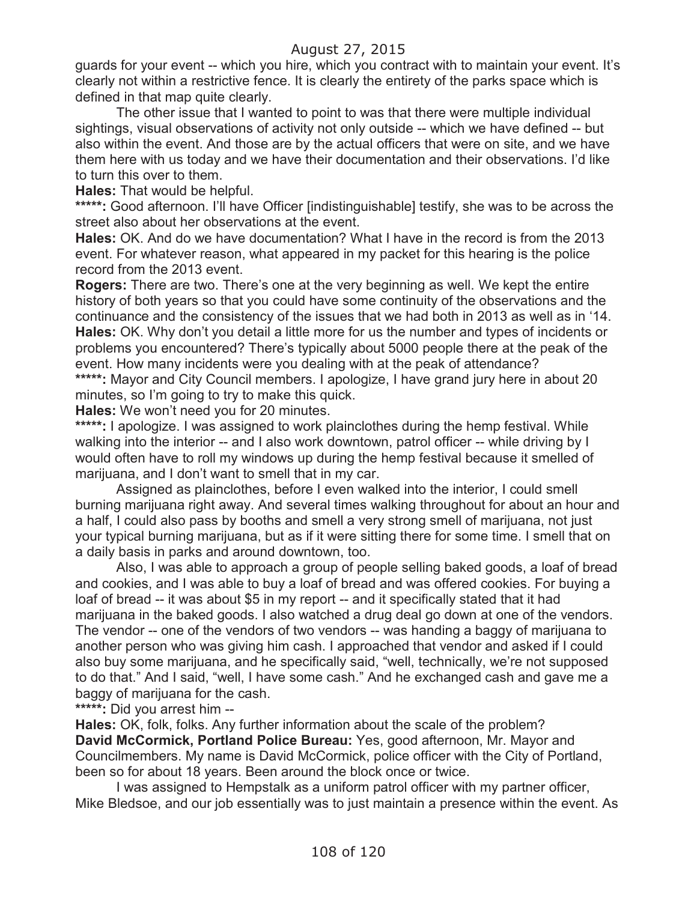guards for your event -- which you hire, which you contract with to maintain your event. It's clearly not within a restrictive fence. It is clearly the entirety of the parks space which is defined in that map quite clearly.

The other issue that I wanted to point to was that there were multiple individual sightings, visual observations of activity not only outside -- which we have defined -- but also within the event. And those are by the actual officers that were on site, and we have them here with us today and we have their documentation and their observations. I'd like to turn this over to them.

**Hales:** That would be helpful.

*****: Good afternoon. I'll have Officer [indistinguishable] testify, she was to be across the street also about her observations at the event.

**Hales:** OK. And do we have documentation? What I have in the record is from the 2013 event. For whatever reason, what appeared in my packet for this hearing is the police record from the 2013 event.

**Rogers:** There are two. There's one at the very beginning as well. We kept the entire history of both years so that you could have some continuity of the observations and the continuance and the consistency of the issues that we had both in 2013 as well as in '14.

**Hales:** OK. Why don't you detail a little more for us the number and types of incidents or problems you encountered? There's typically about 5000 people there at the peak of the event. How many incidents were you dealing with at the peak of attendance?

*****: Mayor and City Council members. I apologize, I have grand jury here in about 20 minutes, so I'm going to try to make this quick.

**Hales:** We won't need you for 20 minutes.

*****: I apologize. I was assigned to work plainclothes during the hemp festival. While walking into the interior -- and I also work downtown, patrol officer -- while driving by I would often have to roll my windows up during the hemp festival because it smelled of marijuana, and I don't want to smell that in my car.

Assigned as plainclothes, before I even walked into the interior, I could smell burning marijuana right away. And several times walking throughout for about an hour and a half, I could also pass by booths and smell a very strong smell of marijuana, not just your typical burning marijuana, but as if it were sitting there for some time. I smell that on a daily basis in parks and around downtown, too.

Also, I was able to approach a group of people selling baked goods, a loaf of bread and cookies, and I was able to buy a loaf of bread and was offered cookies. For buying a loaf of bread -- it was about $5 in my report -- and it specifically stated that it had marijuana in the baked goods. I also watched a drug deal go down at one of the vendors. The vendor -- one of the vendors of two vendors -- was handing a baggy of marijuana to another person who was giving him cash. I approached that vendor and asked if I could also buy some marijuana, and he specifically said, "well, technically, we're not supposed to do that." And I said, "well, I have some cash." And he exchanged cash and gave me a baggy of marijuana for the cash.

*****: Did you arrest him --

**Hales:** OK, folk, folks. Any further information about the scale of the problem?

**David McCormick, Portland Police Bureau:** Yes, good afternoon, Mr. Mayor and Councilmembers. My name is David McCormick, police officer with the City of Portland, been so for about 18 years. Been around the block once or twice.

I was assigned to Hempstalk as a uniform patrol officer with my partner officer, Mike Bledsoe, and our job essentially was to just maintain a presence within the event. As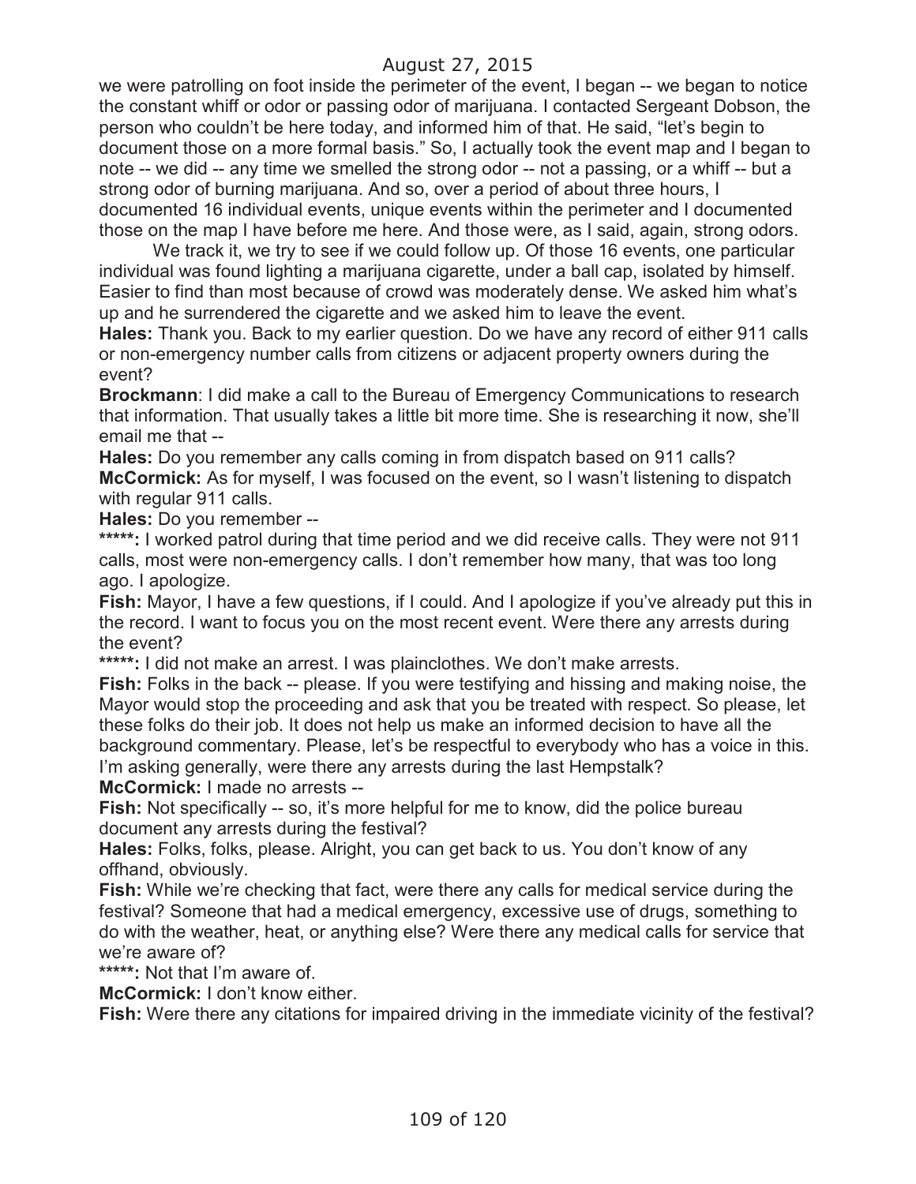we were patrolling on foot inside the perimeter of the event, I began -- we began to notice the constant whiff or odor or passing odor of marijuana. I contacted Sergeant Dobson, the person who couldn't be here today, and informed him of that. He said, "let's begin to document those on a more formal basis." So, I actually took the event map and I began to note -- we did -- any time we smelled the strong odor -- not a passing, or a whiff -- but a strong odor of burning marijuana. And so, over a period of about three hours, I documented 16 individual events, unique events within the perimeter and I documented those on the map I have before me here. And those were, as I said, again, strong odors.

We track it, we try to see if we could follow up. Of those 16 events, one particular individual was found lighting a marijuana cigarette, under a ball cap, isolated by himself. Easier to find than most because of crowd was moderately dense. We asked him what's up and he surrendered the cigarette and we asked him to leave the event.

**Hales:** Thank you. Back to my earlier question. Do we have any record of either 911 calls or non-emergency number calls from citizens or adjacent property owners during the event?

**Brockmann**: I did make a call to the Bureau of Emergency Communications to research that information. That usually takes a little bit more time. She is researching it now, she'll email me that --

**Hales:** Do you remember any calls coming in from dispatch based on 911 calls?

**McCormick:** As for myself, I was focused on the event, so I wasn't listening to dispatch with regular 911 calls.

**Hales:** Do you remember --

*****: I worked patrol during that time period and we did receive calls. They were not 911 calls, most were non-emergency calls. I don't remember how many, that was too long ago. I apologize.

**Fish:** Mayor, I have a few questions, if I could. And I apologize if you've already put this in the record. I want to focus you on the most recent event. Were there any arrests during the event?

*****: I did not make an arrest. I was plainclothes. We don't make arrests.

**Fish:** Folks in the back -- please. If you were testifying and hissing and making noise, the Mayor would stop the proceeding and ask that you be treated with respect. So please, let these folks do their job. It does not help us make an informed decision to have all the background commentary. Please, let's be respectful to everybody who has a voice in this. I'm asking generally, were there any arrests during the last Hempstalk?

**McCormick:** I made no arrests --

**Fish:** Not specifically -- so, it's more helpful for me to know, did the police bureau document any arrests during the festival?

**Hales:** Folks, folks, please. Alright, you can get back to us. You don't know of any offhand, obviously.

**Fish:** While we're checking that fact, were there any calls for medical service during the festival? Someone that had a medical emergency, excessive use of drugs, something to do with the weather, heat, or anything else? Were there any medical calls for service that we're aware of?

*****: Not that I'm aware of.

**McCormick:** I don't know either.

**Fish:** Were there any citations for impaired driving in the immediate vicinity of the festival?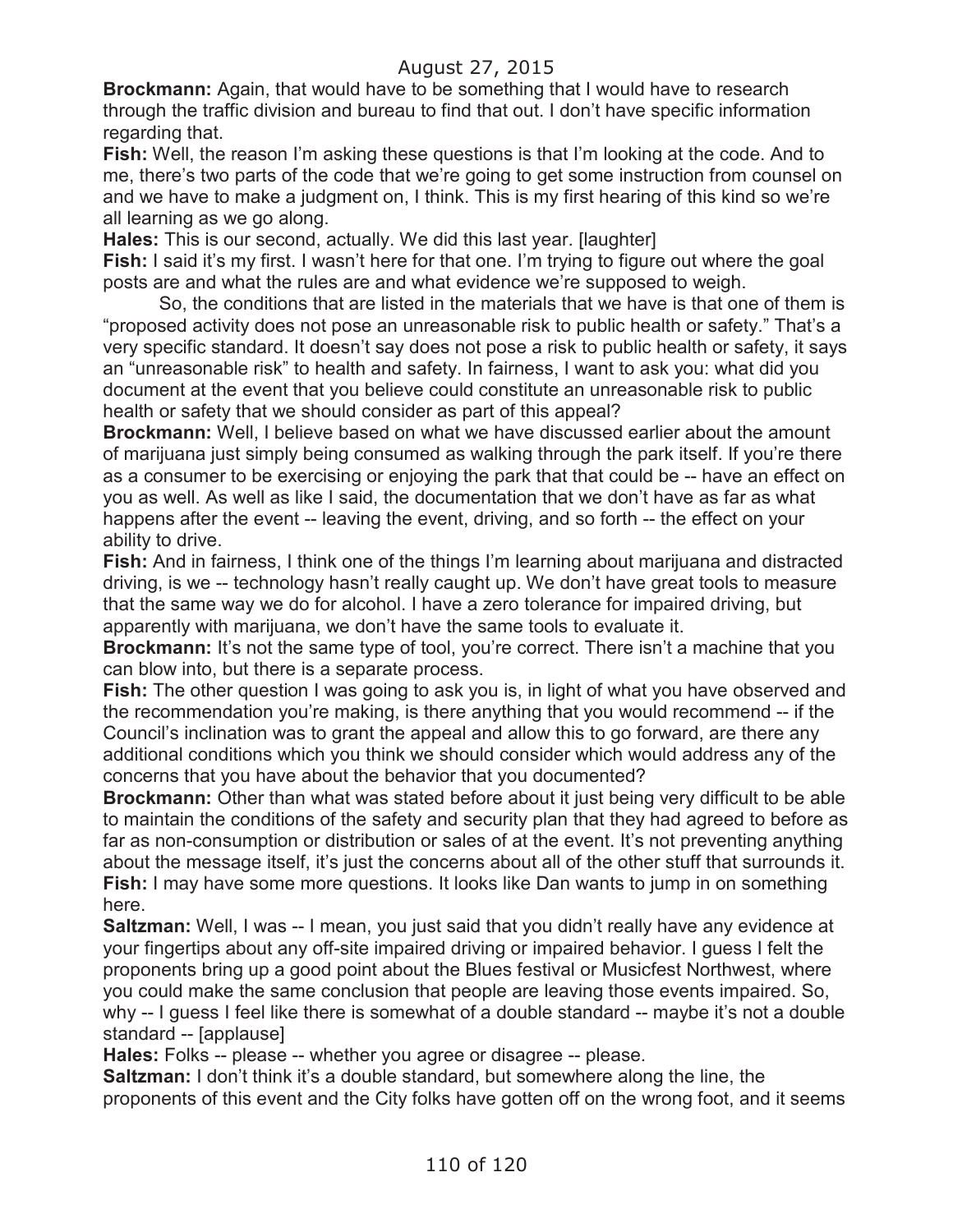**Brockmann:** Again, that would have to be something that I would have to research through the traffic division and bureau to find that out. I don't have specific information regarding that.

**Fish:** Well, the reason I'm asking these questions is that I'm looking at the code. And to me, there's two parts of the code that we're going to get some instruction from counsel on and we have to make a judgment on, I think. This is my first hearing of this kind so we're all learning as we go along.

**Hales:** This is our second, actually. We did this last year. [laughter]

**Fish:** I said it's my first. I wasn't here for that one. I'm trying to figure out where the goal posts are and what the rules are and what evidence we're supposed to weigh.

So, the conditions that are listed in the materials that we have is that one of them is "proposed activity does not pose an unreasonable risk to public health or safety." That's a very specific standard. It doesn't say does not pose a risk to public health or safety, it says an "unreasonable risk" to health and safety. In fairness, I want to ask you: what did you document at the event that you believe could constitute an unreasonable risk to public health or safety that we should consider as part of this appeal?

**Brockmann:** Well, I believe based on what we have discussed earlier about the amount of marijuana just simply being consumed as walking through the park itself. If you're there as a consumer to be exercising or enjoying the park that that could be -- have an effect on you as well. As well as like I said, the documentation that we don't have as far as what happens after the event -- leaving the event, driving, and so forth -- the effect on your ability to drive.

**Fish:** And in fairness, I think one of the things I'm learning about marijuana and distracted driving, is we -- technology hasn't really caught up. We don't have great tools to measure that the same way we do for alcohol. I have a zero tolerance for impaired driving, but apparently with marijuana, we don't have the same tools to evaluate it.

**Brockmann:** It's not the same type of tool, you're correct. There isn't a machine that you can blow into, but there is a separate process.

**Fish:** The other question I was going to ask you is, in light of what you have observed and the recommendation you're making, is there anything that you would recommend -- if the Council's inclination was to grant the appeal and allow this to go forward, are there any additional conditions which you think we should consider which would address any of the concerns that you have about the behavior that you documented?

**Brockmann:** Other than what was stated before about it just being very difficult to be able to maintain the conditions of the safety and security plan that they had agreed to before as far as non-consumption or distribution or sales of at the event. It's not preventing anything about the message itself, it's just the concerns about all of the other stuff that surrounds it.

**Fish:** I may have some more questions. It looks like Dan wants to jump in on something here.

**Saltzman:** Well, I was -- I mean, you just said that you didn't really have any evidence at your fingertips about any off-site impaired driving or impaired behavior. I guess I felt the proponents bring up a good point about the Blues festival or Musicfest Northwest, where you could make the same conclusion that people are leaving those events impaired. So, why -- I guess I feel like there is somewhat of a double standard -- maybe it's not a double standard -- [applause]

**Hales:** Folks -- please -- whether you agree or disagree -- please.

**Saltzman:** I don't think it's a double standard, but somewhere along the line, the proponents of this event and the City folks have gotten off on the wrong foot, and it seems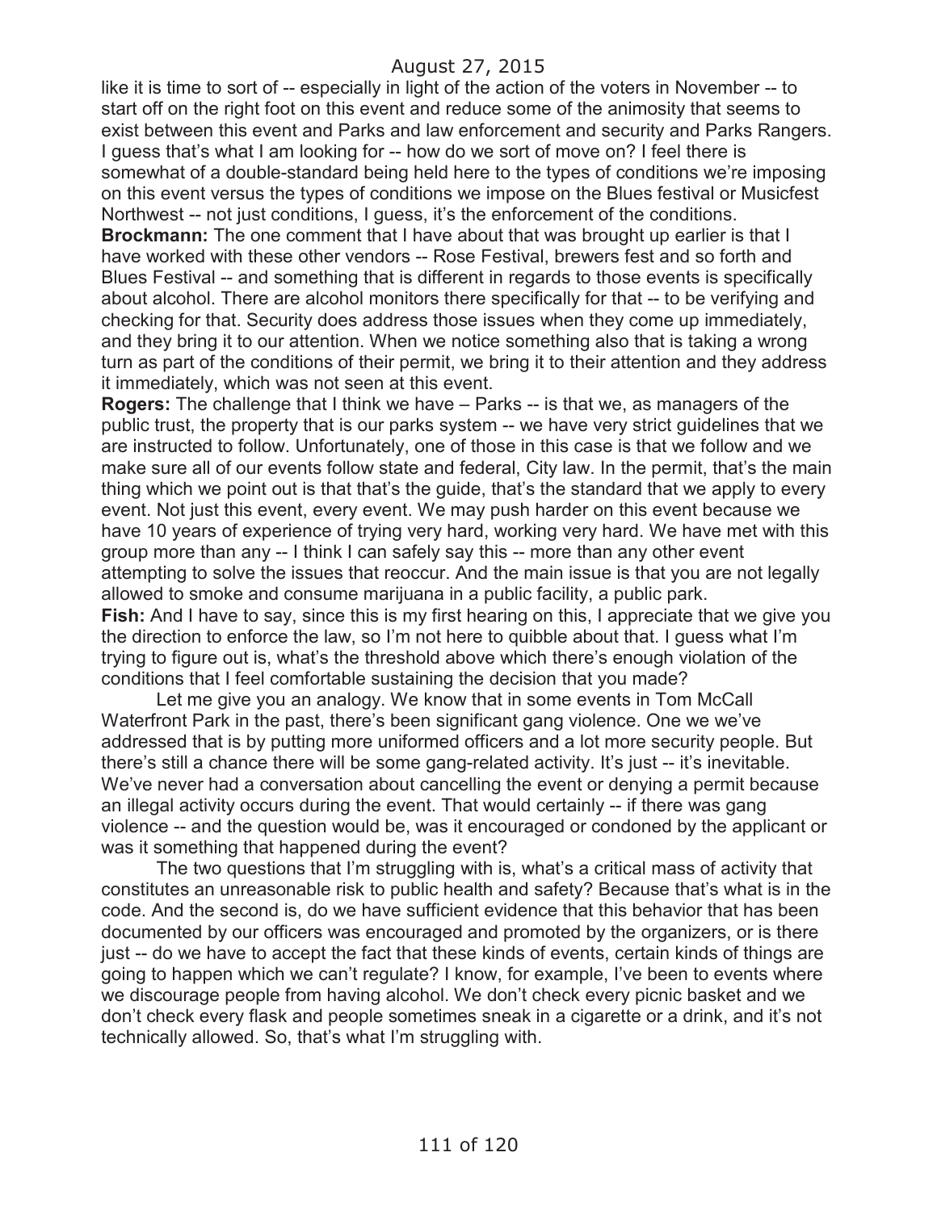like it is time to sort of -- especially in light of the action of the voters in November -- to start off on the right foot on this event and reduce some of the animosity that seems to exist between this event and Parks and law enforcement and security and Parks Rangers. I guess that's what I am looking for -- how do we sort of move on? I feel there is somewhat of a double-standard being held here to the types of conditions we're imposing on this event versus the types of conditions we impose on the Blues festival or Musicfest Northwest -- not just conditions, I guess, it's the enforcement of the conditions.

**Brockmann:** The one comment that I have about that was brought up earlier is that I have worked with these other vendors -- Rose Festival, brewers fest and so forth and Blues Festival -- and something that is different in regards to those events is specifically about alcohol. There are alcohol monitors there specifically for that -- to be verifying and checking for that. Security does address those issues when they come up immediately, and they bring it to our attention. When we notice something also that is taking a wrong turn as part of the conditions of their permit, we bring it to their attention and they address it immediately, which was not seen at this event.

**Rogers:** The challenge that I think we have – Parks -- is that we, as managers of the public trust, the property that is our parks system -- we have very strict guidelines that we are instructed to follow. Unfortunately, one of those in this case is that we follow and we make sure all of our events follow state and federal, City law. In the permit, that's the main thing which we point out is that that's the guide, that's the standard that we apply to every event. Not just this event, every event. We may push harder on this event because we have 10 years of experience of trying very hard, working very hard. We have met with this group more than any -- I think I can safely say this -- more than any other event attempting to solve the issues that reoccur. And the main issue is that you are not legally allowed to smoke and consume marijuana in a public facility, a public park.

**Fish:** And I have to say, since this is my first hearing on this, I appreciate that we give you the direction to enforce the law, so I'm not here to quibble about that. I guess what I'm trying to figure out is, what's the threshold above which there's enough violation of the conditions that I feel comfortable sustaining the decision that you made?

Let me give you an analogy. We know that in some events in Tom McCall Waterfront Park in the past, there's been significant gang violence. One we we've addressed that is by putting more uniformed officers and a lot more security people. But there's still a chance there will be some gang-related activity. It's just -- it's inevitable. We've never had a conversation about cancelling the event or denying a permit because an illegal activity occurs during the event. That would certainly -- if there was gang violence -- and the question would be, was it encouraged or condoned by the applicant or was it something that happened during the event?

The two questions that I'm struggling with is, what's a critical mass of activity that constitutes an unreasonable risk to public health and safety? Because that's what is in the code. And the second is, do we have sufficient evidence that this behavior that has been documented by our officers was encouraged and promoted by the organizers, or is there just -- do we have to accept the fact that these kinds of events, certain kinds of things are going to happen which we can't regulate? I know, for example, I've been to events where we discourage people from having alcohol. We don't check every picnic basket and we don't check every flask and people sometimes sneak in a cigarette or a drink, and it's not technically allowed. So, that's what I'm struggling with.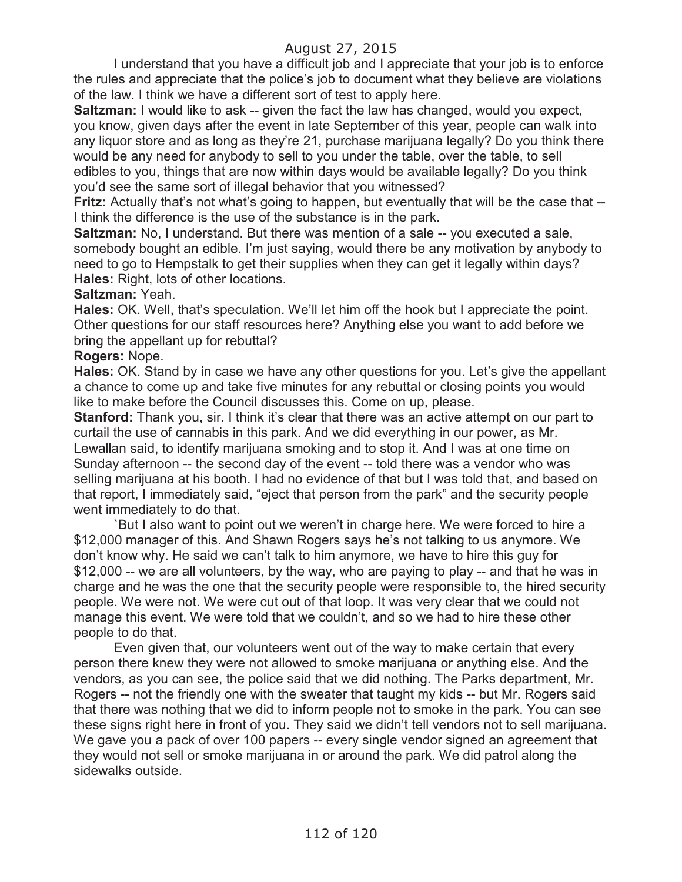I understand that you have a difficult job and I appreciate that your job is to enforce the rules and appreciate that the police's job to document what they believe are violations of the law. I think we have a different sort of test to apply here.

**Saltzman:** I would like to ask -- given the fact the law has changed, would you expect, you know, given days after the event in late September of this year, people can walk into any liquor store and as long as they're 21, purchase marijuana legally? Do you think there would be any need for anybody to sell to you under the table, over the table, to sell edibles to you, things that are now within days would be available legally? Do you think you'd see the same sort of illegal behavior that you witnessed?

**Fritz:** Actually that's not what's going to happen, but eventually that will be the case that -- I think the difference is the use of the substance is in the park.

**Saltzman:** No, I understand. But there was mention of a sale -- you executed a sale, somebody bought an edible. I'm just saying, would there be any motivation by anybody to need to go to Hempstalk to get their supplies when they can get it legally within days?

**Hales:** Right, lots of other locations.

**Saltzman:** Yeah.

**Hales:** OK. Well, that's speculation. We'll let him off the hook but I appreciate the point. Other questions for our staff resources here? Anything else you want to add before we bring the appellant up for rebuttal?

**Rogers:** Nope.

**Hales:** OK. Stand by in case we have any other questions for you. Let's give the appellant a chance to come up and take five minutes for any rebuttal or closing points you would like to make before the Council discusses this. Come on up, please.

**Stanford:** Thank you, sir. I think it's clear that there was an active attempt on our part to curtail the use of cannabis in this park. And we did everything in our power, as Mr. Lewallan said, to identify marijuana smoking and to stop it. And I was at one time on Sunday afternoon -- the second day of the event -- told there was a vendor who was selling marijuana at his booth. I had no evidence of that but I was told that, and based on that report, I immediately said, "eject that person from the park" and the security people went immediately to do that.

`But I also want to point out we weren't in charge here. We were forced to hire a $12,000 manager of this. And Shawn Rogers says he's not talking to us anymore. We don't know why. He said we can't talk to him anymore, we have to hire this guy for $12,000 -- we are all volunteers, by the way, who are paying to play -- and that he was in charge and he was the one that the security people were responsible to, the hired security people. We were not. We were cut out of that loop. It was very clear that we could not manage this event. We were told that we couldn't, and so we had to hire these other people to do that.

Even given that, our volunteers went out of the way to make certain that every person there knew they were not allowed to smoke marijuana or anything else. And the vendors, as you can see, the police said that we did nothing. The Parks department, Mr. Rogers -- not the friendly one with the sweater that taught my kids -- but Mr. Rogers said that there was nothing that we did to inform people not to smoke in the park. You can see these signs right here in front of you. They said we didn't tell vendors not to sell marijuana. We gave you a pack of over 100 papers -- every single vendor signed an agreement that they would not sell or smoke marijuana in or around the park. We did patrol along the sidewalks outside.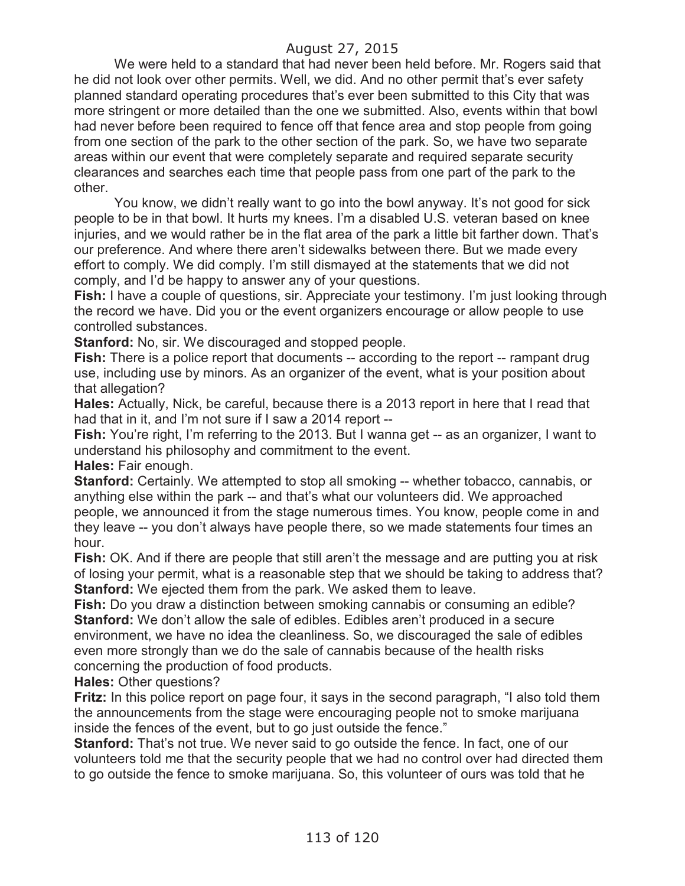We were held to a standard that had never been held before. Mr. Rogers said that he did not look over other permits. Well, we did. And no other permit that's ever safety planned standard operating procedures that's ever been submitted to this City that was more stringent or more detailed than the one we submitted. Also, events within that bowl had never before been required to fence off that fence area and stop people from going from one section of the park to the other section of the park. So, we have two separate areas within our event that were completely separate and required separate security clearances and searches each time that people pass from one part of the park to the other.

You know, we didn't really want to go into the bowl anyway. It's not good for sick people to be in that bowl. It hurts my knees. I'm a disabled U.S. veteran based on knee injuries, and we would rather be in the flat area of the park a little bit farther down. That's our preference. And where there aren't sidewalks between there. But we made every effort to comply. We did comply. I'm still dismayed at the statements that we did not comply, and I'd be happy to answer any of your questions.

**Fish:** I have a couple of questions, sir. Appreciate your testimony. I'm just looking through the record we have. Did you or the event organizers encourage or allow people to use controlled substances.

**Stanford:** No, sir. We discouraged and stopped people.

**Fish:** There is a police report that documents -- according to the report -- rampant drug use, including use by minors. As an organizer of the event, what is your position about that allegation?

**Hales:** Actually, Nick, be careful, because there is a 2013 report in here that I read that had that in it, and I'm not sure if I saw a 2014 report --

**Fish:** You're right, I'm referring to the 2013. But I wanna get -- as an organizer, I want to understand his philosophy and commitment to the event.

**Hales:** Fair enough.

**Stanford:** Certainly. We attempted to stop all smoking -- whether tobacco, cannabis, or anything else within the park -- and that's what our volunteers did. We approached people, we announced it from the stage numerous times. You know, people come in and they leave -- you don't always have people there, so we made statements four times an hour.

**Fish:** OK. And if there are people that still aren't the message and are putting you at risk of losing your permit, what is a reasonable step that we should be taking to address that?

**Stanford:** We ejected them from the park. We asked them to leave.

**Fish:** Do you draw a distinction between smoking cannabis or consuming an edible?

**Stanford:** We don't allow the sale of edibles. Edibles aren't produced in a secure environment, we have no idea the cleanliness. So, we discouraged the sale of edibles even more strongly than we do the sale of cannabis because of the health risks concerning the production of food products.

**Hales:** Other questions?

**Fritz:** In this police report on page four, it says in the second paragraph, "I also told them the announcements from the stage were encouraging people not to smoke marijuana inside the fences of the event, but to go just outside the fence."

**Stanford:** That's not true. We never said to go outside the fence. In fact, one of our volunteers told me that the security people that we had no control over had directed them to go outside the fence to smoke marijuana. So, this volunteer of ours was told that he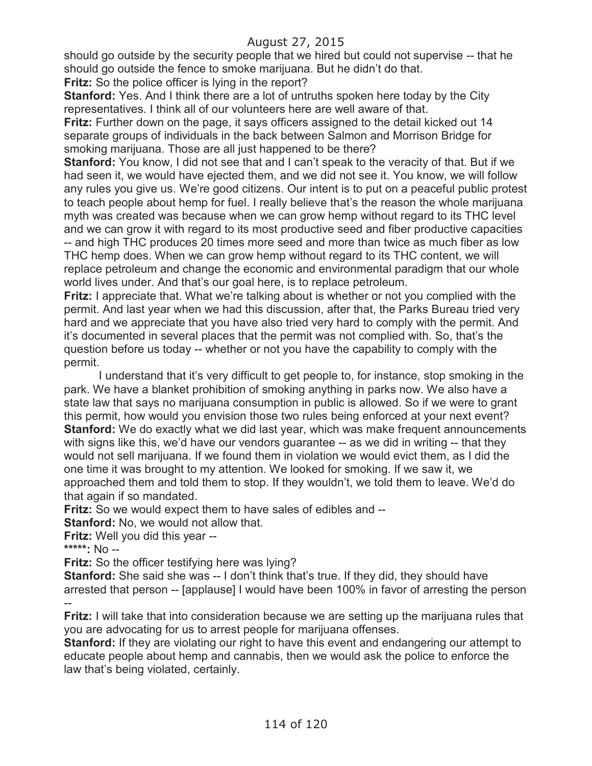should go outside by the security people that we hired but could not supervise -- that he should go outside the fence to smoke marijuana. But he didn't do that.

**Fritz:** So the police officer is lying in the report?

**Stanford:** Yes. And I think there are a lot of untruths spoken here today by the City representatives. I think all of our volunteers here are well aware of that.

**Fritz:** Further down on the page, it says officers assigned to the detail kicked out 14 separate groups of individuals in the back between Salmon and Morrison Bridge for smoking marijuana. Those are all just happened to be there?

**Stanford:** You know, I did not see that and I can't speak to the veracity of that. But if we had seen it, we would have ejected them, and we did not see it. You know, we will follow any rules you give us. We're good citizens. Our intent is to put on a peaceful public protest to teach people about hemp for fuel. I really believe that's the reason the whole marijuana myth was created was because when we can grow hemp without regard to its THC level and we can grow it with regard to its most productive seed and fiber productive capacities -- and high THC produces 20 times more seed and more than twice as much fiber as low THC hemp does. When we can grow hemp without regard to its THC content, we will replace petroleum and change the economic and environmental paradigm that our whole world lives under. And that's our goal here, is to replace petroleum.

**Fritz:** I appreciate that. What we're talking about is whether or not you complied with the permit. And last year when we had this discussion, after that, the Parks Bureau tried very hard and we appreciate that you have also tried very hard to comply with the permit. And it's documented in several places that the permit was not complied with. So, that's the question before us today -- whether or not you have the capability to comply with the permit.

I understand that it's very difficult to get people to, for instance, stop smoking in the park. We have a blanket prohibition of smoking anything in parks now. We also have a state law that says no marijuana consumption in public is allowed. So if we were to grant this permit, how would you envision those two rules being enforced at your next event?

**Stanford:** We do exactly what we did last year, which was make frequent announcements with signs like this, we'd have our vendors guarantee -- as we did in writing -- that they would not sell marijuana. If we found them in violation we would evict them, as I did the one time it was brought to my attention. We looked for smoking. If we saw it, we approached them and told them to stop. If they wouldn't, we told them to leave. We'd do that again if so mandated.

**Fritz:** So we would expect them to have sales of edibles and --

**Stanford:** No, we would not allow that.

**Fritz:** Well you did this year --

**\*\*\*\*\*:** No --

**Fritz:** So the officer testifying here was lying?

**Stanford:** She said she was -- I don't think that's true. If they did, they should have arrested that person -- [applause] I would have been 100% in favor of arresting the person --

**Fritz:** I will take that into consideration because we are setting up the marijuana rules that you are advocating for us to arrest people for marijuana offenses.

**Stanford:** If they are violating our right to have this event and endangering our attempt to educate people about hemp and cannabis, then we would ask the police to enforce the law that's being violated, certainly.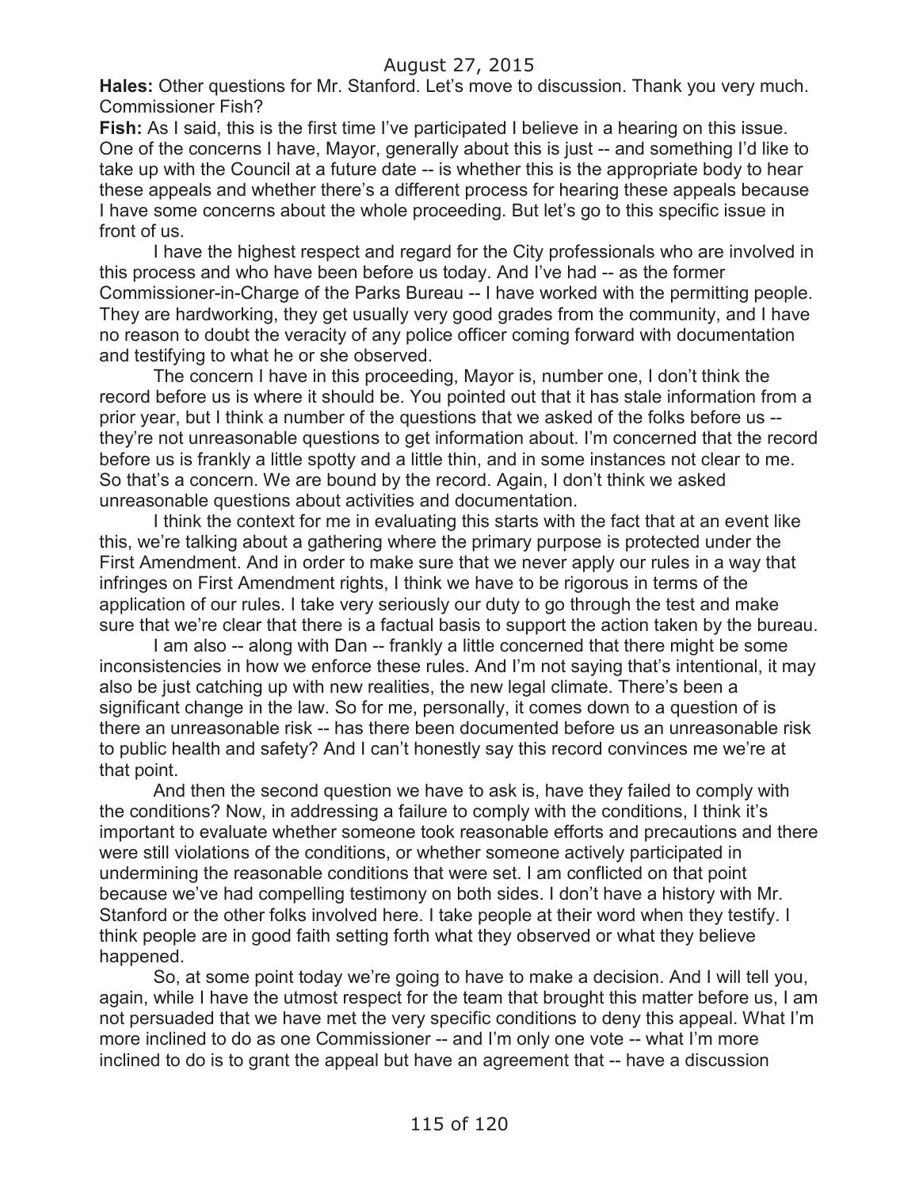**Hales:** Other questions for Mr. Stanford. Let's move to discussion. Thank you very much. Commissioner Fish?

**Fish:** As I said, this is the first time I've participated I believe in a hearing on this issue. One of the concerns I have, Mayor, generally about this is just -- and something I'd like to take up with the Council at a future date -- is whether this is the appropriate body to hear these appeals and whether there's a different process for hearing these appeals because I have some concerns about the whole proceeding. But let's go to this specific issue in front of us.

I have the highest respect and regard for the City professionals who are involved in this process and who have been before us today. And I've had -- as the former Commissioner-in-Charge of the Parks Bureau -- I have worked with the permitting people. They are hardworking, they get usually very good grades from the community, and I have no reason to doubt the veracity of any police officer coming forward with documentation and testifying to what he or she observed.

The concern I have in this proceeding, Mayor is, number one, I don't think the record before us is where it should be. You pointed out that it has stale information from a prior year, but I think a number of the questions that we asked of the folks before us -- they're not unreasonable questions to get information about. I'm concerned that the record before us is frankly a little spotty and a little thin, and in some instances not clear to me. So that's a concern. We are bound by the record. Again, I don't think we asked unreasonable questions about activities and documentation.

I think the context for me in evaluating this starts with the fact that at an event like this, we're talking about a gathering where the primary purpose is protected under the First Amendment. And in order to make sure that we never apply our rules in a way that infringes on First Amendment rights, I think we have to be rigorous in terms of the application of our rules. I take very seriously our duty to go through the test and make sure that we're clear that there is a factual basis to support the action taken by the bureau.

I am also -- along with Dan -- frankly a little concerned that there might be some inconsistencies in how we enforce these rules. And I'm not saying that's intentional, it may also be just catching up with new realities, the new legal climate. There's been a significant change in the law. So for me, personally, it comes down to a question of is there an unreasonable risk -- has there been documented before us an unreasonable risk to public health and safety? And I can't honestly say this record convinces me we're at that point.

And then the second question we have to ask is, have they failed to comply with the conditions? Now, in addressing a failure to comply with the conditions, I think it's important to evaluate whether someone took reasonable efforts and precautions and there were still violations of the conditions, or whether someone actively participated in undermining the reasonable conditions that were set. I am conflicted on that point because we've had compelling testimony on both sides. I don't have a history with Mr. Stanford or the other folks involved here. I take people at their word when they testify. I think people are in good faith setting forth what they observed or what they believe happened.

So, at some point today we're going to have to make a decision. And I will tell you, again, while I have the utmost respect for the team that brought this matter before us, I am not persuaded that we have met the very specific conditions to deny this appeal. What I'm more inclined to do as one Commissioner -- and I'm only one vote -- what I'm more inclined to do is to grant the appeal but have an agreement that -- have a discussion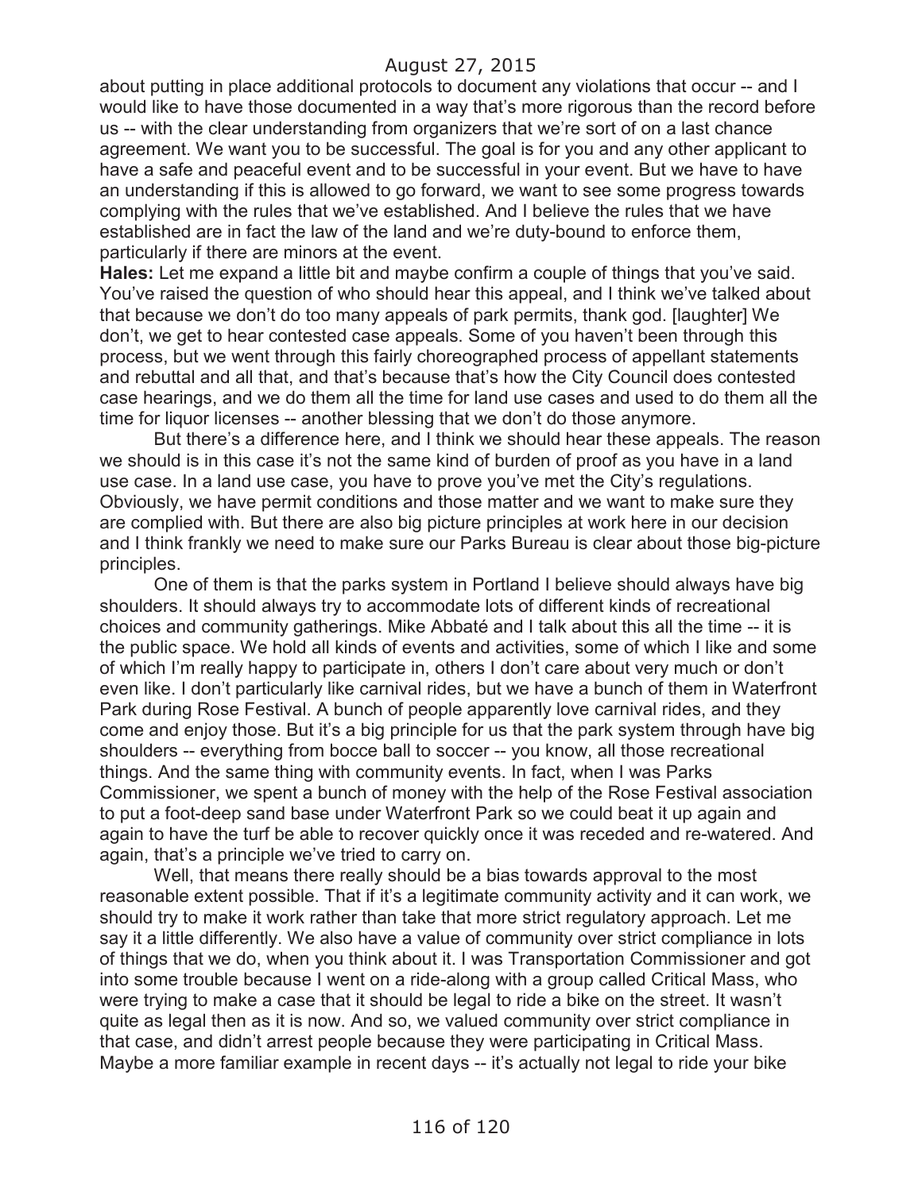about putting in place additional protocols to document any violations that occur -- and I would like to have those documented in a way that's more rigorous than the record before us -- with the clear understanding from organizers that we're sort of on a last chance agreement. We want you to be successful. The goal is for you and any other applicant to have a safe and peaceful event and to be successful in your event. But we have to have an understanding if this is allowed to go forward, we want to see some progress towards complying with the rules that we've established. And I believe the rules that we have established are in fact the law of the land and we're duty-bound to enforce them, particularly if there are minors at the event.

**Hales:** Let me expand a little bit and maybe confirm a couple of things that you've said. You've raised the question of who should hear this appeal, and I think we've talked about that because we don't do too many appeals of park permits, thank god. [laughter] We don't, we get to hear contested case appeals. Some of you haven't been through this process, but we went through this fairly choreographed process of appellant statements and rebuttal and all that, and that's because that's how the City Council does contested case hearings, and we do them all the time for land use cases and used to do them all the time for liquor licenses -- another blessing that we don't do those anymore.

But there's a difference here, and I think we should hear these appeals. The reason we should is in this case it's not the same kind of burden of proof as you have in a land use case. In a land use case, you have to prove you've met the City's regulations. Obviously, we have permit conditions and those matter and we want to make sure they are complied with. But there are also big picture principles at work here in our decision and I think frankly we need to make sure our Parks Bureau is clear about those big-picture principles.

One of them is that the parks system in Portland I believe should always have big shoulders. It should always try to accommodate lots of different kinds of recreational choices and community gatherings. Mike Abbaté and I talk about this all the time -- it is the public space. We hold all kinds of events and activities, some of which I like and some of which I'm really happy to participate in, others I don't care about very much or don't even like. I don't particularly like carnival rides, but we have a bunch of them in Waterfront Park during Rose Festival. A bunch of people apparently love carnival rides, and they come and enjoy those. But it's a big principle for us that the park system through have big shoulders -- everything from bocce ball to soccer -- you know, all those recreational things. And the same thing with community events. In fact, when I was Parks Commissioner, we spent a bunch of money with the help of the Rose Festival association to put a foot-deep sand base under Waterfront Park so we could beat it up again and again to have the turf be able to recover quickly once it was receded and re-watered. And again, that's a principle we've tried to carry on.

Well, that means there really should be a bias towards approval to the most reasonable extent possible. That if it's a legitimate community activity and it can work, we should try to make it work rather than take that more strict regulatory approach. Let me say it a little differently. We also have a value of community over strict compliance in lots of things that we do, when you think about it. I was Transportation Commissioner and got into some trouble because I went on a ride-along with a group called Critical Mass, who were trying to make a case that it should be legal to ride a bike on the street. It wasn't quite as legal then as it is now. And so, we valued community over strict compliance in that case, and didn't arrest people because they were participating in Critical Mass. Maybe a more familiar example in recent days -- it's actually not legal to ride your bike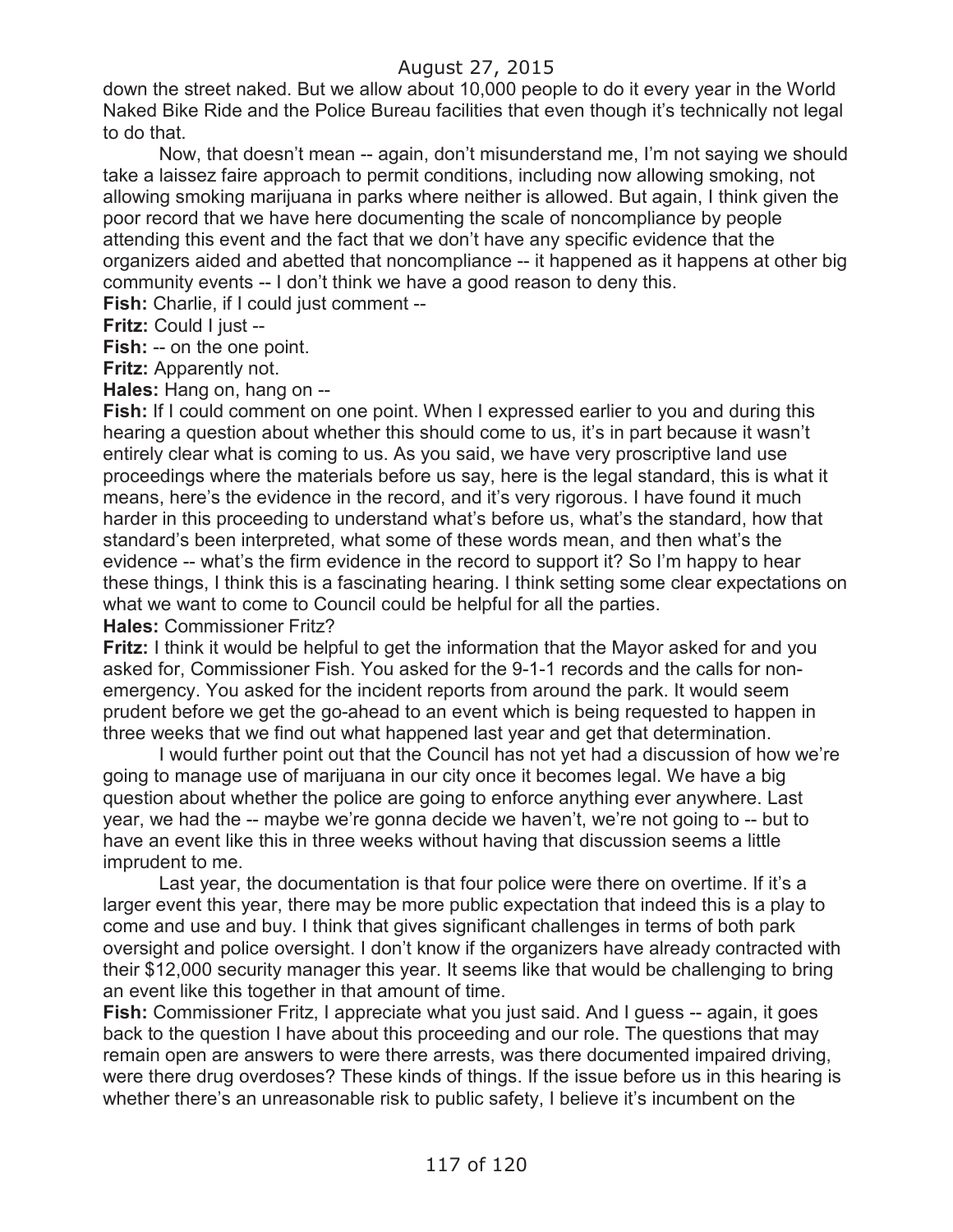down the street naked. But we allow about 10,000 people to do it every year in the World Naked Bike Ride and the Police Bureau facilities that even though it's technically not legal to do that.

Now, that doesn't mean -- again, don't misunderstand me, I'm not saying we should take a laissez faire approach to permit conditions, including now allowing smoking, not allowing smoking marijuana in parks where neither is allowed. But again, I think given the poor record that we have here documenting the scale of noncompliance by people attending this event and the fact that we don't have any specific evidence that the organizers aided and abetted that noncompliance -- it happened as it happens at other big community events -- I don't think we have a good reason to deny this.

**Fish:** Charlie, if I could just comment --

**Fritz:** Could I just --

**Fish:** -- on the one point.

**Fritz:** Apparently not.

**Hales:** Hang on, hang on --

**Fish:** If I could comment on one point. When I expressed earlier to you and during this hearing a question about whether this should come to us, it's in part because it wasn't entirely clear what is coming to us. As you said, we have very proscriptive land use proceedings where the materials before us say, here is the legal standard, this is what it means, here's the evidence in the record, and it's very rigorous. I have found it much harder in this proceeding to understand what's before us, what's the standard, how that standard's been interpreted, what some of these words mean, and then what's the evidence -- what's the firm evidence in the record to support it? So I'm happy to hear these things, I think this is a fascinating hearing. I think setting some clear expectations on what we want to come to Council could be helpful for all the parties.

**Hales:** Commissioner Fritz?

**Fritz:** I think it would be helpful to get the information that the Mayor asked for and you asked for, Commissioner Fish. You asked for the 9-1-1 records and the calls for non-emergency. You asked for the incident reports from around the park. It would seem prudent before we get the go-ahead to an event which is being requested to happen in three weeks that we find out what happened last year and get that determination.

I would further point out that the Council has not yet had a discussion of how we're going to manage use of marijuana in our city once it becomes legal. We have a big question about whether the police are going to enforce anything ever anywhere. Last year, we had the -- maybe we're gonna decide we haven't, we're not going to -- but to have an event like this in three weeks without having that discussion seems a little imprudent to me.

Last year, the documentation is that four police were there on overtime. If it's a larger event this year, there may be more public expectation that indeed this is a play to come and use and buy. I think that gives significant challenges in terms of both park oversight and police oversight. I don't know if the organizers have already contracted with their $12,000 security manager this year. It seems like that would be challenging to bring an event like this together in that amount of time.

**Fish:** Commissioner Fritz, I appreciate what you just said. And I guess -- again, it goes back to the question I have about this proceeding and our role. The questions that may remain open are answers to were there arrests, was there documented impaired driving, were there drug overdoses? These kinds of things. If the issue before us in this hearing is whether there's an unreasonable risk to public safety, I believe it's incumbent on the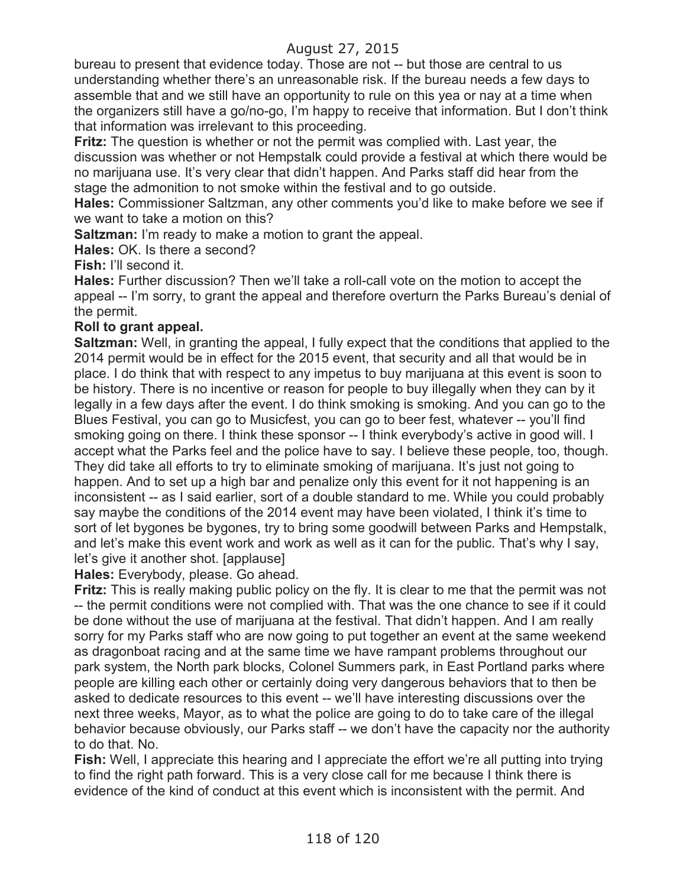bureau to present that evidence today. Those are not -- but those are central to us understanding whether there's an unreasonable risk. If the bureau needs a few days to assemble that and we still have an opportunity to rule on this yea or nay at a time when the organizers still have a go/no-go, I'm happy to receive that information. But I don't think that information was irrelevant to this proceeding.

**Fritz:** The question is whether or not the permit was complied with. Last year, the discussion was whether or not Hempstalk could provide a festival at which there would be no marijuana use. It's very clear that didn't happen. And Parks staff did hear from the stage the admonition to not smoke within the festival and to go outside.

**Hales:** Commissioner Saltzman, any other comments you'd like to make before we see if we want to take a motion on this?

**Saltzman:** I'm ready to make a motion to grant the appeal.

**Hales:** OK. Is there a second?

**Fish:** I'll second it.

**Hales:** Further discussion? Then we'll take a roll-call vote on the motion to accept the appeal -- I'm sorry, to grant the appeal and therefore overturn the Parks Bureau's denial of the permit.

**Roll to grant appeal.**

**Saltzman:** Well, in granting the appeal, I fully expect that the conditions that applied to the 2014 permit would be in effect for the 2015 event, that security and all that would be in place. I do think that with respect to any impetus to buy marijuana at this event is soon to be history. There is no incentive or reason for people to buy illegally when they can by it legally in a few days after the event. I do think smoking is smoking. And you can go to the Blues Festival, you can go to Musicfest, you can go to beer fest, whatever -- you'll find smoking going on there. I think these sponsor -- I think everybody's active in good will. I accept what the Parks feel and the police have to say. I believe these people, too, though. They did take all efforts to try to eliminate smoking of marijuana. It's just not going to happen. And to set up a high bar and penalize only this event for it not happening is an inconsistent -- as I said earlier, sort of a double standard to me. While you could probably say maybe the conditions of the 2014 event may have been violated, I think it's time to sort of let bygones be bygones, try to bring some goodwill between Parks and Hempstalk, and let's make this event work and work as well as it can for the public. That's why I say, let's give it another shot. [applause]

**Hales:** Everybody, please. Go ahead.

**Fritz:** This is really making public policy on the fly. It is clear to me that the permit was not -- the permit conditions were not complied with. That was the one chance to see if it could be done without the use of marijuana at the festival. That didn't happen. And I am really sorry for my Parks staff who are now going to put together an event at the same weekend as dragonboat racing and at the same time we have rampant problems throughout our park system, the North park blocks, Colonel Summers park, in East Portland parks where people are killing each other or certainly doing very dangerous behaviors that to then be asked to dedicate resources to this event -- we'll have interesting discussions over the next three weeks, Mayor, as to what the police are going to do to take care of the illegal behavior because obviously, our Parks staff -- we don't have the capacity nor the authority to do that. No.

**Fish:** Well, I appreciate this hearing and I appreciate the effort we're all putting into trying to find the right path forward. This is a very close call for me because I think there is evidence of the kind of conduct at this event which is inconsistent with the permit. And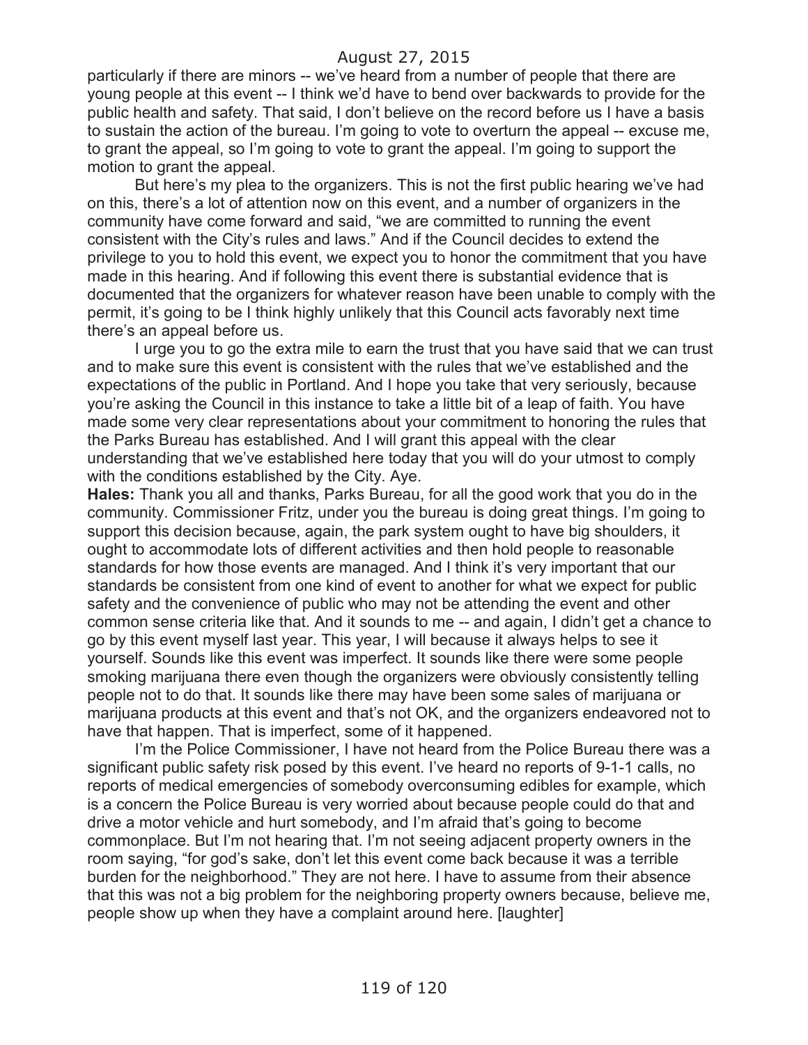particularly if there are minors -- we've heard from a number of people that there are young people at this event -- I think we'd have to bend over backwards to provide for the public health and safety. That said, I don't believe on the record before us I have a basis to sustain the action of the bureau. I'm going to vote to overturn the appeal -- excuse me, to grant the appeal, so I'm going to vote to grant the appeal. I'm going to support the motion to grant the appeal.

But here's my plea to the organizers. This is not the first public hearing we've had on this, there's a lot of attention now on this event, and a number of organizers in the community have come forward and said, "we are committed to running the event consistent with the City's rules and laws." And if the Council decides to extend the privilege to you to hold this event, we expect you to honor the commitment that you have made in this hearing. And if following this event there is substantial evidence that is documented that the organizers for whatever reason have been unable to comply with the permit, it's going to be I think highly unlikely that this Council acts favorably next time there's an appeal before us.

I urge you to go the extra mile to earn the trust that you have said that we can trust and to make sure this event is consistent with the rules that we've established and the expectations of the public in Portland. And I hope you take that very seriously, because you're asking the Council in this instance to take a little bit of a leap of faith. You have made some very clear representations about your commitment to honoring the rules that the Parks Bureau has established. And I will grant this appeal with the clear understanding that we've established here today that you will do your utmost to comply with the conditions established by the City. Aye.

**Hales:** Thank you all and thanks, Parks Bureau, for all the good work that you do in the community. Commissioner Fritz, under you the bureau is doing great things. I'm going to support this decision because, again, the park system ought to have big shoulders, it ought to accommodate lots of different activities and then hold people to reasonable standards for how those events are managed. And I think it's very important that our standards be consistent from one kind of event to another for what we expect for public safety and the convenience of public who may not be attending the event and other common sense criteria like that. And it sounds to me -- and again, I didn't get a chance to go by this event myself last year. This year, I will because it always helps to see it yourself. Sounds like this event was imperfect. It sounds like there were some people smoking marijuana there even though the organizers were obviously consistently telling people not to do that. It sounds like there may have been some sales of marijuana or marijuana products at this event and that's not OK, and the organizers endeavored not to have that happen. That is imperfect, some of it happened.

I'm the Police Commissioner, I have not heard from the Police Bureau there was a significant public safety risk posed by this event. I've heard no reports of 9-1-1 calls, no reports of medical emergencies of somebody overconsuming edibles for example, which is a concern the Police Bureau is very worried about because people could do that and drive a motor vehicle and hurt somebody, and I'm afraid that's going to become commonplace. But I'm not hearing that. I'm not seeing adjacent property owners in the room saying, "for god's sake, don't let this event come back because it was a terrible burden for the neighborhood." They are not here. I have to assume from their absence that this was not a big problem for the neighboring property owners because, believe me, people show up when they have a complaint around here. [laughter]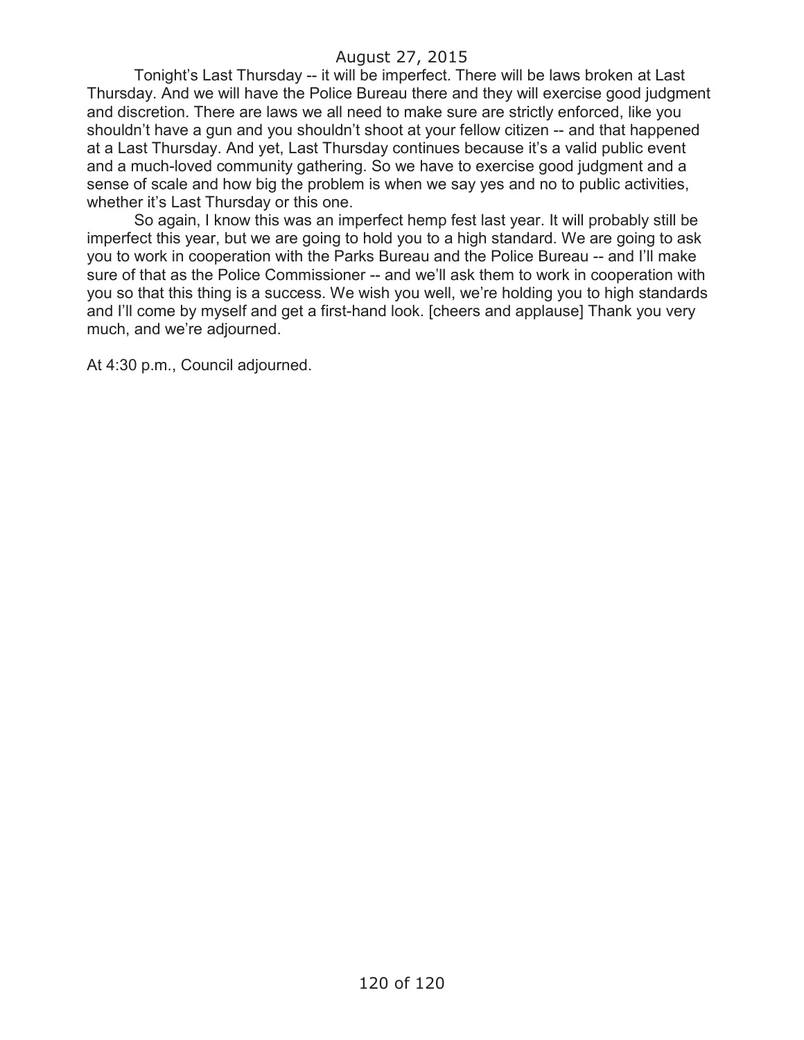Tonight's Last Thursday -- it will be imperfect. There will be laws broken at Last Thursday. And we will have the Police Bureau there and they will exercise good judgment and discretion. There are laws we all need to make sure are strictly enforced, like you shouldn't have a gun and you shouldn't shoot at your fellow citizen -- and that happened at a Last Thursday. And yet, Last Thursday continues because it's a valid public event and a much-loved community gathering. So we have to exercise good judgment and a sense of scale and how big the problem is when we say yes and no to public activities, whether it's Last Thursday or this one.

So again, I know this was an imperfect hemp fest last year. It will probably still be imperfect this year, but we are going to hold you to a high standard. We are going to ask you to work in cooperation with the Parks Bureau and the Police Bureau -- and I'll make sure of that as the Police Commissioner -- and we'll ask them to work in cooperation with you so that this thing is a success. We wish you well, we're holding you to high standards and I'll come by myself and get a first-hand look. [cheers and applause] Thank you very much, and we're adjourned.

At 4:30 p.m., Council adjourned.